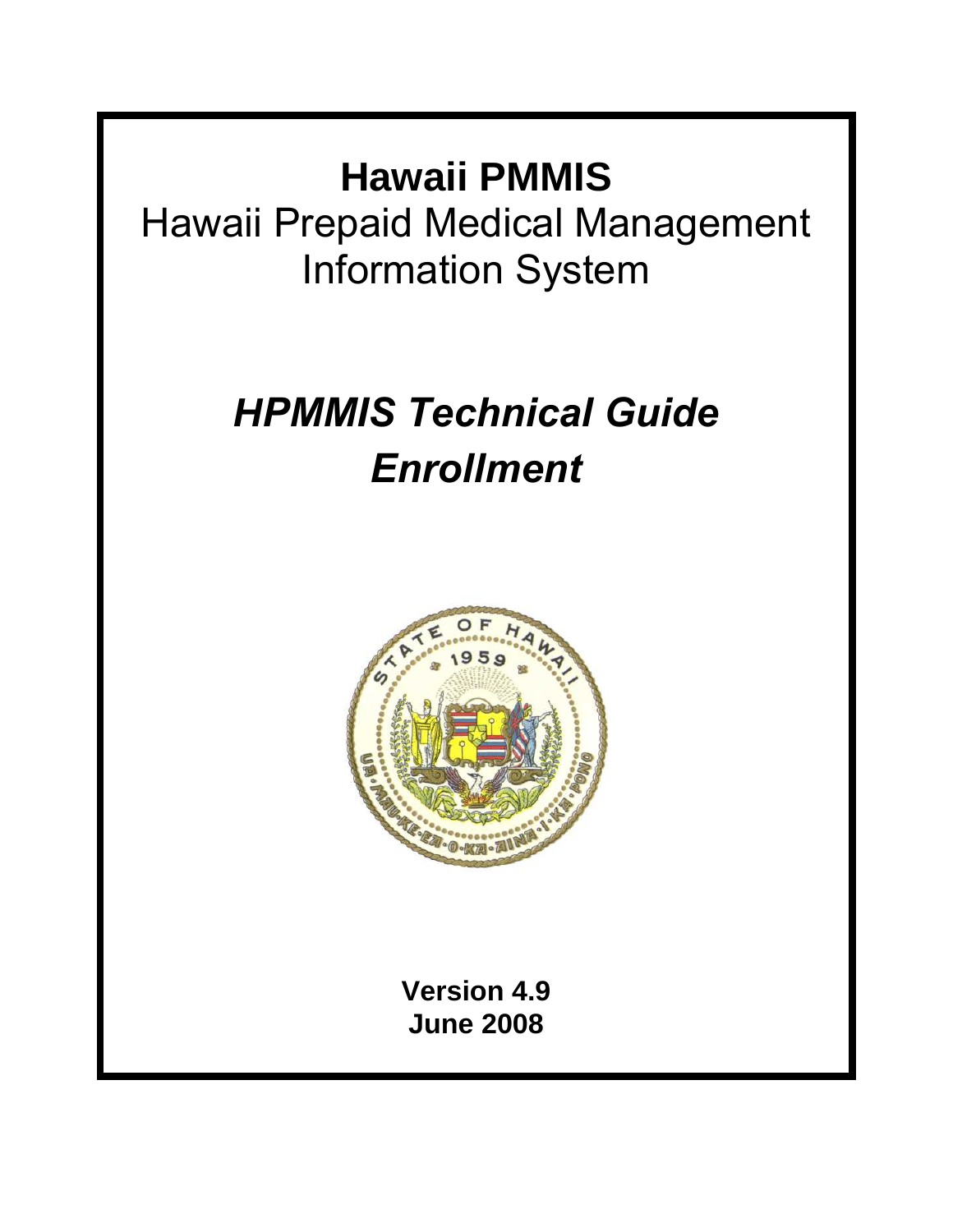# Hawaii PMMIS

## Hawaii Prepaid Medical Management Information System

## *HPMMIS Technical Guide Enrollment*

**Version 4.9**
**June 2008**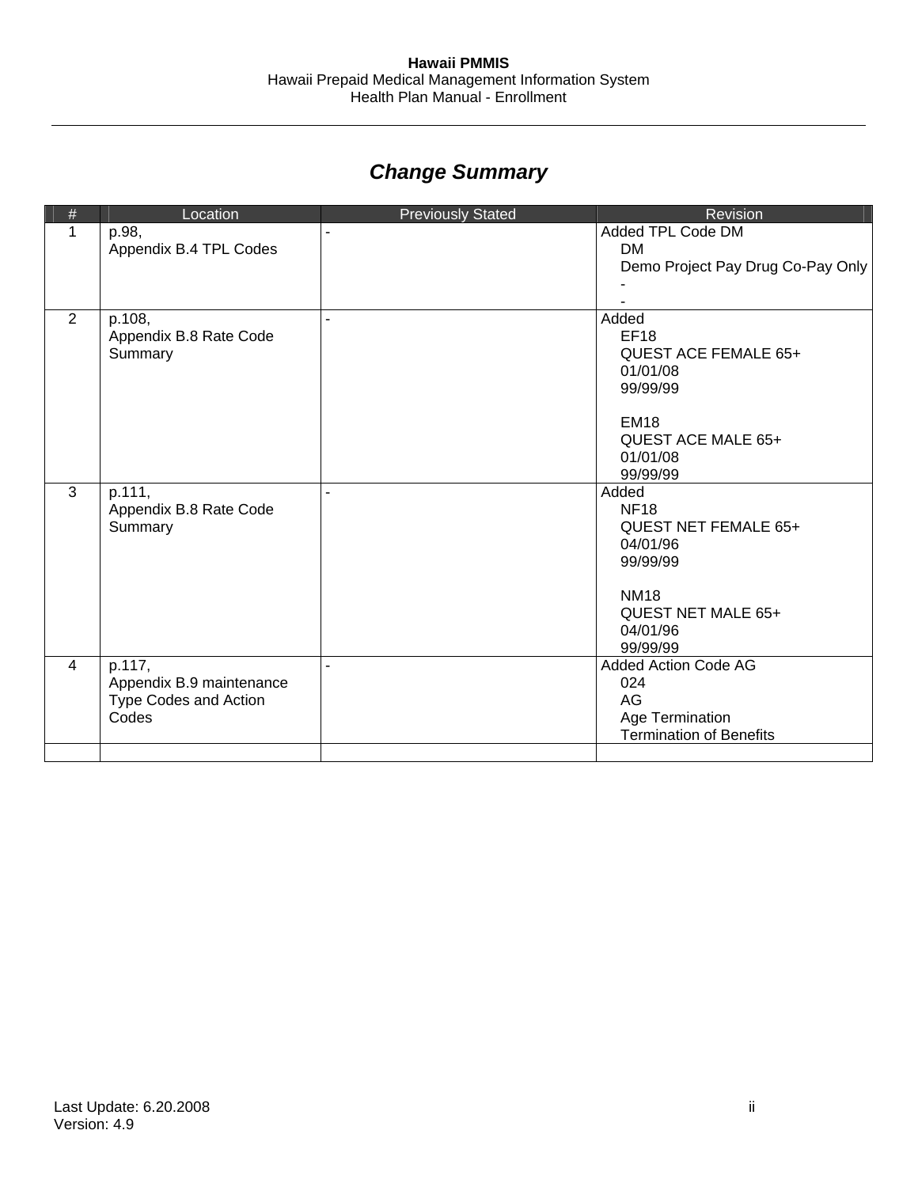## *Change Summary*

| # | Location | Previously Stated | Revision |
|---|---|---|---|
| 1 | p.98,<br>Appendix B.4 TPL Codes | - | Added TPL Code DM<br>DM<br>Demo Project Pay Drug Co-Pay Only<br>-<br>- |
| 2 | p.108,<br>Appendix B.8 Rate Code Summary | - | Added<br>EF18<br>QUEST ACE FEMALE 65+<br>01/01/08<br>99/99/99<br><br>EM18<br>QUEST ACE MALE 65+<br>01/01/08<br>99/99/99 |
| 3 | p.111,<br>Appendix B.8 Rate Code Summary | - | Added<br>NF18<br>QUEST NET FEMALE 65+<br>04/01/96<br>99/99/99<br><br>NM18<br>QUEST NET MALE 65+<br>04/01/96<br>99/99/99 |
| 4 | p.117,<br>Appendix B.9 maintenance Type Codes and Action Codes | - | Added Action Code AG<br>024<br>AG<br>Age Termination<br>Termination of Benefits |
| | | | |

Last Update: 6.20.2008
Version: 4.9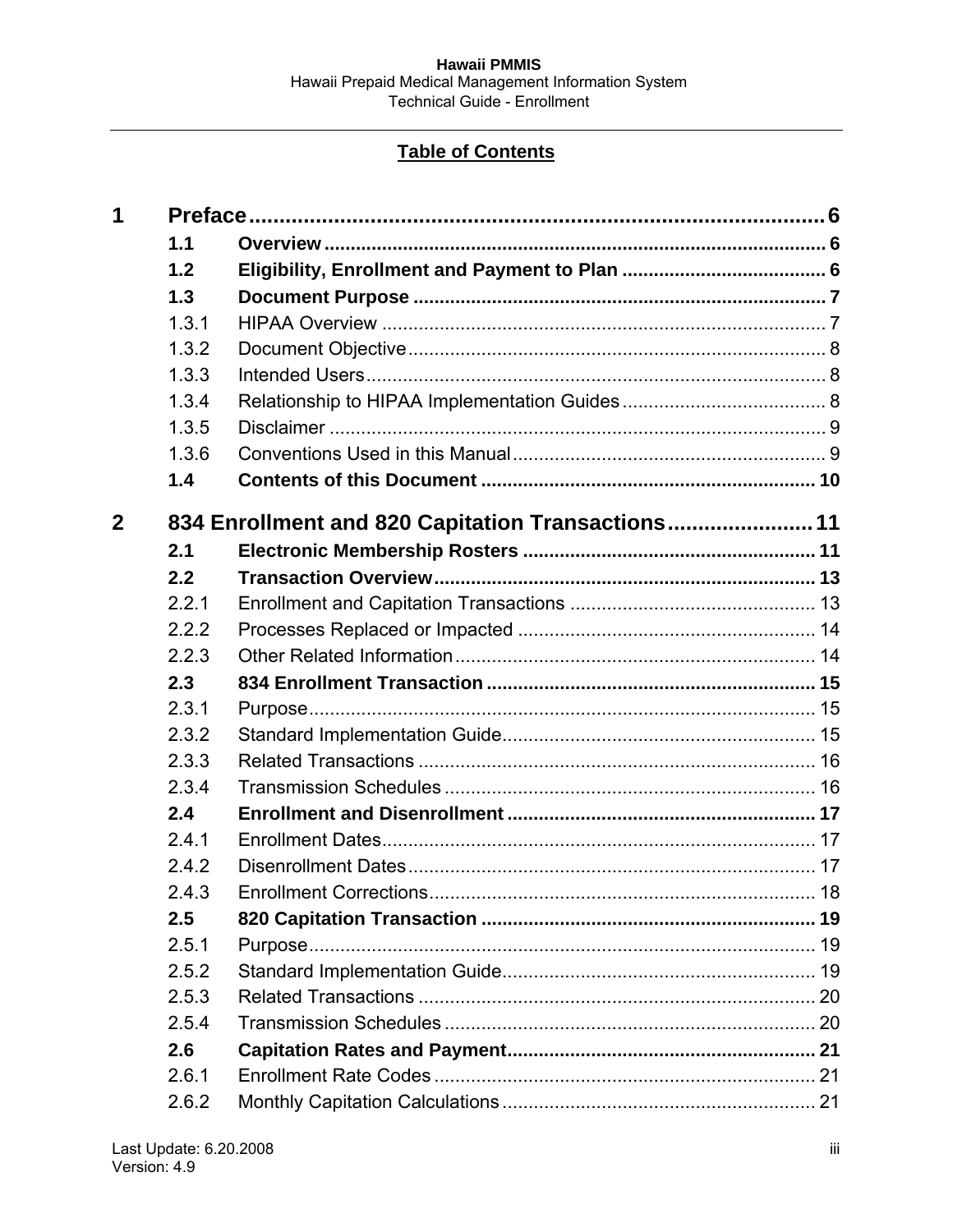## Table of Contents

**1 Preface ........ 6**

- **1.1 Overview ........ 6**
- **1.2 Eligibility, Enrollment and Payment to Plan ........ 6**
- **1.3 Document Purpose ........ 7**
  - 1.3.1 HIPAA Overview ........ 7
  - 1.3.2 Document Objective ........ 8
  - 1.3.3 Intended Users ........ 8
  - 1.3.4 Relationship to HIPAA Implementation Guides ........ 8
  - 1.3.5 Disclaimer ........ 9
  - 1.3.6 Conventions Used in this Manual ........ 9
- **1.4 Contents of this Document ........ 10**

**2 834 Enrollment and 820 Capitation Transactions ........ 11**

- **2.1 Electronic Membership Rosters ........ 11**
- **2.2 Transaction Overview ........ 13**
  - 2.2.1 Enrollment and Capitation Transactions ........ 13
  - 2.2.2 Processes Replaced or Impacted ........ 14
  - 2.2.3 Other Related Information ........ 14
- **2.3 834 Enrollment Transaction ........ 15**
  - 2.3.1 Purpose ........ 15
  - 2.3.2 Standard Implementation Guide ........ 15
  - 2.3.3 Related Transactions ........ 16
  - 2.3.4 Transmission Schedules ........ 16
- **2.4 Enrollment and Disenrollment ........ 17**
  - 2.4.1 Enrollment Dates ........ 17
  - 2.4.2 Disenrollment Dates ........ 17
  - 2.4.3 Enrollment Corrections ........ 18
- **2.5 820 Capitation Transaction ........ 19**
  - 2.5.1 Purpose ........ 19
  - 2.5.2 Standard Implementation Guide ........ 19
  - 2.5.3 Related Transactions ........ 20
  - 2.5.4 Transmission Schedules ........ 20
- **2.6 Capitation Rates and Payment ........ 21**
  - 2.6.1 Enrollment Rate Codes ........ 21
  - 2.6.2 Monthly Capitation Calculations ........ 21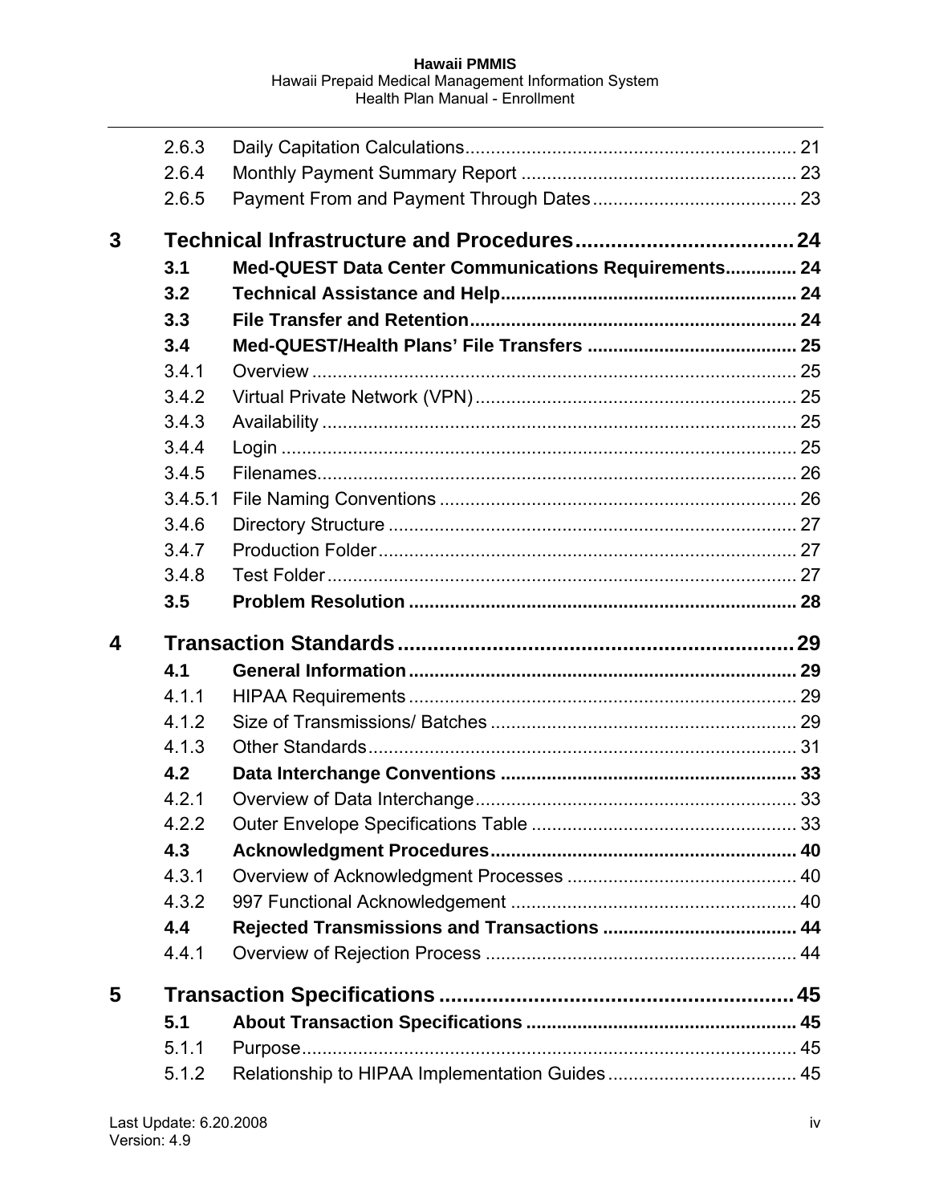| | | |
|---|---|---|
| 2.6.3 | Daily Capitation Calculations | 21 |
| 2.6.4 | Monthly Payment Summary Report | 23 |
| 2.6.5 | Payment From and Payment Through Dates | 23 |
| **3** | **Technical Infrastructure and Procedures** | **24** |
| **3.1** | **Med-QUEST Data Center Communications Requirements** | **24** |
| **3.2** | **Technical Assistance and Help** | **24** |
| **3.3** | **File Transfer and Retention** | **24** |
| **3.4** | **Med-QUEST/Health Plans' File Transfers** | **25** |
| 3.4.1 | Overview | 25 |
| 3.4.2 | Virtual Private Network (VPN) | 25 |
| 3.4.3 | Availability | 25 |
| 3.4.4 | Login | 25 |
| 3.4.5 | Filenames | 26 |
| 3.4.5.1 | File Naming Conventions | 26 |
| 3.4.6 | Directory Structure | 27 |
| 3.4.7 | Production Folder | 27 |
| 3.4.8 | Test Folder | 27 |
| **3.5** | **Problem Resolution** | **28** |
| **4** | **Transaction Standards** | **29** |
| **4.1** | **General Information** | **29** |
| 4.1.1 | HIPAA Requirements | 29 |
| 4.1.2 | Size of Transmissions/ Batches | 29 |
| 4.1.3 | Other Standards | 31 |
| **4.2** | **Data Interchange Conventions** | **33** |
| 4.2.1 | Overview of Data Interchange | 33 |
| 4.2.2 | Outer Envelope Specifications Table | 33 |
| **4.3** | **Acknowledgment Procedures** | **40** |
| 4.3.1 | Overview of Acknowledgment Processes | 40 |
| 4.3.2 | 997 Functional Acknowledgement | 40 |
| **4.4** | **Rejected Transmissions and Transactions** | **44** |
| 4.4.1 | Overview of Rejection Process | 44 |
| **5** | **Transaction Specifications** | **45** |
| **5.1** | **About Transaction Specifications** | **45** |
| 5.1.1 | Purpose | 45 |
| 5.1.2 | Relationship to HIPAA Implementation Guides | 45 |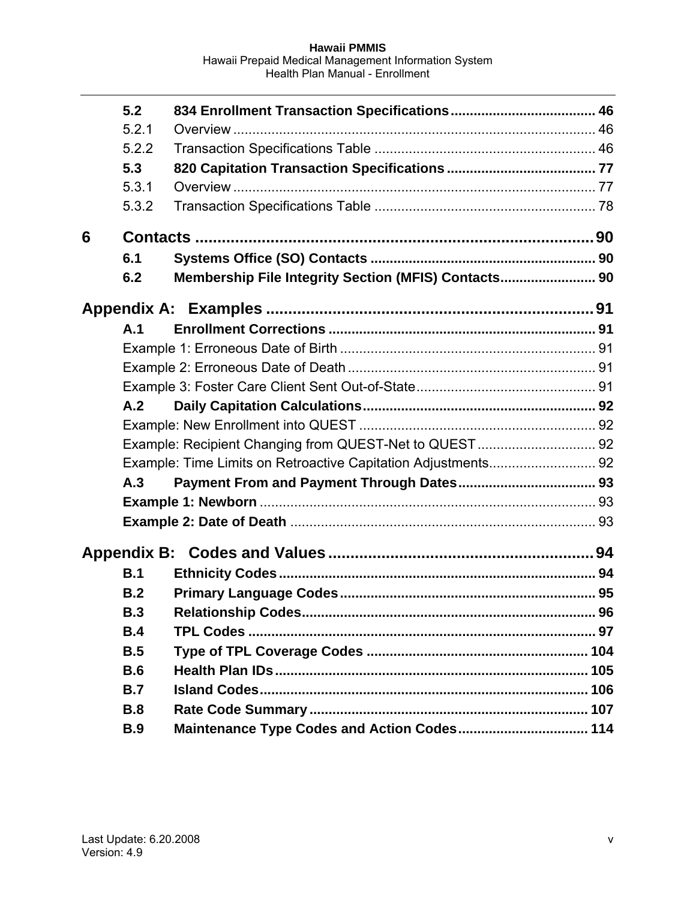5.2 **834 Enrollment Transaction Specifications** ..................................... 46
5.2.1 Overview ..................................................................................... 46
5.2.2 Transaction Specifications Table ............................................................ 46
5.3 **820 Capitation Transaction Specifications** ..................................... 77
5.3.1 Overview ..................................................................................... 77
5.3.2 Transaction Specifications Table ............................................................ 78

**6 Contacts** ........................................................................................ 90
**6.1 Systems Office (SO) Contacts** ............................................................ 90
**6.2 Membership File Integrity Section (MFIS) Contacts** ....................... 90

**Appendix A: Examples** ................................................................. 91
**A.1 Enrollment Corrections** ...................................................................... 91
Example 1: Erroneous Date of Birth ............................................................... 91
Example 2: Erroneous Date of Death ............................................................. 91
Example 3: Foster Care Client Sent Out-of-State ............................................ 91
**A.2 Daily Capitation Calculations** ............................................................ 92
Example: New Enrollment into QUEST .......................................................... 92
Example: Recipient Changing from QUEST-Net to QUEST ............................ 92
Example: Time Limits on Retroactive Capitation Adjustments ......................... 92
**A.3 Payment From and Payment Through Dates** ...................................... 93
**Example 1: Newborn** .................................................................................. 93
**Example 2: Date of Death** .......................................................................... 93

**Appendix B: Codes and Values** ................................................... 94
**B.1 Ethnicity Codes** ................................................................................... 94
**B.2 Primary Language Codes** ................................................................... 95
**B.3 Relationship Codes** ............................................................................. 96
**B.4 TPL Codes** ........................................................................................... 97
**B.5 Type of TPL Coverage Codes** ........................................................... 104
**B.6 Health Plan IDs** ................................................................................... 105
**B.7 Island Codes** ....................................................................................... 106
**B.8 Rate Code Summary** .......................................................................... 107
**B.9 Maintenance Type Codes and Action Codes** .................................... 114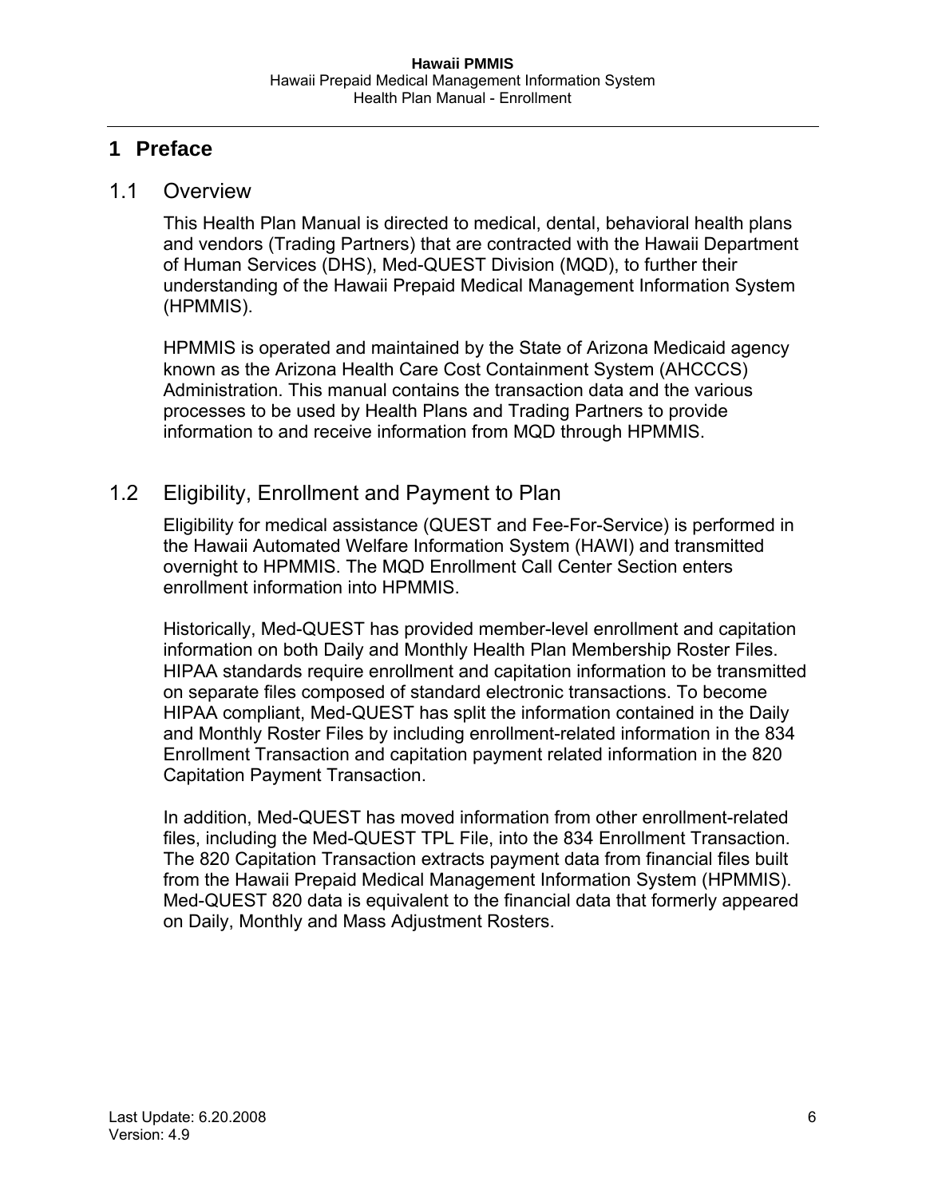# 1 Preface

## 1.1 Overview

This Health Plan Manual is directed to medical, dental, behavioral health plans and vendors (Trading Partners) that are contracted with the Hawaii Department of Human Services (DHS), Med-QUEST Division (MQD), to further their understanding of the Hawaii Prepaid Medical Management Information System (HPMMIS).

HPMMIS is operated and maintained by the State of Arizona Medicaid agency known as the Arizona Health Care Cost Containment System (AHCCCS) Administration. This manual contains the transaction data and the various processes to be used by Health Plans and Trading Partners to provide information to and receive information from MQD through HPMMIS.

## 1.2 Eligibility, Enrollment and Payment to Plan

Eligibility for medical assistance (QUEST and Fee-For-Service) is performed in the Hawaii Automated Welfare Information System (HAWI) and transmitted overnight to HPMMIS. The MQD Enrollment Call Center Section enters enrollment information into HPMMIS.

Historically, Med-QUEST has provided member-level enrollment and capitation information on both Daily and Monthly Health Plan Membership Roster Files. HIPAA standards require enrollment and capitation information to be transmitted on separate files composed of standard electronic transactions. To become HIPAA compliant, Med-QUEST has split the information contained in the Daily and Monthly Roster Files by including enrollment-related information in the 834 Enrollment Transaction and capitation payment related information in the 820 Capitation Payment Transaction.

In addition, Med-QUEST has moved information from other enrollment-related files, including the Med-QUEST TPL File, into the 834 Enrollment Transaction. The 820 Capitation Transaction extracts payment data from financial files built from the Hawaii Prepaid Medical Management Information System (HPMMIS). Med-QUEST 820 data is equivalent to the financial data that formerly appeared on Daily, Monthly and Mass Adjustment Rosters.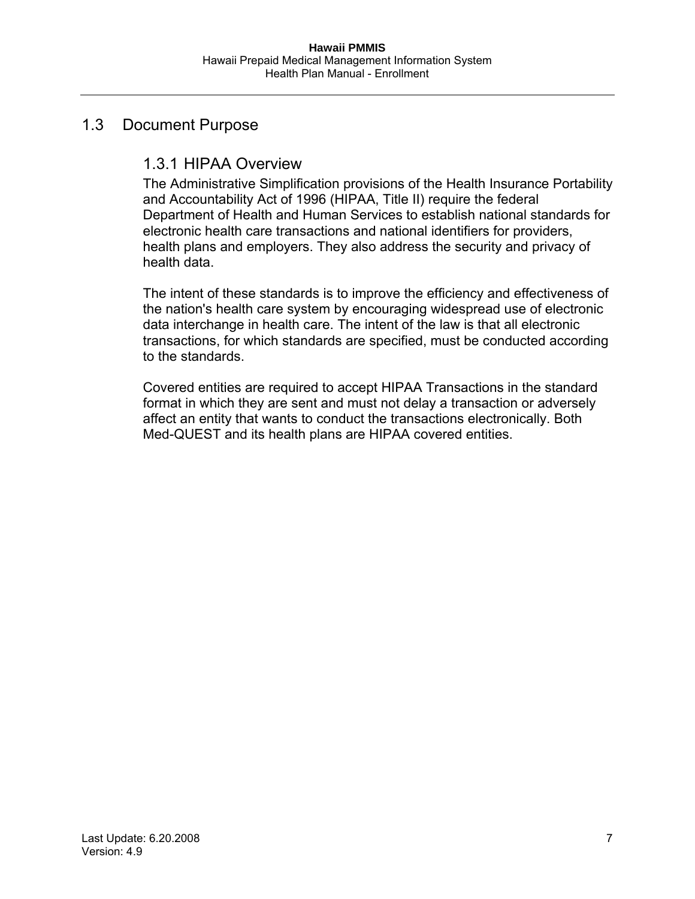## 1.3 Document Purpose

### 1.3.1 HIPAA Overview

The Administrative Simplification provisions of the Health Insurance Portability and Accountability Act of 1996 (HIPAA, Title II) require the federal Department of Health and Human Services to establish national standards for electronic health care transactions and national identifiers for providers, health plans and employers. They also address the security and privacy of health data.

The intent of these standards is to improve the efficiency and effectiveness of the nation's health care system by encouraging widespread use of electronic data interchange in health care. The intent of the law is that all electronic transactions, for which standards are specified, must be conducted according to the standards.

Covered entities are required to accept HIPAA Transactions in the standard format in which they are sent and must not delay a transaction or adversely affect an entity that wants to conduct the transactions electronically. Both Med-QUEST and its health plans are HIPAA covered entities.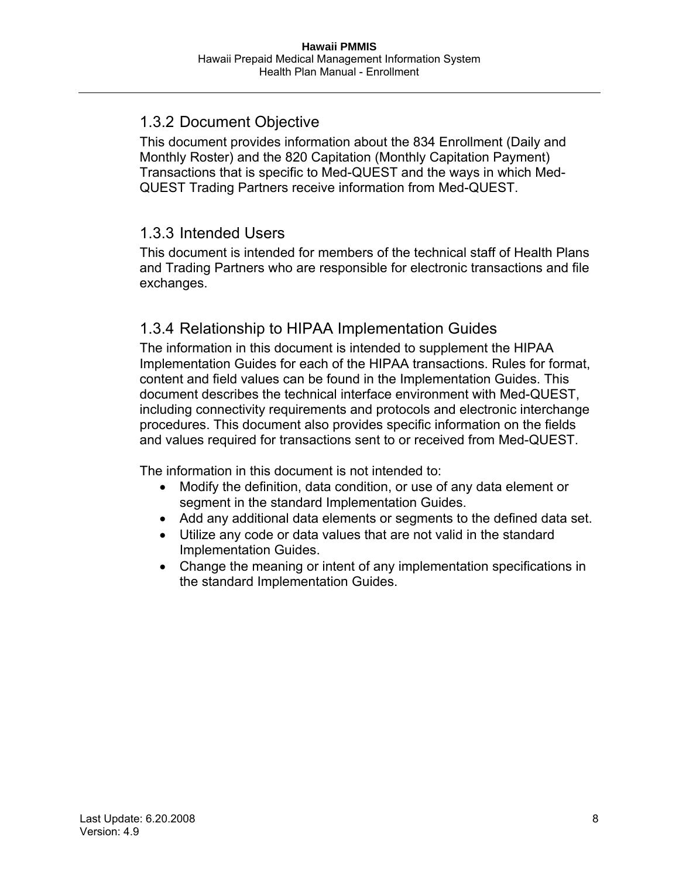### 1.3.2 Document Objective

This document provides information about the 834 Enrollment (Daily and Monthly Roster) and the 820 Capitation (Monthly Capitation Payment) Transactions that is specific to Med-QUEST and the ways in which Med-QUEST Trading Partners receive information from Med-QUEST.

### 1.3.3 Intended Users

This document is intended for members of the technical staff of Health Plans and Trading Partners who are responsible for electronic transactions and file exchanges.

### 1.3.4 Relationship to HIPAA Implementation Guides

The information in this document is intended to supplement the HIPAA Implementation Guides for each of the HIPAA transactions. Rules for format, content and field values can be found in the Implementation Guides. This document describes the technical interface environment with Med-QUEST, including connectivity requirements and protocols and electronic interchange procedures. This document also provides specific information on the fields and values required for transactions sent to or received from Med-QUEST.

The information in this document is not intended to:

- Modify the definition, data condition, or use of any data element or segment in the standard Implementation Guides.
- Add any additional data elements or segments to the defined data set.
- Utilize any code or data values that are not valid in the standard Implementation Guides.
- Change the meaning or intent of any implementation specifications in the standard Implementation Guides.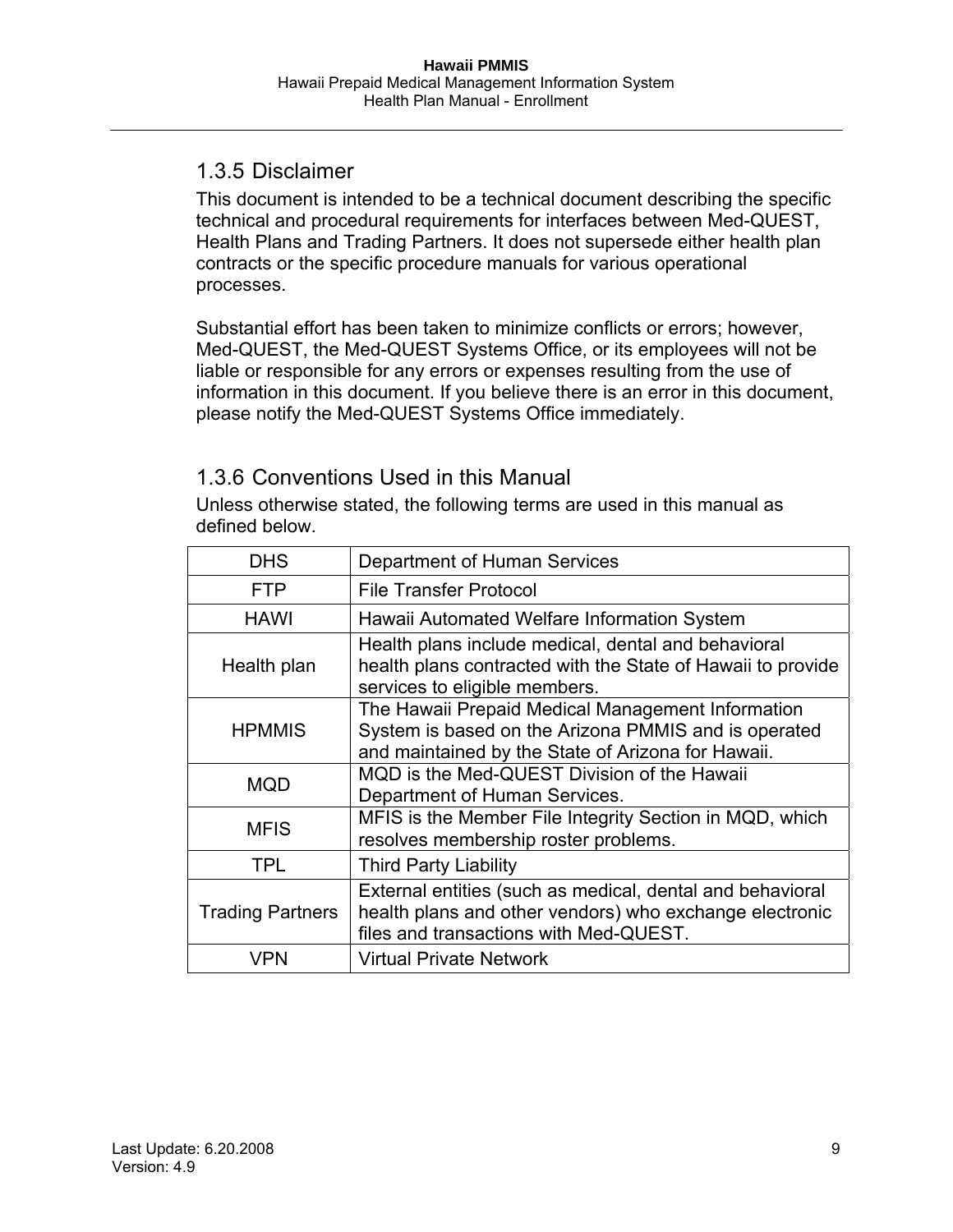### 1.3.5 Disclaimer

This document is intended to be a technical document describing the specific technical and procedural requirements for interfaces between Med-QUEST, Health Plans and Trading Partners. It does not supersede either health plan contracts or the specific procedure manuals for various operational processes.

Substantial effort has been taken to minimize conflicts or errors; however, Med-QUEST, the Med-QUEST Systems Office, or its employees will not be liable or responsible for any errors or expenses resulting from the use of information in this document. If you believe there is an error in this document, please notify the Med-QUEST Systems Office immediately.

### 1.3.6 Conventions Used in this Manual

Unless otherwise stated, the following terms are used in this manual as defined below.

| | |
|---|---|
| DHS | Department of Human Services |
| FTP | File Transfer Protocol |
| HAWI | Hawaii Automated Welfare Information System |
| Health plan | Health plans include medical, dental and behavioral health plans contracted with the State of Hawaii to provide services to eligible members. |
| HPMMIS | The Hawaii Prepaid Medical Management Information System is based on the Arizona PMMIS and is operated and maintained by the State of Arizona for Hawaii. |
| MQD | MQD is the Med-QUEST Division of the Hawaii Department of Human Services. |
| MFIS | MFIS is the Member File Integrity Section in MQD, which resolves membership roster problems. |
| TPL | Third Party Liability |
| Trading Partners | External entities (such as medical, dental and behavioral health plans and other vendors) who exchange electronic files and transactions with Med-QUEST. |
| VPN | Virtual Private Network |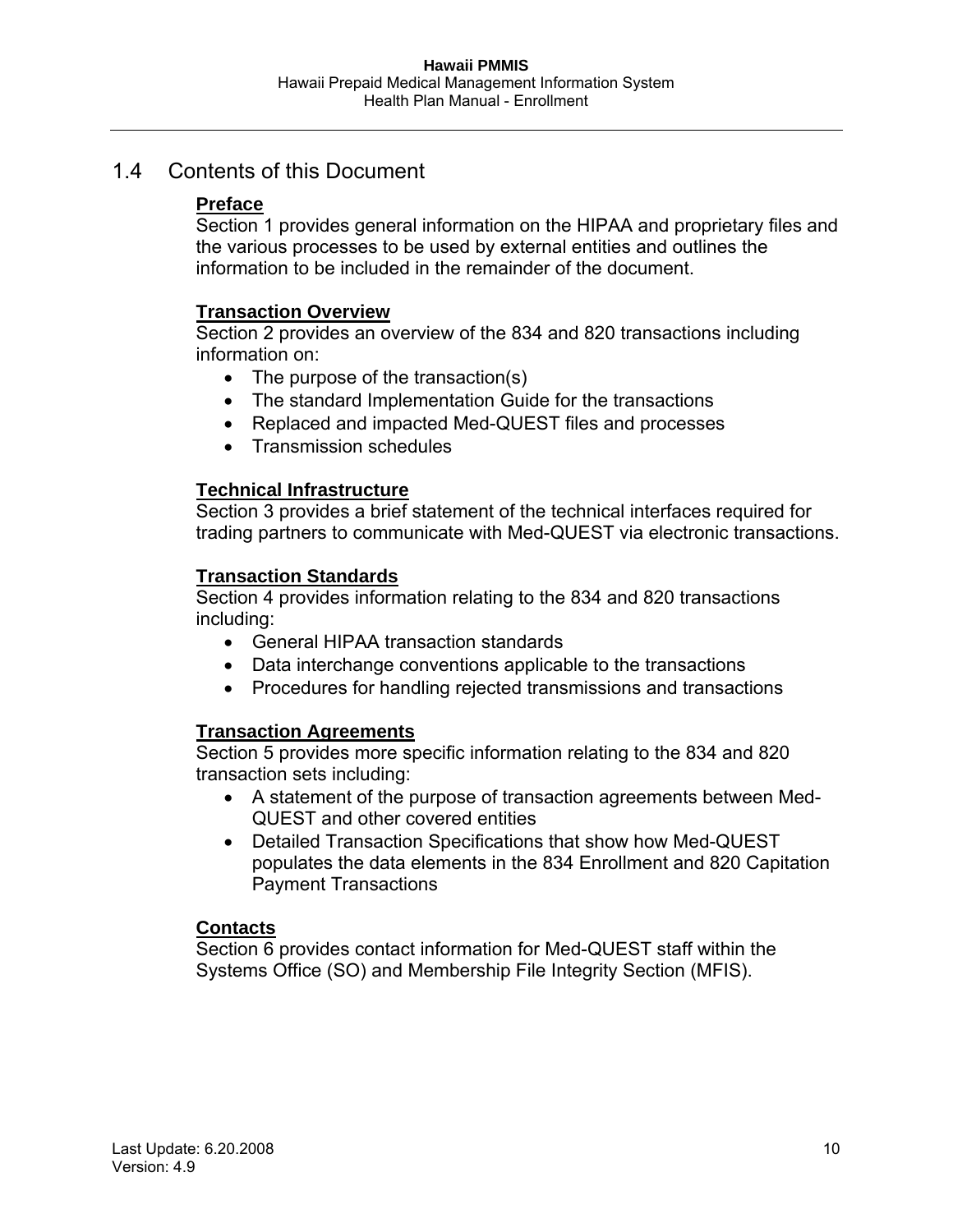## 1.4 Contents of this Document

**Preface**
Section 1 provides general information on the HIPAA and proprietary files and the various processes to be used by external entities and outlines the information to be included in the remainder of the document.

**Transaction Overview**
Section 2 provides an overview of the 834 and 820 transactions including information on:

- The purpose of the transaction(s)
- The standard Implementation Guide for the transactions
- Replaced and impacted Med-QUEST files and processes
- Transmission schedules

**Technical Infrastructure**
Section 3 provides a brief statement of the technical interfaces required for trading partners to communicate with Med-QUEST via electronic transactions.

**Transaction Standards**
Section 4 provides information relating to the 834 and 820 transactions including:

- General HIPAA transaction standards
- Data interchange conventions applicable to the transactions
- Procedures for handling rejected transmissions and transactions

**Transaction Agreements**
Section 5 provides more specific information relating to the 834 and 820 transaction sets including:

- A statement of the purpose of transaction agreements between Med-QUEST and other covered entities
- Detailed Transaction Specifications that show how Med-QUEST populates the data elements in the 834 Enrollment and 820 Capitation Payment Transactions

**Contacts**
Section 6 provides contact information for Med-QUEST staff within the Systems Office (SO) and Membership File Integrity Section (MFIS).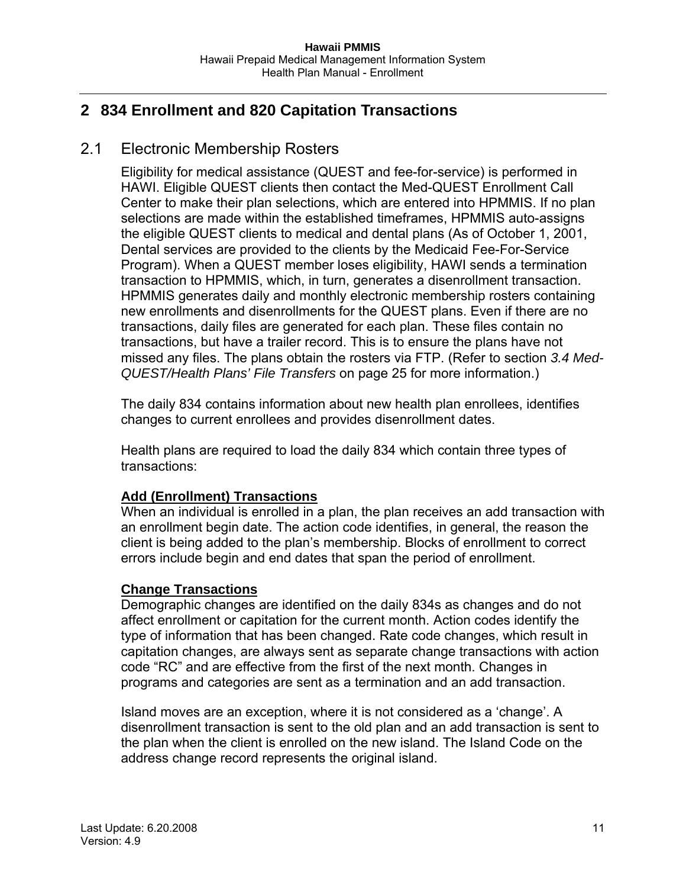# 2 834 Enrollment and 820 Capitation Transactions

## 2.1 Electronic Membership Rosters

Eligibility for medical assistance (QUEST and fee-for-service) is performed in HAWI. Eligible QUEST clients then contact the Med-QUEST Enrollment Call Center to make their plan selections, which are entered into HPMMIS. If no plan selections are made within the established timeframes, HPMMIS auto-assigns the eligible QUEST clients to medical and dental plans (As of October 1, 2001, Dental services are provided to the clients by the Medicaid Fee-For-Service Program). When a QUEST member loses eligibility, HAWI sends a termination transaction to HPMMIS, which, in turn, generates a disenrollment transaction. HPMMIS generates daily and monthly electronic membership rosters containing new enrollments and disenrollments for the QUEST plans. Even if there are no transactions, daily files are generated for each plan. These files contain no transactions, but have a trailer record. This is to ensure the plans have not missed any files. The plans obtain the rosters via FTP. (Refer to section *3.4 Med-QUEST/Health Plans' File Transfers* on page 25 for more information.)

The daily 834 contains information about new health plan enrollees, identifies changes to current enrollees and provides disenrollment dates.

Health plans are required to load the daily 834 which contain three types of transactions:

**Add (Enrollment) Transactions**

When an individual is enrolled in a plan, the plan receives an add transaction with an enrollment begin date. The action code identifies, in general, the reason the client is being added to the plan's membership. Blocks of enrollment to correct errors include begin and end dates that span the period of enrollment.

**Change Transactions**

Demographic changes are identified on the daily 834s as changes and do not affect enrollment or capitation for the current month. Action codes identify the type of information that has been changed. Rate code changes, which result in capitation changes, are always sent as separate change transactions with action code "RC" and are effective from the first of the next month. Changes in programs and categories are sent as a termination and an add transaction.

Island moves are an exception, where it is not considered as a 'change'. A disenrollment transaction is sent to the old plan and an add transaction is sent to the plan when the client is enrolled on the new island. The Island Code on the address change record represents the original island.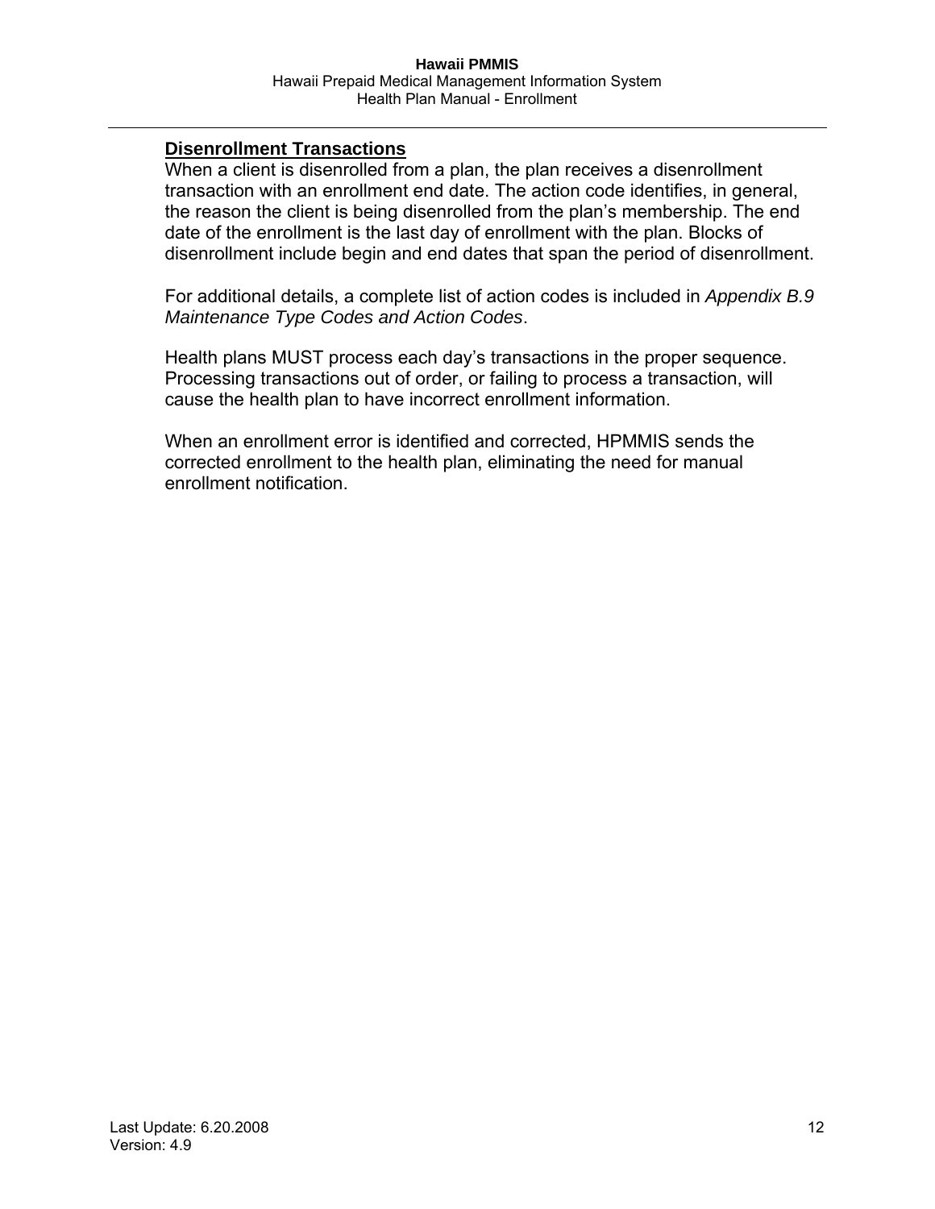## Disenrollment Transactions

When a client is disenrolled from a plan, the plan receives a disenrollment transaction with an enrollment end date. The action code identifies, in general, the reason the client is being disenrolled from the plan's membership. The end date of the enrollment is the last day of enrollment with the plan. Blocks of disenrollment include begin and end dates that span the period of disenrollment.

For additional details, a complete list of action codes is included in *Appendix B.9 Maintenance Type Codes and Action Codes*.

Health plans MUST process each day's transactions in the proper sequence. Processing transactions out of order, or failing to process a transaction, will cause the health plan to have incorrect enrollment information.

When an enrollment error is identified and corrected, HPMMIS sends the corrected enrollment to the health plan, eliminating the need for manual enrollment notification.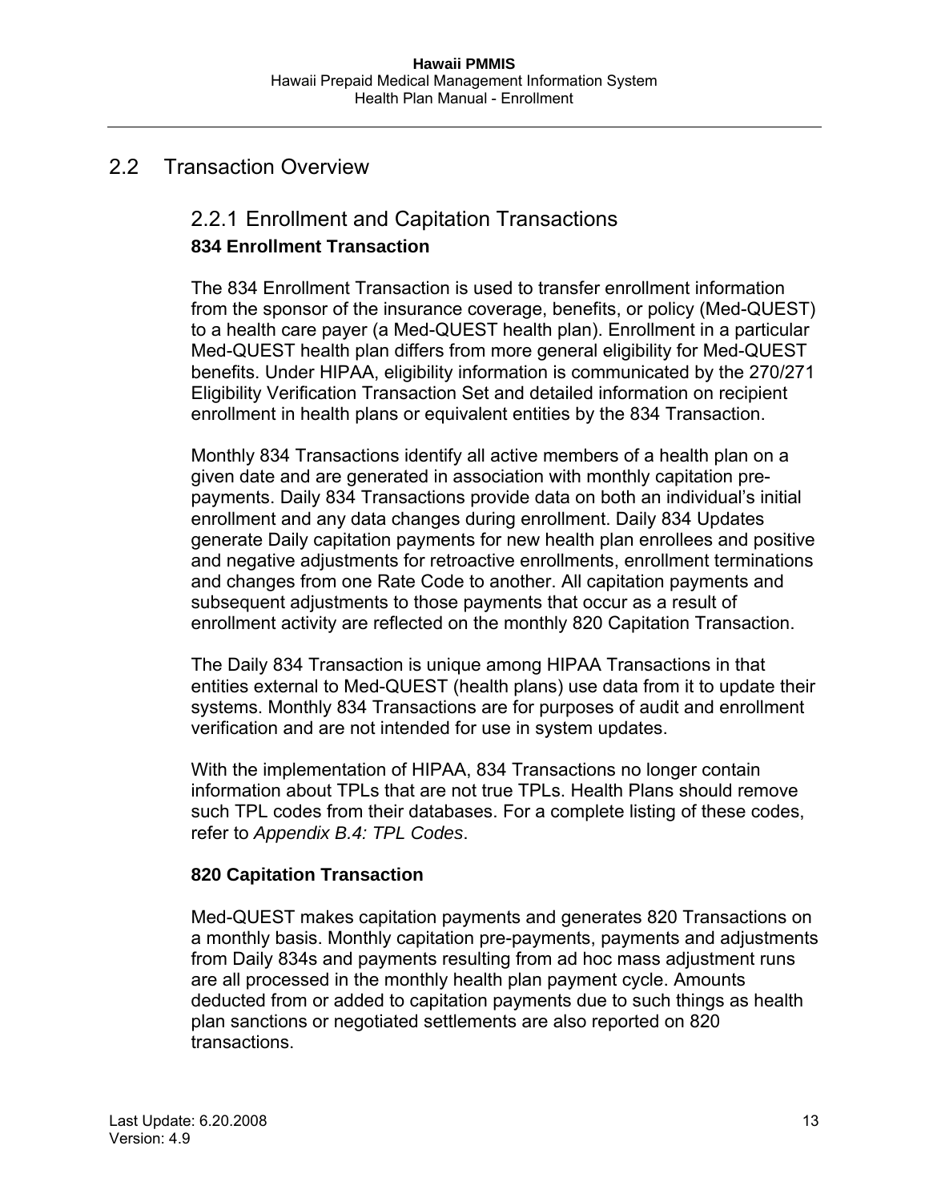## 2.2 Transaction Overview

### 2.2.1 Enrollment and Capitation Transactions

**834 Enrollment Transaction**

The 834 Enrollment Transaction is used to transfer enrollment information from the sponsor of the insurance coverage, benefits, or policy (Med-QUEST) to a health care payer (a Med-QUEST health plan). Enrollment in a particular Med-QUEST health plan differs from more general eligibility for Med-QUEST benefits. Under HIPAA, eligibility information is communicated by the 270/271 Eligibility Verification Transaction Set and detailed information on recipient enrollment in health plans or equivalent entities by the 834 Transaction.

Monthly 834 Transactions identify all active members of a health plan on a given date and are generated in association with monthly capitation pre-payments. Daily 834 Transactions provide data on both an individual's initial enrollment and any data changes during enrollment. Daily 834 Updates generate Daily capitation payments for new health plan enrollees and positive and negative adjustments for retroactive enrollments, enrollment terminations and changes from one Rate Code to another. All capitation payments and subsequent adjustments to those payments that occur as a result of enrollment activity are reflected on the monthly 820 Capitation Transaction.

The Daily 834 Transaction is unique among HIPAA Transactions in that entities external to Med-QUEST (health plans) use data from it to update their systems. Monthly 834 Transactions are for purposes of audit and enrollment verification and are not intended for use in system updates.

With the implementation of HIPAA, 834 Transactions no longer contain information about TPLs that are not true TPLs. Health Plans should remove such TPL codes from their databases. For a complete listing of these codes, refer to *Appendix B.4: TPL Codes*.

**820 Capitation Transaction**

Med-QUEST makes capitation payments and generates 820 Transactions on a monthly basis. Monthly capitation pre-payments, payments and adjustments from Daily 834s and payments resulting from ad hoc mass adjustment runs are all processed in the monthly health plan payment cycle. Amounts deducted from or added to capitation payments due to such things as health plan sanctions or negotiated settlements are also reported on 820 transactions.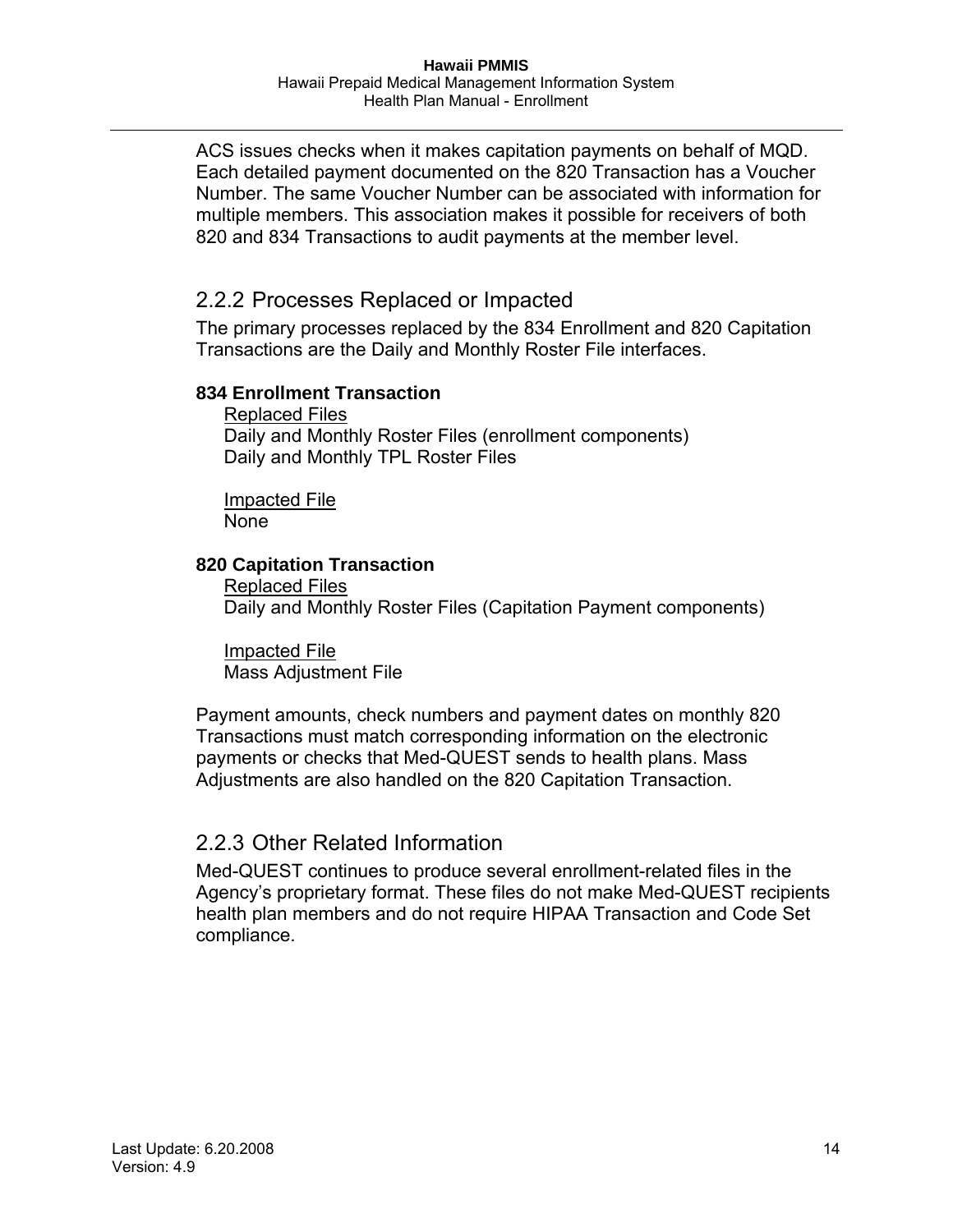ACS issues checks when it makes capitation payments on behalf of MQD. Each detailed payment documented on the 820 Transaction has a Voucher Number. The same Voucher Number can be associated with information for multiple members. This association makes it possible for receivers of both 820 and 834 Transactions to audit payments at the member level.

### 2.2.2 Processes Replaced or Impacted

The primary processes replaced by the 834 Enrollment and 820 Capitation Transactions are the Daily and Monthly Roster File interfaces.

**834 Enrollment Transaction**

Replaced Files
Daily and Monthly Roster Files (enrollment components)
Daily and Monthly TPL Roster Files

Impacted File
None

**820 Capitation Transaction**

Replaced Files
Daily and Monthly Roster Files (Capitation Payment components)

Impacted File
Mass Adjustment File

Payment amounts, check numbers and payment dates on monthly 820 Transactions must match corresponding information on the electronic payments or checks that Med-QUEST sends to health plans. Mass Adjustments are also handled on the 820 Capitation Transaction.

### 2.2.3 Other Related Information

Med-QUEST continues to produce several enrollment-related files in the Agency's proprietary format. These files do not make Med-QUEST recipients health plan members and do not require HIPAA Transaction and Code Set compliance.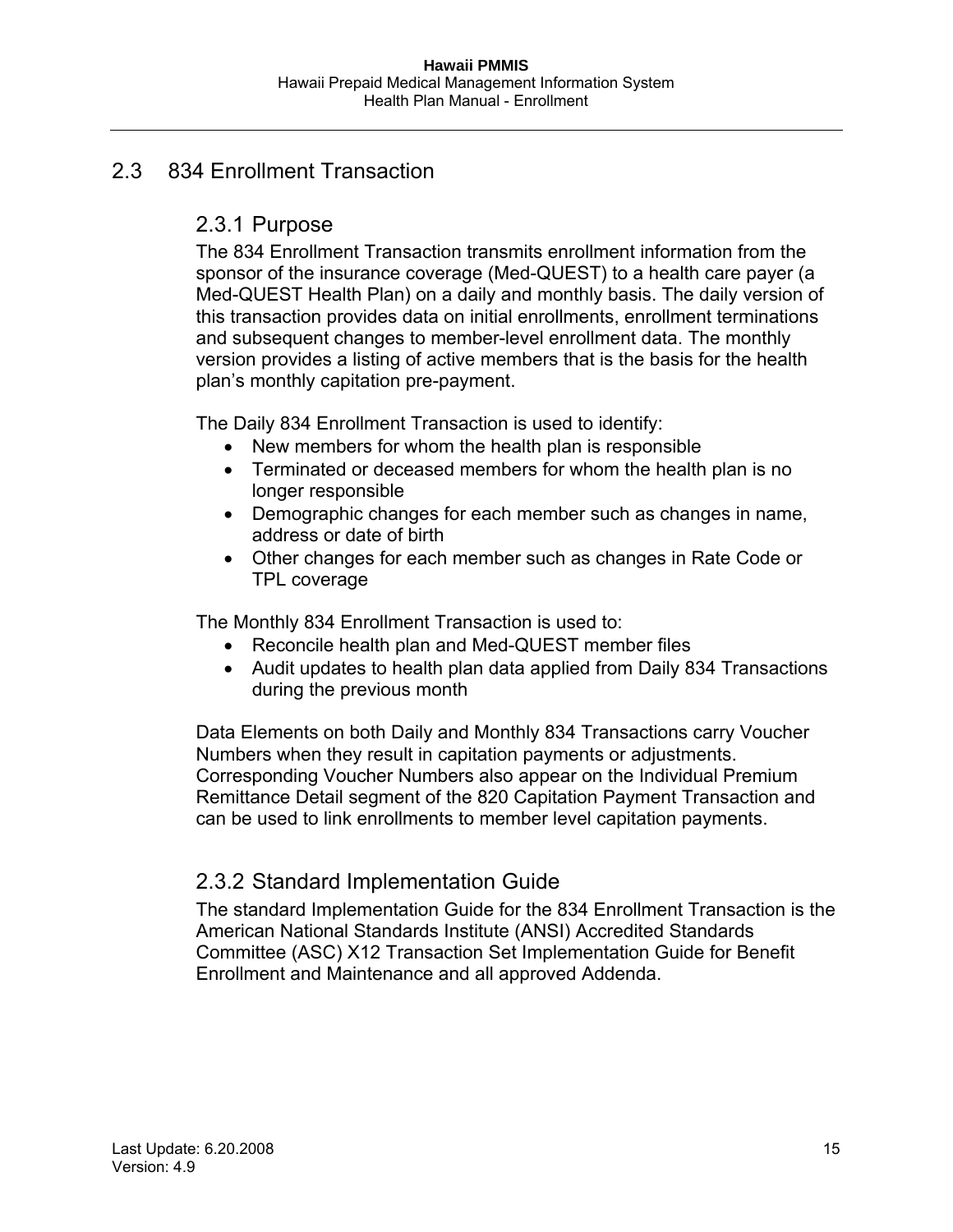## 2.3 834 Enrollment Transaction

### 2.3.1 Purpose

The 834 Enrollment Transaction transmits enrollment information from the sponsor of the insurance coverage (Med-QUEST) to a health care payer (a Med-QUEST Health Plan) on a daily and monthly basis. The daily version of this transaction provides data on initial enrollments, enrollment terminations and subsequent changes to member-level enrollment data. The monthly version provides a listing of active members that is the basis for the health plan's monthly capitation pre-payment.

The Daily 834 Enrollment Transaction is used to identify:

- New members for whom the health plan is responsible
- Terminated or deceased members for whom the health plan is no longer responsible
- Demographic changes for each member such as changes in name, address or date of birth
- Other changes for each member such as changes in Rate Code or TPL coverage

The Monthly 834 Enrollment Transaction is used to:

- Reconcile health plan and Med-QUEST member files
- Audit updates to health plan data applied from Daily 834 Transactions during the previous month

Data Elements on both Daily and Monthly 834 Transactions carry Voucher Numbers when they result in capitation payments or adjustments. Corresponding Voucher Numbers also appear on the Individual Premium Remittance Detail segment of the 820 Capitation Payment Transaction and can be used to link enrollments to member level capitation payments.

### 2.3.2 Standard Implementation Guide

The standard Implementation Guide for the 834 Enrollment Transaction is the American National Standards Institute (ANSI) Accredited Standards Committee (ASC) X12 Transaction Set Implementation Guide for Benefit Enrollment and Maintenance and all approved Addenda.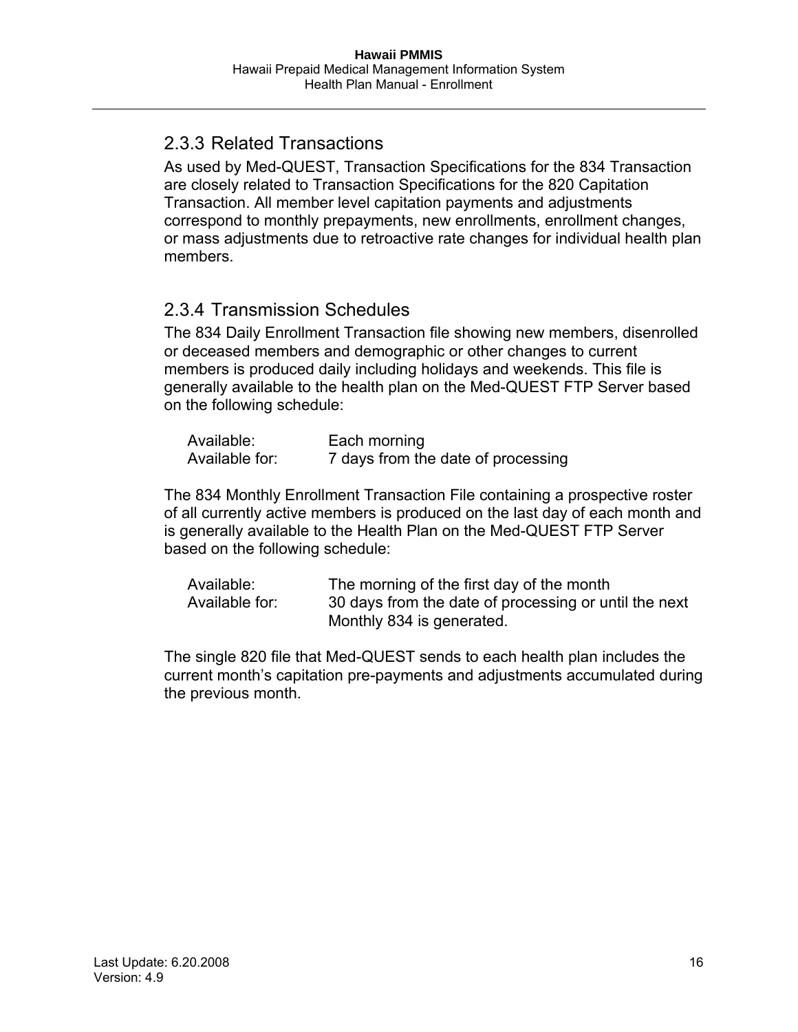### 2.3.3 Related Transactions

As used by Med-QUEST, Transaction Specifications for the 834 Transaction are closely related to Transaction Specifications for the 820 Capitation Transaction. All member level capitation payments and adjustments correspond to monthly prepayments, new enrollments, enrollment changes, or mass adjustments due to retroactive rate changes for individual health plan members.

### 2.3.4 Transmission Schedules

The 834 Daily Enrollment Transaction file showing new members, disenrolled or deceased members and demographic or other changes to current members is produced daily including holidays and weekends. This file is generally available to the health plan on the Med-QUEST FTP Server based on the following schedule:

| | |
|---|---|
| Available: | Each morning |
| Available for: | 7 days from the date of processing |

The 834 Monthly Enrollment Transaction File containing a prospective roster of all currently active members is produced on the last day of each month and is generally available to the Health Plan on the Med-QUEST FTP Server based on the following schedule:

| | |
|---|---|
| Available: | The morning of the first day of the month |
| Available for: | 30 days from the date of processing or until the next Monthly 834 is generated. |

The single 820 file that Med-QUEST sends to each health plan includes the current month's capitation pre-payments and adjustments accumulated during the previous month.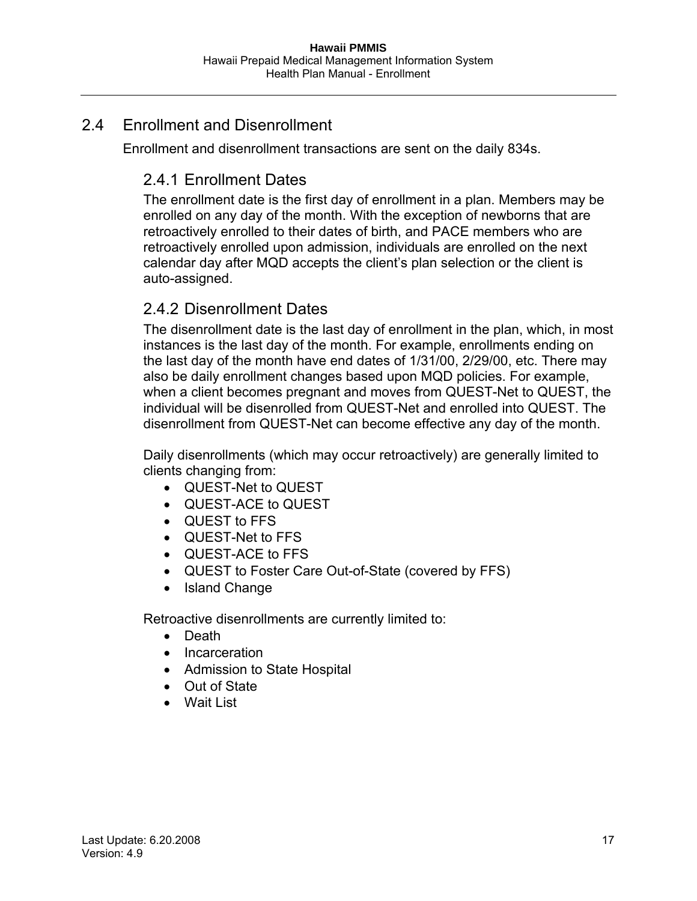## 2.4 Enrollment and Disenrollment

Enrollment and disenrollment transactions are sent on the daily 834s.

### 2.4.1 Enrollment Dates

The enrollment date is the first day of enrollment in a plan. Members may be enrolled on any day of the month. With the exception of newborns that are retroactively enrolled to their dates of birth, and PACE members who are retroactively enrolled upon admission, individuals are enrolled on the next calendar day after MQD accepts the client's plan selection or the client is auto-assigned.

### 2.4.2 Disenrollment Dates

The disenrollment date is the last day of enrollment in the plan, which, in most instances is the last day of the month. For example, enrollments ending on the last day of the month have end dates of 1/31/00, 2/29/00, etc. There may also be daily enrollment changes based upon MQD policies. For example, when a client becomes pregnant and moves from QUEST-Net to QUEST, the individual will be disenrolled from QUEST-Net and enrolled into QUEST. The disenrollment from QUEST-Net can become effective any day of the month.

Daily disenrollments (which may occur retroactively) are generally limited to clients changing from:

- QUEST-Net to QUEST
- QUEST-ACE to QUEST
- QUEST to FFS
- QUEST-Net to FFS
- QUEST-ACE to FFS
- QUEST to Foster Care Out-of-State (covered by FFS)
- Island Change

Retroactive disenrollments are currently limited to:

- Death
- Incarceration
- Admission to State Hospital
- Out of State
- Wait List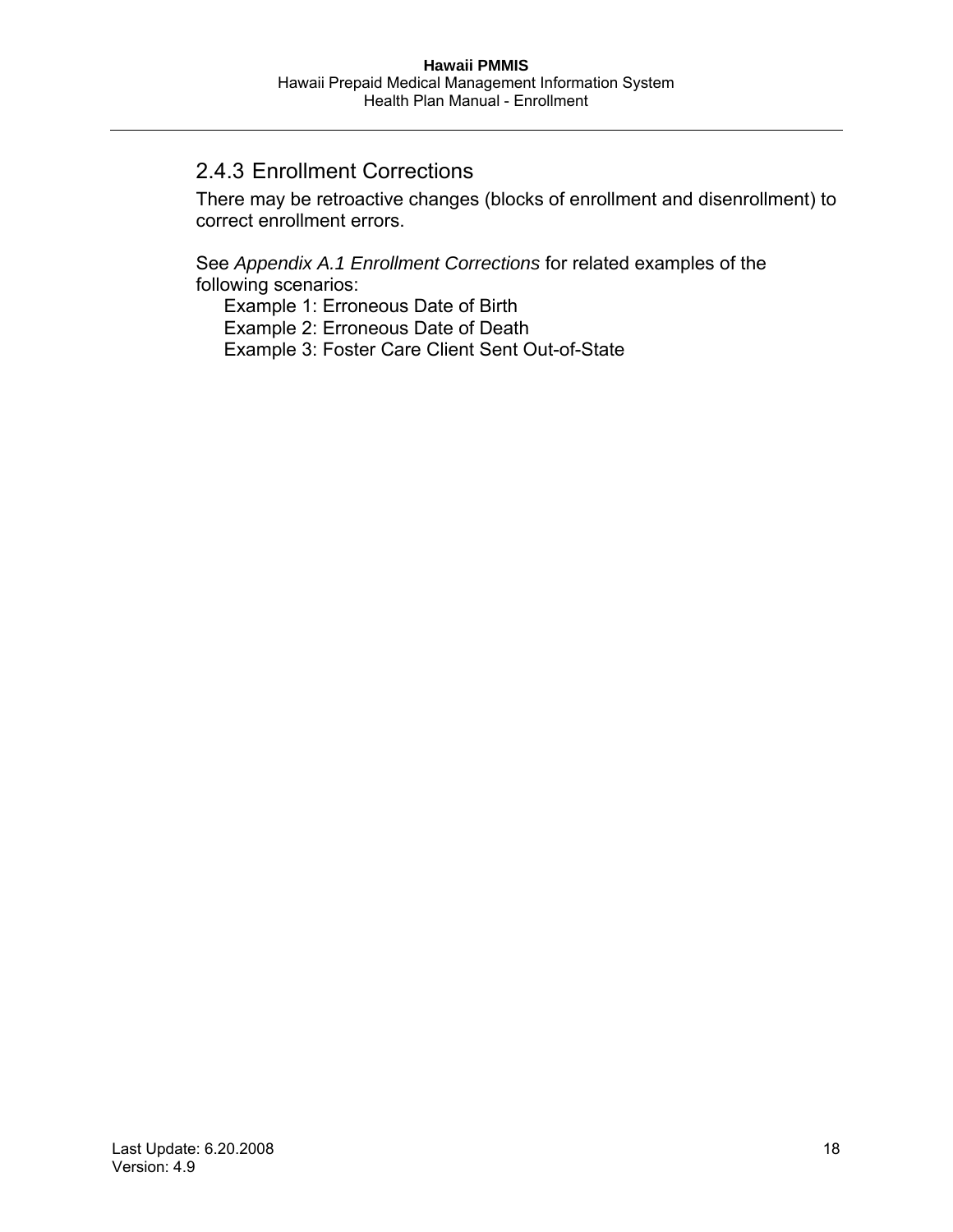### 2.4.3 Enrollment Corrections

There may be retroactive changes (blocks of enrollment and disenrollment) to correct enrollment errors.

See *Appendix A.1 Enrollment Corrections* for related examples of the following scenarios:

- Example 1: Erroneous Date of Birth
- Example 2: Erroneous Date of Death
- Example 3: Foster Care Client Sent Out-of-State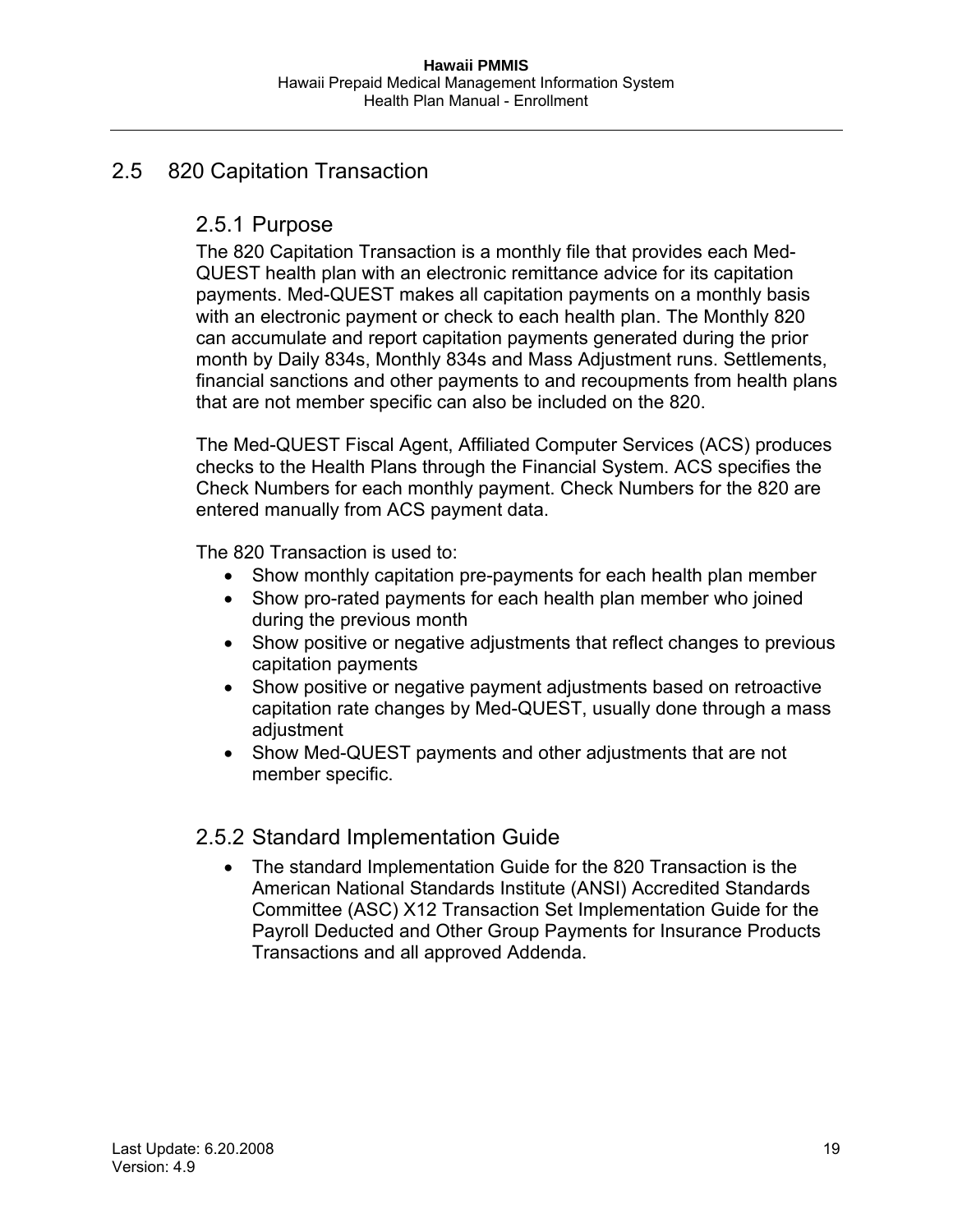## 2.5 820 Capitation Transaction

### 2.5.1 Purpose

The 820 Capitation Transaction is a monthly file that provides each Med-QUEST health plan with an electronic remittance advice for its capitation payments. Med-QUEST makes all capitation payments on a monthly basis with an electronic payment or check to each health plan. The Monthly 820 can accumulate and report capitation payments generated during the prior month by Daily 834s, Monthly 834s and Mass Adjustment runs. Settlements, financial sanctions and other payments to and recoupments from health plans that are not member specific can also be included on the 820.

The Med-QUEST Fiscal Agent, Affiliated Computer Services (ACS) produces checks to the Health Plans through the Financial System. ACS specifies the Check Numbers for each monthly payment. Check Numbers for the 820 are entered manually from ACS payment data.

The 820 Transaction is used to:

- Show monthly capitation pre-payments for each health plan member
- Show pro-rated payments for each health plan member who joined during the previous month
- Show positive or negative adjustments that reflect changes to previous capitation payments
- Show positive or negative payment adjustments based on retroactive capitation rate changes by Med-QUEST, usually done through a mass adjustment
- Show Med-QUEST payments and other adjustments that are not member specific.

### 2.5.2 Standard Implementation Guide

- The standard Implementation Guide for the 820 Transaction is the American National Standards Institute (ANSI) Accredited Standards Committee (ASC) X12 Transaction Set Implementation Guide for the Payroll Deducted and Other Group Payments for Insurance Products Transactions and all approved Addenda.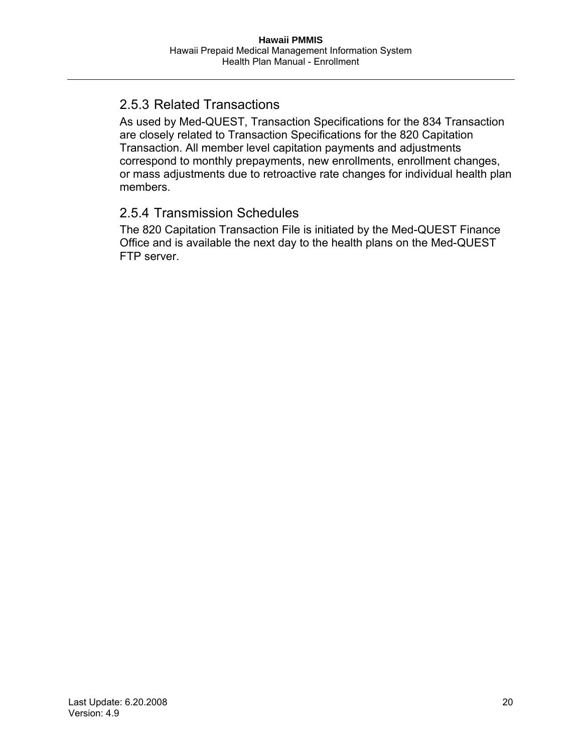### 2.5.3 Related Transactions

As used by Med-QUEST, Transaction Specifications for the 834 Transaction are closely related to Transaction Specifications for the 820 Capitation Transaction. All member level capitation payments and adjustments correspond to monthly prepayments, new enrollments, enrollment changes, or mass adjustments due to retroactive rate changes for individual health plan members.

### 2.5.4 Transmission Schedules

The 820 Capitation Transaction File is initiated by the Med-QUEST Finance Office and is available the next day to the health plans on the Med-QUEST FTP server.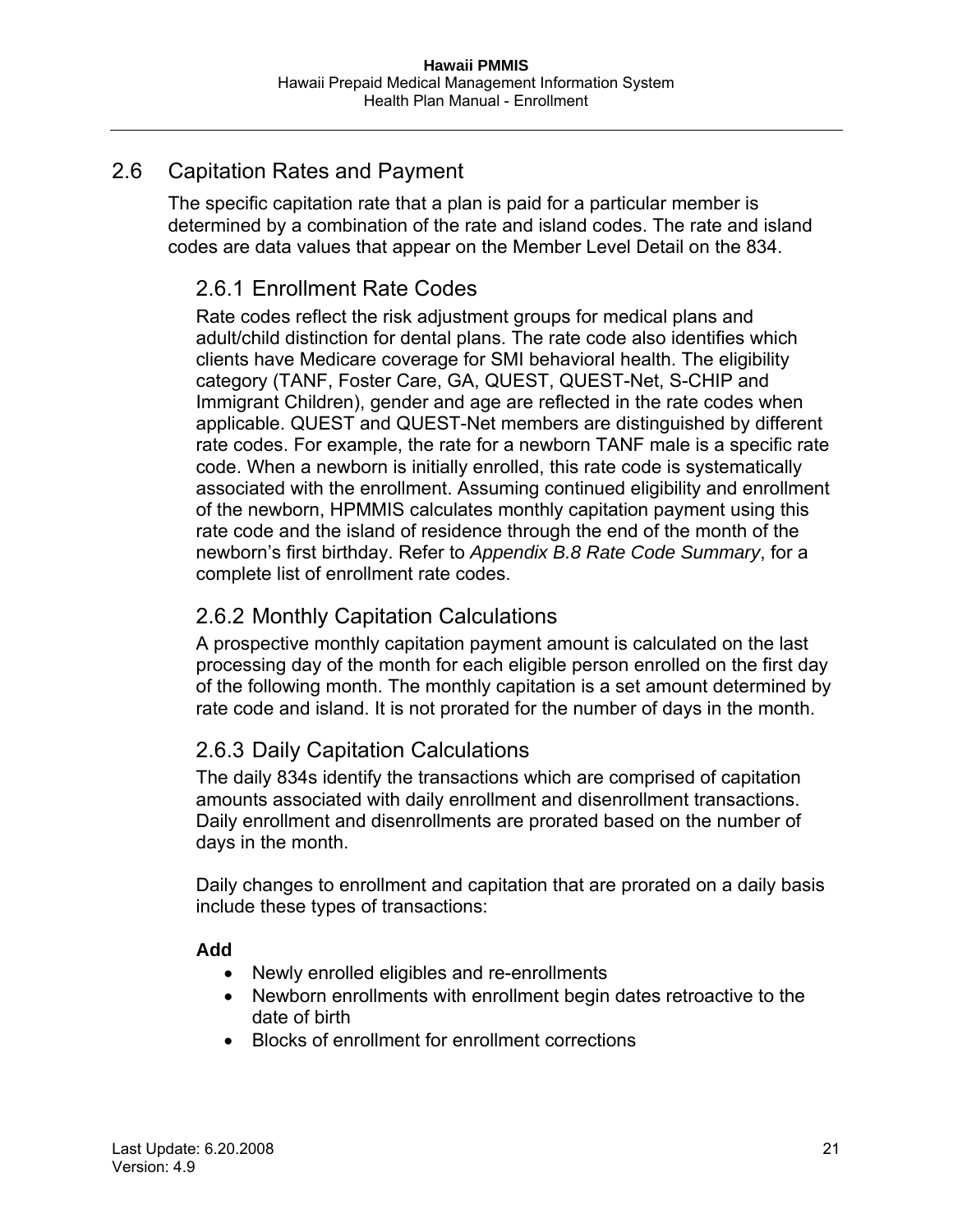## 2.6 Capitation Rates and Payment

The specific capitation rate that a plan is paid for a particular member is determined by a combination of the rate and island codes. The rate and island codes are data values that appear on the Member Level Detail on the 834.

### 2.6.1 Enrollment Rate Codes

Rate codes reflect the risk adjustment groups for medical plans and adult/child distinction for dental plans. The rate code also identifies which clients have Medicare coverage for SMI behavioral health. The eligibility category (TANF, Foster Care, GA, QUEST, QUEST-Net, S-CHIP and Immigrant Children), gender and age are reflected in the rate codes when applicable. QUEST and QUEST-Net members are distinguished by different rate codes. For example, the rate for a newborn TANF male is a specific rate code. When a newborn is initially enrolled, this rate code is systematically associated with the enrollment. Assuming continued eligibility and enrollment of the newborn, HPMMIS calculates monthly capitation payment using this rate code and the island of residence through the end of the month of the newborn's first birthday. Refer to *Appendix B.8 Rate Code Summary*, for a complete list of enrollment rate codes.

### 2.6.2 Monthly Capitation Calculations

A prospective monthly capitation payment amount is calculated on the last processing day of the month for each eligible person enrolled on the first day of the following month. The monthly capitation is a set amount determined by rate code and island. It is not prorated for the number of days in the month.

### 2.6.3 Daily Capitation Calculations

The daily 834s identify the transactions which are comprised of capitation amounts associated with daily enrollment and disenrollment transactions. Daily enrollment and disenrollments are prorated based on the number of days in the month.

Daily changes to enrollment and capitation that are prorated on a daily basis include these types of transactions:

**Add**

- Newly enrolled eligibles and re-enrollments
- Newborn enrollments with enrollment begin dates retroactive to the date of birth
- Blocks of enrollment for enrollment corrections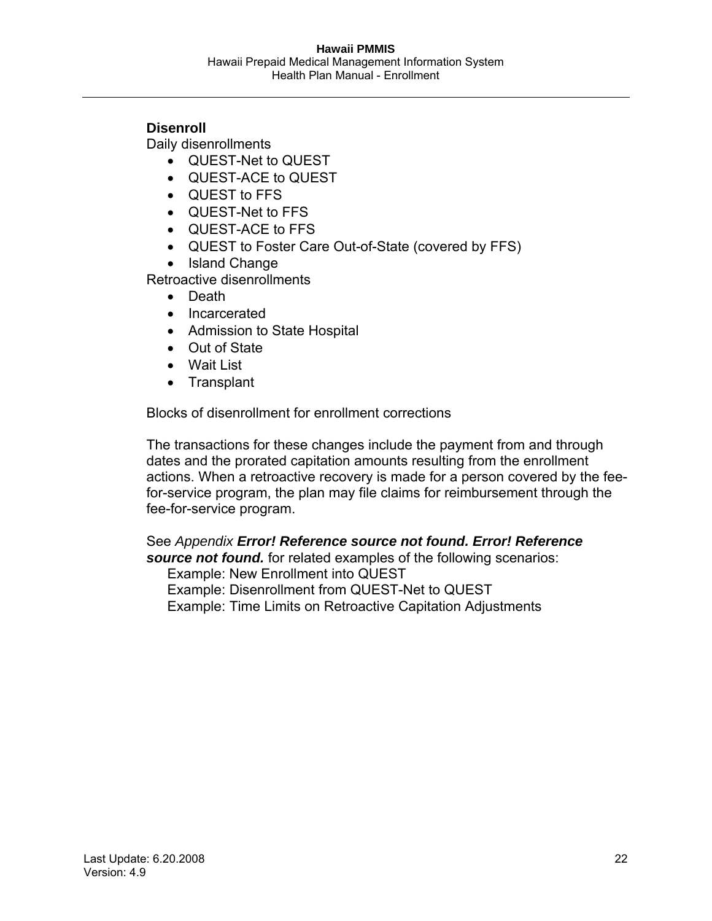### Disenroll

Daily disenrollments

- QUEST-Net to QUEST
- QUEST-ACE to QUEST
- QUEST to FFS
- QUEST-Net to FFS
- QUEST-ACE to FFS
- QUEST to Foster Care Out-of-State (covered by FFS)
- Island Change

Retroactive disenrollments

- Death
- Incarcerated
- Admission to State Hospital
- Out of State
- Wait List
- Transplant

Blocks of disenrollment for enrollment corrections

The transactions for these changes include the payment from and through dates and the prorated capitation amounts resulting from the enrollment actions. When a retroactive recovery is made for a person covered by the fee-for-service program, the plan may file claims for reimbursement through the fee-for-service program.

See *Appendix* ***Error! Reference source not found. Error! Reference source not found.*** for related examples of the following scenarios:

Example: New Enrollment into QUEST
Example: Disenrollment from QUEST-Net to QUEST
Example: Time Limits on Retroactive Capitation Adjustments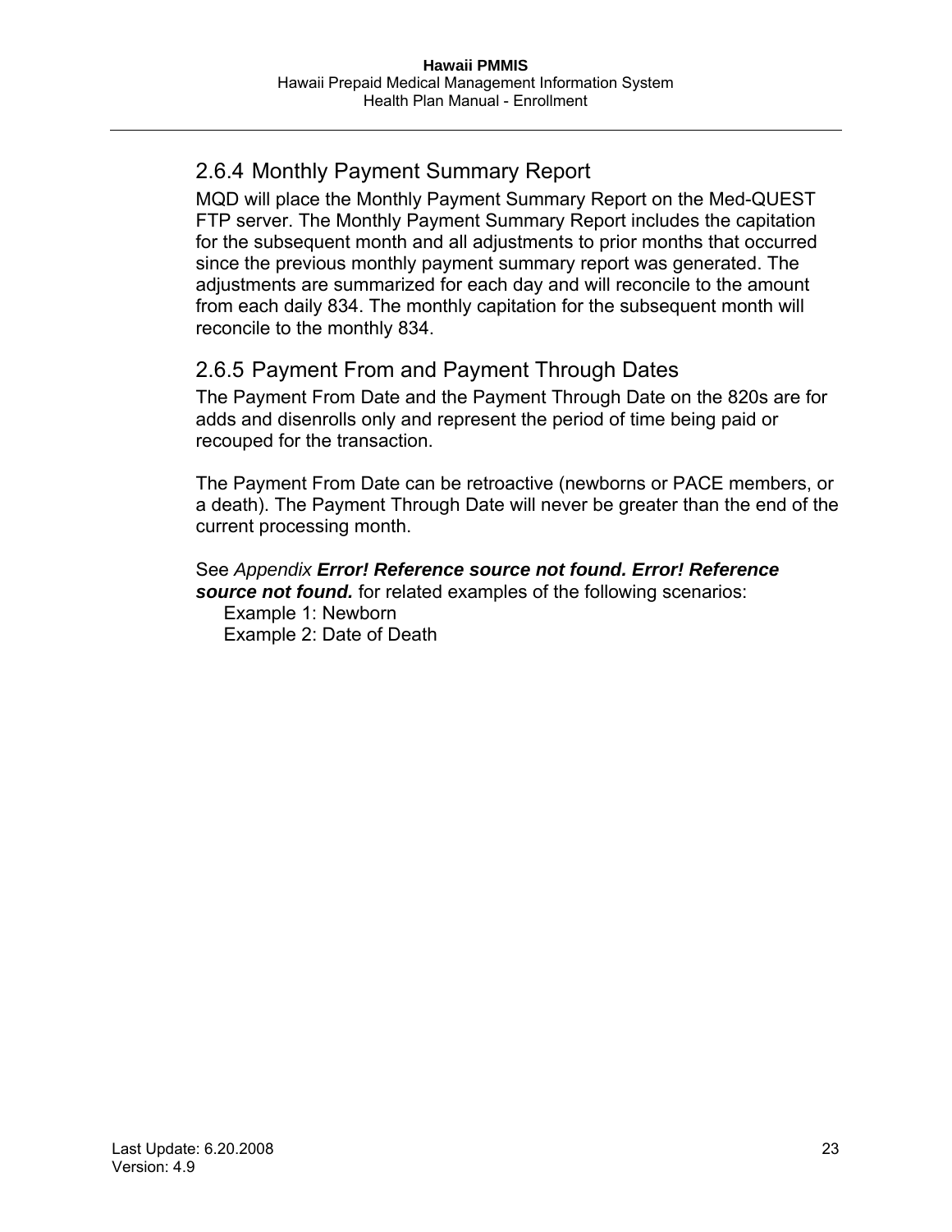### 2.6.4 Monthly Payment Summary Report

MQD will place the Monthly Payment Summary Report on the Med-QUEST FTP server. The Monthly Payment Summary Report includes the capitation for the subsequent month and all adjustments to prior months that occurred since the previous monthly payment summary report was generated. The adjustments are summarized for each day and will reconcile to the amount from each daily 834. The monthly capitation for the subsequent month will reconcile to the monthly 834.

### 2.6.5 Payment From and Payment Through Dates

The Payment From Date and the Payment Through Date on the 820s are for adds and disenrolls only and represent the period of time being paid or recouped for the transaction.

The Payment From Date can be retroactive (newborns or PACE members, or a death). The Payment Through Date will never be greater than the end of the current processing month.

See *Appendix* ***Error! Reference source not found. Error! Reference source not found.*** for related examples of the following scenarios:

- Example 1: Newborn
- Example 2: Date of Death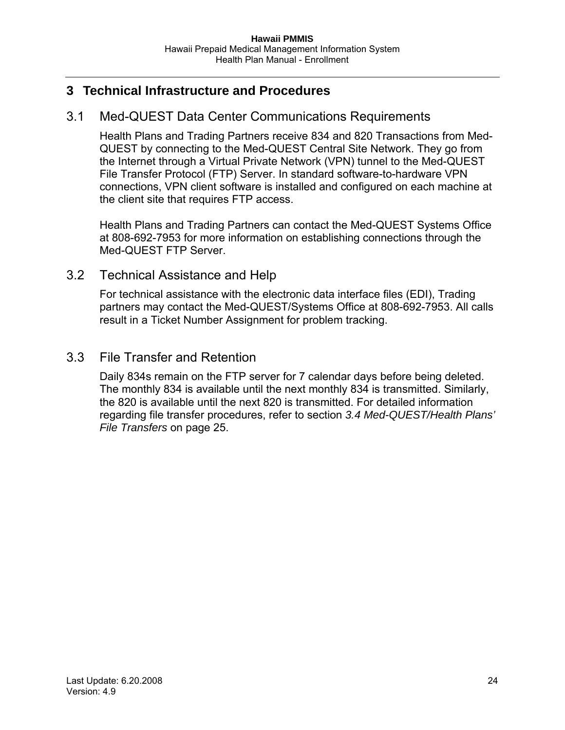# 3 Technical Infrastructure and Procedures

## 3.1 Med-QUEST Data Center Communications Requirements

Health Plans and Trading Partners receive 834 and 820 Transactions from Med-QUEST by connecting to the Med-QUEST Central Site Network. They go from the Internet through a Virtual Private Network (VPN) tunnel to the Med-QUEST File Transfer Protocol (FTP) Server. In standard software-to-hardware VPN connections, VPN client software is installed and configured on each machine at the client site that requires FTP access.

Health Plans and Trading Partners can contact the Med-QUEST Systems Office at 808-692-7953 for more information on establishing connections through the Med-QUEST FTP Server.

## 3.2 Technical Assistance and Help

For technical assistance with the electronic data interface files (EDI), Trading partners may contact the Med-QUEST/Systems Office at 808-692-7953. All calls result in a Ticket Number Assignment for problem tracking.

## 3.3 File Transfer and Retention

Daily 834s remain on the FTP server for 7 calendar days before being deleted. The monthly 834 is available until the next monthly 834 is transmitted. Similarly, the 820 is available until the next 820 is transmitted. For detailed information regarding file transfer procedures, refer to section *3.4 Med-QUEST/Health Plans' File Transfers* on page 25.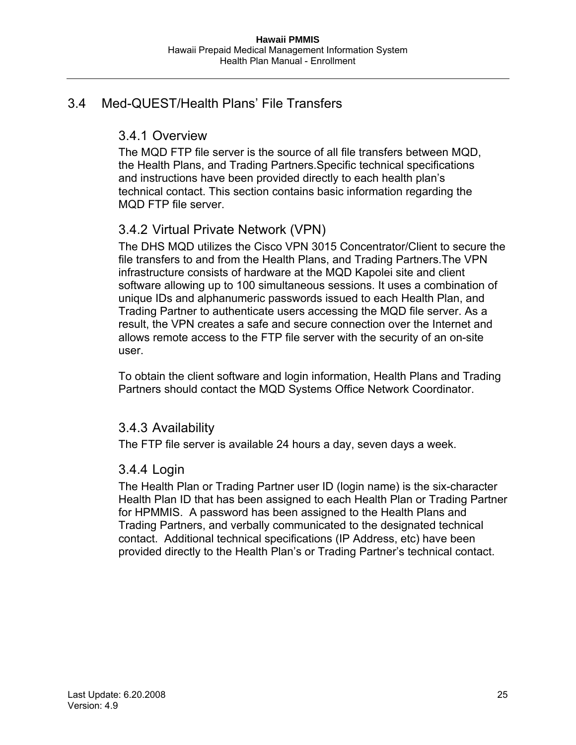## 3.4 Med-QUEST/Health Plans' File Transfers

### 3.4.1 Overview

The MQD FTP file server is the source of all file transfers between MQD, the Health Plans, and Trading Partners.Specific technical specifications and instructions have been provided directly to each health plan's technical contact. This section contains basic information regarding the MQD FTP file server.

### 3.4.2 Virtual Private Network (VPN)

The DHS MQD utilizes the Cisco VPN 3015 Concentrator/Client to secure the file transfers to and from the Health Plans, and Trading Partners.The VPN infrastructure consists of hardware at the MQD Kapolei site and client software allowing up to 100 simultaneous sessions. It uses a combination of unique IDs and alphanumeric passwords issued to each Health Plan, and Trading Partner to authenticate users accessing the MQD file server. As a result, the VPN creates a safe and secure connection over the Internet and allows remote access to the FTP file server with the security of an on-site user.

To obtain the client software and login information, Health Plans and Trading Partners should contact the MQD Systems Office Network Coordinator.

### 3.4.3 Availability

The FTP file server is available 24 hours a day, seven days a week.

### 3.4.4 Login

The Health Plan or Trading Partner user ID (login name) is the six-character Health Plan ID that has been assigned to each Health Plan or Trading Partner for HPMMIS. A password has been assigned to the Health Plans and Trading Partners, and verbally communicated to the designated technical contact. Additional technical specifications (IP Address, etc) have been provided directly to the Health Plan's or Trading Partner's technical contact.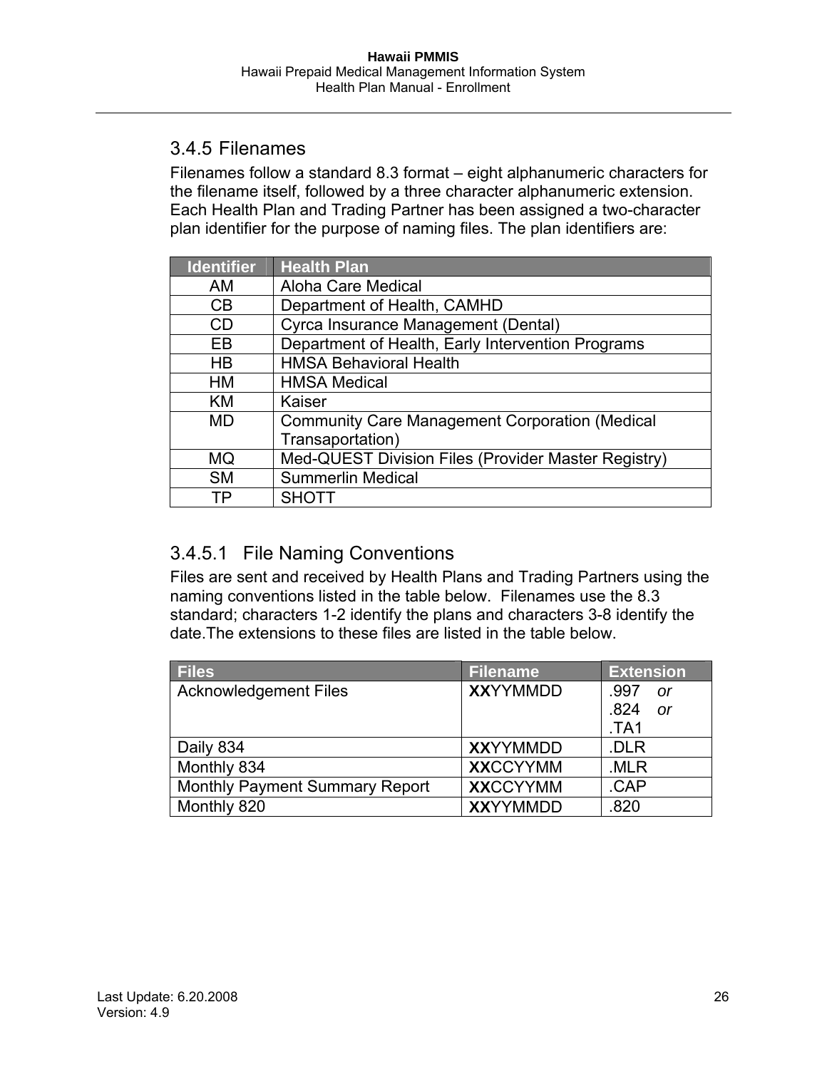### 3.4.5 Filenames

Filenames follow a standard 8.3 format – eight alphanumeric characters for the filename itself, followed by a three character alphanumeric extension. Each Health Plan and Trading Partner has been assigned a two-character plan identifier for the purpose of naming files. The plan identifiers are:

| Identifier | Health Plan |
|---|---|
| AM | Aloha Care Medical |
| CB | Department of Health, CAMHD |
| CD | Cyrca Insurance Management (Dental) |
| EB | Department of Health, Early Intervention Programs |
| HB | HMSA Behavioral Health |
| HM | HMSA Medical |
| KM | Kaiser |
| MD | Community Care Management Corporation (Medical Transaportation) |
| MQ | Med-QUEST Division Files (Provider Master Registry) |
| SM | Summerlin Medical |
| TP | SHOTT |

#### 3.4.5.1 File Naming Conventions

Files are sent and received by Health Plans and Trading Partners using the naming conventions listed in the table below. Filenames use the 8.3 standard; characters 1-2 identify the plans and characters 3-8 identify the date.The extensions to these files are listed in the table below.

| Files | Filename | Extension |
|---|---|---|
| Acknowledgement Files | **XX**YYMMDD | .997 *or* .824 *or* .TA1 |
| Daily 834 | **XX**YYMMDD | .DLR |
| Monthly 834 | **XX**CCYYMM | .MLR |
| Monthly Payment Summary Report | **XX**CCYYMM | .CAP |
| Monthly 820 | **XX**YYMMDD | .820 |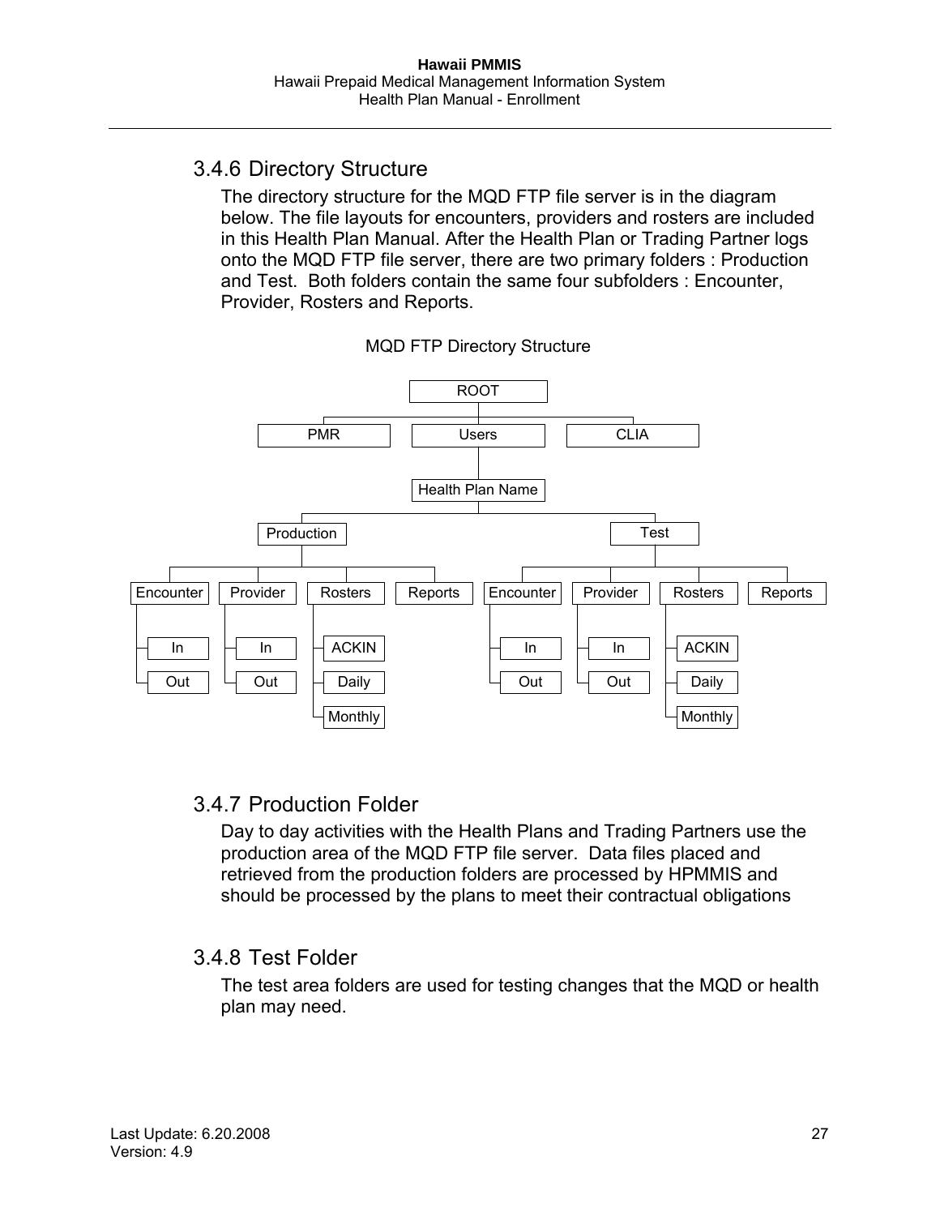### 3.4.6 Directory Structure

The directory structure for the MQD FTP file server is in the diagram below. The file layouts for encounters, providers and rosters are included in this Health Plan Manual. After the Health Plan or Trading Partner logs onto the MQD FTP file server, there are two primary folders : Production and Test. Both folders contain the same four subfolders : Encounter, Provider, Rosters and Reports.

MQD FTP Directory Structure

```
ROOT
├── PMR
├── Users
│   └── Health Plan Name
│       ├── Production
│       │   ├── Encounter
│       │   │   ├── In
│       │   │   └── Out
│       │   ├── Provider
│       │   │   ├── In
│       │   │   └── Out
│       │   ├── Rosters
│       │   │   ├── ACKIN
│       │   │   ├── Daily
│       │   │   └── Monthly
│       │   └── Reports
│       └── Test
│           ├── Encounter
│           │   ├── In
│           │   └── Out
│           ├── Provider
│           │   ├── In
│           │   └── Out
│           ├── Rosters
│           │   ├── ACKIN
│           │   ├── Daily
│           │   └── Monthly
│           └── Reports
└── CLIA
```

### 3.4.7 Production Folder

Day to day activities with the Health Plans and Trading Partners use the production area of the MQD FTP file server. Data files placed and retrieved from the production folders are processed by HPMMIS and should be processed by the plans to meet their contractual obligations

### 3.4.8 Test Folder

The test area folders are used for testing changes that the MQD or health plan may need.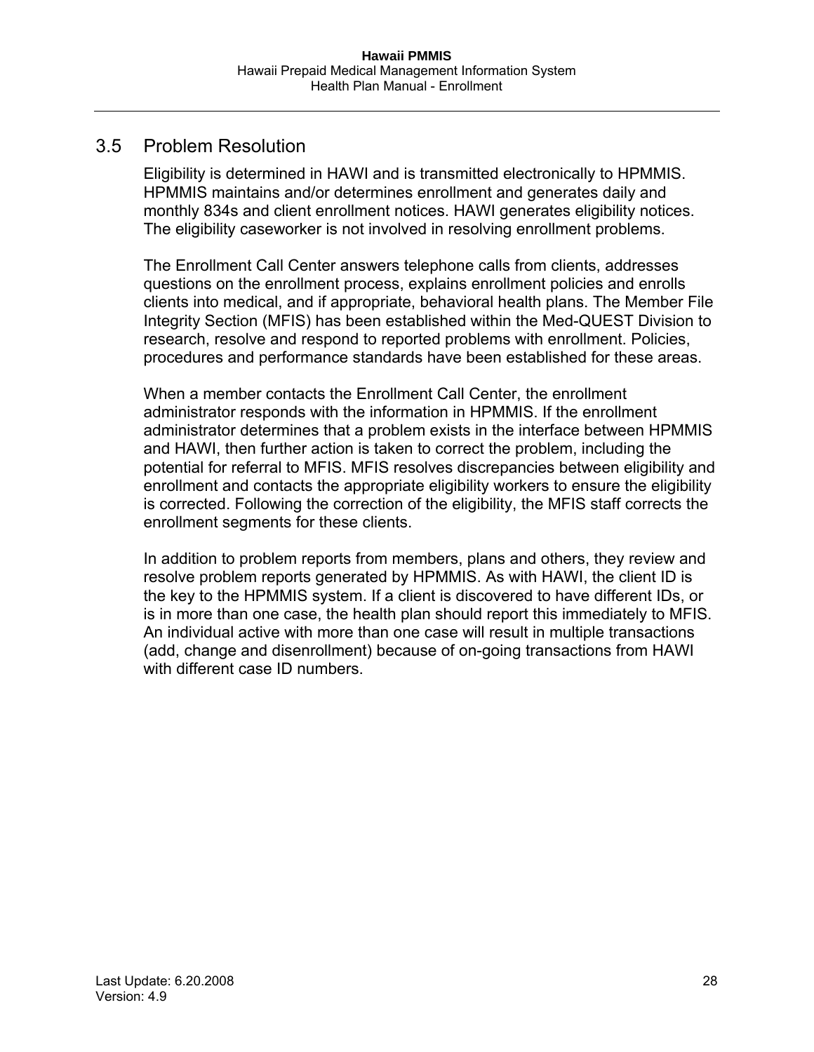## 3.5 Problem Resolution

Eligibility is determined in HAWI and is transmitted electronically to HPMMIS. HPMMIS maintains and/or determines enrollment and generates daily and monthly 834s and client enrollment notices. HAWI generates eligibility notices. The eligibility caseworker is not involved in resolving enrollment problems.

The Enrollment Call Center answers telephone calls from clients, addresses questions on the enrollment process, explains enrollment policies and enrolls clients into medical, and if appropriate, behavioral health plans. The Member File Integrity Section (MFIS) has been established within the Med-QUEST Division to research, resolve and respond to reported problems with enrollment. Policies, procedures and performance standards have been established for these areas.

When a member contacts the Enrollment Call Center, the enrollment administrator responds with the information in HPMMIS. If the enrollment administrator determines that a problem exists in the interface between HPMMIS and HAWI, then further action is taken to correct the problem, including the potential for referral to MFIS. MFIS resolves discrepancies between eligibility and enrollment and contacts the appropriate eligibility workers to ensure the eligibility is corrected. Following the correction of the eligibility, the MFIS staff corrects the enrollment segments for these clients.

In addition to problem reports from members, plans and others, they review and resolve problem reports generated by HPMMIS. As with HAWI, the client ID is the key to the HPMMIS system. If a client is discovered to have different IDs, or is in more than one case, the health plan should report this immediately to MFIS. An individual active with more than one case will result in multiple transactions (add, change and disenrollment) because of on-going transactions from HAWI with different case ID numbers.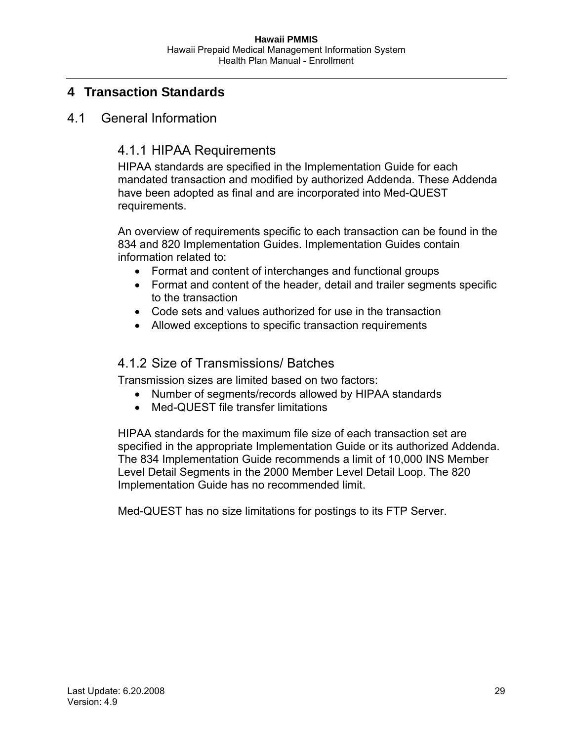# 4 Transaction Standards

## 4.1 General Information

### 4.1.1 HIPAA Requirements

HIPAA standards are specified in the Implementation Guide for each mandated transaction and modified by authorized Addenda. These Addenda have been adopted as final and are incorporated into Med-QUEST requirements.

An overview of requirements specific to each transaction can be found in the 834 and 820 Implementation Guides. Implementation Guides contain information related to:

- Format and content of interchanges and functional groups
- Format and content of the header, detail and trailer segments specific to the transaction
- Code sets and values authorized for use in the transaction
- Allowed exceptions to specific transaction requirements

### 4.1.2 Size of Transmissions/ Batches

Transmission sizes are limited based on two factors:

- Number of segments/records allowed by HIPAA standards
- Med-QUEST file transfer limitations

HIPAA standards for the maximum file size of each transaction set are specified in the appropriate Implementation Guide or its authorized Addenda. The 834 Implementation Guide recommends a limit of 10,000 INS Member Level Detail Segments in the 2000 Member Level Detail Loop. The 820 Implementation Guide has no recommended limit.

Med-QUEST has no size limitations for postings to its FTP Server.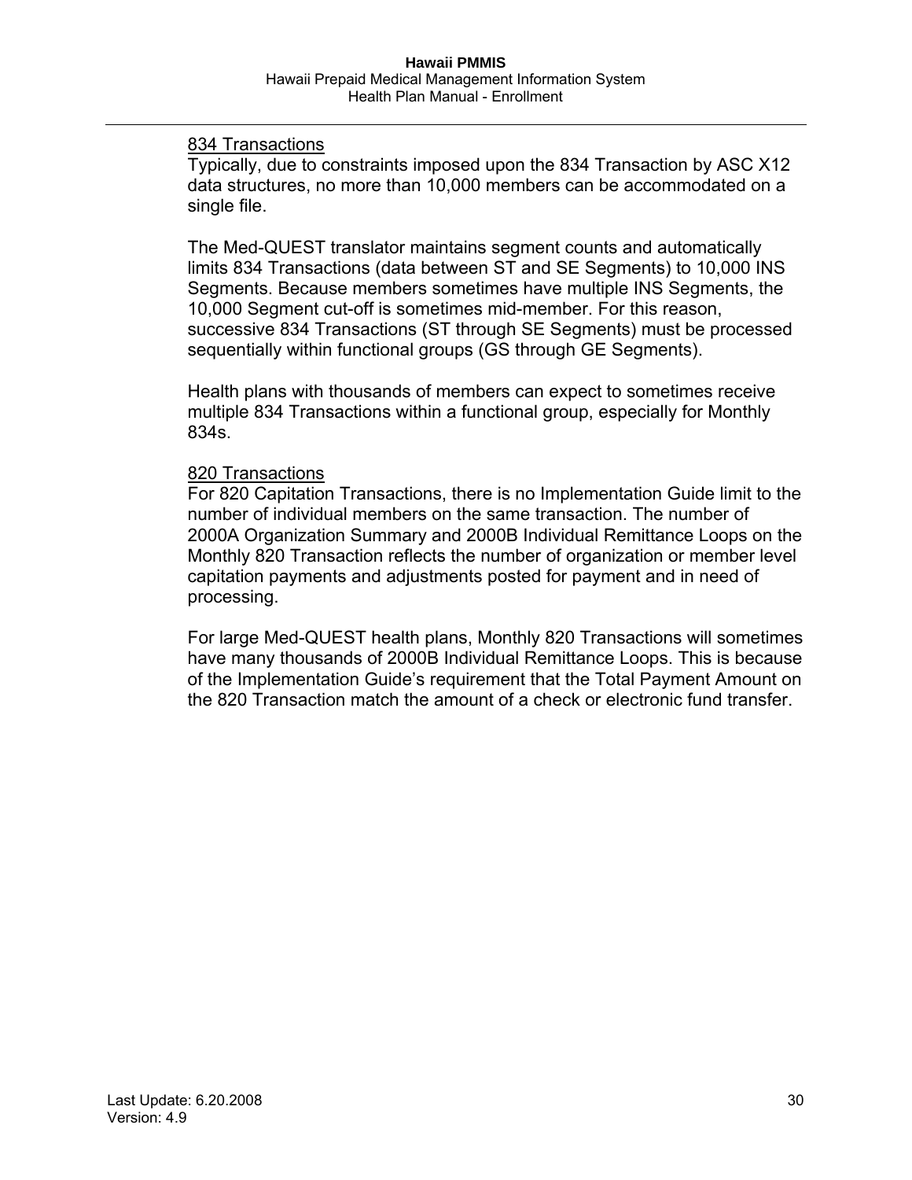834 Transactions

Typically, due to constraints imposed upon the 834 Transaction by ASC X12 data structures, no more than 10,000 members can be accommodated on a single file.

The Med-QUEST translator maintains segment counts and automatically limits 834 Transactions (data between ST and SE Segments) to 10,000 INS Segments. Because members sometimes have multiple INS Segments, the 10,000 Segment cut-off is sometimes mid-member. For this reason, successive 834 Transactions (ST through SE Segments) must be processed sequentially within functional groups (GS through GE Segments).

Health plans with thousands of members can expect to sometimes receive multiple 834 Transactions within a functional group, especially for Monthly 834s.

820 Transactions

For 820 Capitation Transactions, there is no Implementation Guide limit to the number of individual members on the same transaction. The number of 2000A Organization Summary and 2000B Individual Remittance Loops on the Monthly 820 Transaction reflects the number of organization or member level capitation payments and adjustments posted for payment and in need of processing.

For large Med-QUEST health plans, Monthly 820 Transactions will sometimes have many thousands of 2000B Individual Remittance Loops. This is because of the Implementation Guide's requirement that the Total Payment Amount on the 820 Transaction match the amount of a check or electronic fund transfer.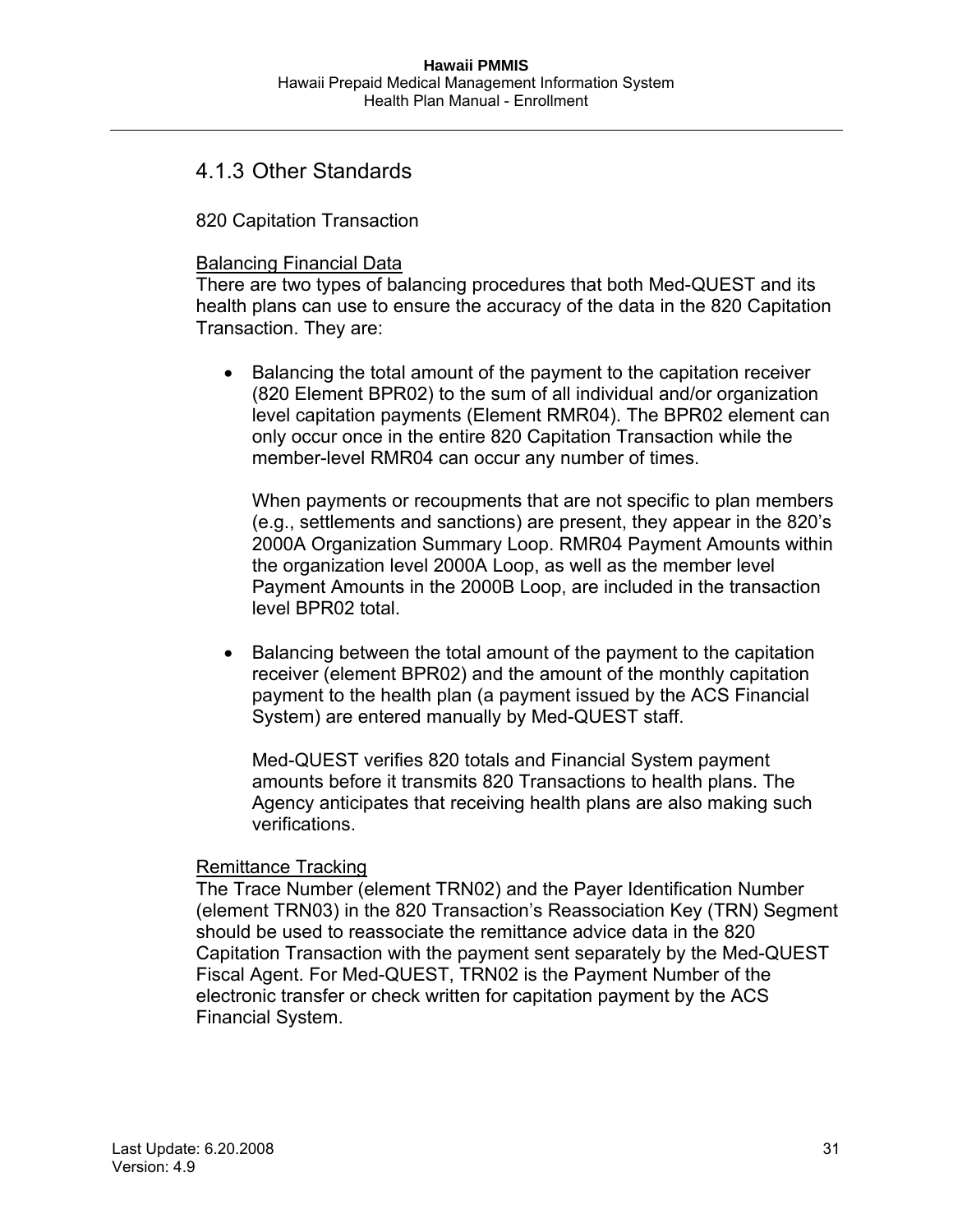### 4.1.3 Other Standards

820 Capitation Transaction

Balancing Financial Data

There are two types of balancing procedures that both Med-QUEST and its health plans can use to ensure the accuracy of the data in the 820 Capitation Transaction. They are:

- Balancing the total amount of the payment to the capitation receiver (820 Element BPR02) to the sum of all individual and/or organization level capitation payments (Element RMR04). The BPR02 element can only occur once in the entire 820 Capitation Transaction while the member-level RMR04 can occur any number of times.

  When payments or recoupments that are not specific to plan members (e.g., settlements and sanctions) are present, they appear in the 820's 2000A Organization Summary Loop. RMR04 Payment Amounts within the organization level 2000A Loop, as well as the member level Payment Amounts in the 2000B Loop, are included in the transaction level BPR02 total.

- Balancing between the total amount of the payment to the capitation receiver (element BPR02) and the amount of the monthly capitation payment to the health plan (a payment issued by the ACS Financial System) are entered manually by Med-QUEST staff.

  Med-QUEST verifies 820 totals and Financial System payment amounts before it transmits 820 Transactions to health plans. The Agency anticipates that receiving health plans are also making such verifications.

Remittance Tracking

The Trace Number (element TRN02) and the Payer Identification Number (element TRN03) in the 820 Transaction's Reassociation Key (TRN) Segment should be used to reassociate the remittance advice data in the 820 Capitation Transaction with the payment sent separately by the Med-QUEST Fiscal Agent. For Med-QUEST, TRN02 is the Payment Number of the electronic transfer or check written for capitation payment by the ACS Financial System.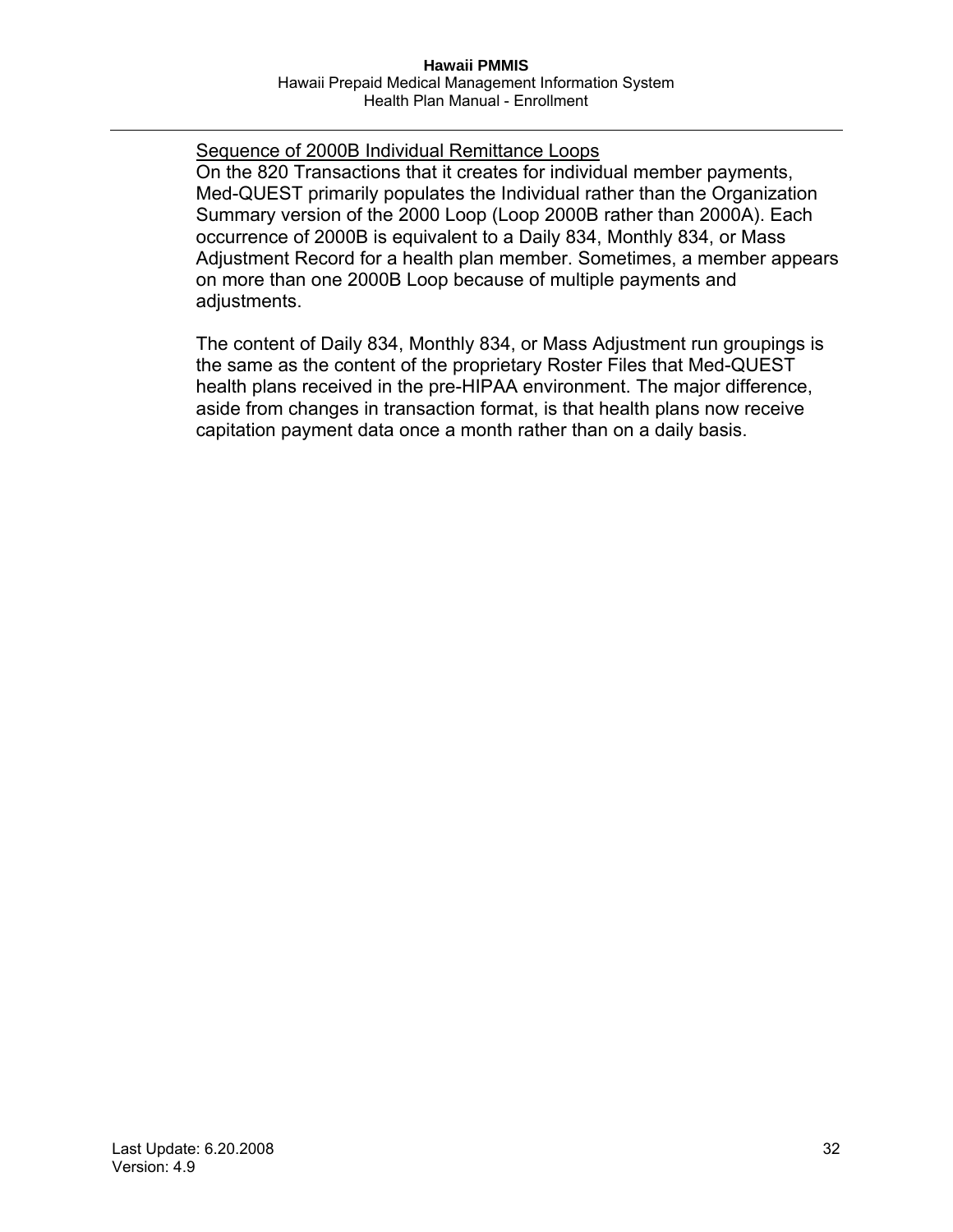<u>Sequence of 2000B Individual Remittance Loops</u>

On the 820 Transactions that it creates for individual member payments, Med-QUEST primarily populates the Individual rather than the Organization Summary version of the 2000 Loop (Loop 2000B rather than 2000A). Each occurrence of 2000B is equivalent to a Daily 834, Monthly 834, or Mass Adjustment Record for a health plan member. Sometimes, a member appears on more than one 2000B Loop because of multiple payments and adjustments.

The content of Daily 834, Monthly 834, or Mass Adjustment run groupings is the same as the content of the proprietary Roster Files that Med-QUEST health plans received in the pre-HIPAA environment. The major difference, aside from changes in transaction format, is that health plans now receive capitation payment data once a month rather than on a daily basis.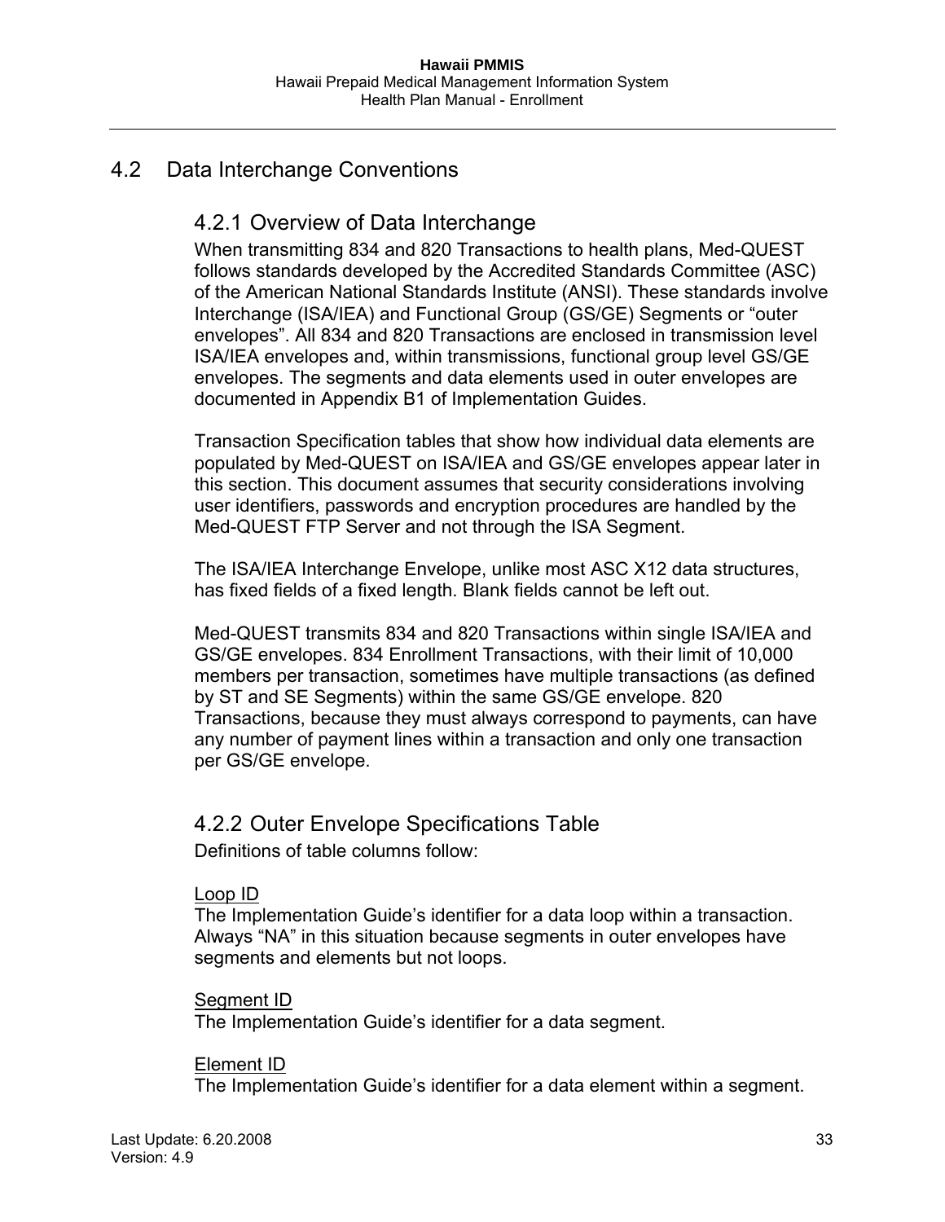## 4.2 Data Interchange Conventions

### 4.2.1 Overview of Data Interchange

When transmitting 834 and 820 Transactions to health plans, Med-QUEST follows standards developed by the Accredited Standards Committee (ASC) of the American National Standards Institute (ANSI). These standards involve Interchange (ISA/IEA) and Functional Group (GS/GE) Segments or "outer envelopes". All 834 and 820 Transactions are enclosed in transmission level ISA/IEA envelopes and, within transmissions, functional group level GS/GE envelopes. The segments and data elements used in outer envelopes are documented in Appendix B1 of Implementation Guides.

Transaction Specification tables that show how individual data elements are populated by Med-QUEST on ISA/IEA and GS/GE envelopes appear later in this section. This document assumes that security considerations involving user identifiers, passwords and encryption procedures are handled by the Med-QUEST FTP Server and not through the ISA Segment.

The ISA/IEA Interchange Envelope, unlike most ASC X12 data structures, has fixed fields of a fixed length. Blank fields cannot be left out.

Med-QUEST transmits 834 and 820 Transactions within single ISA/IEA and GS/GE envelopes. 834 Enrollment Transactions, with their limit of 10,000 members per transaction, sometimes have multiple transactions (as defined by ST and SE Segments) within the same GS/GE envelope. 820 Transactions, because they must always correspond to payments, can have any number of payment lines within a transaction and only one transaction per GS/GE envelope.

### 4.2.2 Outer Envelope Specifications Table

Definitions of table columns follow:

<u>Loop ID</u>
The Implementation Guide's identifier for a data loop within a transaction. Always "NA" in this situation because segments in outer envelopes have segments and elements but not loops.

<u>Segment ID</u>
The Implementation Guide's identifier for a data segment.

<u>Element ID</u>
The Implementation Guide's identifier for a data element within a segment.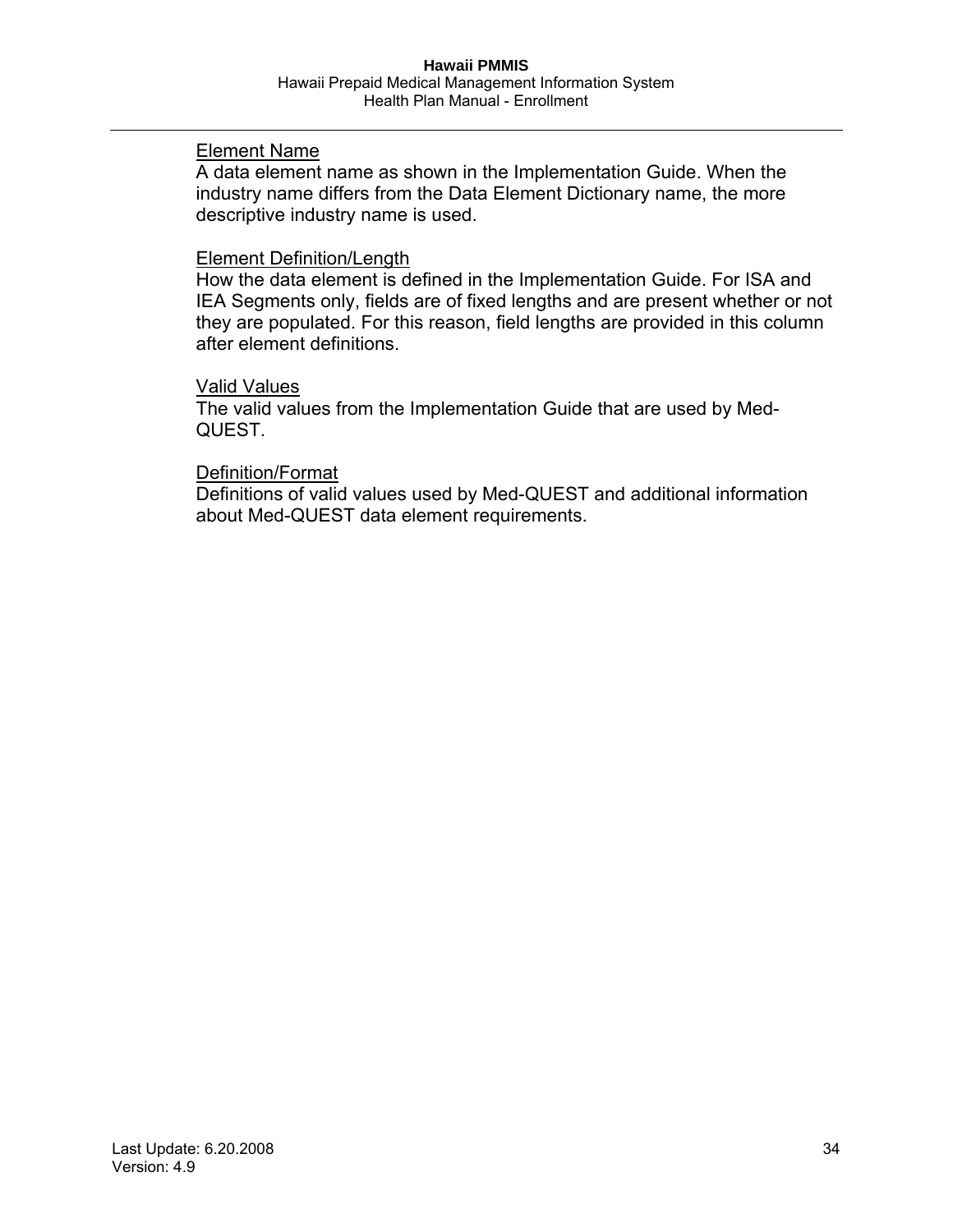Element Name
A data element name as shown in the Implementation Guide. When the industry name differs from the Data Element Dictionary name, the more descriptive industry name is used.

Element Definition/Length
How the data element is defined in the Implementation Guide. For ISA and IEA Segments only, fields are of fixed lengths and are present whether or not they are populated. For this reason, field lengths are provided in this column after element definitions.

Valid Values
The valid values from the Implementation Guide that are used by Med-QUEST.

Definition/Format
Definitions of valid values used by Med-QUEST and additional information about Med-QUEST data element requirements.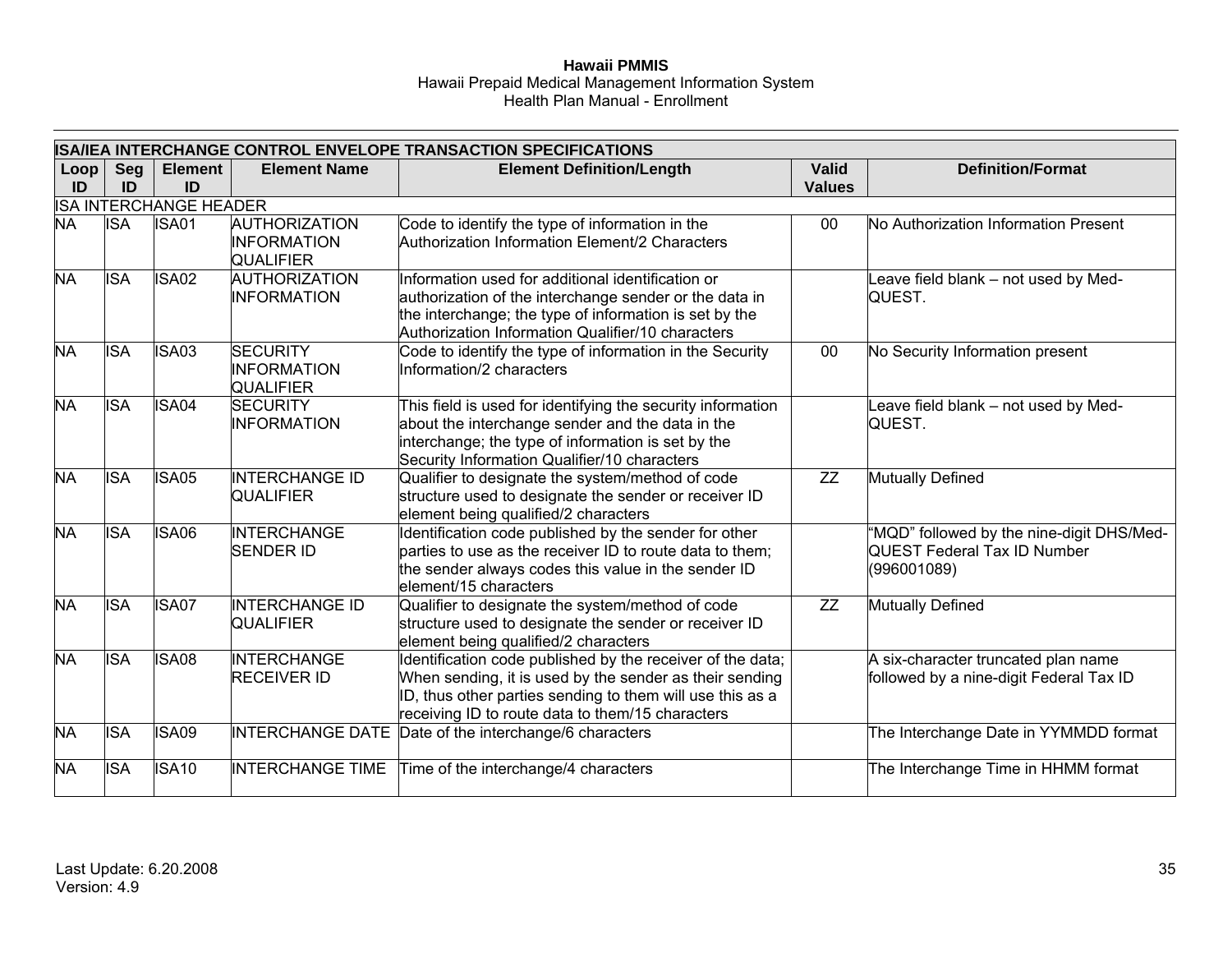| ISA/IEA INTERCHANGE CONTROL ENVELOPE TRANSACTION SPECIFICATIONS | | | | | | |
|---|---|---|---|---|---|---|
| **Loop ID** | **Seg ID** | **Element ID** | **Element Name** | **Element Definition/Length** | **Valid Values** | **Definition/Format** |
| ISA INTERCHANGE HEADER | | | | | | |
| NA | ISA | ISA01 | AUTHORIZATION INFORMATION QUALIFIER | Code to identify the type of information in the Authorization Information Element/2 Characters | 00 | No Authorization Information Present |
| NA | ISA | ISA02 | AUTHORIZATION INFORMATION | Information used for additional identification or authorization of the interchange sender or the data in the interchange; the type of information is set by the Authorization Information Qualifier/10 characters | | Leave field blank – not used by Med-QUEST. |
| NA | ISA | ISA03 | SECURITY INFORMATION QUALIFIER | Code to identify the type of information in the Security Information/2 characters | 00 | No Security Information present |
| NA | ISA | ISA04 | SECURITY INFORMATION | This field is used for identifying the security information about the interchange sender and the data in the interchange; the type of information is set by the Security Information Qualifier/10 characters | | Leave field blank – not used by Med-QUEST. |
| NA | ISA | ISA05 | INTERCHANGE ID QUALIFIER | Qualifier to designate the system/method of code structure used to designate the sender or receiver ID element being qualified/2 characters | ZZ | Mutually Defined |
| NA | ISA | ISA06 | INTERCHANGE SENDER ID | Identification code published by the sender for other parties to use as the receiver ID to route data to them; the sender always codes this value in the sender ID element/15 characters | | "MQD" followed by the nine-digit DHS/Med-QUEST Federal Tax ID Number (996001089) |
| NA | ISA | ISA07 | INTERCHANGE ID QUALIFIER | Qualifier to designate the system/method of code structure used to designate the sender or receiver ID element being qualified/2 characters | ZZ | Mutually Defined |
| NA | ISA | ISA08 | INTERCHANGE RECEIVER ID | Identification code published by the receiver of the data; When sending, it is used by the sender as their sending ID, thus other parties sending to them will use this as a receiving ID to route data to them/15 characters | | A six-character truncated plan name followed by a nine-digit Federal Tax ID |
| NA | ISA | ISA09 | INTERCHANGE DATE | Date of the interchange/6 characters | | The Interchange Date in YYMMDD format |
| NA | ISA | ISA10 | INTERCHANGE TIME | Time of the interchange/4 characters | | The Interchange Time in HHMM format |

Last Update: 6.20.2008
Version: 4.9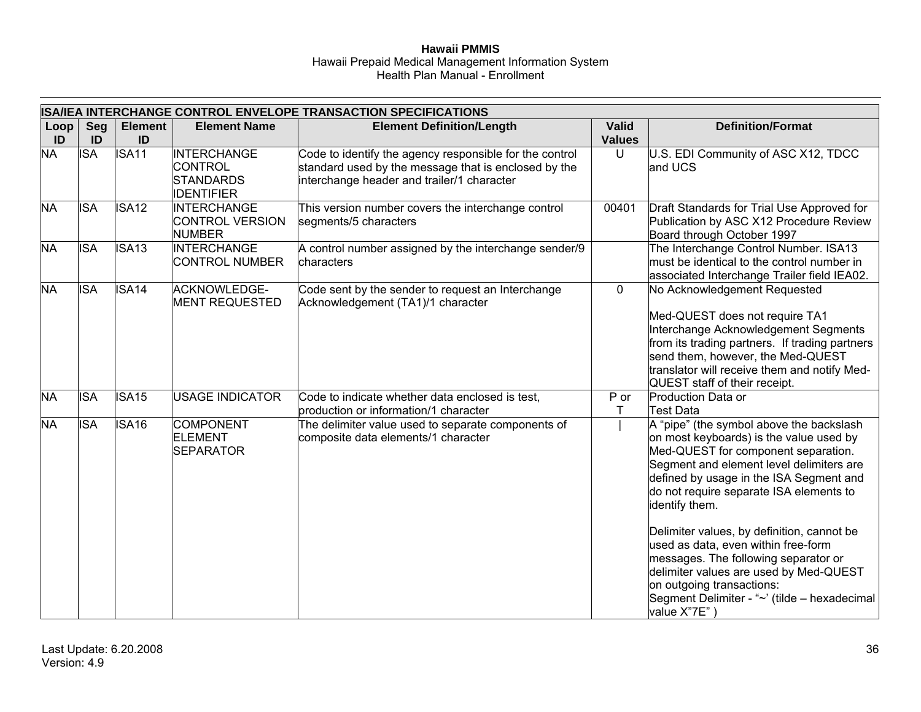| ISA/IEA INTERCHANGE CONTROL ENVELOPE TRANSACTION SPECIFICATIONS | | | | | | |
|---|---|---|---|---|---|---|
| **Loop ID** | **Seg ID** | **Element ID** | **Element Name** | **Element Definition/Length** | **Valid Values** | **Definition/Format** |
| NA | ISA | ISA11 | INTERCHANGE CONTROL STANDARDS IDENTIFIER | Code to identify the agency responsible for the control standard used by the message that is enclosed by the interchange header and trailer/1 character | U | U.S. EDI Community of ASC X12, TDCC and UCS |
| NA | ISA | ISA12 | INTERCHANGE CONTROL VERSION NUMBER | This version number covers the interchange control segments/5 characters | 00401 | Draft Standards for Trial Use Approved for Publication by ASC X12 Procedure Review Board through October 1997 |
| NA | ISA | ISA13 | INTERCHANGE CONTROL NUMBER | A control number assigned by the interchange sender/9 characters | | The Interchange Control Number. ISA13 must be identical to the control number in associated Interchange Trailer field IEA02. |
| NA | ISA | ISA14 | ACKNOWLEDGE-MENT REQUESTED | Code sent by the sender to request an Interchange Acknowledgement (TA1)/1 character | 0 | No Acknowledgement Requested<br><br>Med-QUEST does not require TA1 Interchange Acknowledgement Segments from its trading partners. If trading partners send them, however, the Med-QUEST translator will receive them and notify Med-QUEST staff of their receipt. |
| NA | ISA | ISA15 | USAGE INDICATOR | Code to indicate whether data enclosed is test, production or information/1 character | P or T | Production Data or Test Data |
| NA | ISA | ISA16 | COMPONENT ELEMENT SEPARATOR | The delimiter value used to separate components of composite data elements/1 character | \| | A "pipe" (the symbol above the backslash on most keyboards) is the value used by Med-QUEST for component separation. Segment and element level delimiters are defined by usage in the ISA Segment and do not require separate ISA elements to identify them.<br><br>Delimiter values, by definition, cannot be used as data, even within free-form messages. The following separator or delimiter values are used by Med-QUEST on outgoing transactions:<br>Segment Delimiter - "~' (tilde – hexadecimal value X"7E" ) |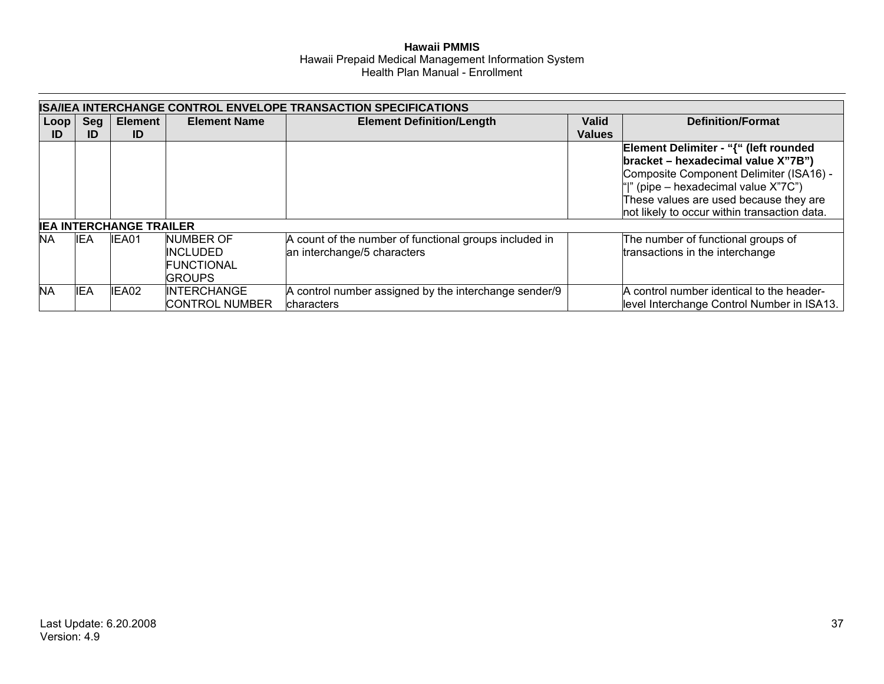| ISA/IEA INTERCHANGE CONTROL ENVELOPE TRANSACTION SPECIFICATIONS | | | | | | |
|---|---|---|---|---|---|---|
| **Loop ID** | **Seg ID** | **Element ID** | **Element Name** | **Element Definition/Length** | **Valid Values** | **Definition/Format** |
| | | | | | | **Element Delimiter - "{" (left rounded bracket – hexadecimal value X"7B")** Composite Component Delimiter (ISA16) - "\|" (pipe – hexadecimal value X"7C") These values are used because they are not likely to occur within transaction data. |
| **IEA INTERCHANGE TRAILER** | | | | | | |
| NA | IEA | IEA01 | NUMBER OF INCLUDED FUNCTIONAL GROUPS | A count of the number of functional groups included in an interchange/5 characters | | The number of functional groups of transactions in the interchange |
| NA | IEA | IEA02 | INTERCHANGE CONTROL NUMBER | A control number assigned by the interchange sender/9 characters | | A control number identical to the header-level Interchange Control Number in ISA13. |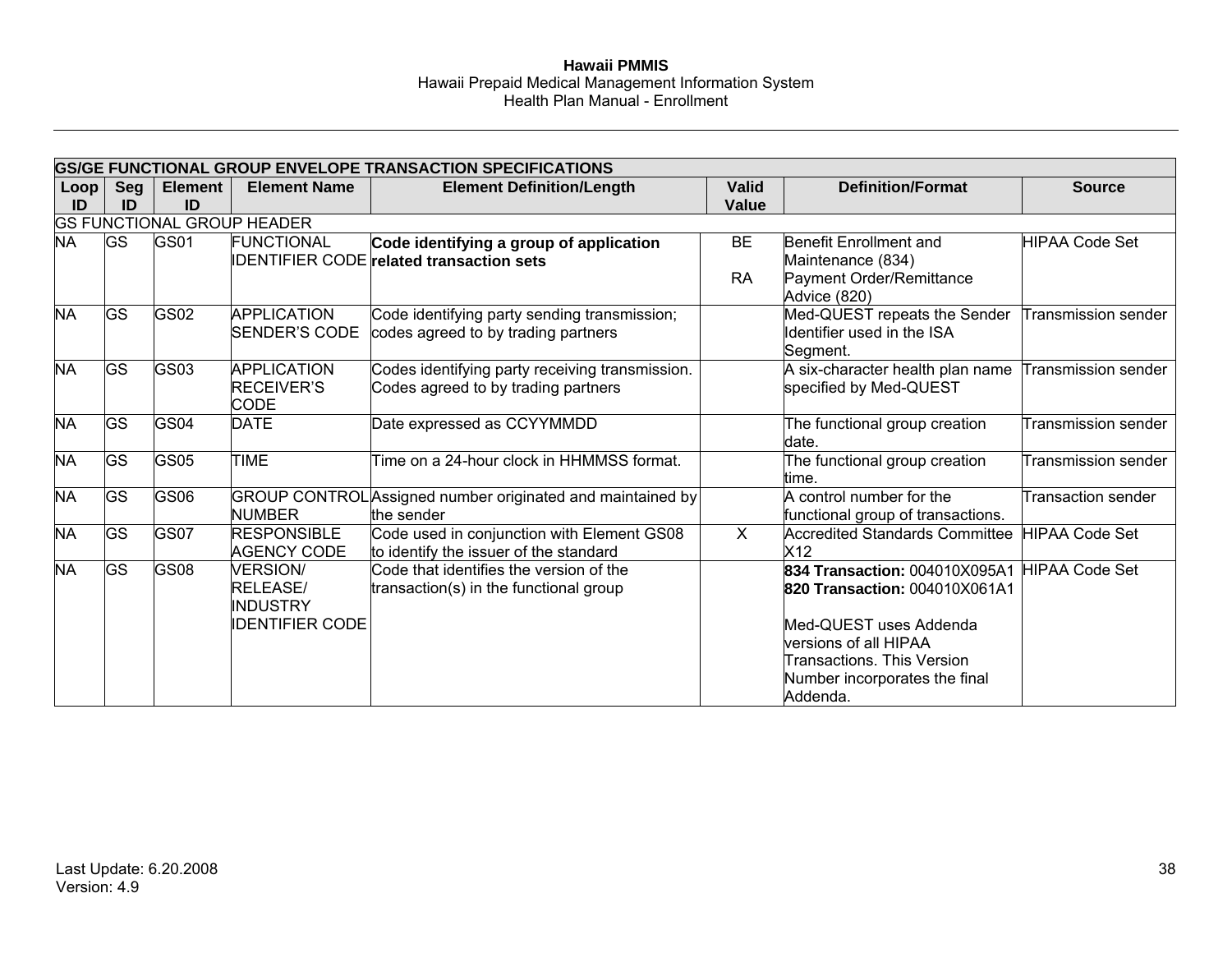| GS/GE FUNCTIONAL GROUP ENVELOPE TRANSACTION SPECIFICATIONS | | | | | | | |
|---|---|---|---|---|---|---|---|
| **Loop ID** | **Seg ID** | **Element ID** | **Element Name** | **Element Definition/Length** | **Valid Value** | **Definition/Format** | **Source** |
| GS FUNCTIONAL GROUP HEADER | | | | | | | |
| NA | GS | GS01 | FUNCTIONAL IDENTIFIER CODE | **Code identifying a group of application related transaction sets** | BE<br><br>RA | Benefit Enrollment and Maintenance (834)<br>Payment Order/Remittance Advice (820) | HIPAA Code Set |
| NA | GS | GS02 | APPLICATION SENDER'S CODE | Code identifying party sending transmission; codes agreed to by trading partners | | Med-QUEST repeats the Sender Identifier used in the ISA Segment. | Transmission sender |
| NA | GS | GS03 | APPLICATION RECEIVER'S CODE | Codes identifying party receiving transmission. Codes agreed to by trading partners | | A six-character health plan name specified by Med-QUEST | Transmission sender |
| NA | GS | GS04 | DATE | Date expressed as CCYYMMDD | | The functional group creation date. | Transmission sender |
| NA | GS | GS05 | TIME | Time on a 24-hour clock in HHMMSS format. | | The functional group creation time. | Transmission sender |
| NA | GS | GS06 | GROUP CONTROL NUMBER | Assigned number originated and maintained by the sender | | A control number for the functional group of transactions. | Transaction sender |
| NA | GS | GS07 | RESPONSIBLE AGENCY CODE | Code used in conjunction with Element GS08 to identify the issuer of the standard | X | Accredited Standards Committee X12 | HIPAA Code Set |
| NA | GS | GS08 | VERSION/ RELEASE/ INDUSTRY IDENTIFIER CODE | Code that identifies the version of the transaction(s) in the functional group | | **834 Transaction:** 004010X095A1<br>**820 Transaction:** 004010X061A1<br><br>Med-QUEST uses Addenda versions of all HIPAA Transactions. This Version Number incorporates the final Addenda. | HIPAA Code Set |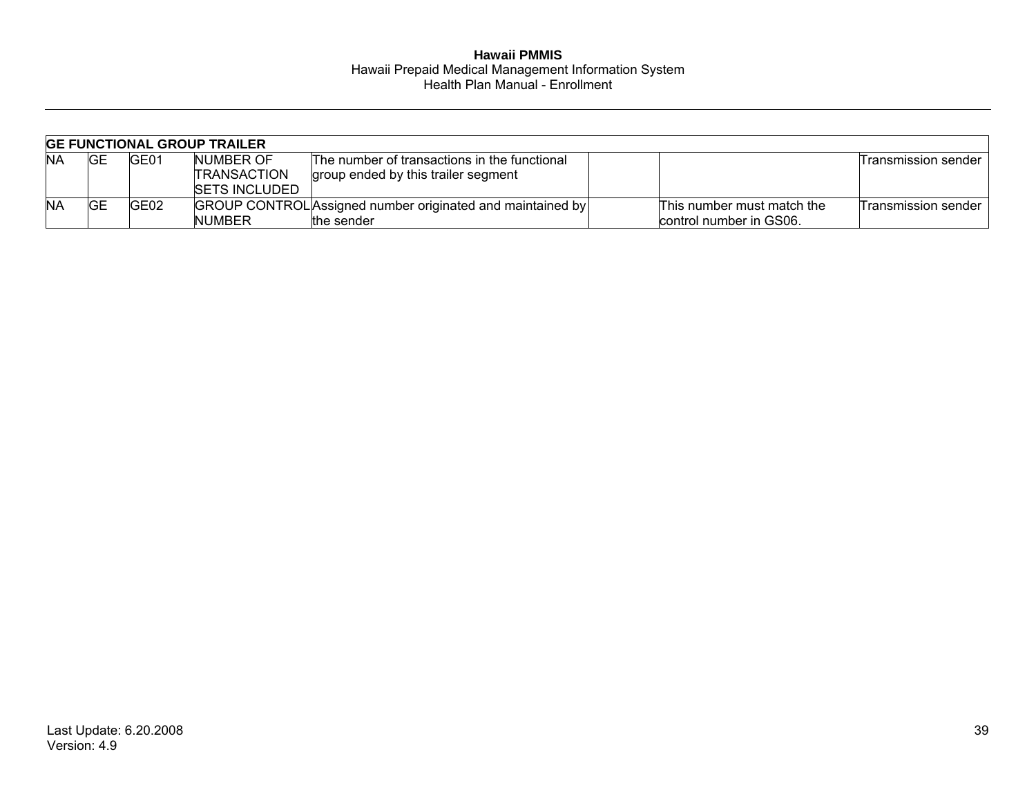| GE FUNCTIONAL GROUP TRAILER | | | | | | | |
|---|---|---|---|---|---|---|---|
| NA | GE | GE01 | NUMBER OF TRANSACTION SETS INCLUDED | The number of transactions in the functional group ended by this trailer segment | | | Transmission sender |
| NA | GE | GE02 | GROUP CONTROL NUMBER | Assigned number originated and maintained by the sender | | This number must match the control number in GS06. | Transmission sender |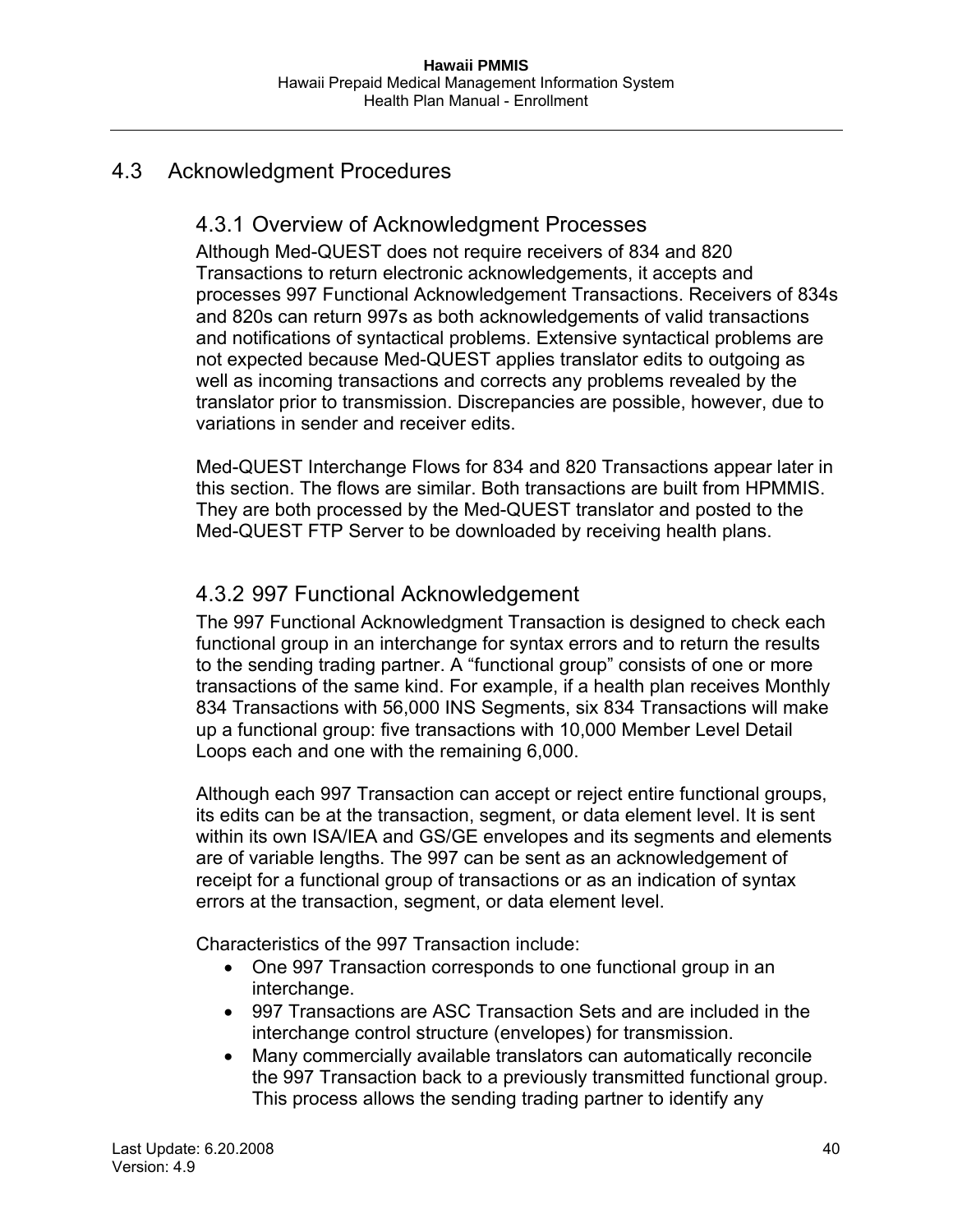## 4.3 Acknowledgment Procedures

### 4.3.1 Overview of Acknowledgment Processes

Although Med-QUEST does not require receivers of 834 and 820 Transactions to return electronic acknowledgements, it accepts and processes 997 Functional Acknowledgement Transactions. Receivers of 834s and 820s can return 997s as both acknowledgements of valid transactions and notifications of syntactical problems. Extensive syntactical problems are not expected because Med-QUEST applies translator edits to outgoing as well as incoming transactions and corrects any problems revealed by the translator prior to transmission. Discrepancies are possible, however, due to variations in sender and receiver edits.

Med-QUEST Interchange Flows for 834 and 820 Transactions appear later in this section. The flows are similar. Both transactions are built from HPMMIS. They are both processed by the Med-QUEST translator and posted to the Med-QUEST FTP Server to be downloaded by receiving health plans.

### 4.3.2 997 Functional Acknowledgement

The 997 Functional Acknowledgment Transaction is designed to check each functional group in an interchange for syntax errors and to return the results to the sending trading partner. A "functional group" consists of one or more transactions of the same kind. For example, if a health plan receives Monthly 834 Transactions with 56,000 INS Segments, six 834 Transactions will make up a functional group: five transactions with 10,000 Member Level Detail Loops each and one with the remaining 6,000.

Although each 997 Transaction can accept or reject entire functional groups, its edits can be at the transaction, segment, or data element level. It is sent within its own ISA/IEA and GS/GE envelopes and its segments and elements are of variable lengths. The 997 can be sent as an acknowledgement of receipt for a functional group of transactions or as an indication of syntax errors at the transaction, segment, or data element level.

Characteristics of the 997 Transaction include:

- One 997 Transaction corresponds to one functional group in an interchange.
- 997 Transactions are ASC Transaction Sets and are included in the interchange control structure (envelopes) for transmission.
- Many commercially available translators can automatically reconcile the 997 Transaction back to a previously transmitted functional group. This process allows the sending trading partner to identify any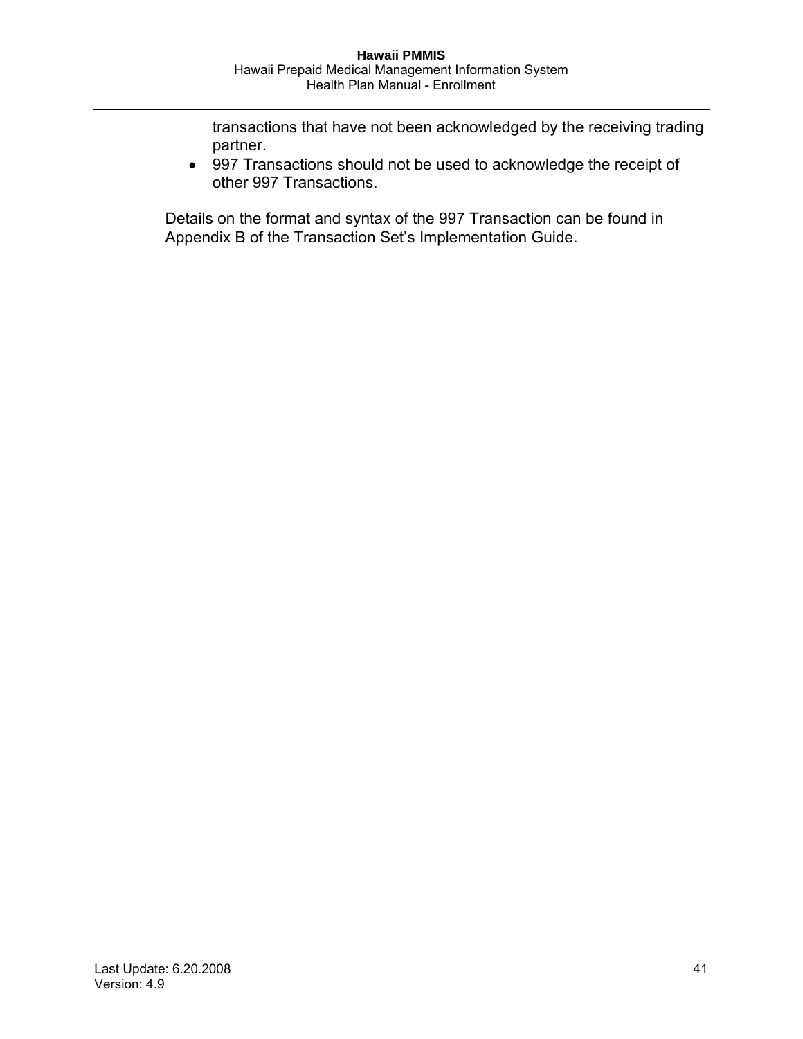transactions that have not been acknowledged by the receiving trading partner.

- 997 Transactions should not be used to acknowledge the receipt of other 997 Transactions.

Details on the format and syntax of the 997 Transaction can be found in Appendix B of the Transaction Set's Implementation Guide.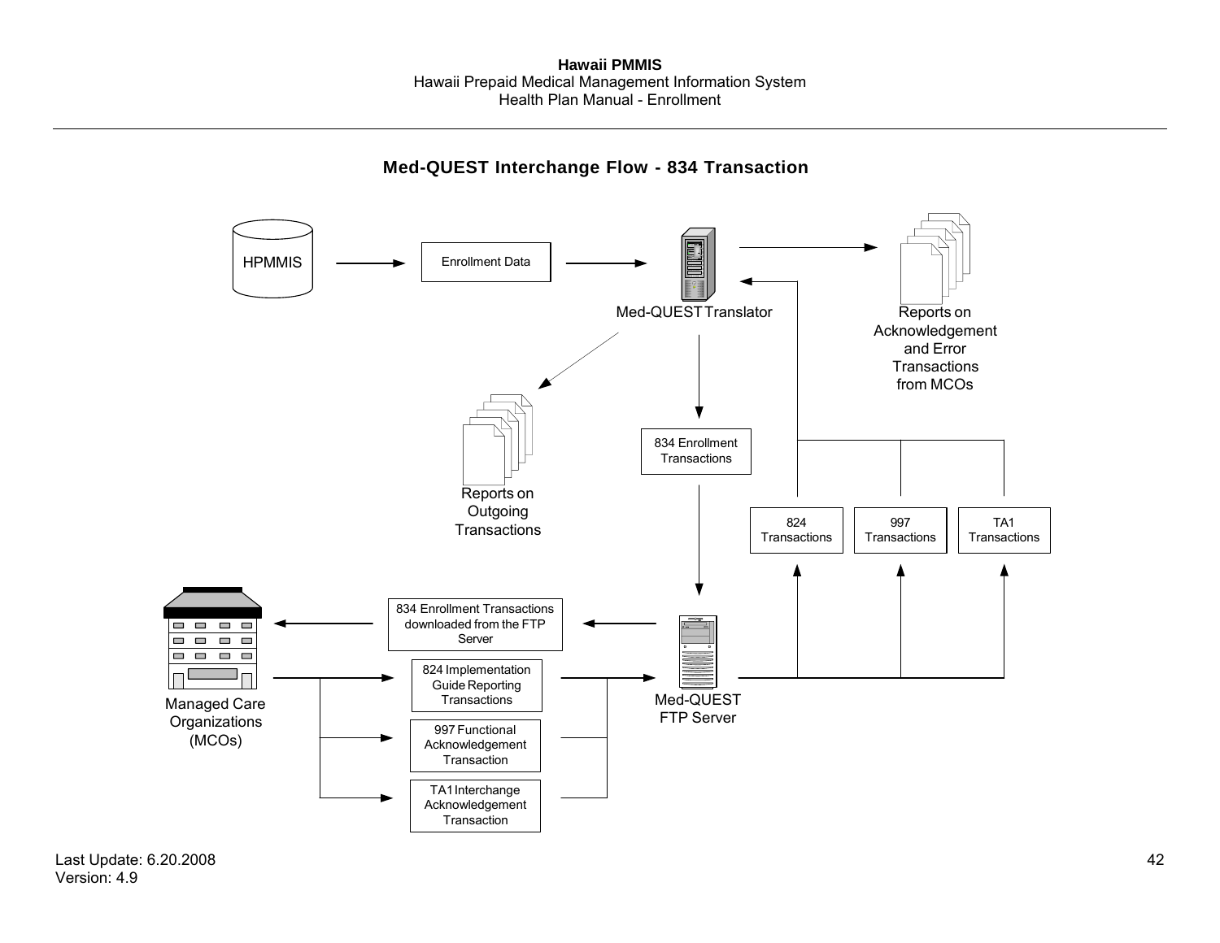## Med-QUEST Interchange Flow - 834 Transaction

HPMMIS

Enrollment Data

Med-QUEST Translator

Reports on Acknowledgement and Error Transactions from MCOs

Reports on Outgoing Transactions

834 Enrollment Transactions

824 Transactions

997 Transactions

TA1 Transactions

Managed Care Organizations (MCOs)

834 Enrollment Transactions downloaded from the FTP Server

824 Implementation Guide Reporting Transactions

997 Functional Acknowledgement Transaction

TA1 Interchange Acknowledgement Transaction

Med-QUEST FTP Server

Last Update: 6.20.2008
Version: 4.9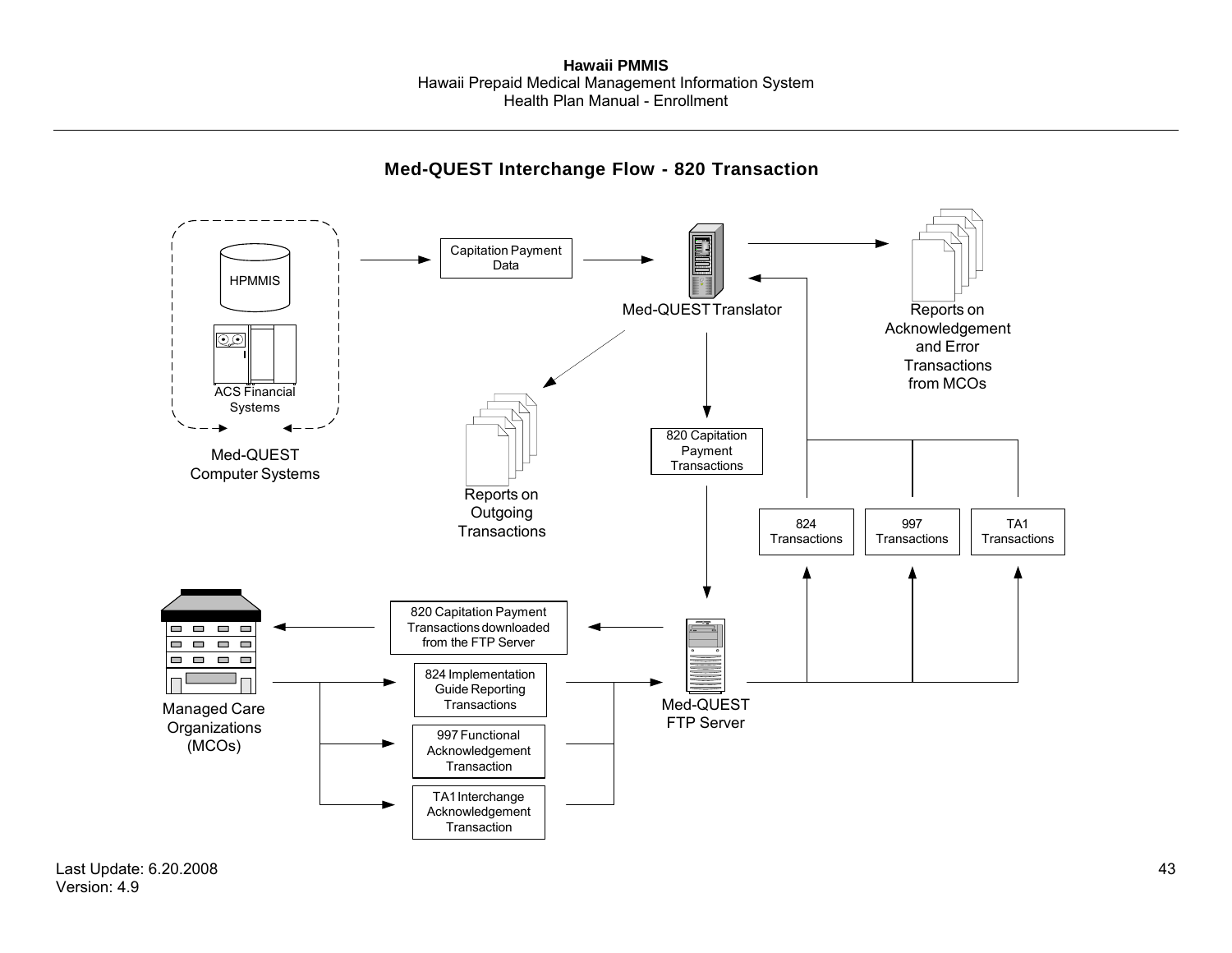## Med-QUEST Interchange Flow - 820 Transaction

HPMMIS

ACS Financial Systems

Med-QUEST Computer Systems

Capitation Payment Data

Med-QUEST Translator

Reports on Acknowledgement and Error Transactions from MCOs

Reports on Outgoing Transactions

820 Capitation Payment Transactions

824 Transactions

997 Transactions

TA1 Transactions

Managed Care Organizations (MCOs)

820 Capitation Payment Transactions downloaded from the FTP Server

824 Implementation Guide Reporting Transactions

997 Functional Acknowledgement Transaction

TA1 Interchange Acknowledgement Transaction

Med-QUEST FTP Server

Last Update: 6.20.2008
Version: 4.9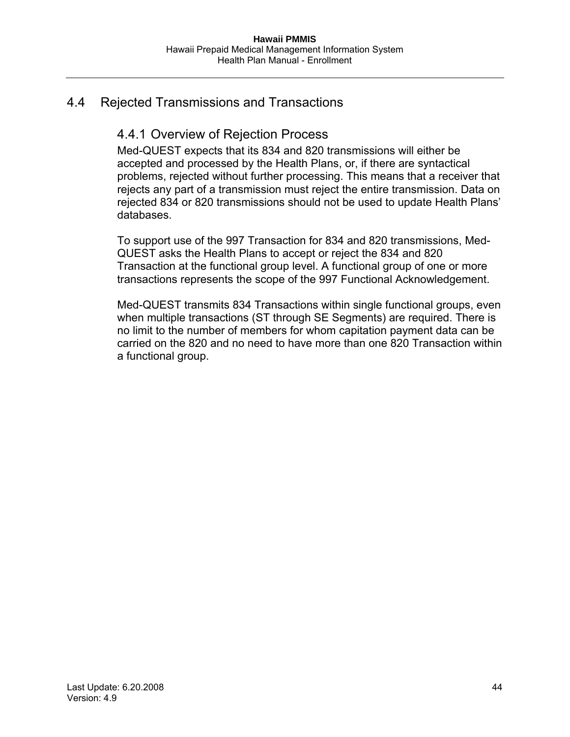## 4.4 Rejected Transmissions and Transactions

### 4.4.1 Overview of Rejection Process

Med-QUEST expects that its 834 and 820 transmissions will either be accepted and processed by the Health Plans, or, if there are syntactical problems, rejected without further processing. This means that a receiver that rejects any part of a transmission must reject the entire transmission. Data on rejected 834 or 820 transmissions should not be used to update Health Plans' databases.

To support use of the 997 Transaction for 834 and 820 transmissions, Med-QUEST asks the Health Plans to accept or reject the 834 and 820 Transaction at the functional group level. A functional group of one or more transactions represents the scope of the 997 Functional Acknowledgement.

Med-QUEST transmits 834 Transactions within single functional groups, even when multiple transactions (ST through SE Segments) are required. There is no limit to the number of members for whom capitation payment data can be carried on the 820 and no need to have more than one 820 Transaction within a functional group.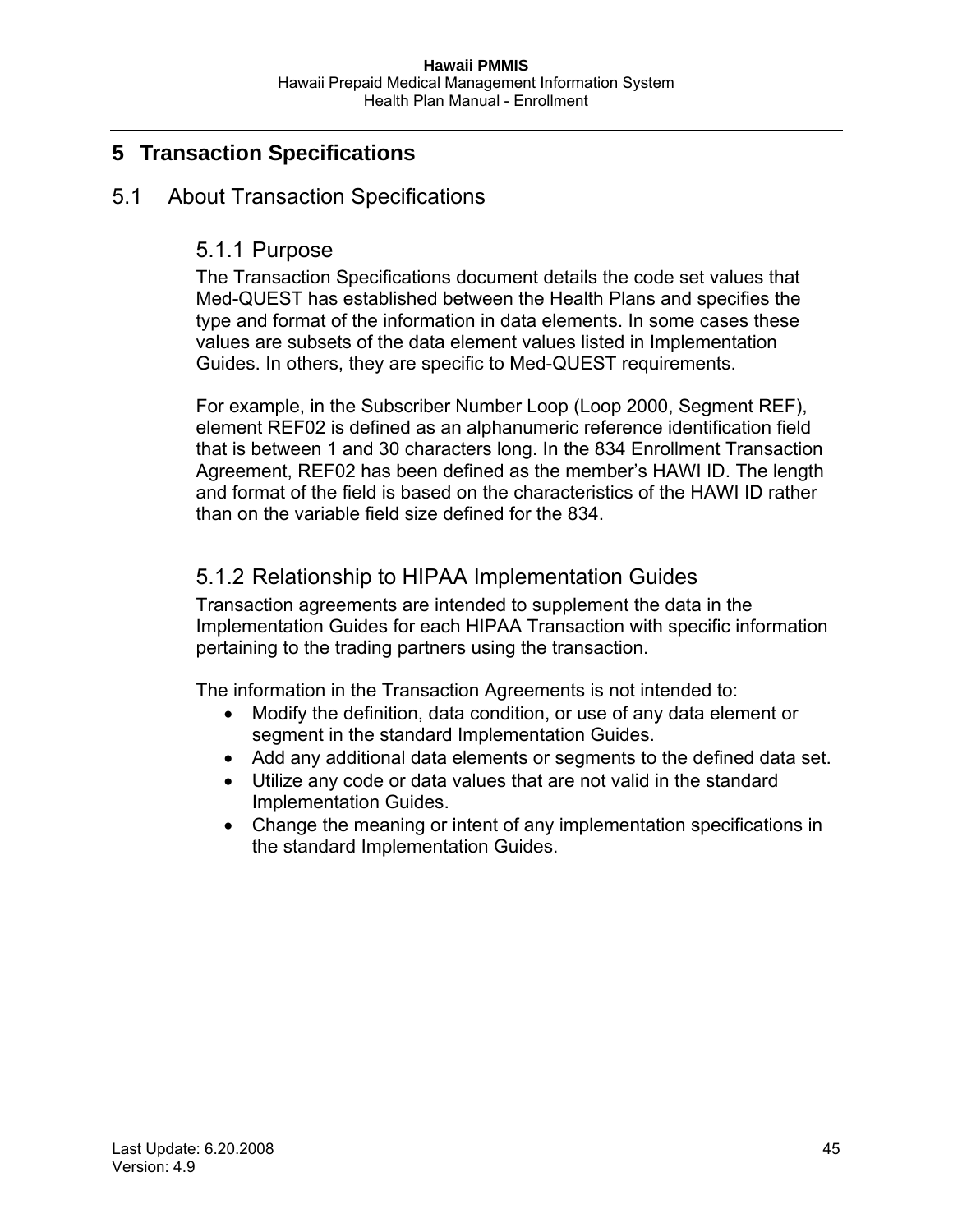# 5 Transaction Specifications

## 5.1 About Transaction Specifications

### 5.1.1 Purpose

The Transaction Specifications document details the code set values that Med-QUEST has established between the Health Plans and specifies the type and format of the information in data elements. In some cases these values are subsets of the data element values listed in Implementation Guides. In others, they are specific to Med-QUEST requirements.

For example, in the Subscriber Number Loop (Loop 2000, Segment REF), element REF02 is defined as an alphanumeric reference identification field that is between 1 and 30 characters long. In the 834 Enrollment Transaction Agreement, REF02 has been defined as the member's HAWI ID. The length and format of the field is based on the characteristics of the HAWI ID rather than on the variable field size defined for the 834.

### 5.1.2 Relationship to HIPAA Implementation Guides

Transaction agreements are intended to supplement the data in the Implementation Guides for each HIPAA Transaction with specific information pertaining to the trading partners using the transaction.

The information in the Transaction Agreements is not intended to:

- Modify the definition, data condition, or use of any data element or segment in the standard Implementation Guides.
- Add any additional data elements or segments to the defined data set.
- Utilize any code or data values that are not valid in the standard Implementation Guides.
- Change the meaning or intent of any implementation specifications in the standard Implementation Guides.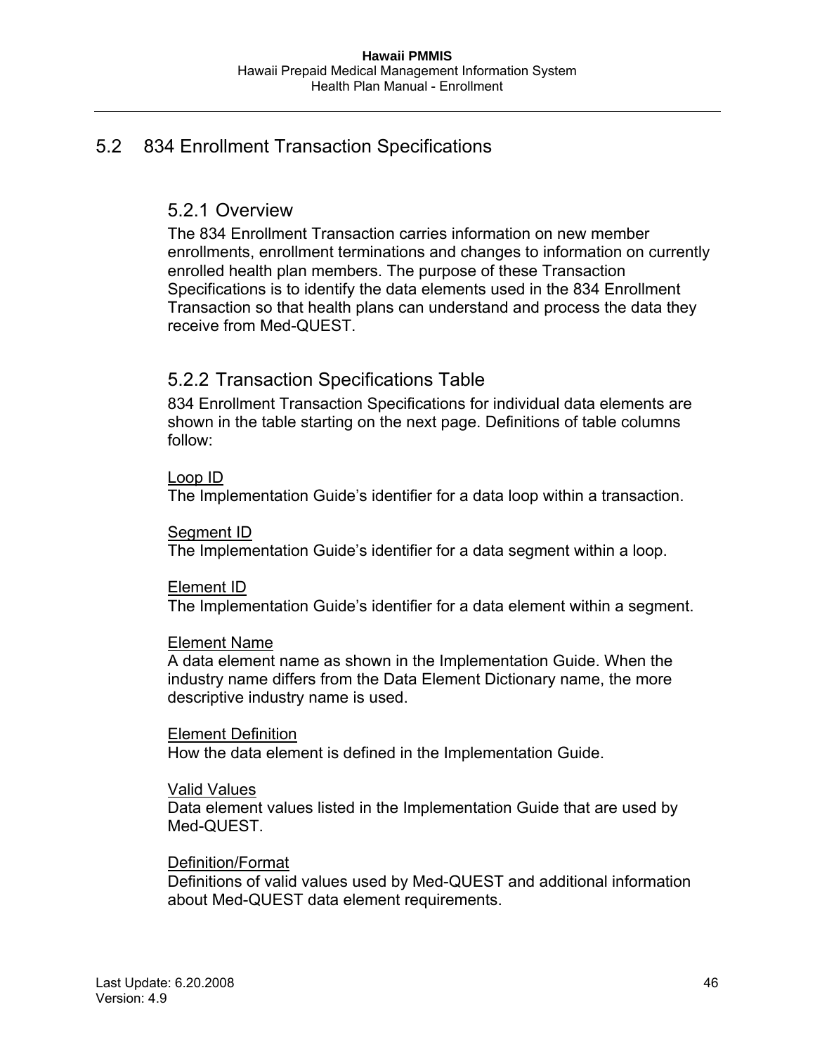## 5.2 834 Enrollment Transaction Specifications

### 5.2.1 Overview

The 834 Enrollment Transaction carries information on new member enrollments, enrollment terminations and changes to information on currently enrolled health plan members. The purpose of these Transaction Specifications is to identify the data elements used in the 834 Enrollment Transaction so that health plans can understand and process the data they receive from Med-QUEST.

### 5.2.2 Transaction Specifications Table

834 Enrollment Transaction Specifications for individual data elements are shown in the table starting on the next page. Definitions of table columns follow:

<u>Loop ID</u>
The Implementation Guide's identifier for a data loop within a transaction.

<u>Segment ID</u>
The Implementation Guide's identifier for a data segment within a loop.

<u>Element ID</u>
The Implementation Guide's identifier for a data element within a segment.

<u>Element Name</u>
A data element name as shown in the Implementation Guide. When the industry name differs from the Data Element Dictionary name, the more descriptive industry name is used.

<u>Element Definition</u>
How the data element is defined in the Implementation Guide.

<u>Valid Values</u>
Data element values listed in the Implementation Guide that are used by Med-QUEST.

<u>Definition/Format</u>
Definitions of valid values used by Med-QUEST and additional information about Med-QUEST data element requirements.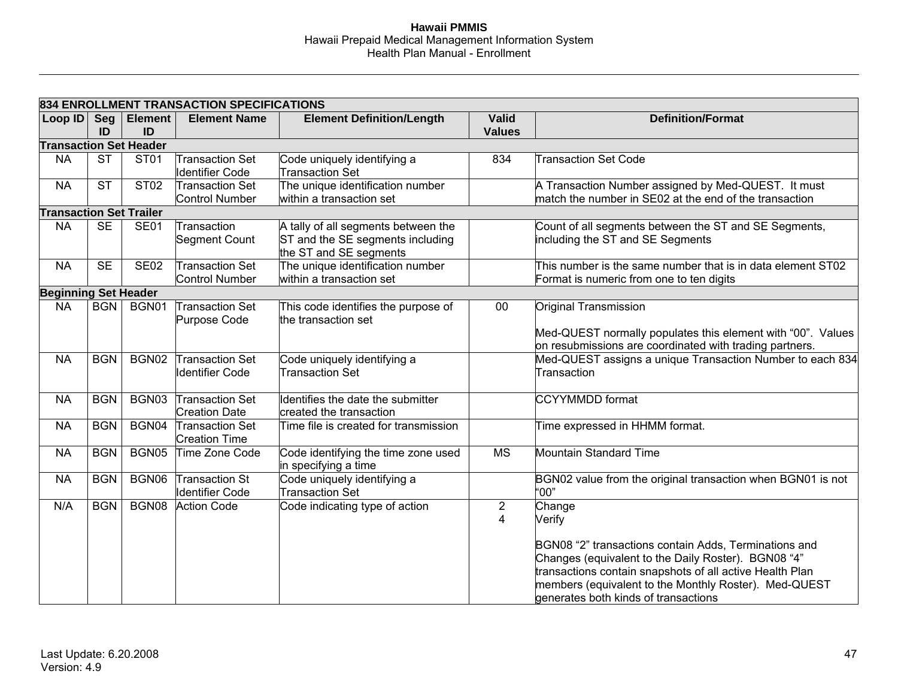| 834 ENROLLMENT TRANSACTION SPECIFICATIONS | | | | | | |
|---|---|---|---|---|---|---|
| **Loop ID** | **Seg ID** | **Element ID** | **Element Name** | **Element Definition/Length** | **Valid Values** | **Definition/Format** |
| **Transaction Set Header** | | | | | | |
| NA | ST | ST01 | Transaction Set Identifier Code | Code uniquely identifying a Transaction Set | 834 | Transaction Set Code |
| NA | ST | ST02 | Transaction Set Control Number | The unique identification number within a transaction set | | A Transaction Number assigned by Med-QUEST. It must match the number in SE02 at the end of the transaction |
| **Transaction Set Trailer** | | | | | | |
| NA | SE | SE01 | Transaction Segment Count | A tally of all segments between the ST and the SE segments including the ST and SE segments | | Count of all segments between the ST and SE Segments, including the ST and SE Segments |
| NA | SE | SE02 | Transaction Set Control Number | The unique identification number within a transaction set | | This number is the same number that is in data element ST02 Format is numeric from one to ten digits |
| **Beginning Set Header** | | | | | | |
| NA | BGN | BGN01 | Transaction Set Purpose Code | This code identifies the purpose of the transaction set | 00 | Original Transmission<br><br>Med-QUEST normally populates this element with “00”. Values on resubmissions are coordinated with trading partners. |
| NA | BGN | BGN02 | Transaction Set Identifier Code | Code uniquely identifying a Transaction Set | | Med-QUEST assigns a unique Transaction Number to each 834 Transaction |
| NA | BGN | BGN03 | Transaction Set Creation Date | Identifies the date the submitter created the transaction | | CCYYMMDD format |
| NA | BGN | BGN04 | Transaction Set Creation Time | Time file is created for transmission | | Time expressed in HHMM format. |
| NA | BGN | BGN05 | Time Zone Code | Code identifying the time zone used in specifying a time | MS | Mountain Standard Time |
| NA | BGN | BGN06 | Transaction St Identifier Code | Code uniquely identifying a Transaction Set | | BGN02 value from the original transaction when BGN01 is not “00” |
| N/A | BGN | BGN08 | Action Code | Code indicating type of action | 2<br>4 | Change<br>Verify<br><br>BGN08 “2” transactions contain Adds, Terminations and Changes (equivalent to the Daily Roster). BGN08 “4” transactions contain snapshots of all active Health Plan members (equivalent to the Monthly Roster). Med-QUEST generates both kinds of transactions |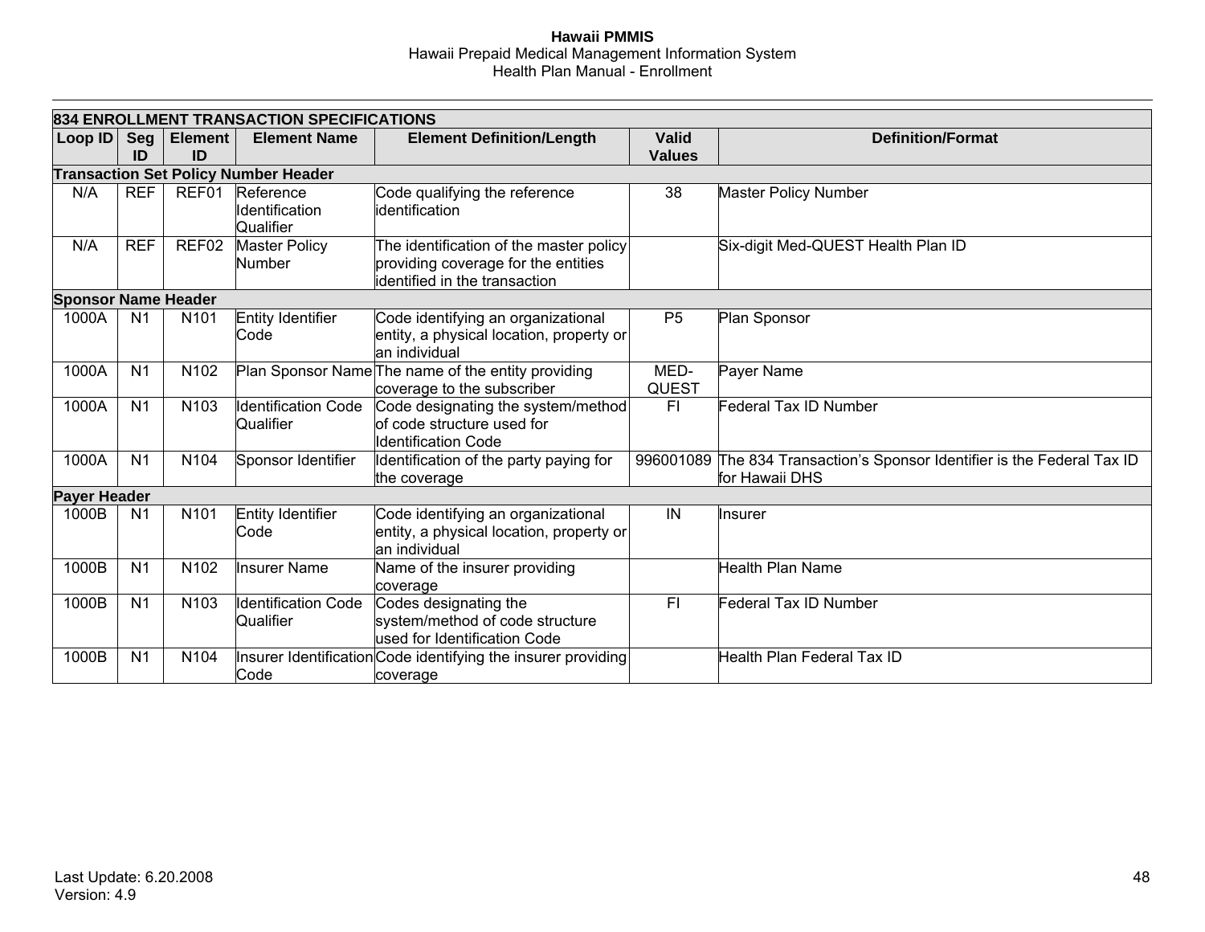| 834 ENROLLMENT TRANSACTION SPECIFICATIONS | | | | | | |
|---|---|---|---|---|---|---|
| **Loop ID** | **Seg ID** | **Element ID** | **Element Name** | **Element Definition/Length** | **Valid Values** | **Definition/Format** |
| **Transaction Set Policy Number Header** | | | | | | |
| N/A | REF | REF01 | Reference Identification Qualifier | Code qualifying the reference identification | 38 | Master Policy Number |
| N/A | REF | REF02 | Master Policy Number | The identification of the master policy providing coverage for the entities identified in the transaction | | Six-digit Med-QUEST Health Plan ID |
| **Sponsor Name Header** | | | | | | |
| 1000A | N1 | N101 | Entity Identifier Code | Code identifying an organizational entity, a physical location, property or an individual | P5 | Plan Sponsor |
| 1000A | N1 | N102 | Plan Sponsor Name | The name of the entity providing coverage to the subscriber | MED-QUEST | Payer Name |
| 1000A | N1 | N103 | Identification Code Qualifier | Code designating the system/method of code structure used for Identification Code | FI | Federal Tax ID Number |
| 1000A | N1 | N104 | Sponsor Identifier | Identification of the party paying for the coverage | 996001089 | The 834 Transaction's Sponsor Identifier is the Federal Tax ID for Hawaii DHS |
| **Payer Header** | | | | | | |
| 1000B | N1 | N101 | Entity Identifier Code | Code identifying an organizational entity, a physical location, property or an individual | IN | Insurer |
| 1000B | N1 | N102 | Insurer Name | Name of the insurer providing coverage | | Health Plan Name |
| 1000B | N1 | N103 | Identification Code Qualifier | Codes designating the system/method of code structure used for Identification Code | FI | Federal Tax ID Number |
| 1000B | N1 | N104 | Insurer Identification Code | Code identifying the insurer providing coverage | | Health Plan Federal Tax ID |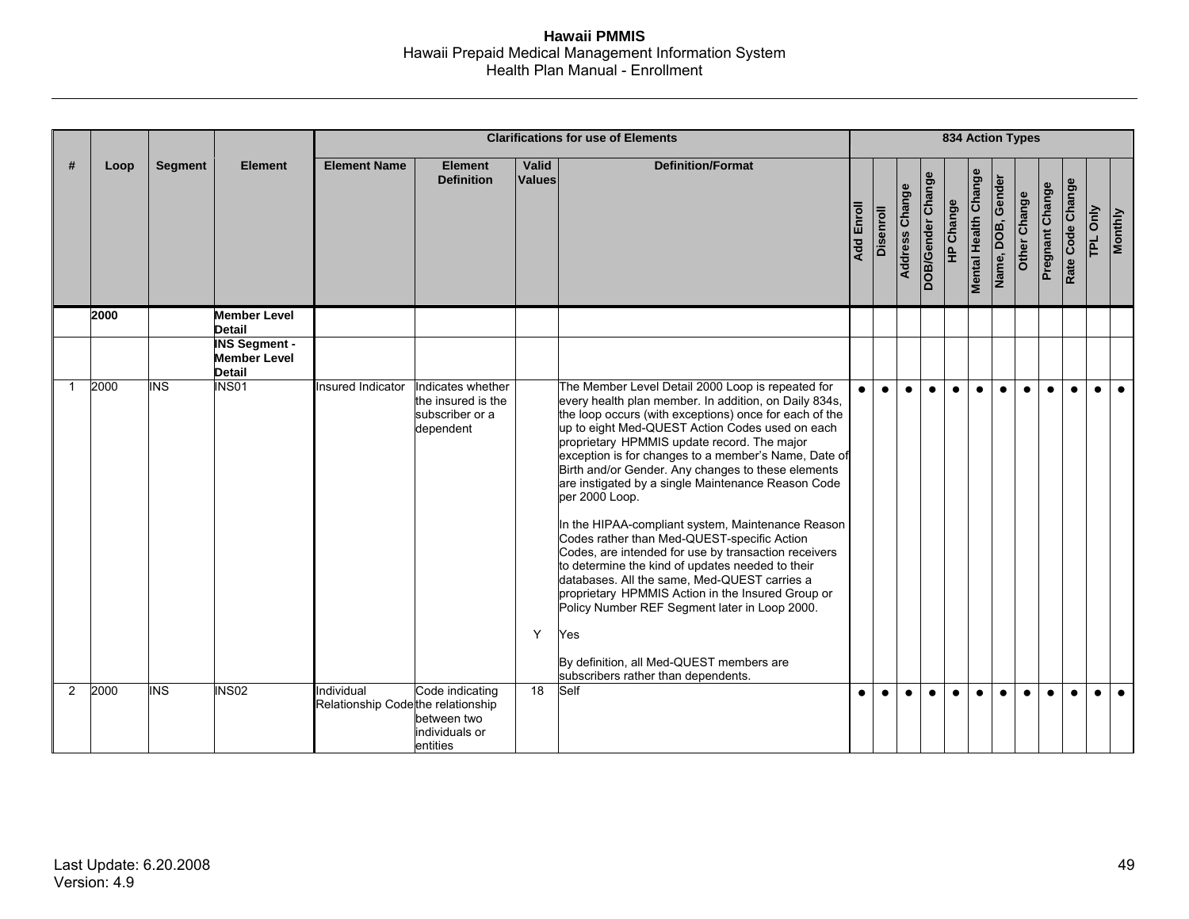| # | Loop | Segment | Element | Clarifications for use of Elements | | | | 834 Action Types | | | | | | | | | | | |
|---|---|---|---|---|---|---|---|---|---|---|---|---|---|---|---|---|---|---|---|
| | | | | Element Name | Element Definition | Valid Values | Definition/Format | Add Enroll | Disenroll | Address Change | DOB/Gender Change | HP Change | Mental Health Change | Name, DOB, Gender | Other Change | Pregnant Change | Rate Code Change | TPL Only | Monthly |
| | **2000** | | **Member Level Detail** | | | | | | | | | | | | | | | | |
| | | | **INS Segment - Member Level Detail** | | | | | | | | | | | | | | | | |
| 1 | 2000 | INS | INS01 | Insured Indicator | Indicates whether the insured is the subscriber or a dependent | | The Member Level Detail 2000 Loop is repeated for every health plan member. In addition, on Daily 834s, the loop occurs (with exceptions) once for each of the up to eight Med-QUEST Action Codes used on each proprietary HPMMIS update record. The major exception is for changes to a member's Name, Date of Birth and/or Gender. Any changes to these elements are instigated by a single Maintenance Reason Code per 2000 Loop.<br><br>In the HIPAA-compliant system, Maintenance Reason Codes rather than Med-QUEST-specific Action Codes, are intended for use by transaction receivers to determine the kind of updates needed to their databases. All the same, Med-QUEST carries a proprietary HPMMIS Action in the Insured Group or Policy Number REF Segment later in Loop 2000. | ● | ● | ● | ● | ● | ● | ● | ● | ● | ● | ● | ● |
| | | | | | | Y | Yes<br><br>By definition, all Med-QUEST members are subscribers rather than dependents. | | | | | | | | | | | | |
| 2 | 2000 | INS | INS02 | Individual Relationship Code | Code indicating the relationship between two individuals or entities | 18 | Self | ● | ● | ● | ● | ● | ● | ● | ● | ● | ● | ● | ● |

Last Update: 6.20.2008
Version: 4.9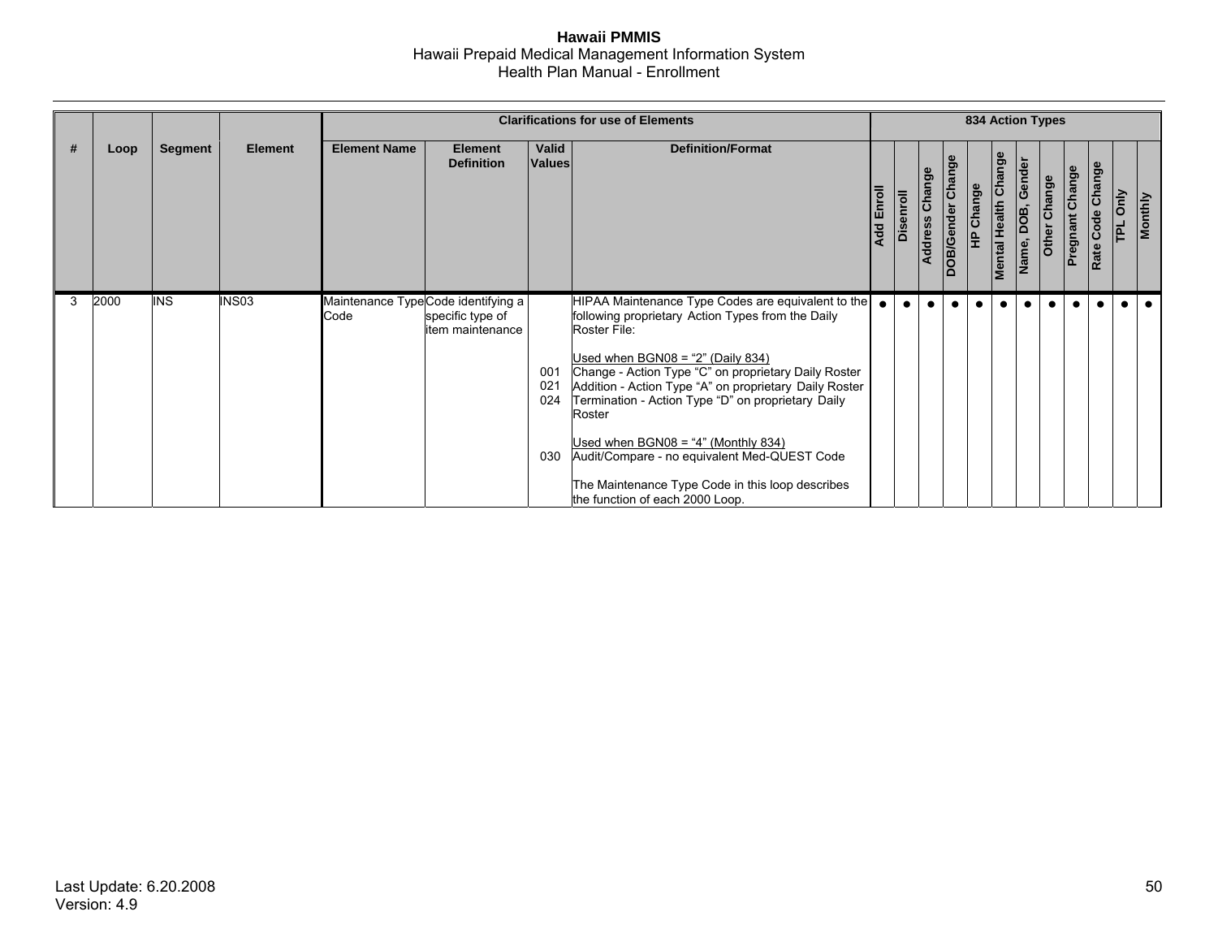| # | Loop | Segment | Element | Clarifications for use of Elements | | | | 834 Action Types | | | | | | | | | | | |
|---|---|---|---|---|---|---|---|---|---|---|---|---|---|---|---|---|---|---|---|
| | | | | Element Name | Element Definition | Valid Values | Definition/Format | Add Enroll | Disenroll | Address Change | DOB/Gender Change | HP Change | Mental Health Change | Name, DOB, Gender | Other Change | Pregnant Change | Rate Code Change | TPL Only | Monthly |
| 3 | 2000 | INS | INS03 | Maintenance Type Code | Code identifying a specific type of item maintenance | <br><br><br>001<br>021<br>024<br><br><br>030 | HIPAA Maintenance Type Codes are equivalent to the following proprietary Action Types from the Daily Roster File:<br><br>Used when BGN08 = "2" (Daily 834)<br>Change - Action Type "C" on proprietary Daily Roster<br>Addition - Action Type "A" on proprietary Daily Roster<br>Termination - Action Type "D" on proprietary Daily Roster<br><br>Used when BGN08 = "4" (Monthly 834)<br>Audit/Compare - no equivalent Med-QUEST Code<br><br>The Maintenance Type Code in this loop describes the function of each 2000 Loop. | ● | ● | ● | ● | ● | ● | ● | ● | ● | ● | ● | ● |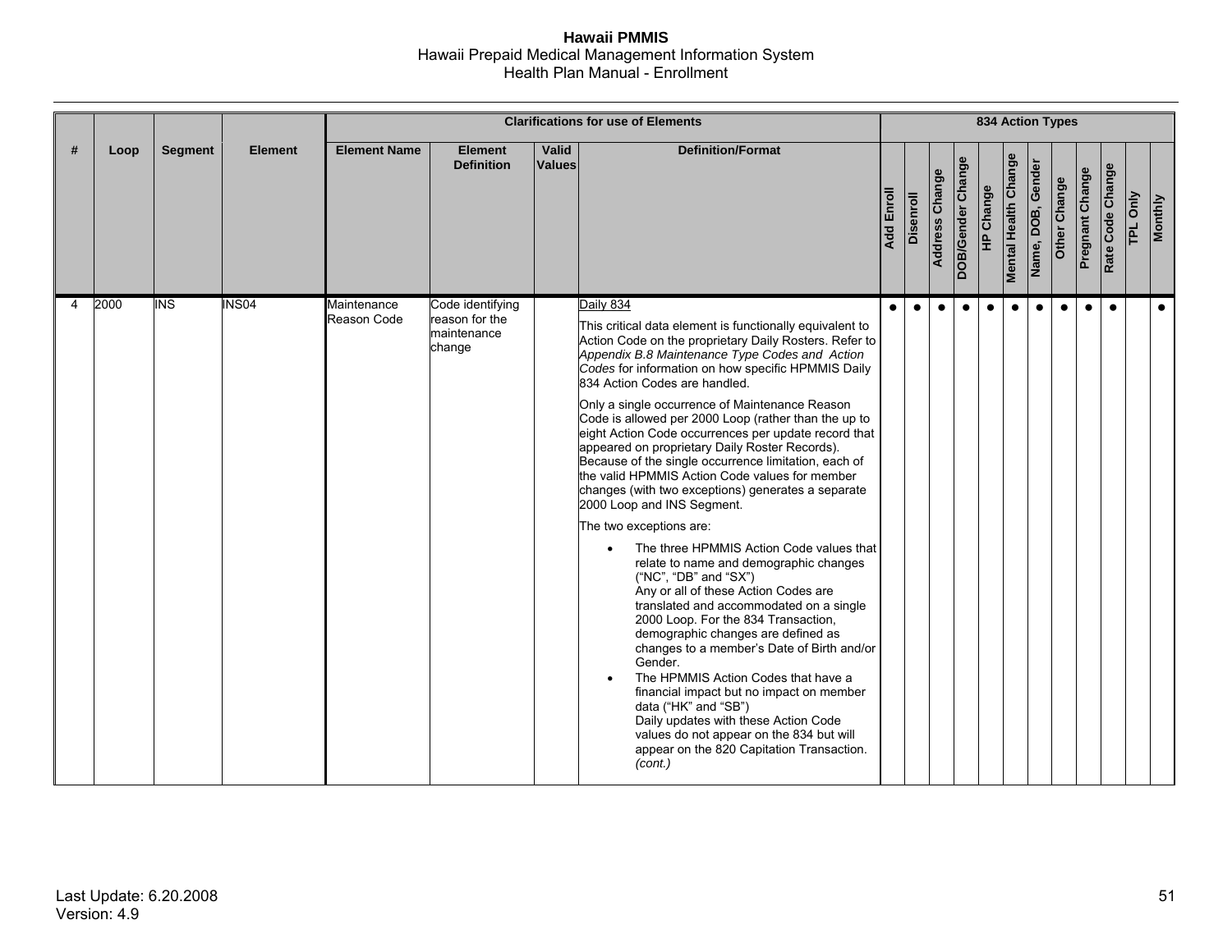| # | Loop | Segment | Element | Clarifications for use of Elements | | | | 834 Action Types | | | | | | | | | | | |
|---|---|---|---|---|---|---|---|---|---|---|---|---|---|---|---|---|---|---|---|
| | | | | Element Name | Element Definition | Valid Values | Definition/Format | Add Enroll | Disenroll | Address Change | DOB/Gender Change | HP Change | Mental Health Change | Name, DOB, Gender | Other Change | Pregnant Change | Rate Code Change | TPL Only | Monthly |
| 4 | 2000 | INS | INS04 | Maintenance Reason Code | Code identifying reason for the maintenance change | | Daily 834<br><br>This critical data element is functionally equivalent to Action Code on the proprietary Daily Rosters. Refer to *Appendix B.8 Maintenance Type Codes and Action Codes* for information on how specific HPMMIS Daily 834 Action Codes are handled.<br><br>Only a single occurrence of Maintenance Reason Code is allowed per 2000 Loop (rather than the up to eight Action Code occurrences per update record that appeared on proprietary Daily Roster Records). Because of the single occurrence limitation, each of the valid HPMMIS Action Code values for member changes (with two exceptions) generates a separate 2000 Loop and INS Segment.<br><br>The two exceptions are:<br><br>• The three HPMMIS Action Code values that relate to name and demographic changes ("NC", "DB" and "SX")<br>Any or all of these Action Codes are translated and accommodated on a single 2000 Loop. For the 834 Transaction, demographic changes are defined as changes to a member's Date of Birth and/or Gender.<br>• The HPMMIS Action Codes that have a financial impact but no impact on member data ("HK" and "SB")<br>Daily updates with these Action Code values do not appear on the 834 but will appear on the 820 Capitation Transaction. *(cont.)* | ● | ● | ● | ● | ● | ● | ● | ● | ● | ● | | ● |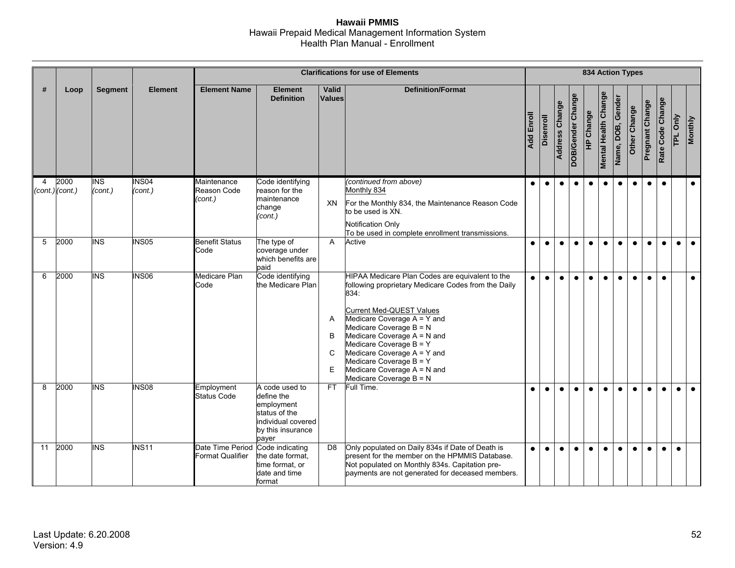| # | Loop | Segment | Element | Clarifications for use of Elements | | | | 834 Action Types | | | | | | | | | | | |
|---|---|---|---|---|---|---|---|---|---|---|---|---|---|---|---|---|---|---|---|
| | | | | Element Name | Element Definition | Valid Values | Definition/Format | Add Enroll | Disenroll | Address Change | DOB/Gender Change | HP Change | Mental Health Change | Name, DOB, Gender | Other Change | Pregnant Change | Rate Code Change | TPL Only | Monthly |
| 4 *(cont.)* | 2000 *(cont.)* | INS *(cont.)* | INS04 *(cont.)* | Maintenance Reason Code *(cont.)* | Code identifying reason for the maintenance change *(cont.)* | XN | *(continued from above)*<br>Monthly 834<br>For the Monthly 834, the Maintenance Reason Code to be used is XN.<br>Notification Only<br>To be used in complete enrollment transmissions. | ● | ● | ● | ● | ● | ● | ● | ● | ● | ● | | ● |
| 5 | 2000 | INS | INS05 | Benefit Status Code | The type of coverage under which benefits are paid | A | Active | ● | ● | ● | ● | ● | ● | ● | ● | ● | ● | ● | ● |
| 6 | 2000 | INS | INS06 | Medicare Plan Code | Code identifying the Medicare Plan | <br><br><br>A<br><br>B<br><br>C<br><br>E | HIPAA Medicare Plan Codes are equivalent to the following proprietary Medicare Codes from the Daily 834:<br>Current Med-QUEST Values<br>Medicare Coverage A = Y and Medicare Coverage B = N<br>Medicare Coverage A = N and Medicare Coverage B = Y<br>Medicare Coverage A = Y and Medicare Coverage B = Y<br>Medicare Coverage A = N and Medicare Coverage B = N | ● | ● | ● | ● | ● | ● | ● | ● | ● | ● | | ● |
| 8 | 2000 | INS | INS08 | Employment Status Code | A code used to define the employment status of the individual covered by this insurance payer | FT | Full Time. | ● | ● | ● | ● | ● | ● | ● | ● | ● | ● | ● | ● |
| 11 | 2000 | INS | INS11 | Date Time Period Format Qualifier | Code indicating the date format, time format, or date and time format | D8 | Only populated on Daily 834s if Date of Death is present for the member on the HPMMIS Database. Not populated on Monthly 834s. Capitation pre-payments are not generated for deceased members. | ● | ● | ● | ● | ● | ● | ● | ● | ● | ● | ● | |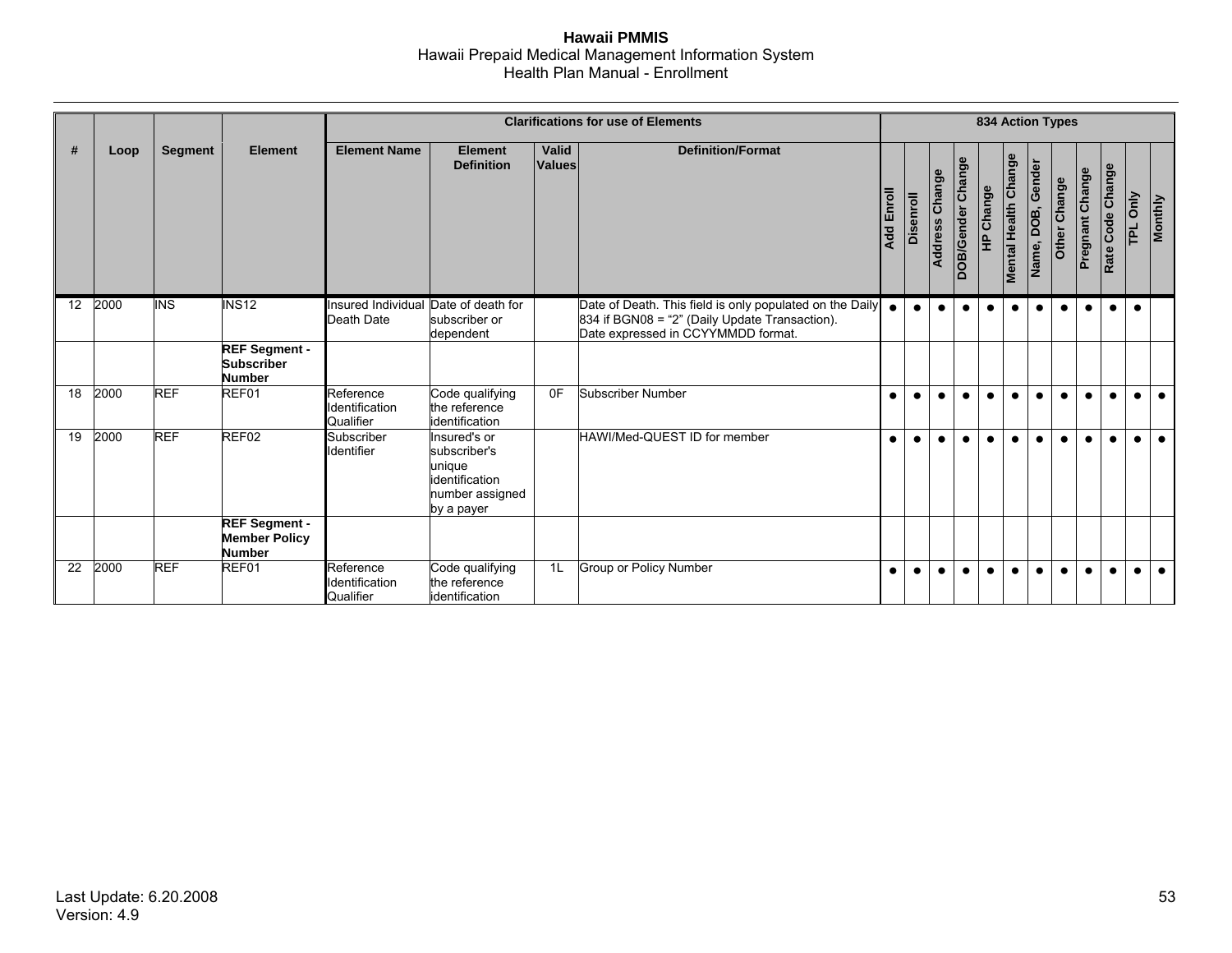| # | Loop | Segment | Element | Clarifications for use of Elements | | | | 834 Action Types | | | | | | | | | | | |
|---|---|---|---|---|---|---|---|---|---|---|---|---|---|---|---|---|---|---|---|
| | | | | Element Name | Element Definition | Valid Values | Definition/Format | Add Enroll | Disenroll | Address Change | DOB/Gender Change | HP Change | Mental Health Change | Name, DOB, Gender | Other Change | Pregnant Change | Rate Code Change | TPL Only | Monthly |
| 12 | 2000 | INS | INS12 | Insured Individual Death Date | Date of death for subscriber or dependent | | Date of Death. This field is only populated on the Daily 834 if BGN08 = "2" (Daily Update Transaction). Date expressed in CCYYMMDD format. | ● | ● | ● | ● | ● | ● | ● | ● | ● | ● | ● | |
| | | | **REF Segment - Subscriber Number** | | | | | | | | | | | | | | | | |
| 18 | 2000 | REF | REF01 | Reference Identification Qualifier | Code qualifying the reference identification | 0F | Subscriber Number | ● | ● | ● | ● | ● | ● | ● | ● | ● | ● | ● | ● |
| 19 | 2000 | REF | REF02 | Subscriber Identifier | Insured's or subscriber's unique identification number assigned by a payer | | HAWI/Med-QUEST ID for member | ● | ● | ● | ● | ● | ● | ● | ● | ● | ● | ● | ● |
| | | | **REF Segment - Member Policy Number** | | | | | | | | | | | | | | | | |
| 22 | 2000 | REF | REF01 | Reference Identification Qualifier | Code qualifying the reference identification | 1L | Group or Policy Number | ● | ● | ● | ● | ● | ● | ● | ● | ● | ● | ● | ● |

Last Update: 6.20.2008
Version: 4.9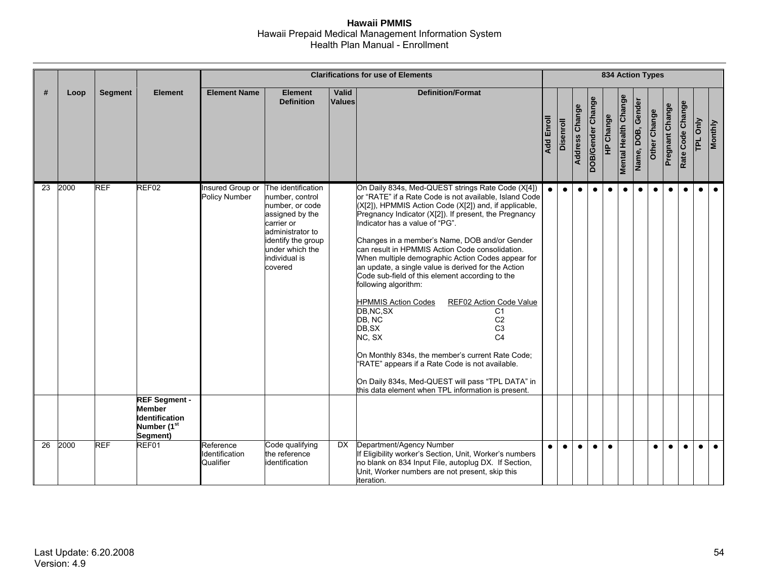| # | Loop | Segment | Element | Clarifications for use of Elements | | | | 834 Action Types | | | | | | | | | | | |
|---|---|---|---|---|---|---|---|---|---|---|---|---|---|---|---|---|---|---|---|
| | | | | Element Name | Element Definition | Valid Values | Definition/Format | Add Enroll | Disenroll | Address Change | DOB/Gender Change | HP Change | Mental Health Change | Name, DOB, Gender | Other Change | Pregnant Change | Rate Code Change | TPL Only | Monthly |
| 23 | 2000 | REF | REF02 | Insured Group or Policy Number | The identification number, control number, or code assigned by the carrier or administrator to identify the group under which the individual is covered | | On Daily 834s, Med-QUEST strings Rate Code (X[4]) or "RATE" if a Rate Code is not available, Island Code (X[2]), HPMMIS Action Code (X[2]) and, if applicable, Pregnancy Indicator (X[2]). If present, the Pregnancy Indicator has a value of "PG".<br><br>Changes in a member's Name, DOB and/or Gender can result in HPMMIS Action Code consolidation. When multiple demographic Action Codes appear for an update, a single value is derived for the Action Code sub-field of this element according to the following algorithm:<br><br>HPMMIS Action Codes — REF02 Action Code Value<br>DB,NC,SX — C1<br>DB, NC — C2<br>DB,SX — C3<br>NC, SX — C4<br><br>On Monthly 834s, the member's current Rate Code; "RATE" appears if a Rate Code is not available.<br><br>On Daily 834s, Med-QUEST will pass "TPL DATA" in this data element when TPL information is present. | ● | ● | ● | ● | ● | ● | ● | ● | ● | ● | ● | ● |
| | | | **REF Segment - Member Identification Number (1st Segment)** | | | | | | | | | | | | | | | | |
| 26 | 2000 | REF | REF01 | Reference Identification Qualifier | Code qualifying the reference identification | DX | Department/Agency Number<br>If Eligibility worker's Section, Unit, Worker's numbers no blank on 834 Input File, autoplug DX. If Section, Unit, Worker numbers are not present, skip this iteration. | ● | ● | ● | ● | ● | | | ● | ● | ● | ● | ● |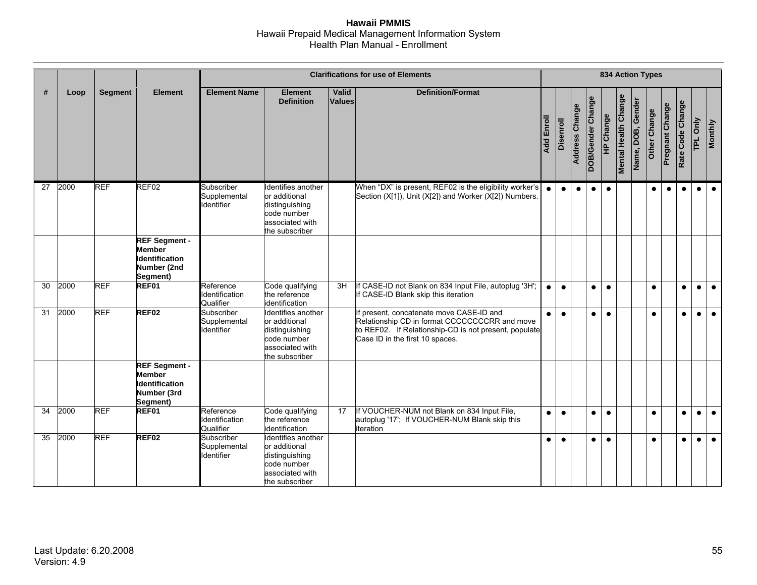| # | Loop | Segment | Element | Clarifications for use of Elements | | | | 834 Action Types | | | | | | | | | | | |
|---|---|---|---|---|---|---|---|---|---|---|---|---|---|---|---|---|---|---|---|
| | | | | Element Name | Element Definition | Valid Values | Definition/Format | Add Enroll | Disenroll | Address Change | DOB/Gender Change | HP Change | Mental Health Change | Name, DOB, Gender | Other Change | Pregnant Change | Rate Code Change | TPL Only | Monthly |
| 27 | 2000 | REF | REF02 | Subscriber Supplemental Identifier | Identifies another or additional distinguishing code number associated with the subscriber | | When "DX" is present, REF02 is the eligibility worker's Section (X[1]), Unit (X[2]) and Worker (X[2]) Numbers. | ● | ● | ● | ● | ● | | | ● | ● | ● | ● | ● |
| | | | **REF Segment - Member Identification Number (2nd Segment)** | | | | | | | | | | | | | | | | |
| 30 | 2000 | REF | **REF01** | Reference Identification Qualifier | Code qualifying the reference identification | 3H | If CASE-ID not Blank on 834 Input File, autoplug '3H'; If CASE-ID Blank skip this iteration | ● | ● | | ● | ● | | | ● | | ● | ● | ● |
| 31 | 2000 | REF | **REF02** | Subscriber Supplemental Identifier | Identifies another or additional distinguishing code number associated with the subscriber | | If present, concatenate move CASE-ID and Relationship CD in format CCCCCCCCRR and move to REF02. If Relationship-CD is not present, populate Case ID in the first 10 spaces. | ● | ● | | ● | ● | | | ● | | ● | ● | ● |
| | | | **REF Segment - Member Identification Number (3rd Segment)** | | | | | | | | | | | | | | | | |
| 34 | 2000 | REF | **REF01** | Reference Identification Qualifier | Code qualifying the reference identification | 17 | If VOUCHER-NUM not Blank on 834 Input File, autoplug '17'; If VOUCHER-NUM Blank skip this iteration | ● | ● | | ● | ● | | | ● | | ● | ● | ● |
| 35 | 2000 | REF | **REF02** | Subscriber Supplemental Identifier | Identifies another or additional distinguishing code number associated with the subscriber | | | ● | ● | | ● | ● | | | ● | | ● | ● | ● |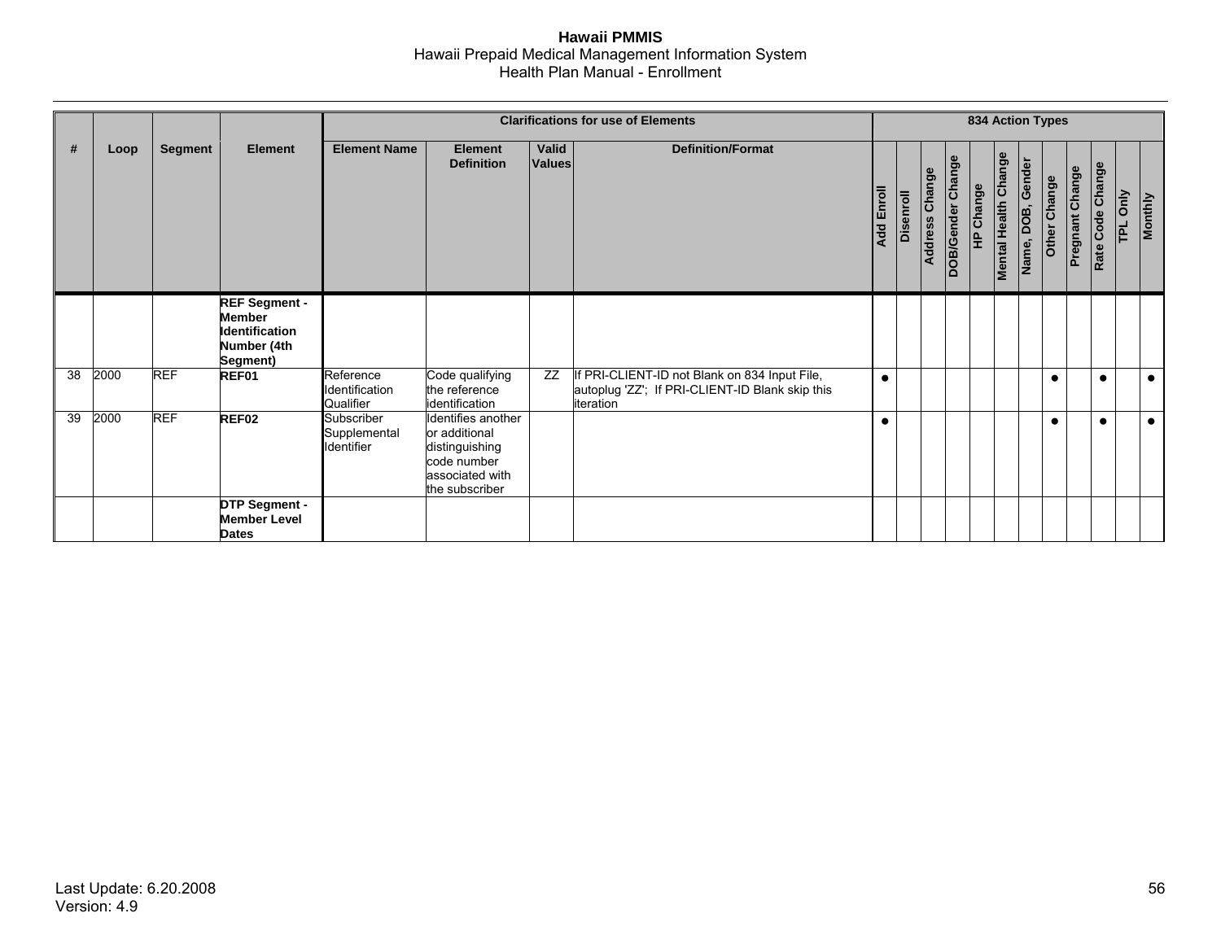| # | Loop | Segment | Element | Clarifications for use of Elements | | | | 834 Action Types | | | | | | | | | | | |
|---|---|---|---|---|---|---|---|---|---|---|---|---|---|---|---|---|---|---|---|
| | | | | Element Name | Element Definition | Valid Values | Definition/Format | Add Enroll | Disenroll | Address Change | DOB/Gender Change | HP Change | Mental Health Change | Name, DOB, Gender | Other Change | Pregnant Change | Rate Code Change | TPL Only | Monthly |
| | | | **REF Segment - Member Identification Number (4th Segment)** | | | | | | | | | | | | | | | | |
| 38 | 2000 | REF | **REF01** | Reference Identification Qualifier | Code qualifying the reference identification | ZZ | If PRI-CLIENT-ID not Blank on 834 Input File, autoplug 'ZZ'; If PRI-CLIENT-ID Blank skip this iteration | ● | | | | | | | ● | | ● | | ● |
| 39 | 2000 | REF | **REF02** | Subscriber Supplemental Identifier | Identifies another or additional distinguishing code number associated with the subscriber | | | ● | | | | | | | ● | | ● | | ● |
| | | | **DTP Segment - Member Level Dates** | | | | | | | | | | | | | | | | |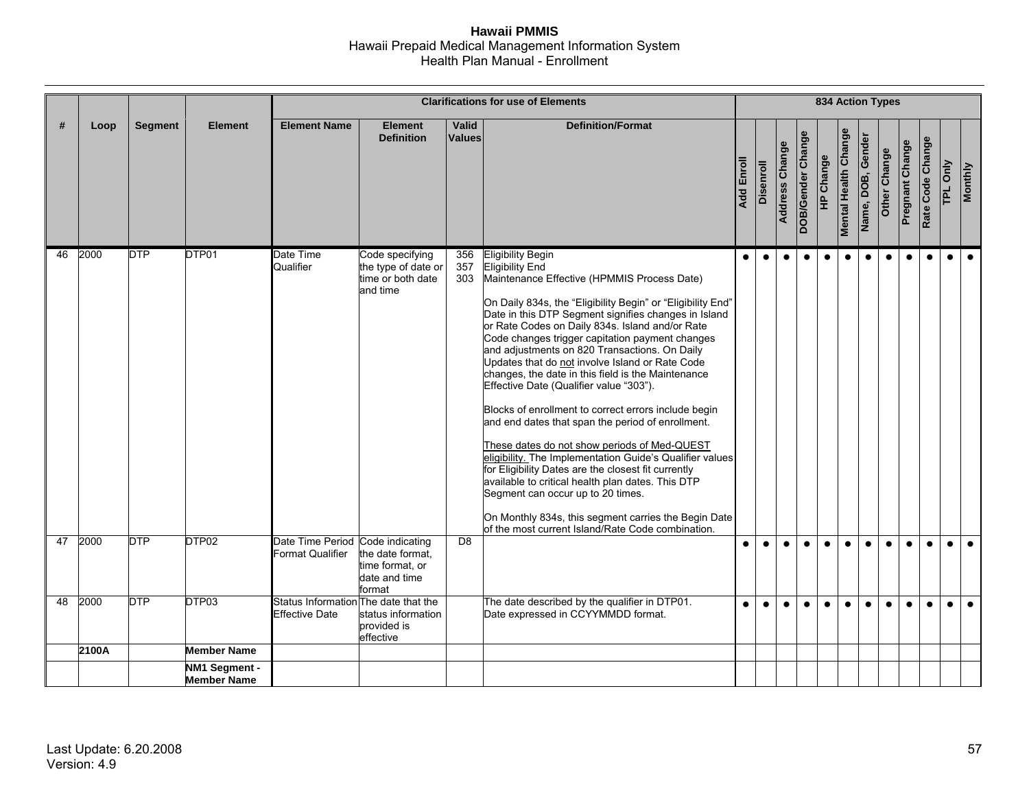| # | Loop | Segment | Element | Clarifications for use of Elements | | | | 834 Action Types | | | | | | | | | | | |
|---|---|---|---|---|---|---|---|---|---|---|---|---|---|---|---|---|---|---|---|
| | | | | Element Name | Element Definition | Valid Values | Definition/Format | Add Enroll | Disenroll | Address Change | DOB/Gender Change | HP Change | Mental Health Change | Name, DOB, Gender | Other Change | Pregnant Change | Rate Code Change | TPL Only | Monthly |
| 46 | 2000 | DTP | DTP01 | Date Time Qualifier | Code specifying the type of date or time or both date and time | 356<br>357<br>303 | Eligibility Begin<br>Eligibility End<br>Maintenance Effective (HPMMIS Process Date)<br><br>On Daily 834s, the "Eligibility Begin" or "Eligibility End" Date in this DTP Segment signifies changes in Island or Rate Codes on Daily 834s. Island and/or Rate Code changes trigger capitation payment changes and adjustments on 820 Transactions. On Daily Updates that do not involve Island or Rate Code changes, the date in this field is the Maintenance Effective Date (Qualifier value "303").<br><br>Blocks of enrollment to correct errors include begin and end dates that span the period of enrollment.<br><br>These dates do not show periods of Med-QUEST eligibility. The Implementation Guide's Qualifier values for Eligibility Dates are the closest fit currently available to critical health plan dates. This DTP Segment can occur up to 20 times.<br><br>On Monthly 834s, this segment carries the Begin Date of the most current Island/Rate Code combination. | ● | ● | ● | ● | ● | ● | ● | ● | ● | ● | ● | ● |
| 47 | 2000 | DTP | DTP02 | Date Time Period Format Qualifier | Code indicating the date format, time format, or date and time format | D8 | | ● | ● | ● | ● | ● | ● | ● | ● | ● | ● | ● | ● |
| 48 | 2000 | DTP | DTP03 | Status Information Effective Date | The date that the status information provided is effective | | The date described by the qualifier in DTP01.<br>Date expressed in CCYYMMDD format. | ● | ● | ● | ● | ● | ● | ● | ● | ● | ● | ● | ● |
| | **2100A** | | **Member Name** | | | | | | | | | | | | | | | | |
| | | | **NM1 Segment - Member Name** | | | | | | | | | | | | | | | | |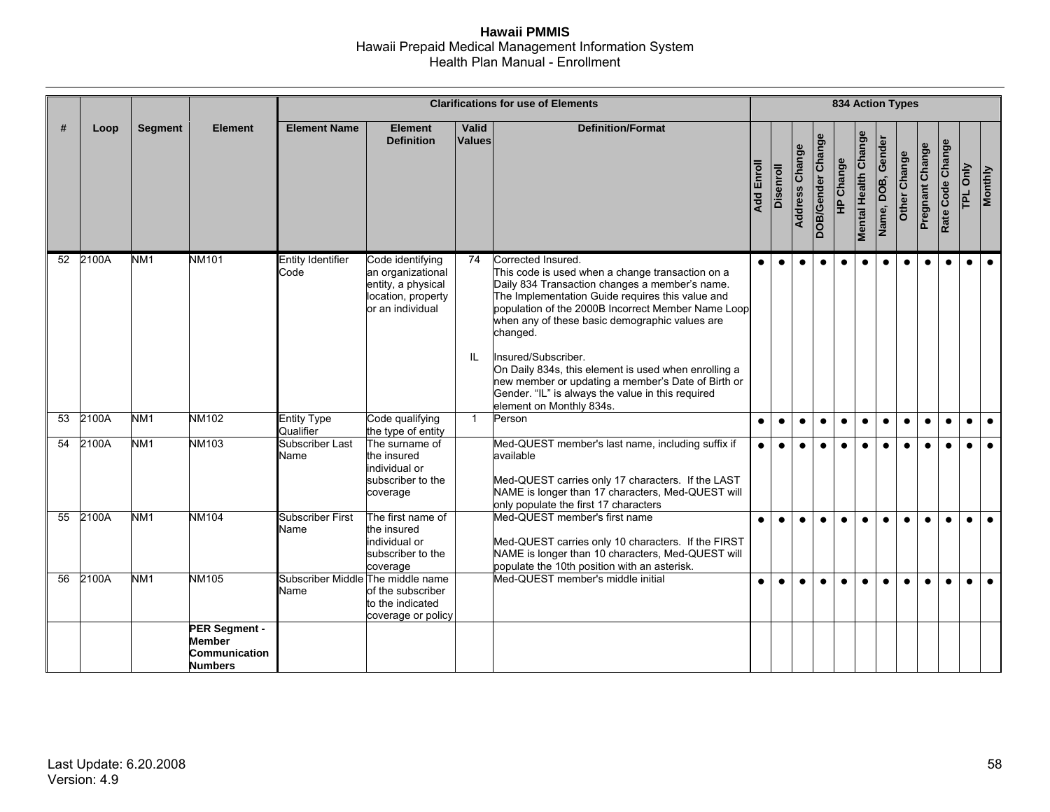| # | Loop | Segment | Element | Clarifications for use of Elements | | | | 834 Action Types | | | | | | | | | | | |
|---|---|---|---|---|---|---|---|---|---|---|---|---|---|---|---|---|---|---|---|
| | | | | Element Name | Element Definition | Valid Values | Definition/Format | Add Enroll | Disenroll | Address Change | DOB/Gender Change | HP Change | Mental Health Change | Name, DOB, Gender | Other Change | Pregnant Change | Rate Code Change | TPL Only | Monthly |
| 52 | 2100A | NM1 | NM101 | Entity Identifier Code | Code identifying an organizational entity, a physical location, property or an individual | 74<br><br><br><br><br><br><br>IL | Corrected Insured.<br>This code is used when a change transaction on a Daily 834 Transaction changes a member's name. The Implementation Guide requires this value and population of the 2000B Incorrect Member Name Loop when any of these basic demographic values are changed.<br><br>Insured/Subscriber.<br>On Daily 834s, this element is used when enrolling a new member or updating a member's Date of Birth or Gender. "IL" is always the value in this required element on Monthly 834s. | ● | ● | ● | ● | ● | ● | ● | ● | ● | ● | ● | ● |
| 53 | 2100A | NM1 | NM102 | Entity Type Qualifier | Code qualifying the type of entity | 1 | Person | ● | ● | ● | ● | ● | ● | ● | ● | ● | ● | ● | ● |
| 54 | 2100A | NM1 | NM103 | Subscriber Last Name | The surname of the insured individual or subscriber to the coverage | | Med-QUEST member's last name, including suffix if available<br><br>Med-QUEST carries only 17 characters. If the LAST NAME is longer than 17 characters, Med-QUEST will only populate the first 17 characters | ● | ● | ● | ● | ● | ● | ● | ● | ● | ● | ● | ● |
| 55 | 2100A | NM1 | NM104 | Subscriber First Name | The first name of the insured individual or subscriber to the coverage | | Med-QUEST member's first name<br><br>Med-QUEST carries only 10 characters. If the FIRST NAME is longer than 10 characters, Med-QUEST will populate the 10th position with an asterisk. | ● | ● | ● | ● | ● | ● | ● | ● | ● | ● | ● | ● |
| 56 | 2100A | NM1 | NM105 | Subscriber Middle Name | The middle name of the subscriber to the indicated coverage or policy | | Med-QUEST member's middle initial | ● | ● | ● | ● | ● | ● | ● | ● | ● | ● | ● | ● |
| | | | **PER Segment - Member Communication Numbers** | | | | | | | | | | | | | | | | |

Last Update: 6.20.2008
Version: 4.9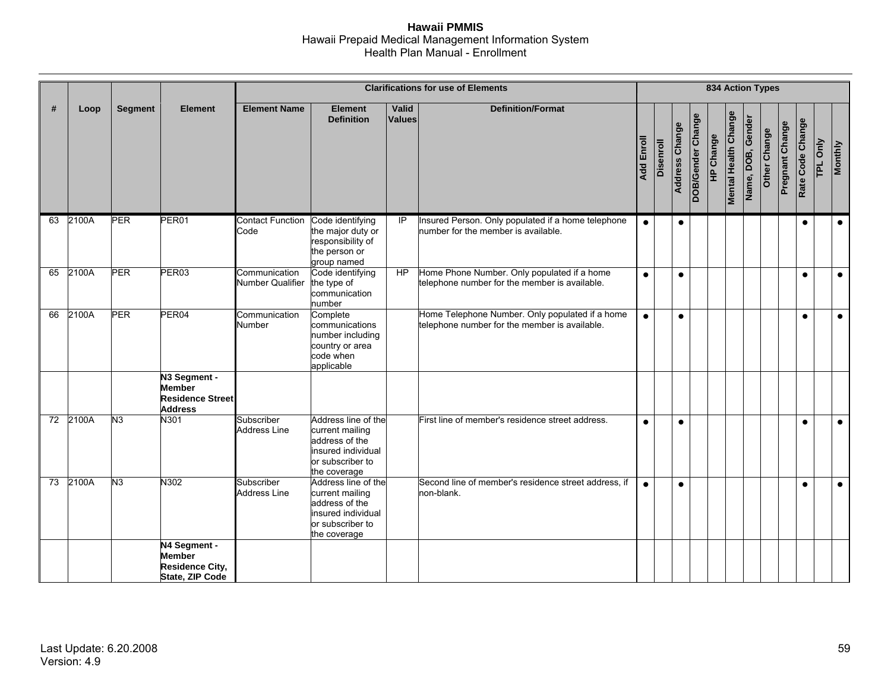| # | Loop | Segment | Element | Clarifications for use of Elements | | | | 834 Action Types | | | | | | | | | | | |
|---|---|---|---|---|---|---|---|---|---|---|---|---|---|---|---|---|---|---|---|
| | | | | Element Name | Element Definition | Valid Values | Definition/Format | Add Enroll | Disenroll | Address Change | DOB/Gender Change | HP Change | Mental Health Change | Name, DOB, Gender | Other Change | Pregnant Change | Rate Code Change | TPL Only | Monthly |
| 63 | 2100A | PER | PER01 | Contact Function Code | Code identifying the major duty or responsibility of the person or group named | IP | Insured Person. Only populated if a home telephone number for the member is available. | ● | | ● | | | | | | | ● | | ● |
| 65 | 2100A | PER | PER03 | Communication Number Qualifier | Code identifying the type of communication number | HP | Home Phone Number. Only populated if a home telephone number for the member is available. | ● | | ● | | | | | | | ● | | ● |
| 66 | 2100A | PER | PER04 | Communication Number | Complete communications number including country or area code when applicable | | Home Telephone Number. Only populated if a home telephone number for the member is available. | ● | | ● | | | | | | | ● | | ● |
| | | | **N3 Segment - Member Residence Street Address** | | | | | | | | | | | | | | | | |
| 72 | 2100A | N3 | N301 | Subscriber Address Line | Address line of the current mailing address of the insured individual or subscriber to the coverage | | First line of member's residence street address. | ● | | ● | | | | | | | ● | | ● |
| 73 | 2100A | N3 | N302 | Subscriber Address Line | Address line of the current mailing address of the insured individual or subscriber to the coverage | | Second line of member's residence street address, if non-blank. | ● | | ● | | | | | | | ● | | ● |
| | | | **N4 Segment - Member Residence City, State, ZIP Code** | | | | | | | | | | | | | | | | |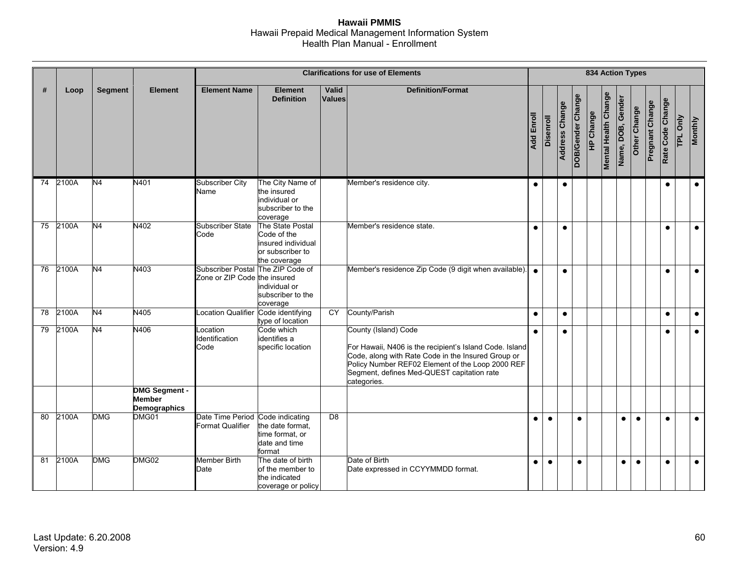| # | Loop | Segment | Element | Clarifications for use of Elements | | | | 834 Action Types | | | | | | | | | | | |
|---|---|---|---|---|---|---|---|---|---|---|---|---|---|---|---|---|---|---|---|
| | | | | Element Name | Element Definition | Valid Values | Definition/Format | Add Enroll | Disenroll | Address Change | DOB/Gender Change | HP Change | Mental Health Change | Name, DOB, Gender | Other Change | Pregnant Change | Rate Code Change | TPL Only | Monthly |
| 74 | 2100A | N4 | N401 | Subscriber City Name | The City Name of the insured individual or subscriber to the coverage | | Member's residence city. | ● | | ● | | | | | | | ● | | ● |
| 75 | 2100A | N4 | N402 | Subscriber State Code | The State Postal Code of the insured individual or subscriber to the coverage | | Member's residence state. | ● | | ● | | | | | | | ● | | ● |
| 76 | 2100A | N4 | N403 | Subscriber Postal Zone or ZIP Code | The ZIP Code of the insured individual or subscriber to the coverage | | Member's residence Zip Code (9 digit when available). | ● | | ● | | | | | | | ● | | ● |
| 78 | 2100A | N4 | N405 | Location Qualifier | Code identifying type of location | CY | County/Parish | ● | | ● | | | | | | | ● | | ● |
| 79 | 2100A | N4 | N406 | Location Identification Code | Code which identifies a specific location | | County (Island) Code<br><br>For Hawaii, N406 is the recipient's Island Code. Island Code, along with Rate Code in the Insured Group or Policy Number REF02 Element of the Loop 2000 REF Segment, defines Med-QUEST capitation rate categories. | ● | | ● | | | | | | | ● | | ● |
| | | | **DMG Segment - Member Demographics** | | | | | | | | | | | | | | | | |
| 80 | 2100A | DMG | DMG01 | Date Time Period Format Qualifier | Code indicating the date format, time format, or date and time format | D8 | | ● | ● | | ● | | | ● | ● | | ● | | ● |
| 81 | 2100A | DMG | DMG02 | Member Birth Date | The date of birth of the member to the indicated coverage or policy | | Date of Birth<br>Date expressed in CCYYMMDD format. | ● | ● | | ● | | | ● | ● | | ● | | ● |

Last Update: 6.20.2008
Version: 4.9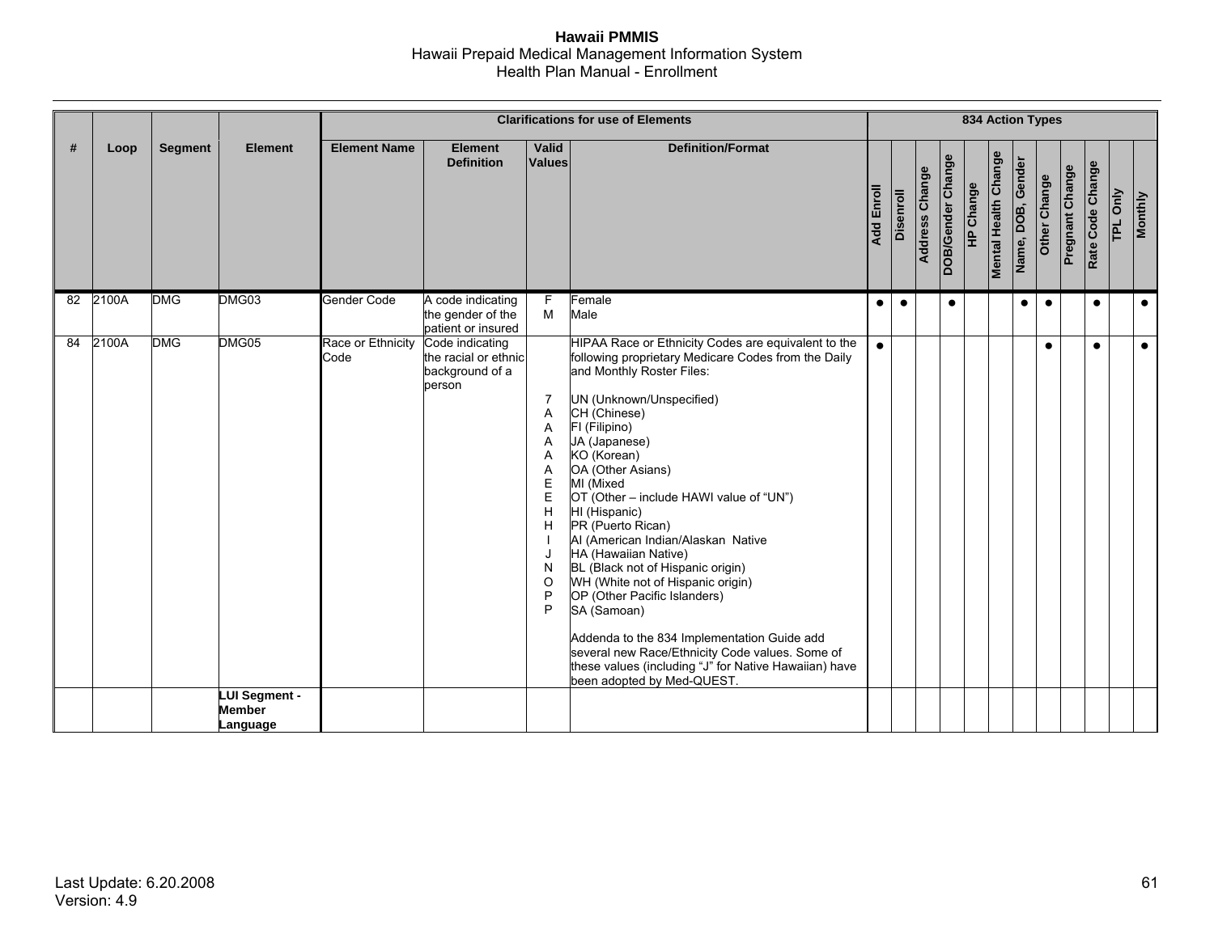| # | Loop | Segment | Element | Clarifications for use of Elements | | | | 834 Action Types | | | | | | | | | | | |
|---|---|---|---|---|---|---|---|---|---|---|---|---|---|---|---|---|---|---|---|
| | | | | Element Name | Element Definition | Valid Values | Definition/Format | Add Enroll | Disenroll | Address Change | DOB/Gender Change | HP Change | Mental Health Change | Name, DOB, Gender | Other Change | Pregnant Change | Rate Code Change | TPL Only | Monthly |
| 82 | 2100A | DMG | DMG03 | Gender Code | A code indicating the gender of the patient or insured | F<br>M | Female<br>Male | ● | ● | | ● | | | ● | ● | | ● | | ● |
| 84 | 2100A | DMG | DMG05 | Race or Ethnicity Code | Code indicating the racial or ethnic background of a person | 7<br>A<br>A<br>A<br>A<br>A<br>E<br>E<br>H<br>H<br>I<br>J<br>N<br>O<br>P<br>P | HIPAA Race or Ethnicity Codes are equivalent to the following proprietary Medicare Codes from the Daily and Monthly Roster Files:<br><br>UN (Unknown/Unspecified)<br>CH (Chinese)<br>FI (Filipino)<br>JA (Japanese)<br>KO (Korean)<br>OA (Other Asians)<br>MI (Mixed<br>OT (Other – include HAWI value of "UN")<br>HI (Hispanic)<br>PR (Puerto Rican)<br>AI (American Indian/Alaskan Native<br>HA (Hawaiian Native)<br>BL (Black not of Hispanic origin)<br>WH (White not of Hispanic origin)<br>OP (Other Pacific Islanders)<br>SA (Samoan)<br><br>Addenda to the 834 Implementation Guide add several new Race/Ethnicity Code values. Some of these values (including "J" for Native Hawaiian) have been adopted by Med-QUEST. | ● | | | | | | | ● | | ● | | ● |
| | | | **LUI Segment - Member Language** | | | | | | | | | | | | | | | | |

Last Update: 6.20.2008
Version: 4.9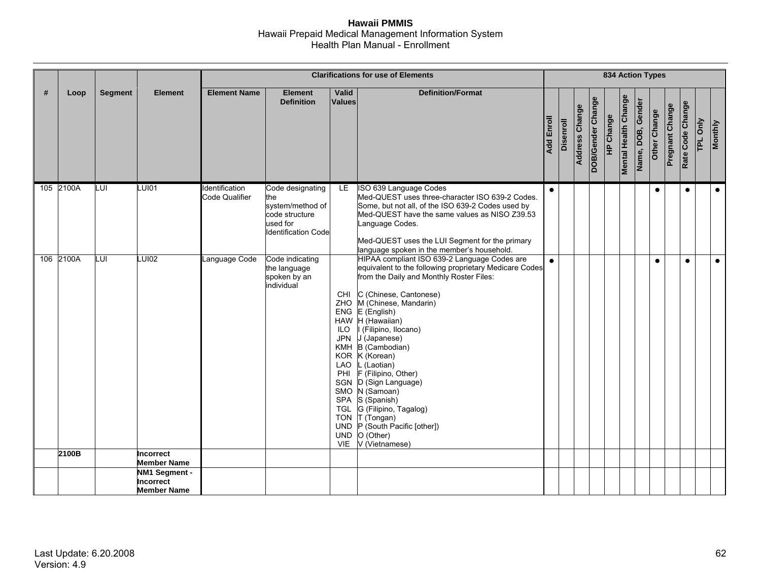| # | Loop | Segment | Element | Clarifications for use of Elements | | | | 834 Action Types | | | | | | | | | | | |
|---|---|---|---|---|---|---|---|---|---|---|---|---|---|---|---|---|---|---|---|
| | | | | Element Name | Element Definition | Valid Values | Definition/Format | Add Enroll | Disenroll | Address Change | DOB/Gender Change | HP Change | Mental Health Change | Name, DOB, Gender | Other Change | Pregnant Change | Rate Code Change | TPL Only | Monthly |
| 105 | 2100A | LUI | LUI01 | Identification Code Qualifier | Code designating the system/method of code structure used for Identification Code | LE | ISO 639 Language Codes<br>Med-QUEST uses three-character ISO 639-2 Codes. Some, but not all, of the ISO 639-2 Codes used by Med-QUEST have the same values as NISO Z39.53 Language Codes.<br><br>Med-QUEST uses the LUI Segment for the primary language spoken in the member's household. | ● | | | | | | | ● | | ● | | ● |
| 106 | 2100A | LUI | LUI02 | Language Code | Code indicating the language spoken by an individual | CHI<br>ZHO<br>ENG<br>HAW<br>ILO<br>JPN<br>KMH<br>KOR<br>LAO<br>PHI<br>SGN<br>SMO<br>SPA<br>TGL<br>TON<br>UND<br>UND<br>VIE | HIPAA compliant ISO 639-2 Language Codes are equivalent to the following proprietary Medicare Codes from the Daily and Monthly Roster Files:<br><br>C (Chinese, Cantonese)<br>M (Chinese, Mandarin)<br>E (English)<br>H (Hawaiian)<br>I (Filipino, Ilocano)<br>J (Japanese)<br>B (Cambodian)<br>K (Korean)<br>L (Laotian)<br>F (Filipino, Other)<br>D (Sign Language)<br>N (Samoan)<br>S (Spanish)<br>G (Filipino, Tagalog)<br>T (Tongan)<br>P (South Pacific [other])<br>O (Other)<br>V (Vietnamese) | ● | | | | | | | ● | | ● | | ● |
| | **2100B** | | **Incorrect Member Name** | | | | | | | | | | | | | | | | |
| | | | **NM1 Segment - Incorrect Member Name** | | | | | | | | | | | | | | | | |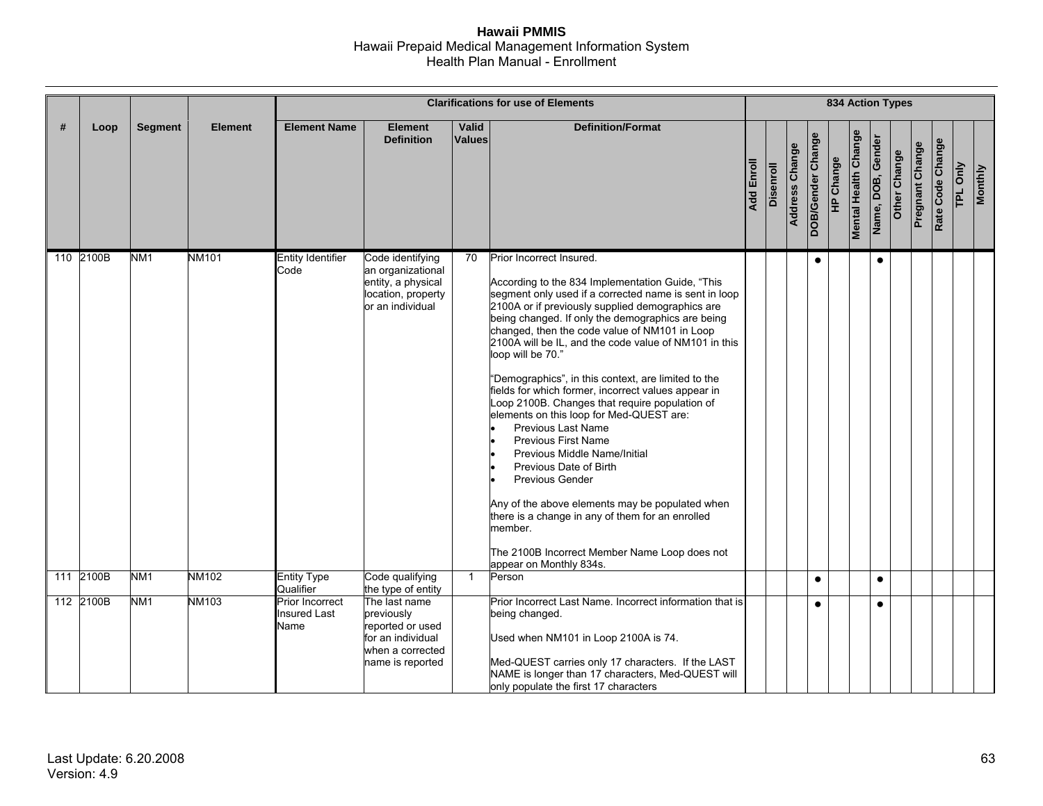| # | Loop | Segment | Element | Clarifications for use of Elements | | | | 834 Action Types | | | | | | | | | | | |
|---|---|---|---|---|---|---|---|---|---|---|---|---|---|---|---|---|---|---|---|
| | | | | Element Name | Element Definition | Valid Values | Definition/Format | Add Enroll | Disenroll | Address Change | DOB/Gender Change | HP Change | Mental Health Change | Name, DOB, Gender | Other Change | Pregnant Change | Rate Code Change | TPL Only | Monthly |
| 110 | 2100B | NM1 | NM101 | Entity Identifier Code | Code identifying an organizational entity, a physical location, property or an individual | 70 | Prior Incorrect Insured.<br><br>According to the 834 Implementation Guide, "This segment only used if a corrected name is sent in loop 2100A or if previously supplied demographics are being changed. If only the demographics are being changed, then the code value of NM101 in Loop 2100A will be IL, and the code value of NM101 in this loop will be 70."<br><br>"Demographics", in this context, are limited to the fields for which former, incorrect values appear in Loop 2100B. Changes that require population of elements on this loop for Med-QUEST are:<br>• Previous Last Name<br>• Previous First Name<br>• Previous Middle Name/Initial<br>• Previous Date of Birth<br>• Previous Gender<br><br>Any of the above elements may be populated when there is a change in any of them for an enrolled member.<br><br>The 2100B Incorrect Member Name Loop does not appear on Monthly 834s. | | | | ● | | | ● | | | | | |
| 111 | 2100B | NM1 | NM102 | Entity Type Qualifier | Code qualifying the type of entity | 1 | Person | | | | ● | | | ● | | | | | |
| 112 | 2100B | NM1 | NM103 | Prior Incorrect Insured Last Name | The last name previously reported or used for an individual when a corrected name is reported | | Prior Incorrect Last Name. Incorrect information that is being changed.<br><br>Used when NM101 in Loop 2100A is 74.<br><br>Med-QUEST carries only 17 characters. If the LAST NAME is longer than 17 characters, Med-QUEST will only populate the first 17 characters | | | | ● | | | ● | | | | | |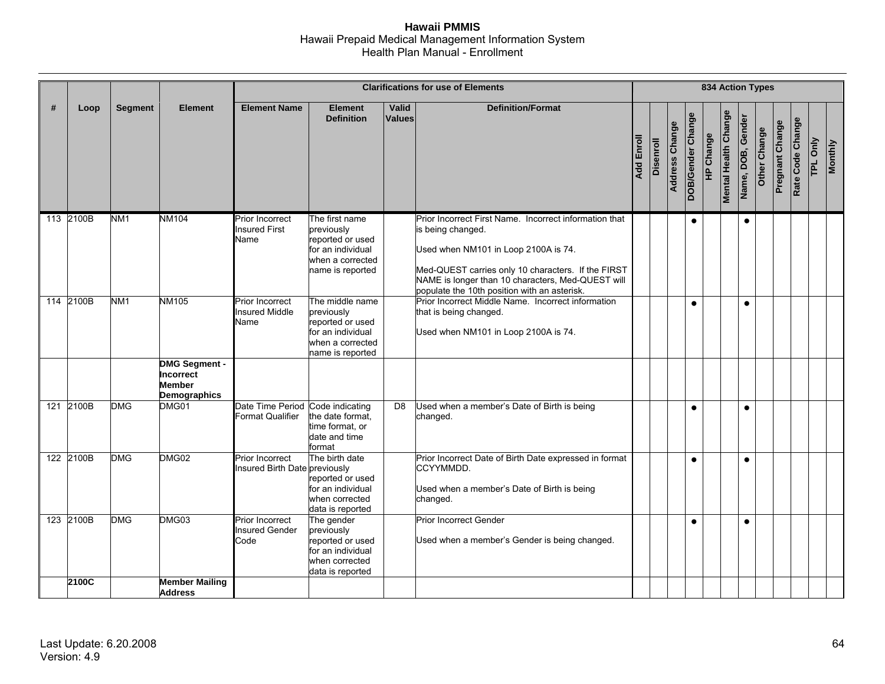| # | Loop | Segment | Element | Clarifications for use of Elements | | | | 834 Action Types | | | | | | | | | | | |
|---|---|---|---|---|---|---|---|---|---|---|---|---|---|---|---|---|---|---|---|
| | | | | Element Name | Element Definition | Valid Values | Definition/Format | Add Enroll | Disenroll | Address Change | DOB/Gender Change | HP Change | Mental Health Change | Name, DOB, Gender | Other Change | Pregnant Change | Rate Code Change | TPL Only | Monthly |
| 113 | 2100B | NM1 | NM104 | Prior Incorrect Insured First Name | The first name previously reported or used for an individual when a corrected name is reported | | Prior Incorrect First Name. Incorrect information that is being changed.<br><br>Used when NM101 in Loop 2100A is 74.<br><br>Med-QUEST carries only 10 characters. If the FIRST NAME is longer than 10 characters, Med-QUEST will populate the 10th position with an asterisk. | | | | ● | | | ● | | | | | |
| 114 | 2100B | NM1 | NM105 | Prior Incorrect Insured Middle Name | The middle name previously reported or used for an individual when a corrected name is reported | | Prior Incorrect Middle Name. Incorrect information that is being changed.<br><br>Used when NM101 in Loop 2100A is 74. | | | | ● | | | ● | | | | | |
| | | | **DMG Segment - Incorrect Member Demographics** | | | | | | | | | | | | | | | | |
| 121 | 2100B | DMG | DMG01 | Date Time Period Format Qualifier | Code indicating the date format, time format, or date and time format | D8 | Used when a member's Date of Birth is being changed. | | | | ● | | | ● | | | | | |
| 122 | 2100B | DMG | DMG02 | Prior Incorrect Insured Birth Date | The birth date previously reported or used for an individual when corrected data is reported | | Prior Incorrect Date of Birth Date expressed in format CCYYMMDD.<br><br>Used when a member's Date of Birth is being changed. | | | | ● | | | ● | | | | | |
| 123 | 2100B | DMG | DMG03 | Prior Incorrect Insured Gender Code | The gender previously reported or used for an individual when corrected data is reported | | Prior Incorrect Gender<br><br>Used when a member's Gender is being changed. | | | | ● | | | ● | | | | | |
| | **2100C** | | **Member Mailing Address** | | | | | | | | | | | | | | | | |

Last Update: 6.20.2008
Version: 4.9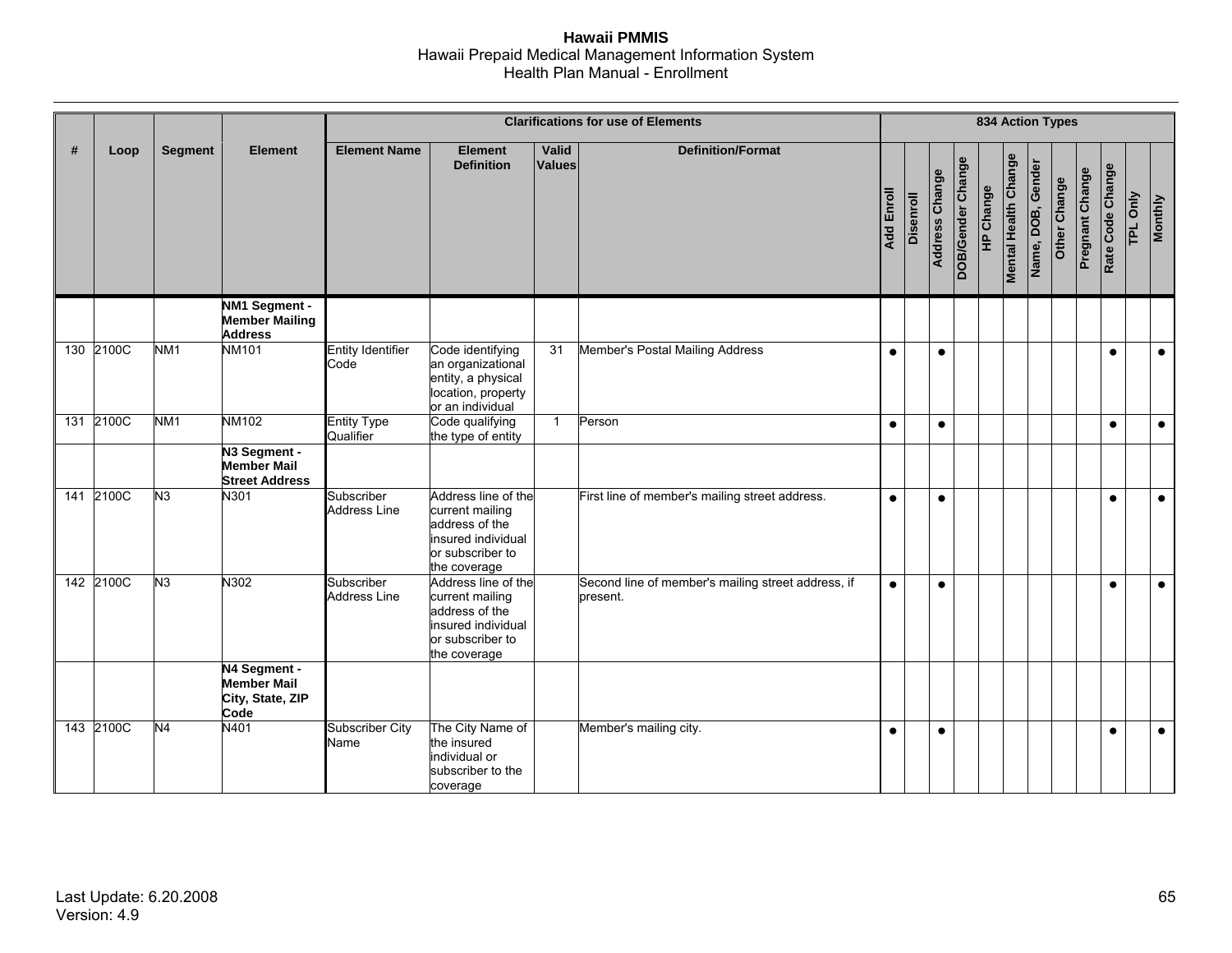| # | Loop | Segment | Element | Clarifications for use of Elements | | | | 834 Action Types | | | | | | | | | | | |
|---|---|---|---|---|---|---|---|---|---|---|---|---|---|---|---|---|---|---|---|
| | | | | Element Name | Element Definition | Valid Values | Definition/Format | Add Enroll | Disenroll | Address Change | DOB/Gender Change | HP Change | Mental Health Change | Name, DOB, Gender | Other Change | Pregnant Change | Rate Code Change | TPL Only | Monthly |
| | | | **NM1 Segment - Member Mailing Address** | | | | | | | | | | | | | | | | |
| 130 | 2100C | NM1 | NM101 | Entity Identifier Code | Code identifying an organizational entity, a physical location, property or an individual | 31 | Member's Postal Mailing Address | ● | | ● | | | | | | | ● | | ● |
| 131 | 2100C | NM1 | NM102 | Entity Type Qualifier | Code qualifying the type of entity | 1 | Person | ● | | ● | | | | | | | ● | | ● |
| | | | **N3 Segment - Member Mail Street Address** | | | | | | | | | | | | | | | | |
| 141 | 2100C | N3 | N301 | Subscriber Address Line | Address line of the current mailing address of the insured individual or subscriber to the coverage | | First line of member's mailing street address. | ● | | ● | | | | | | | ● | | ● |
| 142 | 2100C | N3 | N302 | Subscriber Address Line | Address line of the current mailing address of the insured individual or subscriber to the coverage | | Second line of member's mailing street address, if present. | ● | | ● | | | | | | | ● | | ● |
| | | | **N4 Segment - Member Mail City, State, ZIP Code** | | | | | | | | | | | | | | | | |
| 143 | 2100C | N4 | N401 | Subscriber City Name | The City Name of the insured individual or subscriber to the coverage | | Member's mailing city. | ● | | ● | | | | | | | ● | | ● |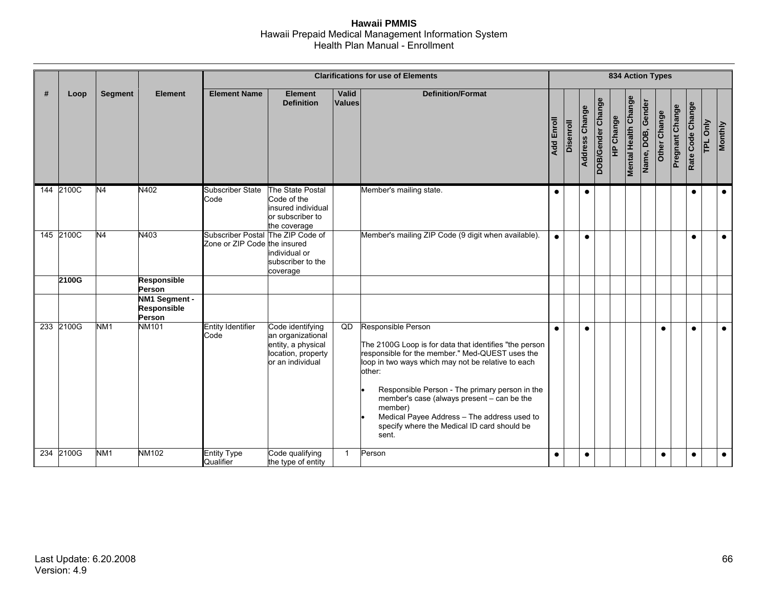| # | Loop | Segment | Element | Clarifications for use of Elements | | | | 834 Action Types | | | | | | | | | | | |
|---|---|---|---|---|---|---|---|---|---|---|---|---|---|---|---|---|---|---|---|
| | | | | Element Name | Element Definition | Valid Values | Definition/Format | Add Enroll | Disenroll | Address Change | DOB/Gender Change | HP Change | Mental Health Change | Name, DOB, Gender | Other Change | Pregnant Change | Rate Code Change | TPL Only | Monthly |
| 144 | 2100C | N4 | N402 | Subscriber State Code | The State Postal Code of the insured individual or subscriber to the coverage | | Member's mailing state. | ● | | ● | | | | | | | ● | | ● |
| 145 | 2100C | N4 | N403 | Subscriber Postal Zone or ZIP Code | The ZIP Code of the insured individual or subscriber to the coverage | | Member's mailing ZIP Code (9 digit when available). | ● | | ● | | | | | | | ● | | ● |
| | **2100G** | | **Responsible Person** | | | | | | | | | | | | | | | | |
| | | | **NM1 Segment - Responsible Person** | | | | | | | | | | | | | | | | |
| 233 | 2100G | NM1 | NM101 | Entity Identifier Code | Code identifying an organizational entity, a physical location, property or an individual | QD | Responsible Person<br><br>The 2100G Loop is for data that identifies "the person responsible for the member." Med-QUEST uses the loop in two ways which may not be relative to each other:<br><br>• Responsible Person - The primary person in the member's case (always present – can be the member)<br>• Medical Payee Address – The address used to specify where the Medical ID card should be sent. | ● | | ● | | | | | ● | | ● | | ● |
| 234 | 2100G | NM1 | NM102 | Entity Type Qualifier | Code qualifying the type of entity | 1 | Person | ● | | ● | | | | | ● | | ● | | ● |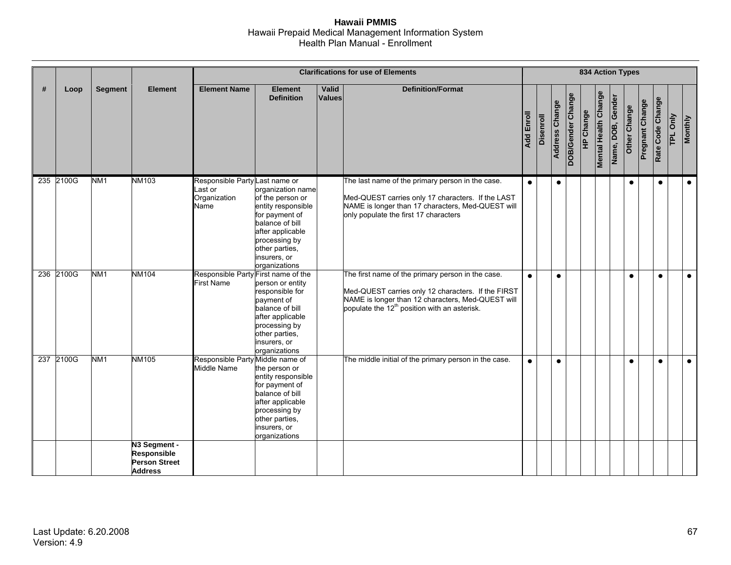| # | Loop | Segment | Element | Clarifications for use of Elements | | | | 834 Action Types | | | | | | | | | | | |
|---|---|---|---|---|---|---|---|---|---|---|---|---|---|---|---|---|---|---|---|
| | | | | Element Name | Element Definition | Valid Values | Definition/Format | Add Enroll | Disenroll | Address Change | DOB/Gender Change | HP Change | Mental Health Change | Name, DOB, Gender | Other Change | Pregnant Change | Rate Code Change | TPL Only | Monthly |
| 235 | 2100G | NM1 | NM103 | Responsible Party Last or Organization Name | Last name or organization name of the person or entity responsible for payment of balance of bill after applicable processing by other parties, insurers, or organizations | | The last name of the primary person in the case.<br><br>Med-QUEST carries only 17 characters. If the LAST NAME is longer than 17 characters, Med-QUEST will only populate the first 17 characters | ● | | ● | | | | | ● | | ● | | ● |
| 236 | 2100G | NM1 | NM104 | Responsible Party First Name | First name of the person or entity responsible for payment of balance of bill after applicable processing by other parties, insurers, or organizations | | The first name of the primary person in the case.<br><br>Med-QUEST carries only 12 characters. If the FIRST NAME is longer than 12 characters, Med-QUEST will populate the 12th position with an asterisk. | ● | | ● | | | | | ● | | ● | | ● |
| 237 | 2100G | NM1 | NM105 | Responsible Party Middle Name | Middle name of the person or entity responsible for payment of balance of bill after applicable processing by other parties, insurers, or organizations | | The middle initial of the primary person in the case. | ● | | ● | | | | | ● | | ● | | ● |
| | | | **N3 Segment - Responsible Person Street Address** | | | | | | | | | | | | | | | | |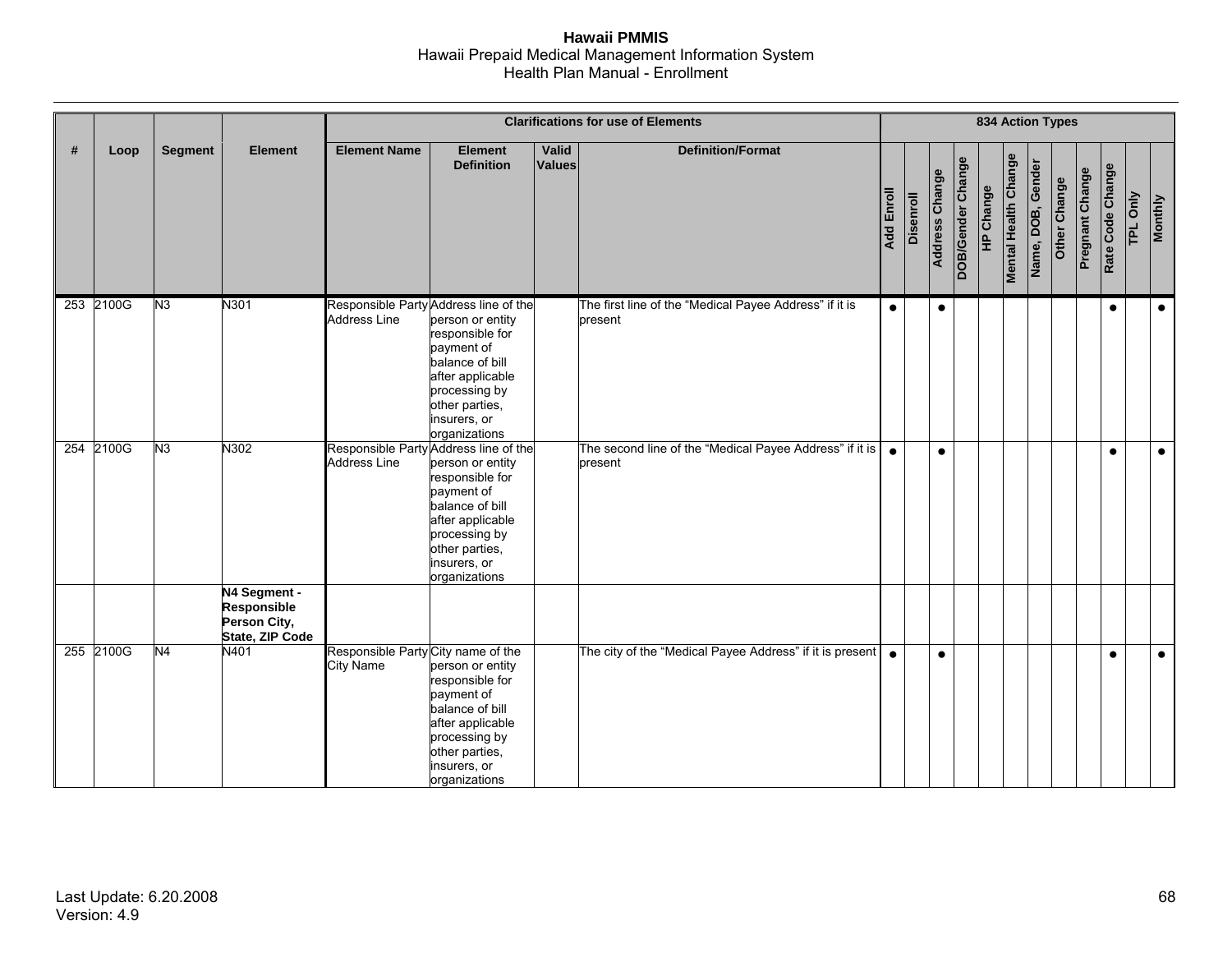| # | Loop | Segment | Element | Clarifications for use of Elements | | | | 834 Action Types | | | | | | | | | | | |
|---|---|---|---|---|---|---|---|---|---|---|---|---|---|---|---|---|---|---|---|
| | | | | Element Name | Element Definition | Valid Values | Definition/Format | Add Enroll | Disenroll | Address Change | DOB/Gender Change | HP Change | Mental Health Change | Name, DOB, Gender | Other Change | Pregnant Change | Rate Code Change | TPL Only | Monthly |
| 253 | 2100G | N3 | N301 | Responsible Party Address Line | Address line of the person or entity responsible for payment of balance of bill after applicable processing by other parties, insurers, or organizations | | The first line of the "Medical Payee Address" if it is present | ● | | ● | | | | | | | ● | | ● |
| 254 | 2100G | N3 | N302 | Responsible Party Address Line | Address line of the person or entity responsible for payment of balance of bill after applicable processing by other parties, insurers, or organizations | | The second line of the "Medical Payee Address" if it is present | ● | | ● | | | | | | | ● | | ● |
| | | | **N4 Segment - Responsible Person City, State, ZIP Code** | | | | | | | | | | | | | | | | |
| 255 | 2100G | N4 | N401 | Responsible Party City Name | City name of the person or entity responsible for payment of balance of bill after applicable processing by other parties, insurers, or organizations | | The city of the "Medical Payee Address" if it is present | ● | | ● | | | | | | | ● | | ● |

Last Update: 6.20.2008
Version: 4.9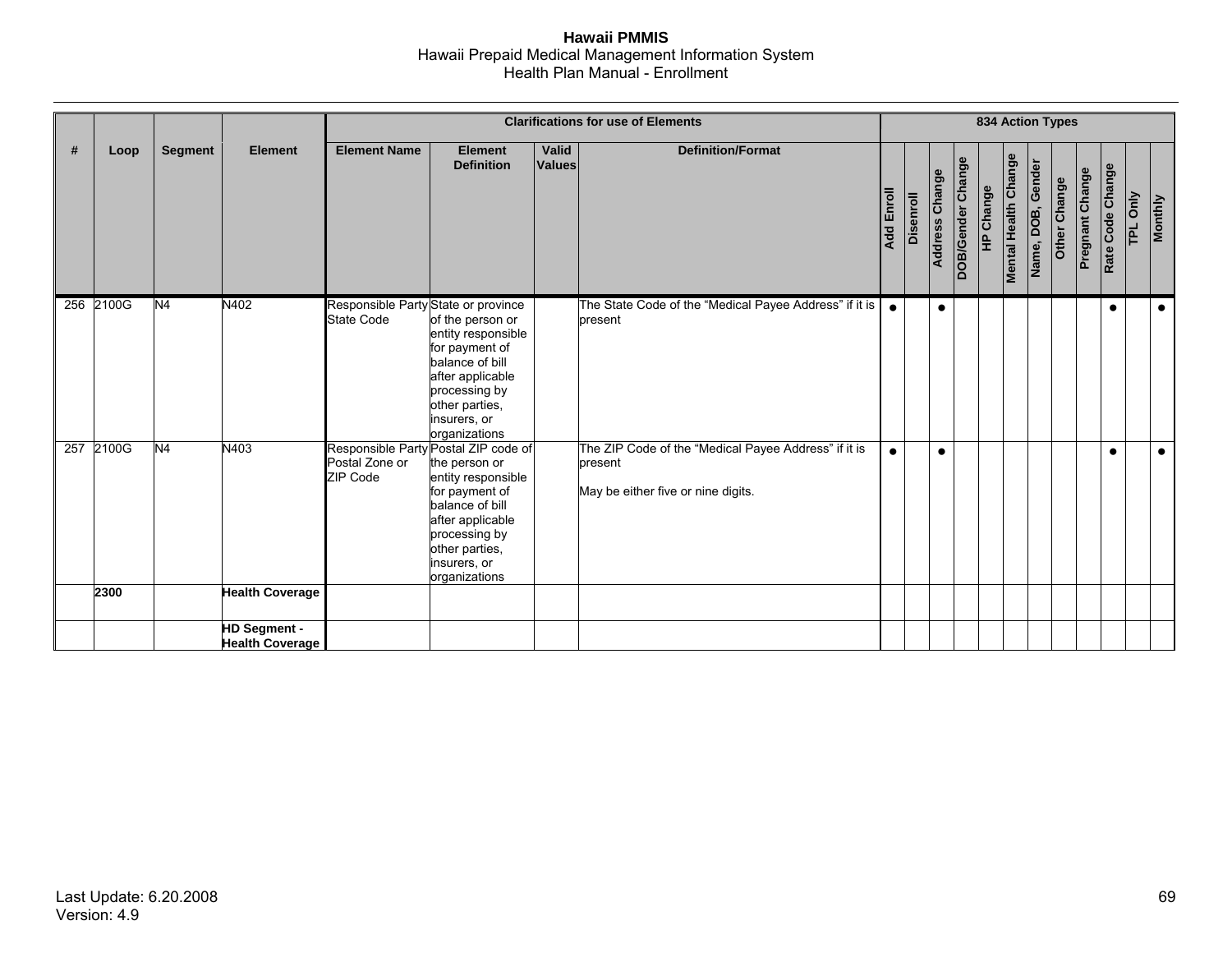| # | Loop | Segment | Element | Clarifications for use of Elements | | | | 834 Action Types | | | | | | | | | | | |
|---|---|---|---|---|---|---|---|---|---|---|---|---|---|---|---|---|---|---|---|
| | | | | Element Name | Element Definition | Valid Values | Definition/Format | Add Enroll | Disenroll | Address Change | DOB/Gender Change | HP Change | Mental Health Change | Name, DOB, Gender | Other Change | Pregnant Change | Rate Code Change | TPL Only | Monthly |
| 256 | 2100G | N4 | N402 | Responsible Party State Code | State or province of the person or entity responsible for payment of balance of bill after applicable processing by other parties, insurers, or organizations | | The State Code of the "Medical Payee Address" if it is present | ● | | ● | | | | | | | ● | | ● |
| 257 | 2100G | N4 | N403 | Responsible Party Postal Zone or ZIP Code | Postal ZIP code of the person or entity responsible for payment of balance of bill after applicable processing by other parties, insurers, or organizations | | The ZIP Code of the "Medical Payee Address" if it is present<br><br>May be either five or nine digits. | ● | | ● | | | | | | | ● | | ● |
| | **2300** | | **Health Coverage** | | | | | | | | | | | | | | | | |
| | | | **HD Segment - Health Coverage** | | | | | | | | | | | | | | | | |

Last Update: 6.20.2008
Version: 4.9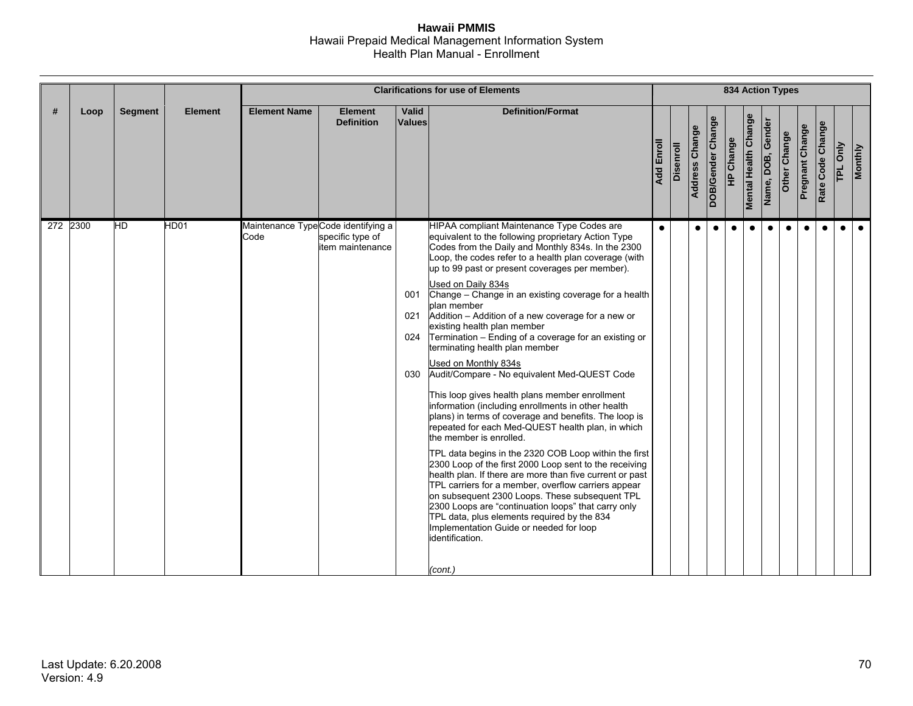| # | Loop | Segment | Element | Clarifications for use of Elements | | | | 834 Action Types | | | | | | | | | | | |
|---|---|---|---|---|---|---|---|---|---|---|---|---|---|---|---|---|---|---|---|
| | | | | Element Name | Element Definition | Valid Values | Definition/Format | Add Enroll | Disenroll | Address Change | DOB/Gender Change | HP Change | Mental Health Change | Name, DOB, Gender | Other Change | Pregnant Change | Rate Code Change | TPL Only | Monthly |
| 272 | 2300 | HD | HD01 | Maintenance Type Code | Code identifying a specific type of item maintenance | | HIPAA compliant Maintenance Type Codes are equivalent to the following proprietary Action Type Codes from the Daily and Monthly 834s. In the 2300 Loop, the codes refer to a health plan coverage (with up to 99 past or present coverages per member). | ● | | ● | ● | ● | ● | ● | ● | ● | ● | ● | ● |
| | | | | | | | Used on Daily 834s | | | | | | | | | | | | |
| | | | | | | 001 | Change – Change in an existing coverage for a health plan member | | | | | | | | | | | | |
| | | | | | | 021 | Addition – Addition of a new coverage for a new or existing health plan member | | | | | | | | | | | | |
| | | | | | | 024 | Termination – Ending of a coverage for an existing or terminating health plan member | | | | | | | | | | | | |
| | | | | | | | Used on Monthly 834s | | | | | | | | | | | | |
| | | | | | | 030 | Audit/Compare - No equivalent Med-QUEST Code | | | | | | | | | | | | |
| | | | | | | | This loop gives health plans member enrollment information (including enrollments in other health plans) in terms of coverage and benefits. The loop is repeated for each Med-QUEST health plan, in which the member is enrolled. | | | | | | | | | | | | |
| | | | | | | | TPL data begins in the 2320 COB Loop within the first 2300 Loop of the first 2000 Loop sent to the receiving health plan. If there are more than five current or past TPL carriers for a member, overflow carriers appear on subsequent 2300 Loops. These subsequent TPL 2300 Loops are "continuation loops" that carry only TPL data, plus elements required by the 834 Implementation Guide or needed for loop identification. | | | | | | | | | | | | |
| | | | | | | | *(cont.)* | | | | | | | | | | | | |

Last Update: 6.20.2008
Version: 4.9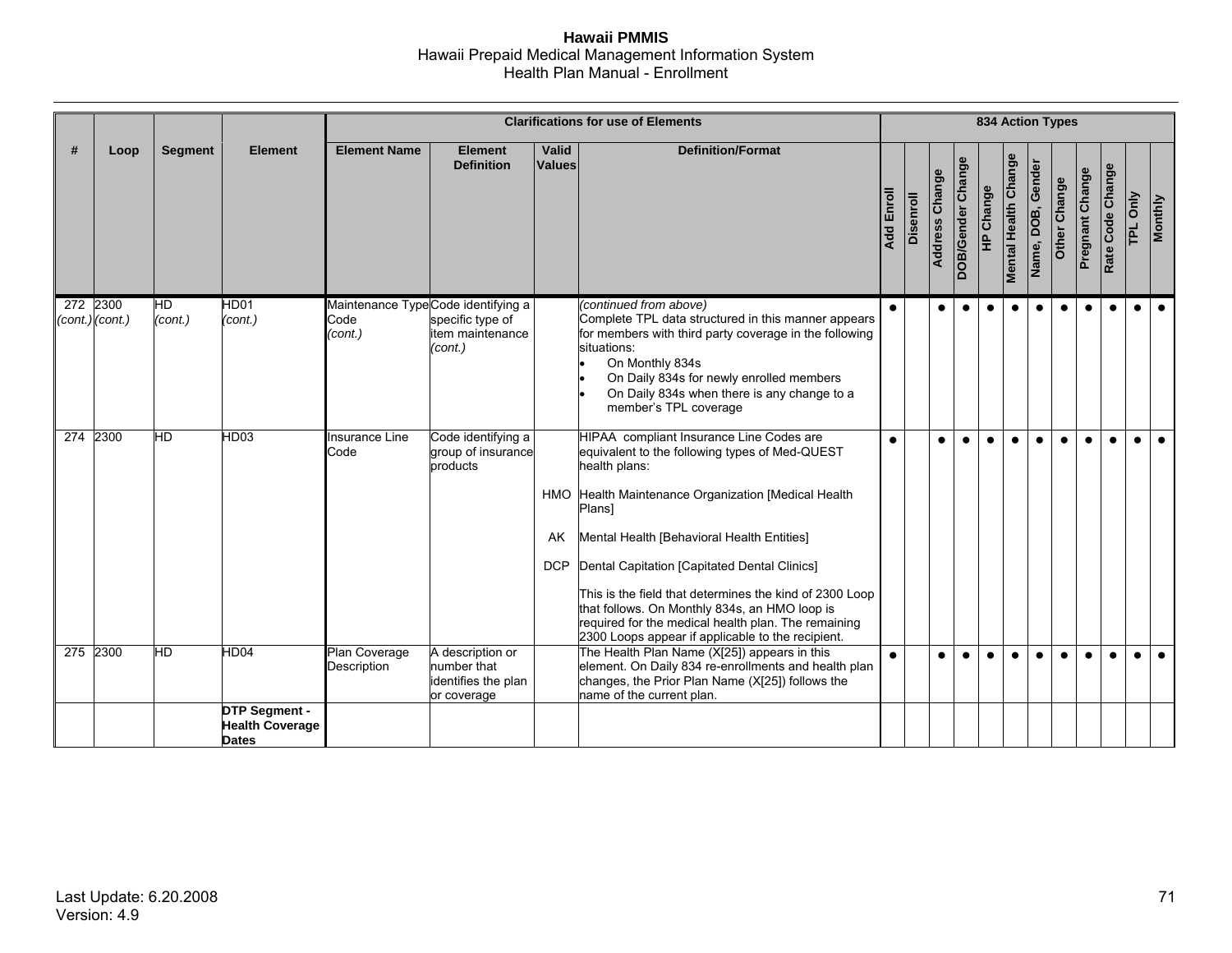| # | Loop | Segment | Element | Clarifications for use of Elements | | | | 834 Action Types | | | | | | | | | | | |
|---|---|---|---|---|---|---|---|---|---|---|---|---|---|---|---|---|---|---|---|
| | | | | Element Name | Element Definition | Valid Values | Definition/Format | Add Enroll | Disenroll | Address Change | DOB/Gender Change | HP Change | Mental Health Change | Name, DOB, Gender | Other Change | Pregnant Change | Rate Code Change | TPL Only | Monthly |
| 272 *(cont.)* | 2300 *(cont.)* | HD *(cont.)* | HD01 *(cont.)* | Maintenance Type Code *(cont.)* | Code identifying a specific type of item maintenance *(cont.)* | | *(continued from above)* Complete TPL data structured in this manner appears for members with third party coverage in the following situations: <br>• On Monthly 834s <br>• On Daily 834s for newly enrolled members <br>• On Daily 834s when there is any change to a member's TPL coverage | ● | | ● | ● | ● | ● | ● | ● | ● | ● | ● | ● |
| 274 | 2300 | HD | HD03 | Insurance Line Code | Code identifying a group of insurance products | <br><br>HMO<br><br>AK<br><br>DCP | HIPAA compliant Insurance Line Codes are equivalent to the following types of Med-QUEST health plans: <br><br>Health Maintenance Organization [Medical Health Plans] <br><br>Mental Health [Behavioral Health Entities] <br><br>Dental Capitation [Capitated Dental Clinics] <br><br>This is the field that determines the kind of 2300 Loop that follows. On Monthly 834s, an HMO loop is required for the medical health plan. The remaining 2300 Loops appear if applicable to the recipient. | ● | | ● | ● | ● | ● | ● | ● | ● | ● | ● | ● |
| 275 | 2300 | HD | HD04 | Plan Coverage Description | A description or number that identifies the plan or coverage | | The Health Plan Name (X[25]) appears in this element. On Daily 834 re-enrollments and health plan changes, the Prior Plan Name (X[25]) follows the name of the current plan. | ● | | ● | ● | ● | ● | ● | ● | ● | ● | ● | ● |
| | | | **DTP Segment - Health Coverage Dates** | | | | | | | | | | | | | | | | |

Last Update: 6.20.2008
Version: 4.9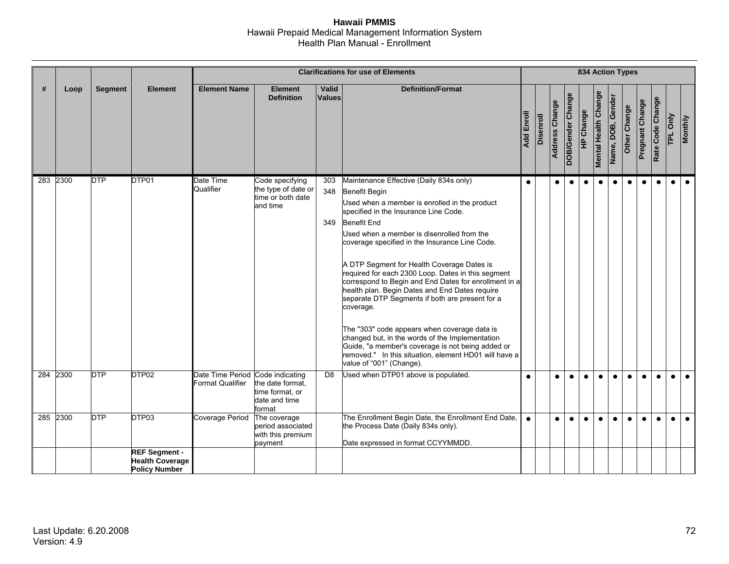| # | Loop | Segment | Element | Clarifications for use of Elements | | | | 834 Action Types | | | | | | | | | | | |
|---|---|---|---|---|---|---|---|---|---|---|---|---|---|---|---|---|---|---|---|
| | | | | Element Name | Element Definition | Valid Values | Definition/Format | Add Enroll | Disenroll | Address Change | DOB/Gender Change | HP Change | Mental Health Change | Name, DOB, Gender | Other Change | Pregnant Change | Rate Code Change | TPL Only | Monthly |
| 283 | 2300 | DTP | DTP01 | Date Time Qualifier | Code specifying the type of date or time or both date and time | 303<br>348<br><br>349 | Maintenance Effective (Daily 834s only)<br>Benefit Begin<br>Used when a member is enrolled in the product specified in the Insurance Line Code.<br>Benefit End<br>Used when a member is disenrolled from the coverage specified in the Insurance Line Code.<br><br>A DTP Segment for Health Coverage Dates is required for each 2300 Loop. Dates in this segment correspond to Begin and End Dates for enrollment in a health plan. Begin Dates and End Dates require separate DTP Segments if both are present for a coverage.<br><br>The "303" code appears when coverage data is changed but, in the words of the Implementation Guide, "a member's coverage is not being added or removed." In this situation, element HD01 will have a value of "001" (Change). | ● | | ● | ● | ● | ● | ● | ● | ● | ● | ● | ● |
| 284 | 2300 | DTP | DTP02 | Date Time Period Format Qualifier | Code indicating the date format, time format, or date and time format | D8 | Used when DTP01 above is populated. | ● | | ● | ● | ● | ● | ● | ● | ● | ● | ● | ● |
| 285 | 2300 | DTP | DTP03 | Coverage Period | The coverage period associated with this premium payment | | The Enrollment Begin Date, the Enrollment End Date, the Process Date (Daily 834s only).<br><br>Date expressed in format CCYYMMDD. | ● | | ● | ● | ● | ● | ● | ● | ● | ● | ● | ● |
| | | | **REF Segment - Health Coverage Policy Number** | | | | | | | | | | | | | | | | |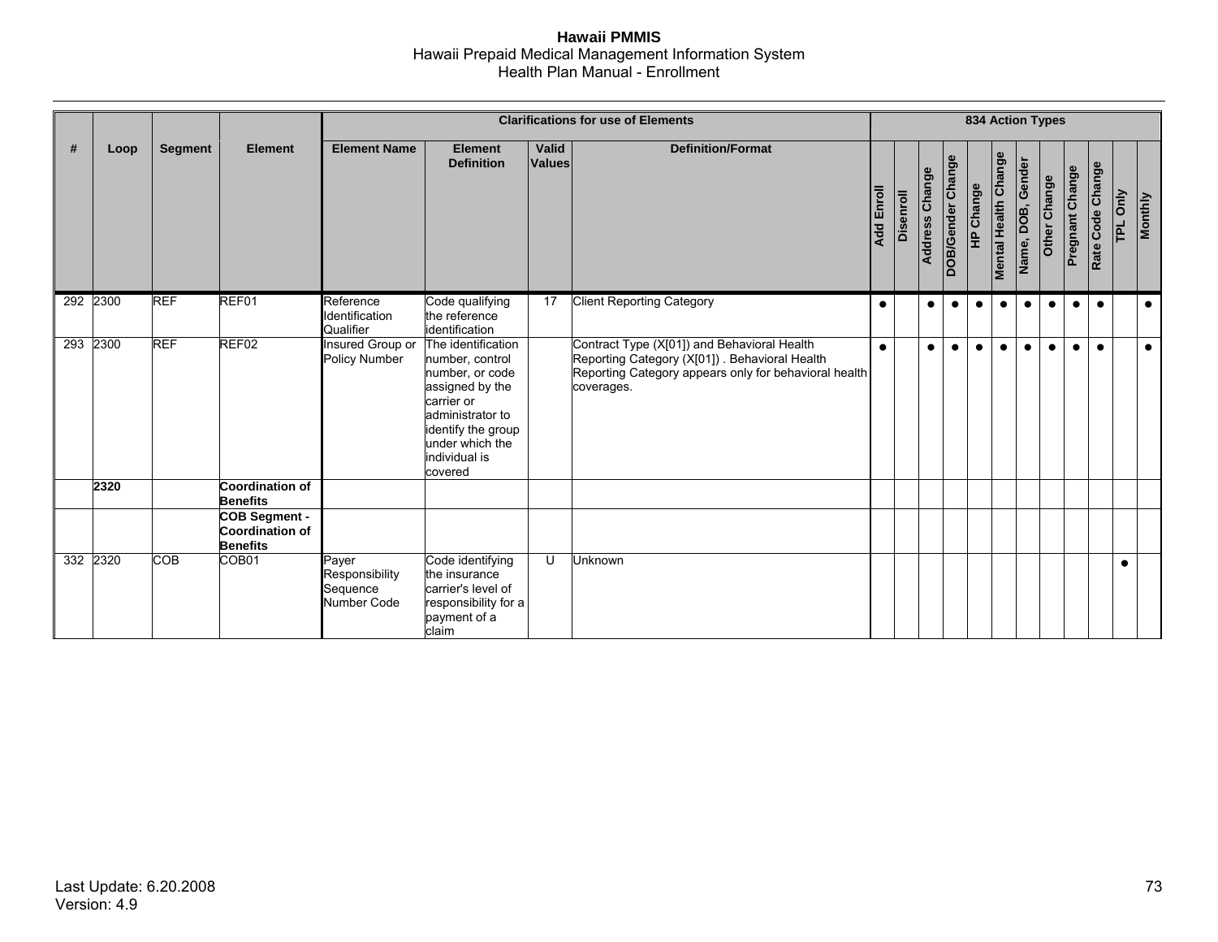| # | Loop | Segment | Element | Clarifications for use of Elements | | | | 834 Action Types | | | | | | | | | | | |
|---|---|---|---|---|---|---|---|---|---|---|---|---|---|---|---|---|---|---|---|
| | | | | Element Name | Element Definition | Valid Values | Definition/Format | Add Enroll | Disenroll | Address Change | DOB/Gender Change | HP Change | Mental Health Change | Name, DOB, Gender | Other Change | Pregnant Change | Rate Code Change | TPL Only | Monthly |
| 292 | 2300 | REF | REF01 | Reference Identification Qualifier | Code qualifying the reference identification | 17 | Client Reporting Category | ● | | ● | ● | ● | ● | ● | ● | ● | ● | | ● |
| 293 | 2300 | REF | REF02 | Insured Group or Policy Number | The identification number, control number, or code assigned by the carrier or administrator to identify the group under which the individual is covered | | Contract Type (X[01]) and Behavioral Health Reporting Category (X[01]) . Behavioral Health Reporting Category appears only for behavioral health coverages. | ● | | ● | ● | ● | ● | ● | ● | ● | ● | | ● |
| | **2320** | | **Coordination of Benefits** | | | | | | | | | | | | | | | | |
| | | | **COB Segment - Coordination of Benefits** | | | | | | | | | | | | | | | | |
| 332 | 2320 | COB | COB01 | Payer Responsibility Sequence Number Code | Code identifying the insurance carrier's level of responsibility for a payment of a claim | U | Unknown | | | | | | | | | | | ● | |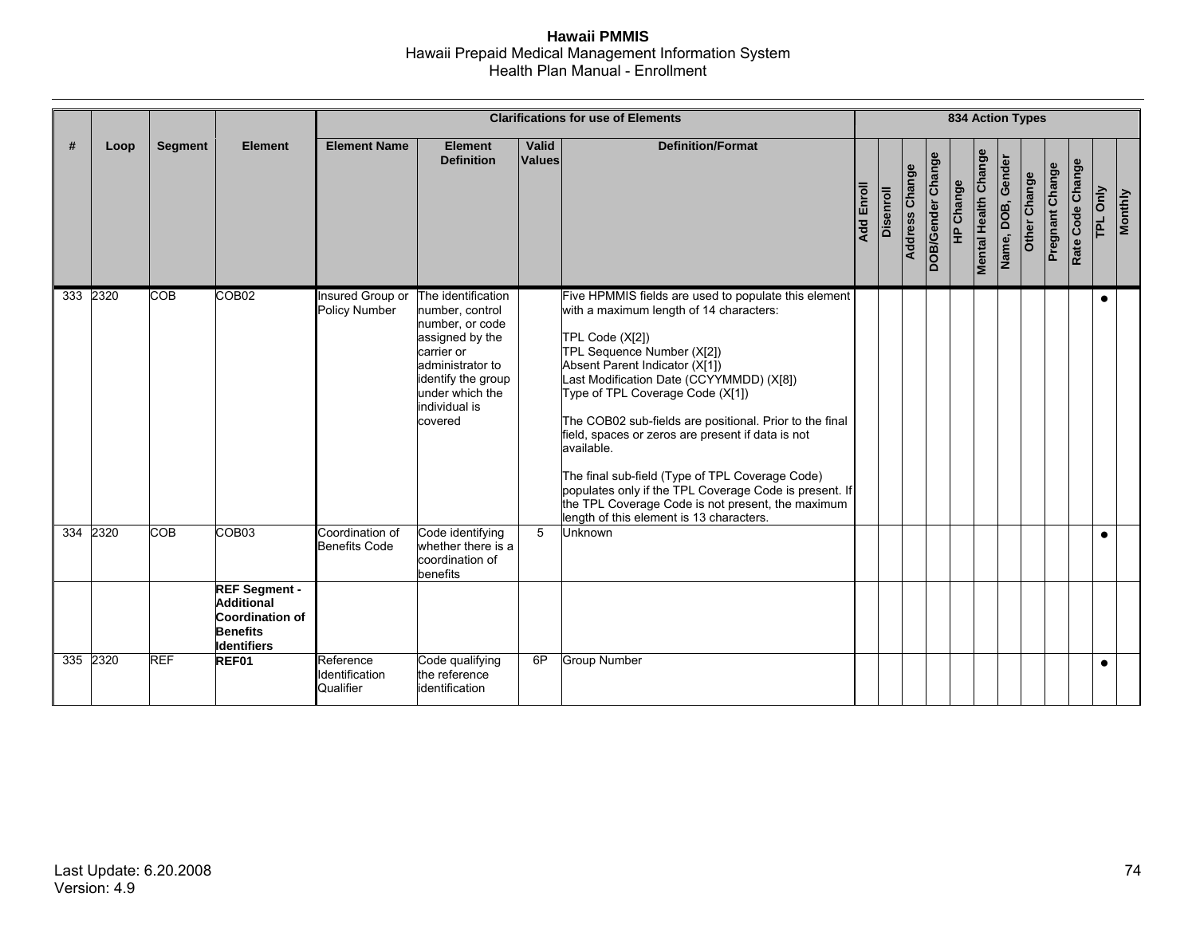| # | Loop | Segment | Element | Clarifications for use of Elements | | | | 834 Action Types | | | | | | | | | | | |
|---|---|---|---|---|---|---|---|---|---|---|---|---|---|---|---|---|---|---|---|
| | | | | Element Name | Element Definition | Valid Values | Definition/Format | Add Enroll | Disenroll | Address Change | DOB/Gender Change | HP Change | Mental Health Change | Name, DOB, Gender | Other Change | Pregnant Change | Rate Code Change | TPL Only | Monthly |
| 333 | 2320 | COB | COB02 | Insured Group or Policy Number | The identification number, control number, or code assigned by the carrier or administrator to identify the group under which the individual is covered | | Five HPMMIS fields are used to populate this element with a maximum length of 14 characters:<br><br>TPL Code (X[2])<br>TPL Sequence Number (X[2])<br>Absent Parent Indicator (X[1])<br>Last Modification Date (CCYYMMDD) (X[8])<br>Type of TPL Coverage Code (X[1])<br><br>The COB02 sub-fields are positional. Prior to the final field, spaces or zeros are present if data is not available.<br><br>The final sub-field (Type of TPL Coverage Code) populates only if the TPL Coverage Code is present. If the TPL Coverage Code is not present, the maximum length of this element is 13 characters. | | | | | | | | | | | ● | |
| 334 | 2320 | COB | COB03 | Coordination of Benefits Code | Code identifying whether there is a coordination of benefits | 5 | Unknown | | | | | | | | | | | ● | |
| | | | **REF Segment - Additional Coordination of Benefits Identifiers** | | | | | | | | | | | | | | | | |
| 335 | 2320 | REF | **REF01** | Reference Identification Qualifier | Code qualifying the reference identification | 6P | Group Number | | | | | | | | | | | ● | |

Last Update: 6.20.2008
Version: 4.9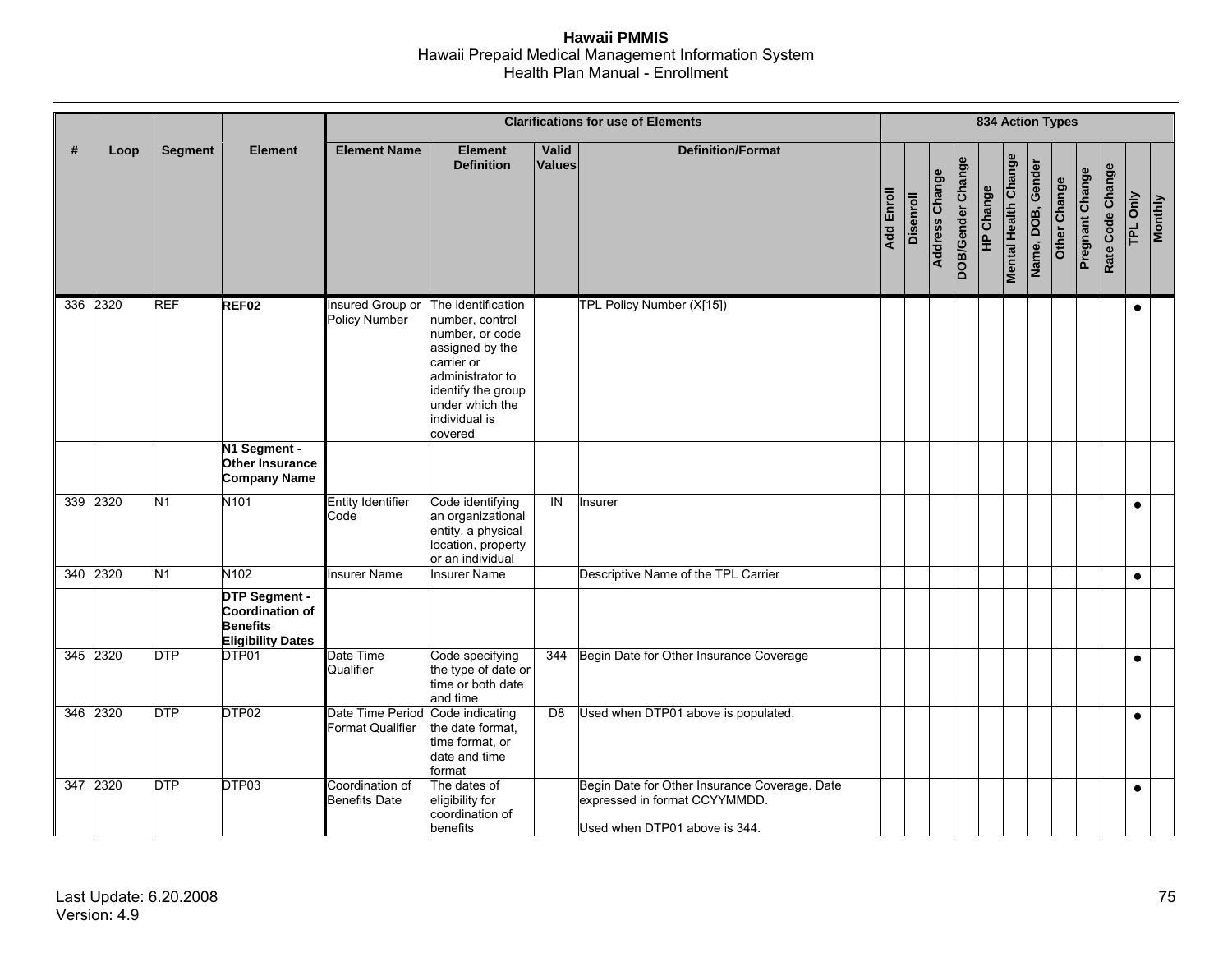| # | Loop | Segment | Element | Clarifications for use of Elements | | | | 834 Action Types | | | | | | | | | | | |
|---|---|---|---|---|---|---|---|---|---|---|---|---|---|---|---|---|---|---|---|
| | | | | Element Name | Element Definition | Valid Values | Definition/Format | Add Enroll | Disenroll | Address Change | DOB/Gender Change | HP Change | Mental Health Change | Name, DOB, Gender | Other Change | Pregnant Change | Rate Code Change | TPL Only | Monthly |
| 336 | 2320 | REF | **REF02** | Insured Group or Policy Number | The identification number, control number, or code assigned by the carrier or administrator to identify the group under which the individual is covered | | TPL Policy Number (X[15]) | | | | | | | | | | | ● | |
| | | | **N1 Segment - Other Insurance Company Name** | | | | | | | | | | | | | | | | |
| 339 | 2320 | N1 | N101 | Entity Identifier Code | Code identifying an organizational entity, a physical location, property or an individual | IN | Insurer | | | | | | | | | | | ● | |
| 340 | 2320 | N1 | N102 | Insurer Name | Insurer Name | | Descriptive Name of the TPL Carrier | | | | | | | | | | | ● | |
| | | | **DTP Segment - Coordination of Benefits Eligibility Dates** | | | | | | | | | | | | | | | | |
| 345 | 2320 | DTP | DTP01 | Date Time Qualifier | Code specifying the type of date or time or both date and time | 344 | Begin Date for Other Insurance Coverage | | | | | | | | | | | ● | |
| 346 | 2320 | DTP | DTP02 | Date Time Period Format Qualifier | Code indicating the date format, time format, or date and time format | D8 | Used when DTP01 above is populated. | | | | | | | | | | | ● | |
| 347 | 2320 | DTP | DTP03 | Coordination of Benefits Date | The dates of eligibility for coordination of benefits | | Begin Date for Other Insurance Coverage. Date expressed in format CCYYMMDD.<br><br>Used when DTP01 above is 344. | | | | | | | | | | | ● | |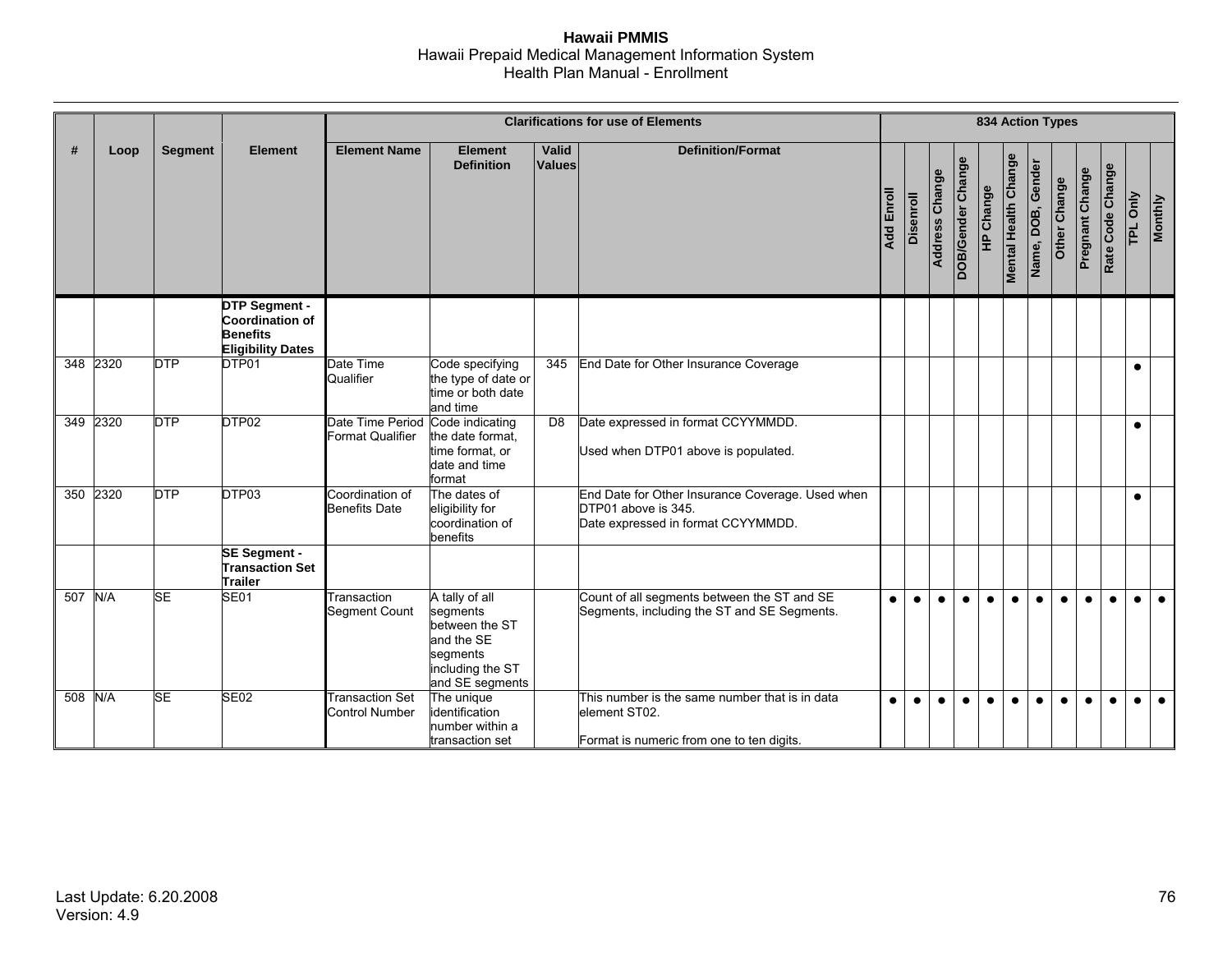| # | Loop | Segment | Element | Clarifications for use of Elements | | | | 834 Action Types | | | | | | | | | | | |
|---|---|---|---|---|---|---|---|---|---|---|---|---|---|---|---|---|---|---|---|
| | | | | Element Name | Element Definition | Valid Values | Definition/Format | Add Enroll | Disenroll | Address Change | DOB/Gender Change | HP Change | Mental Health Change | Name, DOB, Gender | Other Change | Pregnant Change | Rate Code Change | TPL Only | Monthly |
| | | | **DTP Segment - Coordination of Benefits Eligibility Dates** | | | | | | | | | | | | | | | | |
| 348 | 2320 | DTP | DTP01 | Date Time Qualifier | Code specifying the type of date or time or both date and time | 345 | End Date for Other Insurance Coverage | | | | | | | | | | | ● | |
| 349 | 2320 | DTP | DTP02 | Date Time Period Format Qualifier | Code indicating the date format, time format, or date and time format | D8 | Date expressed in format CCYYMMDD.<br><br>Used when DTP01 above is populated. | | | | | | | | | | | ● | |
| 350 | 2320 | DTP | DTP03 | Coordination of Benefits Date | The dates of eligibility for coordination of benefits | | End Date for Other Insurance Coverage. Used when DTP01 above is 345.<br>Date expressed in format CCYYMMDD. | | | | | | | | | | | ● | |
| | | | **SE Segment - Transaction Set Trailer** | | | | | | | | | | | | | | | | |
| 507 | N/A | SE | SE01 | Transaction Segment Count | A tally of all segments between the ST and the SE segments including the ST and SE segments | | Count of all segments between the ST and SE Segments, including the ST and SE Segments. | ● | ● | ● | ● | ● | ● | ● | ● | ● | ● | ● | ● |
| 508 | N/A | SE | SE02 | Transaction Set Control Number | The unique identification number within a transaction set | | This number is the same number that is in data element ST02.<br><br>Format is numeric from one to ten digits. | ● | ● | ● | ● | ● | ● | ● | ● | ● | ● | ● | ● |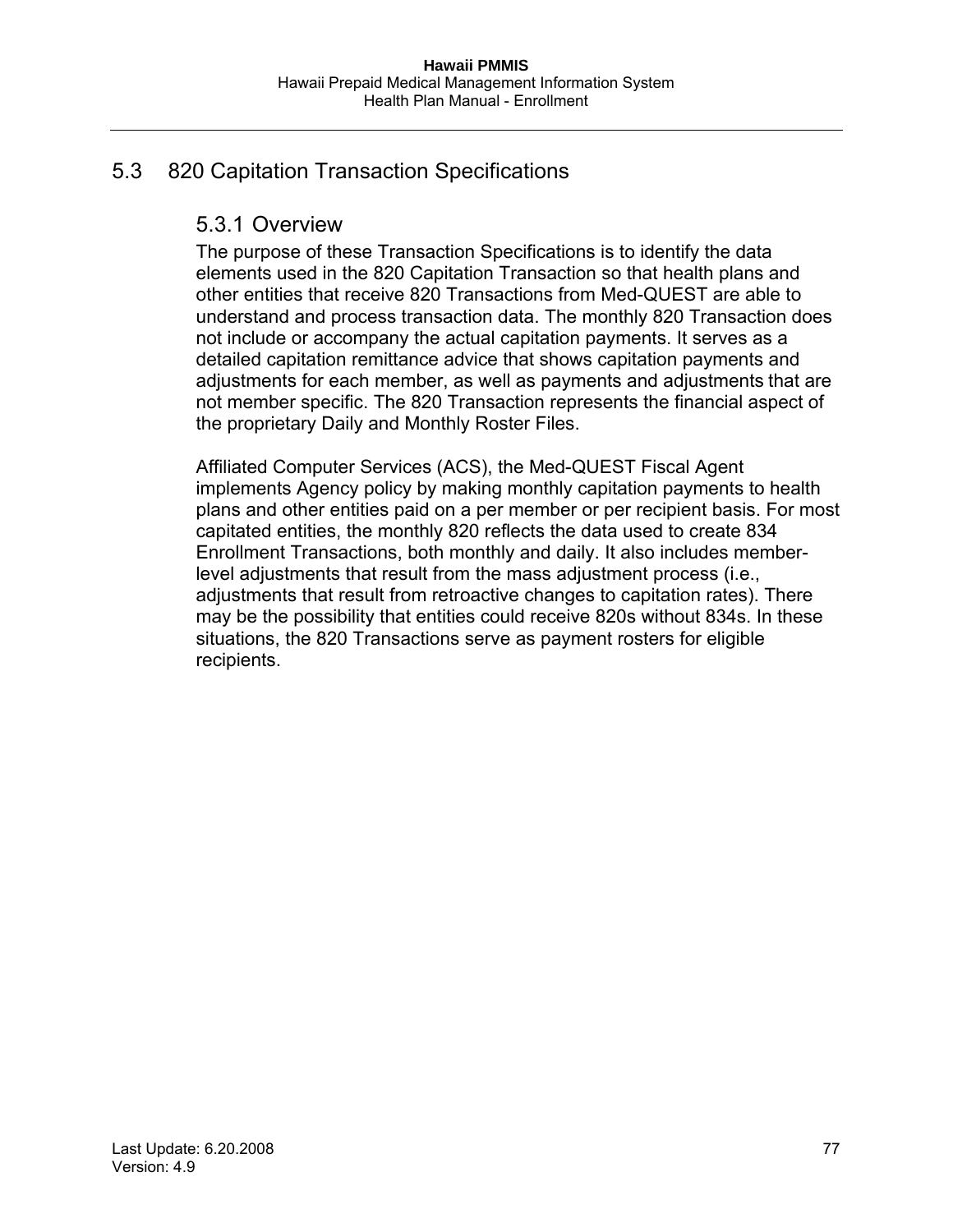## 5.3 820 Capitation Transaction Specifications

### 5.3.1 Overview

The purpose of these Transaction Specifications is to identify the data elements used in the 820 Capitation Transaction so that health plans and other entities that receive 820 Transactions from Med-QUEST are able to understand and process transaction data. The monthly 820 Transaction does not include or accompany the actual capitation payments. It serves as a detailed capitation remittance advice that shows capitation payments and adjustments for each member, as well as payments and adjustments that are not member specific. The 820 Transaction represents the financial aspect of the proprietary Daily and Monthly Roster Files.

Affiliated Computer Services (ACS), the Med-QUEST Fiscal Agent implements Agency policy by making monthly capitation payments to health plans and other entities paid on a per member or per recipient basis. For most capitated entities, the monthly 820 reflects the data used to create 834 Enrollment Transactions, both monthly and daily. It also includes member-level adjustments that result from the mass adjustment process (i.e., adjustments that result from retroactive changes to capitation rates). There may be the possibility that entities could receive 820s without 834s. In these situations, the 820 Transactions serve as payment rosters for eligible recipients.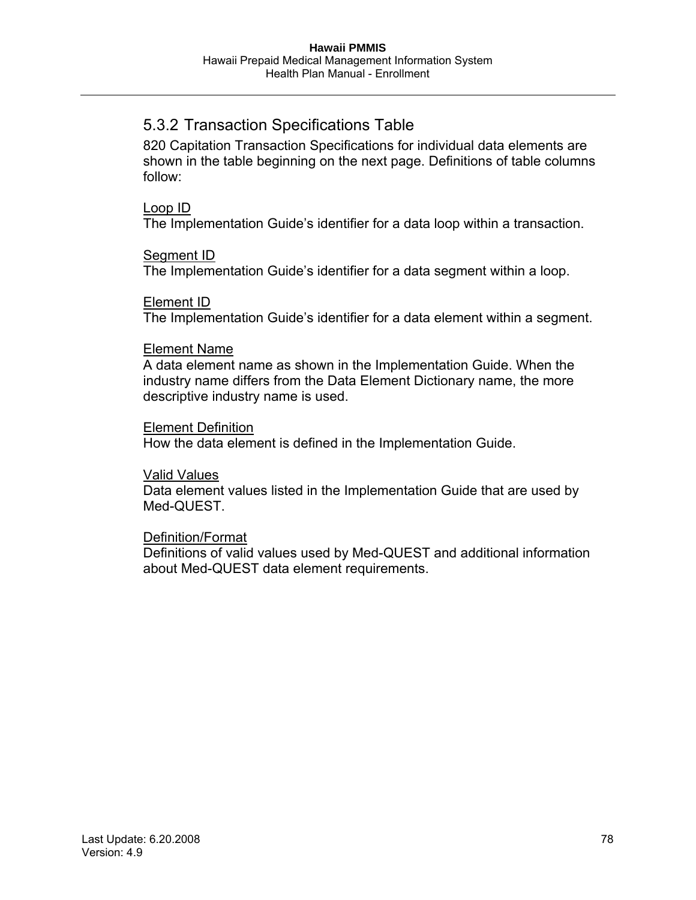### 5.3.2 Transaction Specifications Table

820 Capitation Transaction Specifications for individual data elements are shown in the table beginning on the next page. Definitions of table columns follow:

<u>Loop ID</u>
The Implementation Guide's identifier for a data loop within a transaction.

<u>Segment ID</u>
The Implementation Guide's identifier for a data segment within a loop.

<u>Element ID</u>
The Implementation Guide's identifier for a data element within a segment.

<u>Element Name</u>
A data element name as shown in the Implementation Guide. When the industry name differs from the Data Element Dictionary name, the more descriptive industry name is used.

<u>Element Definition</u>
How the data element is defined in the Implementation Guide.

<u>Valid Values</u>
Data element values listed in the Implementation Guide that are used by Med-QUEST.

<u>Definition/Format</u>
Definitions of valid values used by Med-QUEST and additional information about Med-QUEST data element requirements.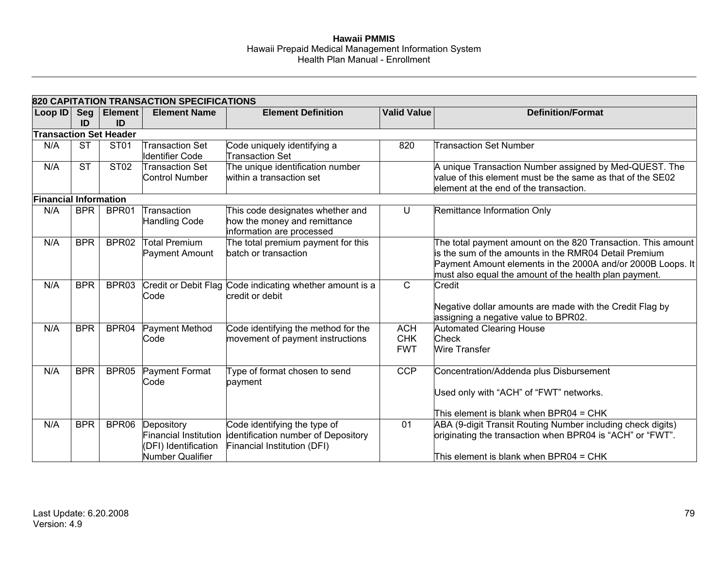| 820 CAPITATION TRANSACTION SPECIFICATIONS | | | | | | |
|---|---|---|---|---|---|---|
| **Loop ID** | **Seg ID** | **Element ID** | **Element Name** | **Element Definition** | **Valid Value** | **Definition/Format** |
| **Transaction Set Header** | | | | | | |
| N/A | ST | ST01 | Transaction Set Identifier Code | Code uniquely identifying a Transaction Set | 820 | Transaction Set Number |
| N/A | ST | ST02 | Transaction Set Control Number | The unique identification number within a transaction set | | A unique Transaction Number assigned by Med-QUEST. The value of this element must be the same as that of the SE02 element at the end of the transaction. |
| **Financial Information** | | | | | | |
| N/A | BPR | BPR01 | Transaction Handling Code | This code designates whether and how the money and remittance information are processed | U | Remittance Information Only |
| N/A | BPR | BPR02 | Total Premium Payment Amount | The total premium payment for this batch or transaction | | The total payment amount on the 820 Transaction. This amount is the sum of the amounts in the RMR04 Detail Premium Payment Amount elements in the 2000A and/or 2000B Loops. It must also equal the amount of the health plan payment. |
| N/A | BPR | BPR03 | Credit or Debit Flag Code | Code indicating whether amount is a credit or debit | C | Credit<br><br>Negative dollar amounts are made with the Credit Flag by assigning a negative value to BPR02. |
| N/A | BPR | BPR04 | Payment Method Code | Code identifying the method for the movement of payment instructions | ACH<br>CHK<br>FWT | Automated Clearing House<br>Check<br>Wire Transfer |
| N/A | BPR | BPR05 | Payment Format Code | Type of format chosen to send payment | CCP | Concentration/Addenda plus Disbursement<br><br>Used only with "ACH" of "FWT" networks.<br><br>This element is blank when BPR04 = CHK |
| N/A | BPR | BPR06 | Depository Financial Institution (DFI) Identification Number Qualifier | Code identifying the type of identification number of Depository Financial Institution (DFI) | 01 | ABA (9-digit Transit Routing Number including check digits) originating the transaction when BPR04 is "ACH" or "FWT".<br><br>This element is blank when BPR04 = CHK |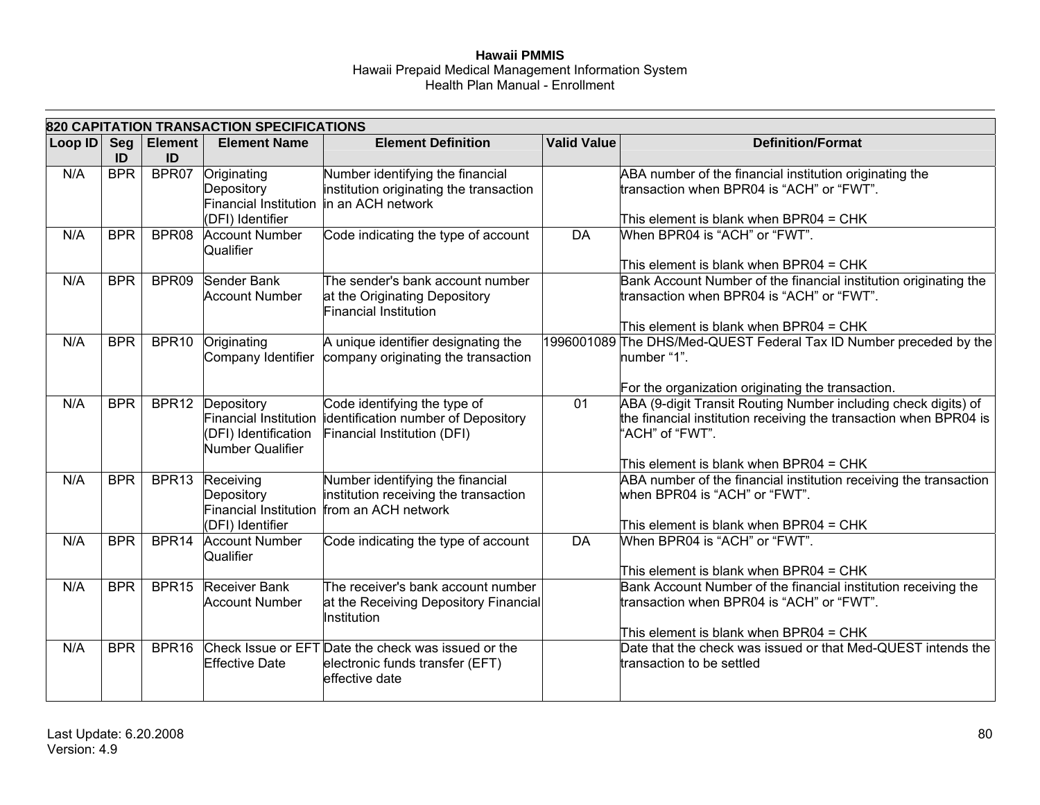| 820 CAPITATION TRANSACTION SPECIFICATIONS | | | | | | |
|---|---|---|---|---|---|---|
| **Loop ID** | **Seg ID** | **Element ID** | **Element Name** | **Element Definition** | **Valid Value** | **Definition/Format** |
| N/A | BPR | BPR07 | Originating Depository Financial Institution (DFI) Identifier | Number identifying the financial institution originating the transaction in an ACH network | | ABA number of the financial institution originating the transaction when BPR04 is “ACH” or “FWT”.<br><br>This element is blank when BPR04 = CHK |
| N/A | BPR | BPR08 | Account Number Qualifier | Code indicating the type of account | DA | When BPR04 is “ACH” or “FWT”.<br><br>This element is blank when BPR04 = CHK |
| N/A | BPR | BPR09 | Sender Bank Account Number | The sender's bank account number at the Originating Depository Financial Institution | | Bank Account Number of the financial institution originating the transaction when BPR04 is “ACH” or “FWT”.<br><br>This element is blank when BPR04 = CHK |
| N/A | BPR | BPR10 | Originating Company Identifier | A unique identifier designating the company originating the transaction | 1996001089 | The DHS/Med-QUEST Federal Tax ID Number preceded by the number “1”.<br><br>For the organization originating the transaction. |
| N/A | BPR | BPR12 | Depository Financial Institution (DFI) Identification Number Qualifier | Code identifying the type of identification number of Depository Financial Institution (DFI) | 01 | ABA (9-digit Transit Routing Number including check digits) of the financial institution receiving the transaction when BPR04 is “ACH” of “FWT”.<br><br>This element is blank when BPR04 = CHK |
| N/A | BPR | BPR13 | Receiving Depository Financial Institution (DFI) Identifier | Number identifying the financial institution receiving the transaction from an ACH network | | ABA number of the financial institution receiving the transaction when BPR04 is “ACH” or “FWT”.<br><br>This element is blank when BPR04 = CHK |
| N/A | BPR | BPR14 | Account Number Qualifier | Code indicating the type of account | DA | When BPR04 is “ACH” or “FWT”.<br><br>This element is blank when BPR04 = CHK |
| N/A | BPR | BPR15 | Receiver Bank Account Number | The receiver's bank account number at the Receiving Depository Financial Institution | | Bank Account Number of the financial institution receiving the transaction when BPR04 is “ACH” or “FWT”.<br><br>This element is blank when BPR04 = CHK |
| N/A | BPR | BPR16 | Check Issue or EFT Effective Date | Date the check was issued or the electronic funds transfer (EFT) effective date | | Date that the check was issued or that Med-QUEST intends the transaction to be settled |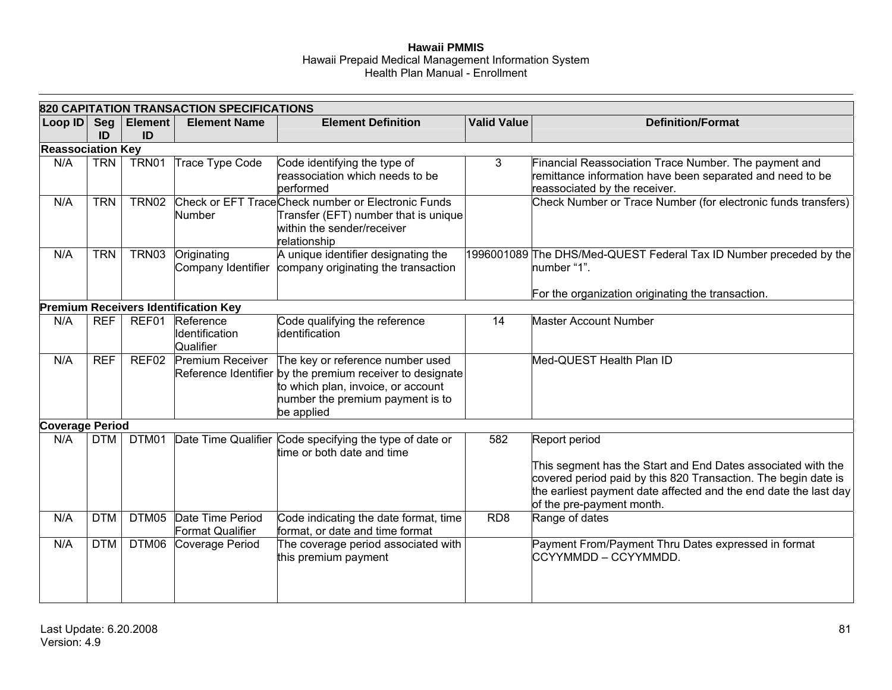| 820 CAPITATION TRANSACTION SPECIFICATIONS | | | | | | |
|---|---|---|---|---|---|---|
| **Loop ID** | **Seg ID** | **Element ID** | **Element Name** | **Element Definition** | **Valid Value** | **Definition/Format** |
| **Reassociation Key** | | | | | | |
| N/A | TRN | TRN01 | Trace Type Code | Code identifying the type of reassociation which needs to be performed | 3 | Financial Reassociation Trace Number. The payment and remittance information have been separated and need to be reassociated by the receiver. |
| N/A | TRN | TRN02 | Check or EFT Trace Number | Check number or Electronic Funds Transfer (EFT) number that is unique within the sender/receiver relationship | | Check Number or Trace Number (for electronic funds transfers) |
| N/A | TRN | TRN03 | Originating Company Identifier | A unique identifier designating the company originating the transaction | 1996001089 | The DHS/Med-QUEST Federal Tax ID Number preceded by the number "1".<br><br>For the organization originating the transaction. |
| **Premium Receivers Identification Key** | | | | | | |
| N/A | REF | REF01 | Reference Identification Qualifier | Code qualifying the reference identification | 14 | Master Account Number |
| N/A | REF | REF02 | Premium Receiver Reference Identifier | The key or reference number used by the premium receiver to designate to which plan, invoice, or account number the premium payment is to be applied | | Med-QUEST Health Plan ID |
| **Coverage Period** | | | | | | |
| N/A | DTM | DTM01 | Date Time Qualifier | Code specifying the type of date or time or both date and time | 582 | Report period<br><br>This segment has the Start and End Dates associated with the covered period paid by this 820 Transaction. The begin date is the earliest payment date affected and the end date the last day of the pre-payment month. |
| N/A | DTM | DTM05 | Date Time Period Format Qualifier | Code indicating the date format, time format, or date and time format | RD8 | Range of dates |
| N/A | DTM | DTM06 | Coverage Period | The coverage period associated with this premium payment | | Payment From/Payment Thru Dates expressed in format CCYYMMDD – CCYYMMDD. |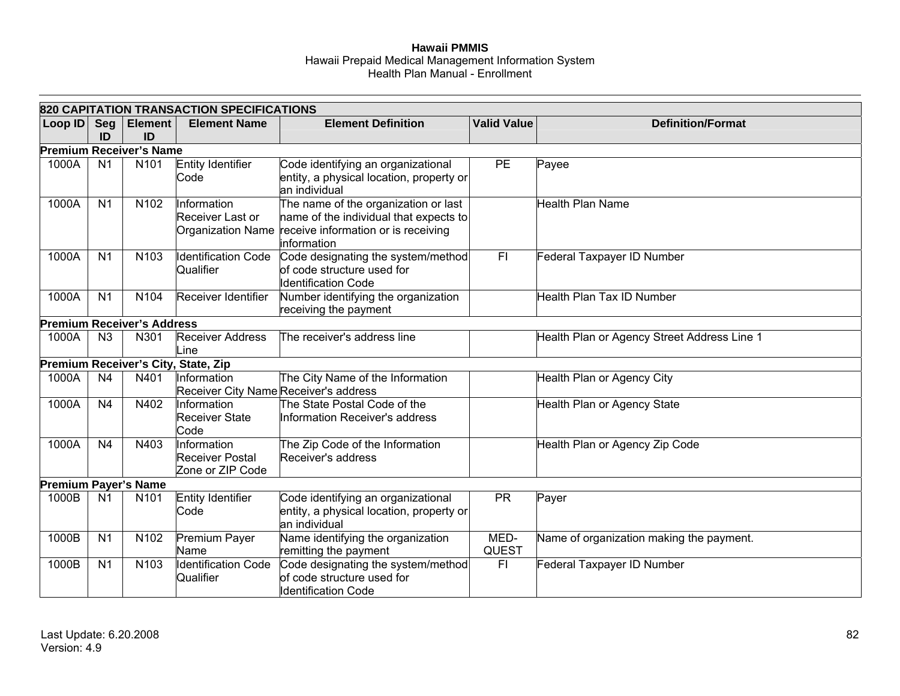| 820 CAPITATION TRANSACTION SPECIFICATIONS | | | | | | |
|---|---|---|---|---|---|---|
| **Loop ID** | **Seg ID** | **Element ID** | **Element Name** | **Element Definition** | **Valid Value** | **Definition/Format** |
| **Premium Receiver's Name** | | | | | | |
| 1000A | N1 | N101 | Entity Identifier Code | Code identifying an organizational entity, a physical location, property or an individual | PE | Payee |
| 1000A | N1 | N102 | Information Receiver Last or Organization Name | The name of the organization or last name of the individual that expects to receive information or is receiving information | | Health Plan Name |
| 1000A | N1 | N103 | Identification Code Qualifier | Code designating the system/method of code structure used for Identification Code | FI | Federal Taxpayer ID Number |
| 1000A | N1 | N104 | Receiver Identifier | Number identifying the organization receiving the payment | | Health Plan Tax ID Number |
| **Premium Receiver's Address** | | | | | | |
| 1000A | N3 | N301 | Receiver Address Line | The receiver's address line | | Health Plan or Agency Street Address Line 1 |
| **Premium Receiver's City, State, Zip** | | | | | | |
| 1000A | N4 | N401 | Information Receiver City Name | The City Name of the Information Receiver's address | | Health Plan or Agency City |
| 1000A | N4 | N402 | Information Receiver State Code | The State Postal Code of the Information Receiver's address | | Health Plan or Agency State |
| 1000A | N4 | N403 | Information Receiver Postal Zone or ZIP Code | The Zip Code of the Information Receiver's address | | Health Plan or Agency Zip Code |
| **Premium Payer's Name** | | | | | | |
| 1000B | N1 | N101 | Entity Identifier Code | Code identifying an organizational entity, a physical location, property or an individual | PR | Payer |
| 1000B | N1 | N102 | Premium Payer Name | Name identifying the organization remitting the payment | MED-QUEST | Name of organization making the payment. |
| 1000B | N1 | N103 | Identification Code Qualifier | Code designating the system/method of code structure used for Identification Code | FI | Federal Taxpayer ID Number |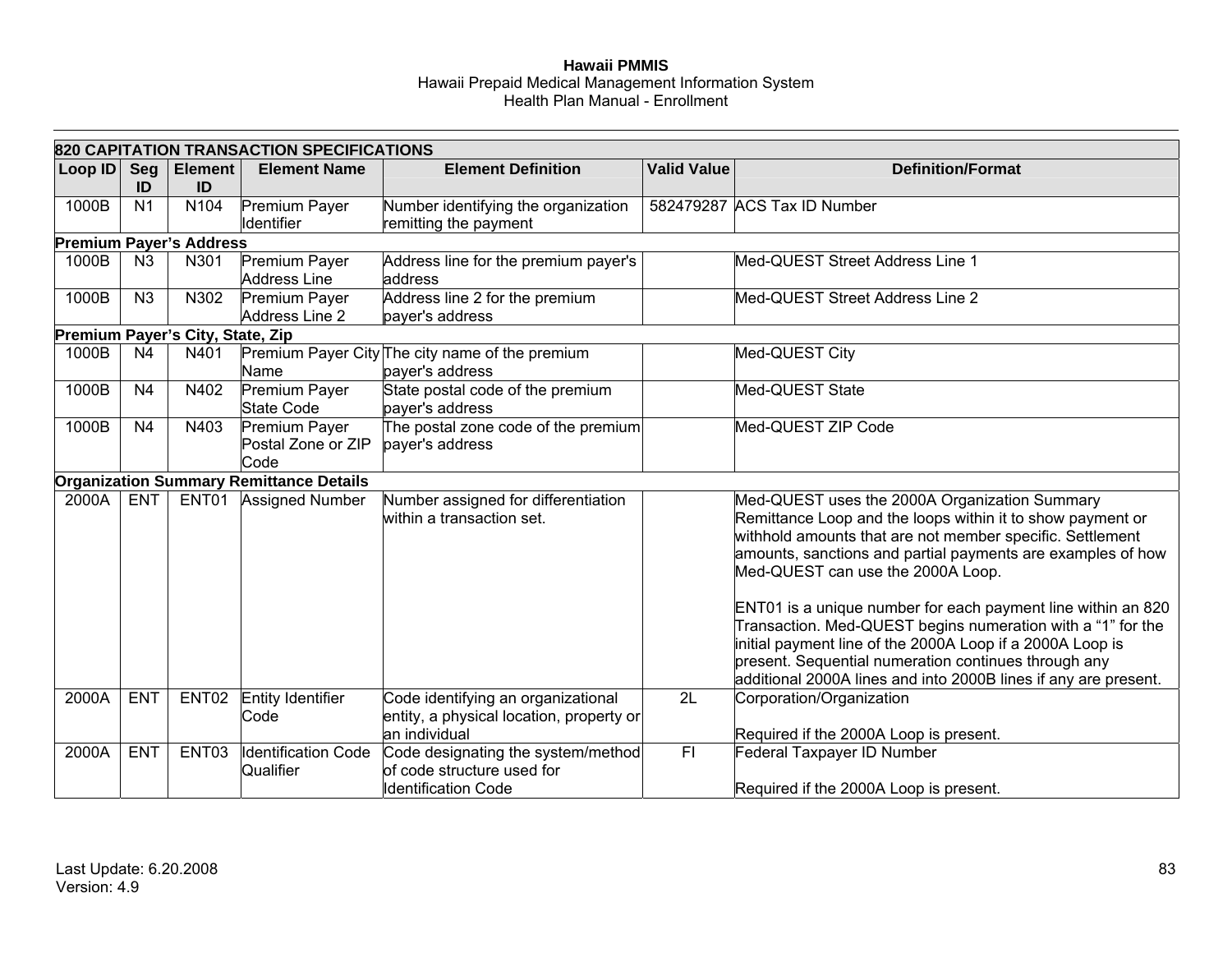| 820 CAPITATION TRANSACTION SPECIFICATIONS | | | | | | |
|---|---|---|---|---|---|---|
| **Loop ID** | **Seg ID** | **Element ID** | **Element Name** | **Element Definition** | **Valid Value** | **Definition/Format** |
| 1000B | N1 | N104 | Premium Payer Identifier | Number identifying the organization remitting the payment | 582479287 | ACS Tax ID Number |
| **Premium Payer's Address** | | | | | | |
| 1000B | N3 | N301 | Premium Payer Address Line | Address line for the premium payer's address | | Med-QUEST Street Address Line 1 |
| 1000B | N3 | N302 | Premium Payer Address Line 2 | Address line 2 for the premium payer's address | | Med-QUEST Street Address Line 2 |
| **Premium Payer's City, State, Zip** | | | | | | |
| 1000B | N4 | N401 | Premium Payer City Name | The city name of the premium payer's address | | Med-QUEST City |
| 1000B | N4 | N402 | Premium Payer State Code | State postal code of the premium payer's address | | Med-QUEST State |
| 1000B | N4 | N403 | Premium Payer Postal Zone or ZIP Code | The postal zone code of the premium payer's address | | Med-QUEST ZIP Code |
| **Organization Summary Remittance Details** | | | | | | |
| 2000A | ENT | ENT01 | Assigned Number | Number assigned for differentiation within a transaction set. | | Med-QUEST uses the 2000A Organization Summary Remittance Loop and the loops within it to show payment or withhold amounts that are not member specific. Settlement amounts, sanctions and partial payments are examples of how Med-QUEST can use the 2000A Loop.<br><br>ENT01 is a unique number for each payment line within an 820 Transaction. Med-QUEST begins numeration with a "1" for the initial payment line of the 2000A Loop if a 2000A Loop is present. Sequential numeration continues through any additional 2000A lines and into 2000B lines if any are present. |
| 2000A | ENT | ENT02 | Entity Identifier Code | Code identifying an organizational entity, a physical location, property or an individual | 2L | Corporation/Organization<br><br>Required if the 2000A Loop is present. |
| 2000A | ENT | ENT03 | Identification Code Qualifier | Code designating the system/method of code structure used for Identification Code | FI | Federal Taxpayer ID Number<br><br>Required if the 2000A Loop is present. |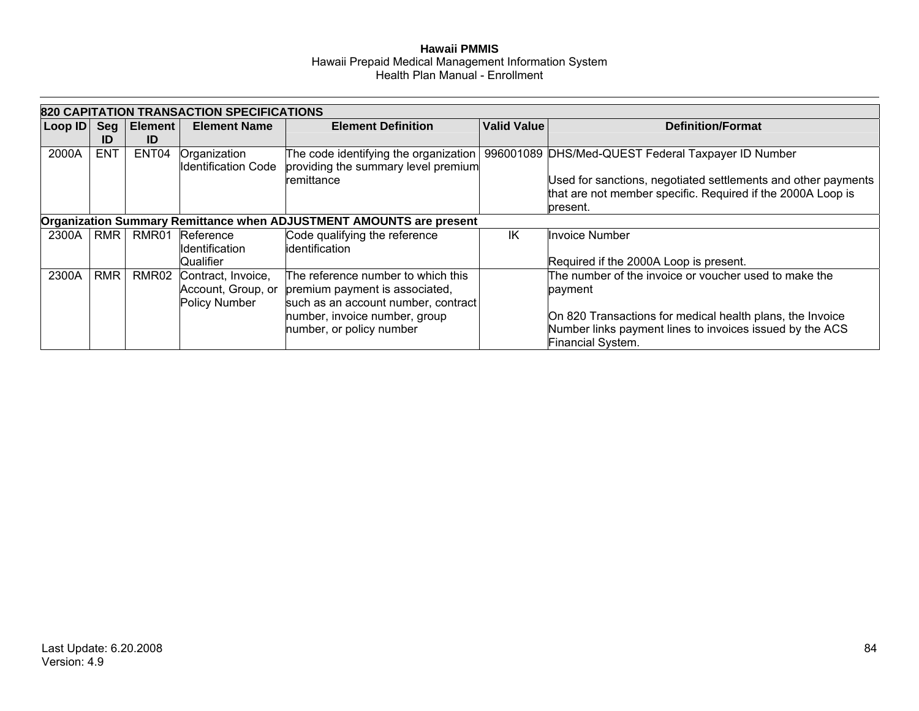| 820 CAPITATION TRANSACTION SPECIFICATIONS | | | | | | |
|---|---|---|---|---|---|---|
| **Loop ID** | **Seg ID** | **Element ID** | **Element Name** | **Element Definition** | **Valid Value** | **Definition/Format** |
| 2000A | ENT | ENT04 | Organization Identification Code | The code identifying the organization providing the summary level premium remittance | 996001089 | DHS/Med-QUEST Federal Taxpayer ID Number<br><br>Used for sanctions, negotiated settlements and other payments that are not member specific. Required if the 2000A Loop is present. |
| **Organization Summary Remittance when ADJUSTMENT AMOUNTS are present** | | | | | | |
| 2300A | RMR | RMR01 | Reference Identification Qualifier | Code qualifying the reference identification | IK | Invoice Number<br><br>Required if the 2000A Loop is present. |
| 2300A | RMR | RMR02 | Contract, Invoice, Account, Group, or Policy Number | The reference number to which this premium payment is associated, such as an account number, contract number, invoice number, group number, or policy number | | The number of the invoice or voucher used to make the payment<br><br>On 820 Transactions for medical health plans, the Invoice Number links payment lines to invoices issued by the ACS Financial System. |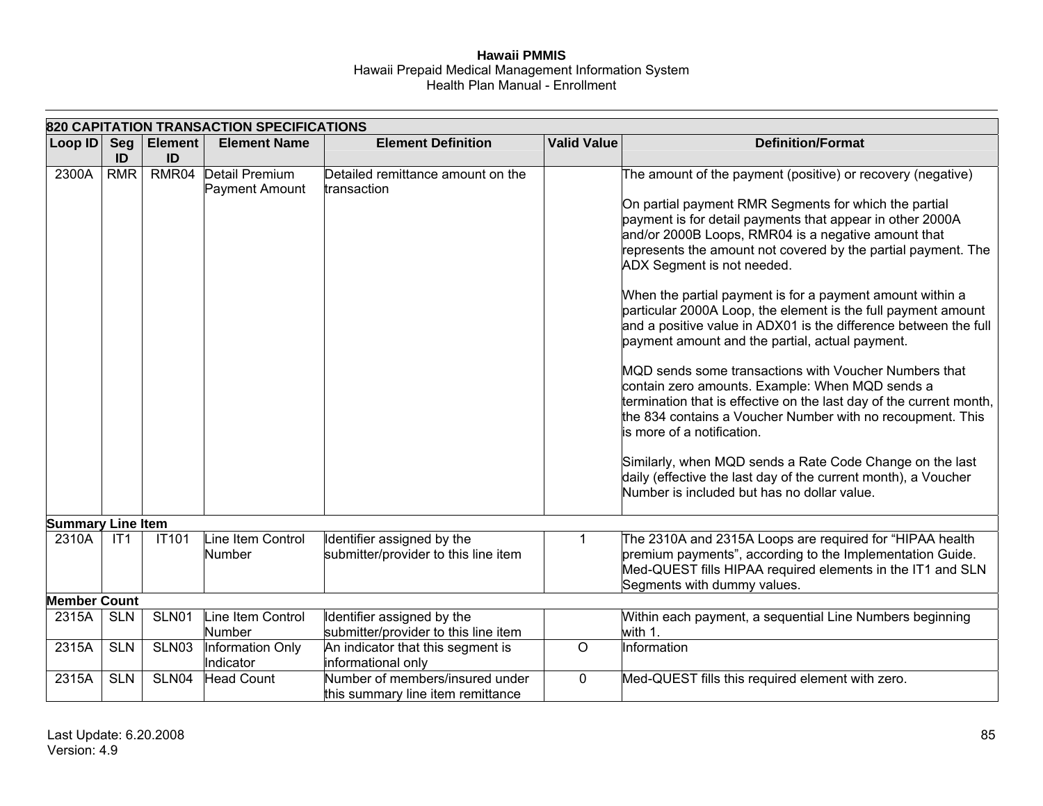| 820 CAPITATION TRANSACTION SPECIFICATIONS | | | | | | |
|---|---|---|---|---|---|---|
| **Loop ID** | **Seg ID** | **Element ID** | **Element Name** | **Element Definition** | **Valid Value** | **Definition/Format** |
| 2300A | RMR | RMR04 | Detail Premium Payment Amount | Detailed remittance amount on the transaction | | The amount of the payment (positive) or recovery (negative)<br><br>On partial payment RMR Segments for which the partial payment is for detail payments that appear in other 2000A and/or 2000B Loops, RMR04 is a negative amount that represents the amount not covered by the partial payment. The ADX Segment is not needed.<br><br>When the partial payment is for a payment amount within a particular 2000A Loop, the element is the full payment amount and a positive value in ADX01 is the difference between the full payment amount and the partial, actual payment.<br><br>MQD sends some transactions with Voucher Numbers that contain zero amounts. Example: When MQD sends a termination that is effective on the last day of the current month, the 834 contains a Voucher Number with no recoupment. This is more of a notification.<br><br>Similarly, when MQD sends a Rate Code Change on the last daily (effective the last day of the current month), a Voucher Number is included but has no dollar value. |
| **Summary Line Item** | | | | | | |
| 2310A | IT1 | IT101 | Line Item Control Number | Identifier assigned by the submitter/provider to this line item | 1 | The 2310A and 2315A Loops are required for "HIPAA health premium payments", according to the Implementation Guide. Med-QUEST fills HIPAA required elements in the IT1 and SLN Segments with dummy values. |
| **Member Count** | | | | | | |
| 2315A | SLN | SLN01 | Line Item Control Number | Identifier assigned by the submitter/provider to this line item | | Within each payment, a sequential Line Numbers beginning with 1. |
| 2315A | SLN | SLN03 | Information Only Indicator | An indicator that this segment is informational only | O | Information |
| 2315A | SLN | SLN04 | Head Count | Number of members/insured under this summary line item remittance | 0 | Med-QUEST fills this required element with zero. |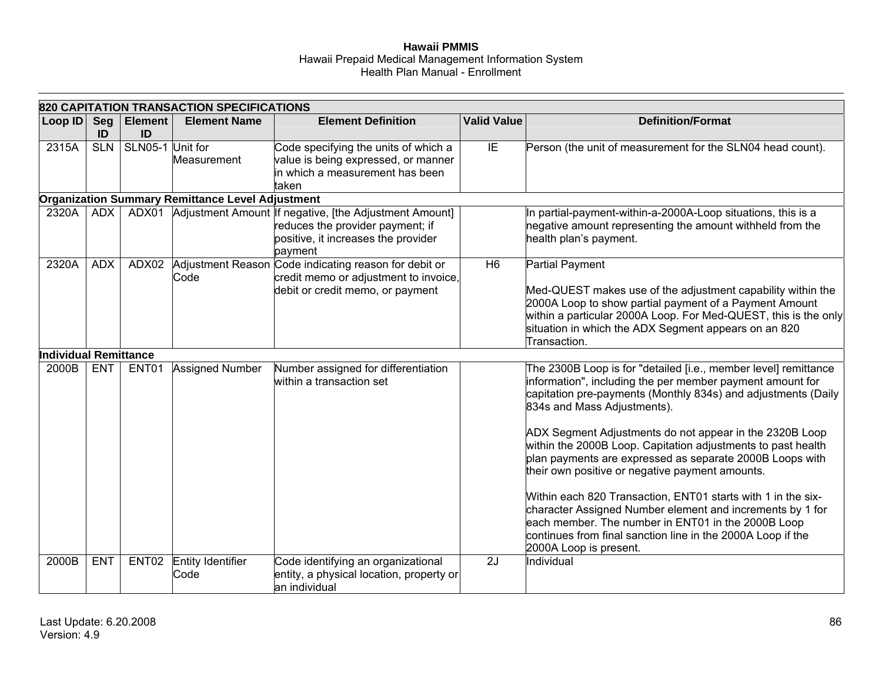| 820 CAPITATION TRANSACTION SPECIFICATIONS | | | | | | |
|---|---|---|---|---|---|---|
| **Loop ID** | **Seg ID** | **Element ID** | **Element Name** | **Element Definition** | **Valid Value** | **Definition/Format** |
| 2315A | SLN | SLN05-1 | Unit for Measurement | Code specifying the units of which a value is being expressed, or manner in which a measurement has been taken | IE | Person (the unit of measurement for the SLN04 head count). |
| **Organization Summary Remittance Level Adjustment** | | | | | | |
| 2320A | ADX | ADX01 | Adjustment Amount | If negative, [the Adjustment Amount] reduces the provider payment; if positive, it increases the provider payment | | In partial-payment-within-a-2000A-Loop situations, this is a negative amount representing the amount withheld from the health plan's payment. |
| 2320A | ADX | ADX02 | Adjustment Reason Code | Code indicating reason for debit or credit memo or adjustment to invoice, debit or credit memo, or payment | H6 | Partial Payment<br><br>Med-QUEST makes use of the adjustment capability within the 2000A Loop to show partial payment of a Payment Amount within a particular 2000A Loop. For Med-QUEST, this is the only situation in which the ADX Segment appears on an 820 Transaction. |
| **Individual Remittance** | | | | | | |
| 2000B | ENT | ENT01 | Assigned Number | Number assigned for differentiation within a transaction set | | The 2300B Loop is for "detailed [i.e., member level] remittance information", including the per member payment amount for capitation pre-payments (Monthly 834s) and adjustments (Daily 834s and Mass Adjustments).<br><br>ADX Segment Adjustments do not appear in the 2320B Loop within the 2000B Loop. Capitation adjustments to past health plan payments are expressed as separate 2000B Loops with their own positive or negative payment amounts.<br><br>Within each 820 Transaction, ENT01 starts with 1 in the six-character Assigned Number element and increments by 1 for each member. The number in ENT01 in the 2000B Loop continues from final sanction line in the 2000A Loop if the 2000A Loop is present. |
| 2000B | ENT | ENT02 | Entity Identifier Code | Code identifying an organizational entity, a physical location, property or an individual | 2J | Individual |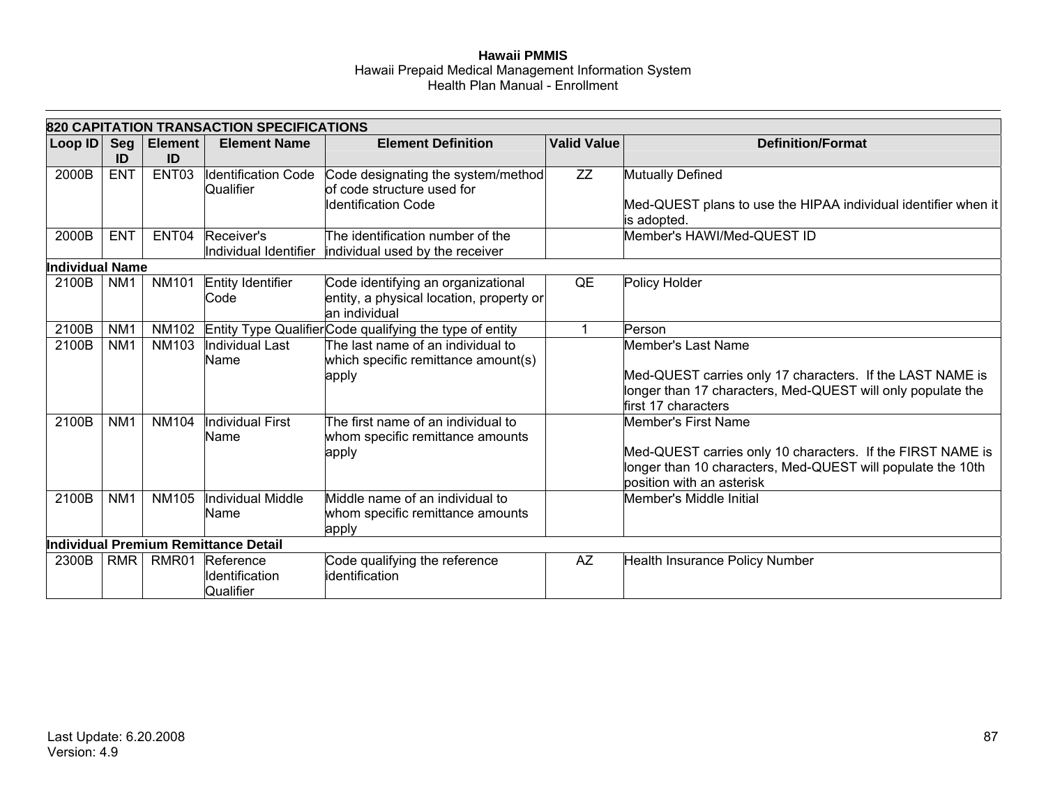| 820 CAPITATION TRANSACTION SPECIFICATIONS | | | | | | |
|---|---|---|---|---|---|---|
| **Loop ID** | **Seg ID** | **Element ID** | **Element Name** | **Element Definition** | **Valid Value** | **Definition/Format** |
| 2000B | ENT | ENT03 | Identification Code Qualifier | Code designating the system/method of code structure used for Identification Code | ZZ | Mutually Defined<br><br>Med-QUEST plans to use the HIPAA individual identifier when it is adopted. |
| 2000B | ENT | ENT04 | Receiver's Individual Identifier | The identification number of the individual used by the receiver | | Member's HAWI/Med-QUEST ID |
| **Individual Name** | | | | | | |
| 2100B | NM1 | NM101 | Entity Identifier Code | Code identifying an organizational entity, a physical location, property or an individual | QE | Policy Holder |
| 2100B | NM1 | NM102 | Entity Type Qualifier | Code qualifying the type of entity | 1 | Person |
| 2100B | NM1 | NM103 | Individual Last Name | The last name of an individual to which specific remittance amount(s) apply | | Member's Last Name<br><br>Med-QUEST carries only 17 characters. If the LAST NAME is longer than 17 characters, Med-QUEST will only populate the first 17 characters |
| 2100B | NM1 | NM104 | Individual First Name | The first name of an individual to whom specific remittance amounts apply | | Member's First Name<br><br>Med-QUEST carries only 10 characters. If the FIRST NAME is longer than 10 characters, Med-QUEST will populate the 10th position with an asterisk |
| 2100B | NM1 | NM105 | Individual Middle Name | Middle name of an individual to whom specific remittance amounts apply | | Member's Middle Initial |
| **Individual Premium Remittance Detail** | | | | | | |
| 2300B | RMR | RMR01 | Reference Identification Qualifier | Code qualifying the reference identification | AZ | Health Insurance Policy Number |

Last Update: 6.20.2008
Version: 4.9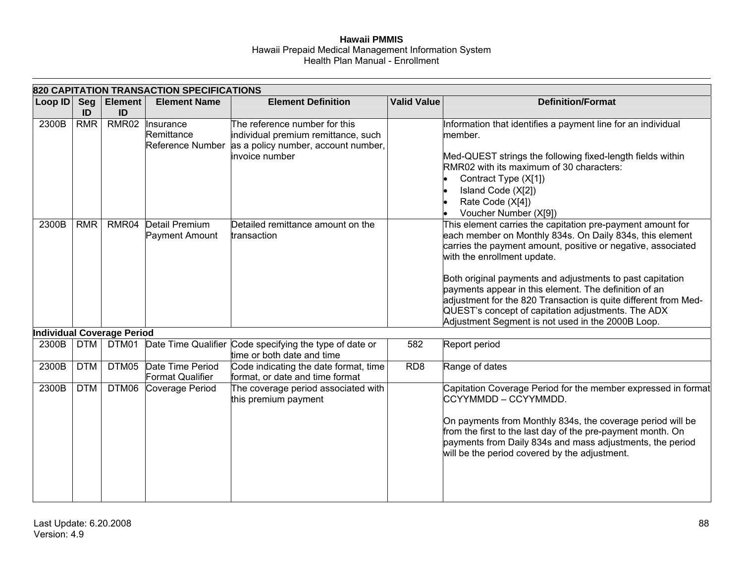| 820 CAPITATION TRANSACTION SPECIFICATIONS | | | | | | |
|---|---|---|---|---|---|---|
| **Loop ID** | **Seg ID** | **Element ID** | **Element Name** | **Element Definition** | **Valid Value** | **Definition/Format** |
| 2300B | RMR | RMR02 | Insurance Remittance Reference Number | The reference number for this individual premium remittance, such as a policy number, account number, invoice number | | Information that identifies a payment line for an individual member.<br><br>Med-QUEST strings the following fixed-length fields within RMR02 with its maximum of 30 characters:<br>• Contract Type (X[1])<br>• Island Code (X[2])<br>• Rate Code (X[4])<br>• Voucher Number (X[9]) |
| 2300B | RMR | RMR04 | Detail Premium Payment Amount | Detailed remittance amount on the transaction | | This element carries the capitation pre-payment amount for each member on Monthly 834s. On Daily 834s, this element carries the payment amount, positive or negative, associated with the enrollment update.<br><br>Both original payments and adjustments to past capitation payments appear in this element. The definition of an adjustment for the 820 Transaction is quite different from Med-QUEST's concept of capitation adjustments. The ADX Adjustment Segment is not used in the 2000B Loop. |
| **Individual Coverage Period** | | | | | | |
| 2300B | DTM | DTM01 | Date Time Qualifier | Code specifying the type of date or time or both date and time | 582 | Report period |
| 2300B | DTM | DTM05 | Date Time Period Format Qualifier | Code indicating the date format, time format, or date and time format | RD8 | Range of dates |
| 2300B | DTM | DTM06 | Coverage Period | The coverage period associated with this premium payment | | Capitation Coverage Period for the member expressed in format CCYYMMDD – CCYYMMDD.<br><br>On payments from Monthly 834s, the coverage period will be from the first to the last day of the pre-payment month. On payments from Daily 834s and mass adjustments, the period will be the period covered by the adjustment. |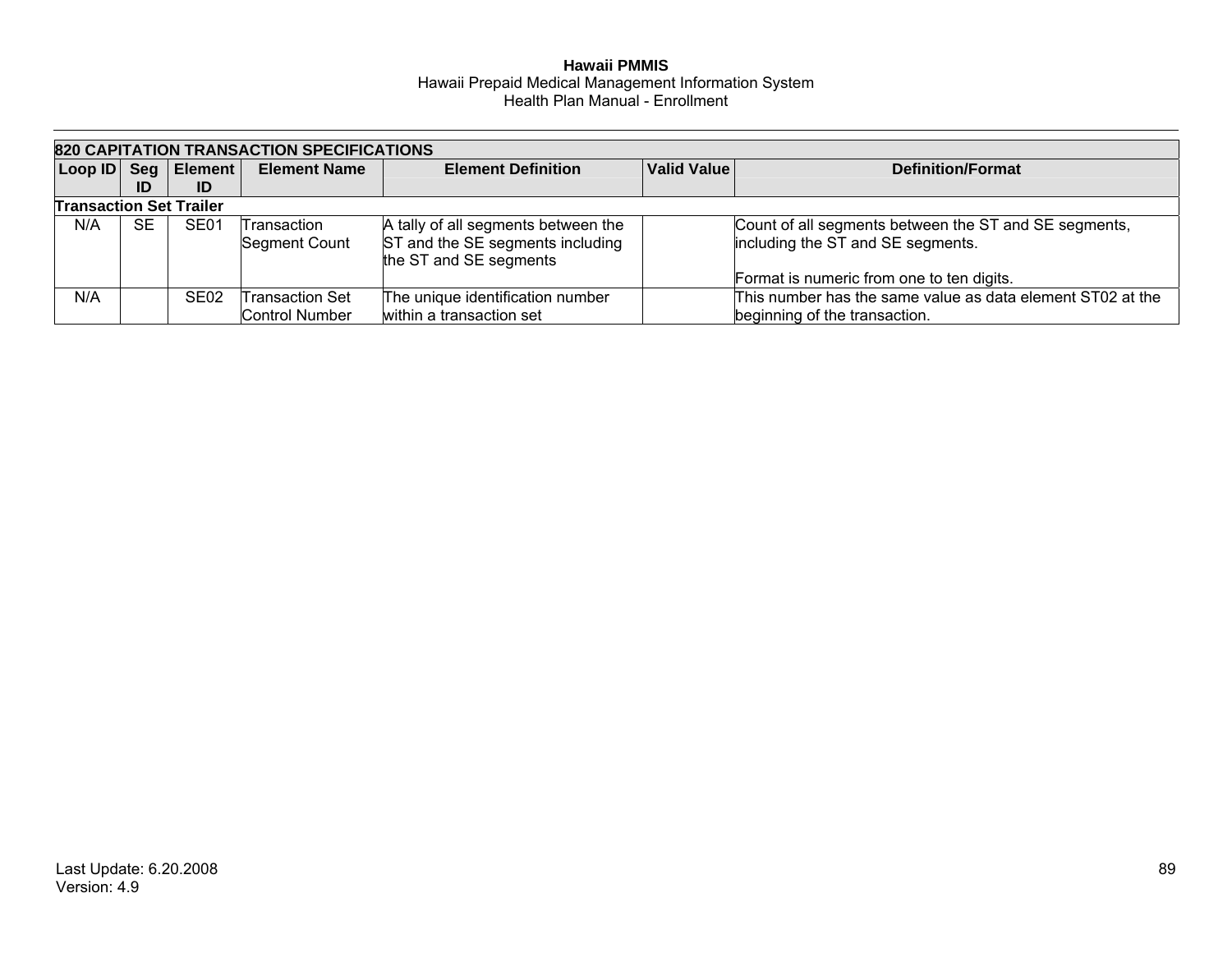| 820 CAPITATION TRANSACTION SPECIFICATIONS | | | | | | |
|---|---|---|---|---|---|---|
| **Loop ID** | **Seg ID** | **Element ID** | **Element Name** | **Element Definition** | **Valid Value** | **Definition/Format** |
| **Transaction Set Trailer** | | | | | | |
| N/A | SE | SE01 | Transaction Segment Count | A tally of all segments between the ST and the SE segments including the ST and SE segments | | Count of all segments between the ST and SE segments, including the ST and SE segments.<br><br>Format is numeric from one to ten digits. |
| N/A | | SE02 | Transaction Set Control Number | The unique identification number within a transaction set | | This number has the same value as data element ST02 at the beginning of the transaction. |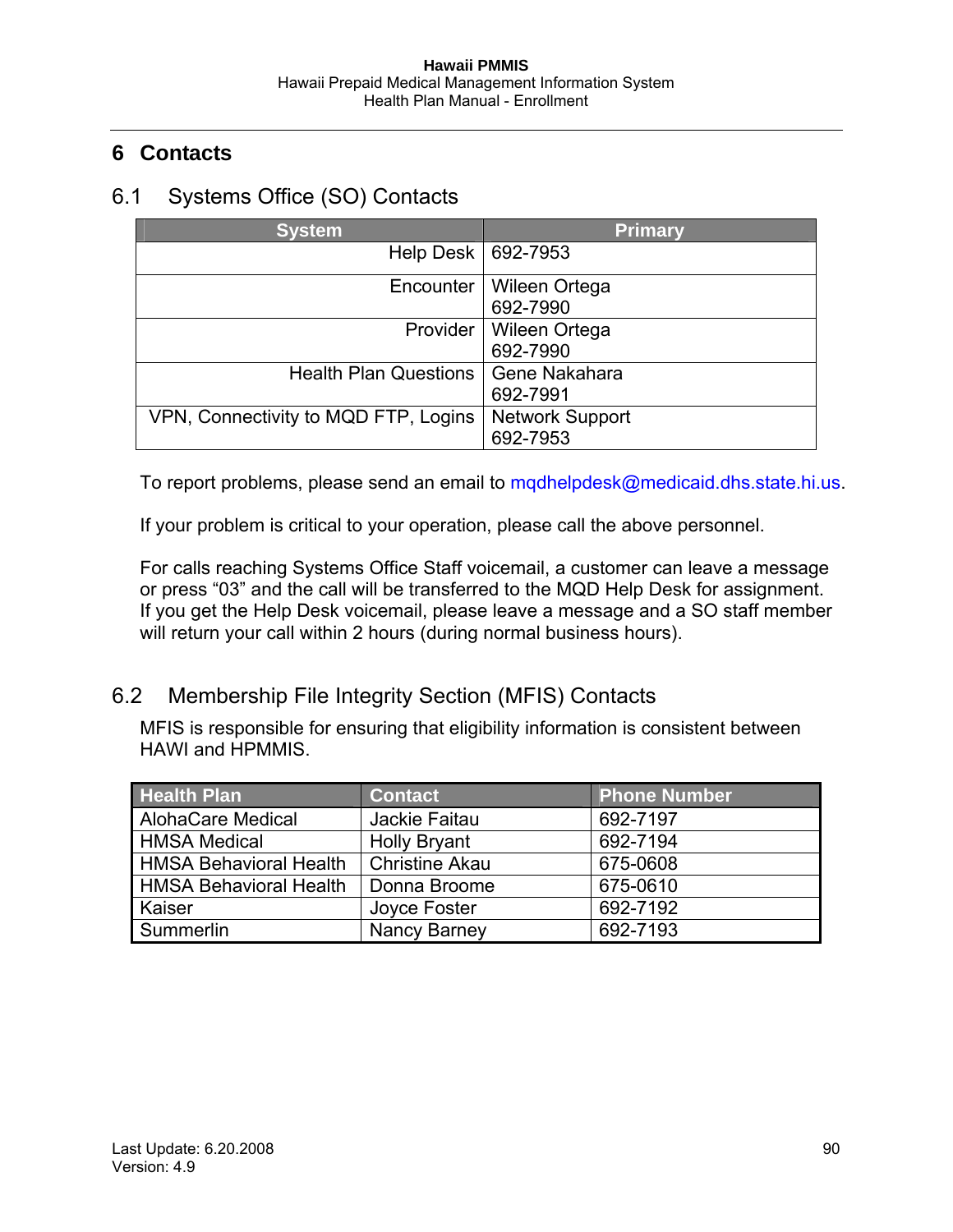# 6 Contacts

## 6.1 Systems Office (SO) Contacts

| System | Primary |
| --- | --- |
| Help Desk | 692-7953 |
| Encounter | Wileen Ortega<br>692-7990 |
| Provider | Wileen Ortega<br>692-7990 |
| Health Plan Questions | Gene Nakahara<br>692-7991 |
| VPN, Connectivity to MQD FTP, Logins | Network Support<br>692-7953 |

To report problems, please send an email to mqdhelpdesk@medicaid.dhs.state.hi.us.

If your problem is critical to your operation, please call the above personnel.

For calls reaching Systems Office Staff voicemail, a customer can leave a message or press "03" and the call will be transferred to the MQD Help Desk for assignment. If you get the Help Desk voicemail, please leave a message and a SO staff member will return your call within 2 hours (during normal business hours).

## 6.2 Membership File Integrity Section (MFIS) Contacts

MFIS is responsible for ensuring that eligibility information is consistent between HAWI and HPMMIS.

| Health Plan | Contact | Phone Number |
| --- | --- | --- |
| AlohaCare Medical | Jackie Faitau | 692-7197 |
| HMSA Medical | Holly Bryant | 692-7194 |
| HMSA Behavioral Health | Christine Akau | 675-0608 |
| HMSA Behavioral Health | Donna Broome | 675-0610 |
| Kaiser | Joyce Foster | 692-7192 |
| Summerlin | Nancy Barney | 692-7193 |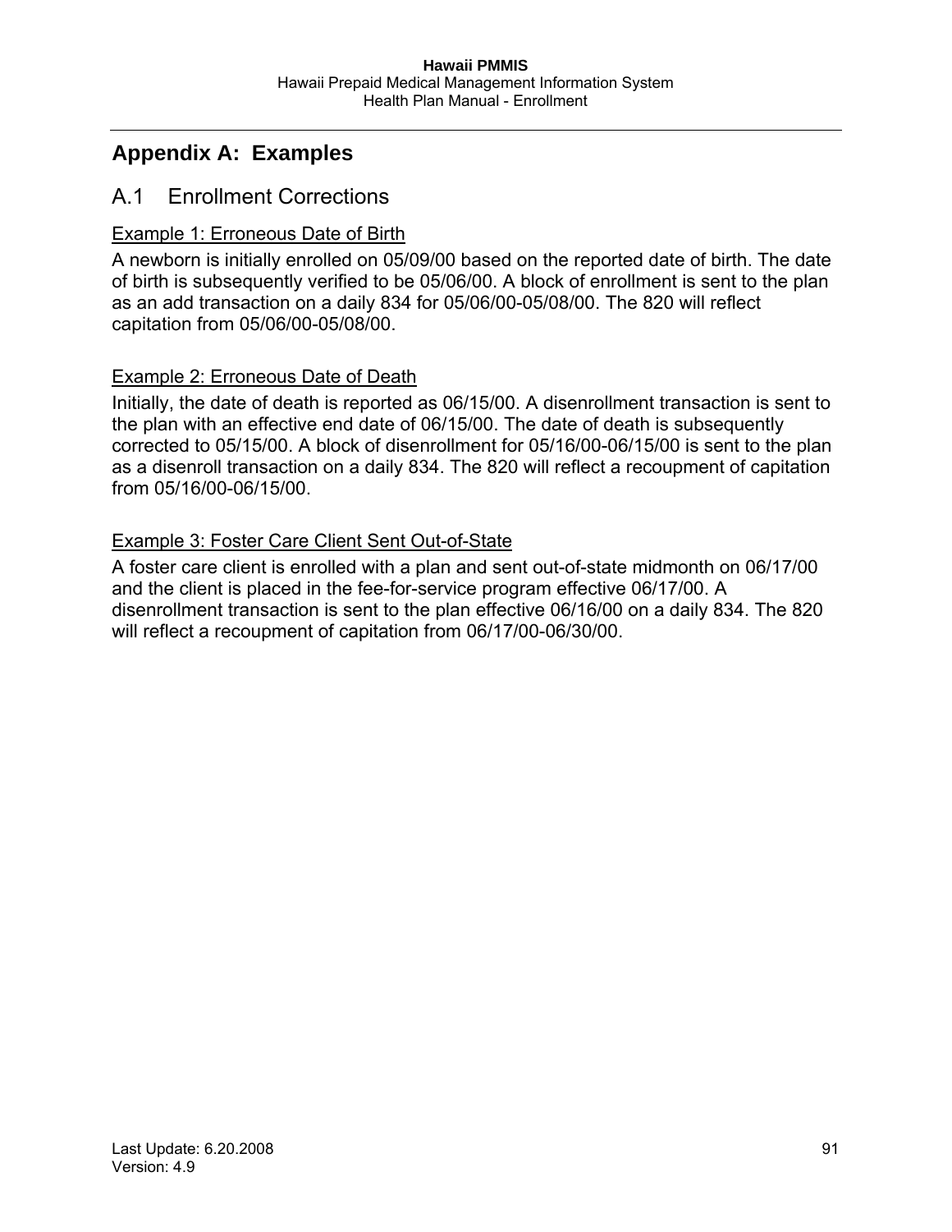# Appendix A: Examples

## A.1 Enrollment Corrections

Example 1: Erroneous Date of Birth

A newborn is initially enrolled on 05/09/00 based on the reported date of birth. The date of birth is subsequently verified to be 05/06/00. A block of enrollment is sent to the plan as an add transaction on a daily 834 for 05/06/00-05/08/00. The 820 will reflect capitation from 05/06/00-05/08/00.

Example 2: Erroneous Date of Death

Initially, the date of death is reported as 06/15/00. A disenrollment transaction is sent to the plan with an effective end date of 06/15/00. The date of death is subsequently corrected to 05/15/00. A block of disenrollment for 05/16/00-06/15/00 is sent to the plan as a disenroll transaction on a daily 834. The 820 will reflect a recoupment of capitation from 05/16/00-06/15/00.

Example 3: Foster Care Client Sent Out-of-State

A foster care client is enrolled with a plan and sent out-of-state midmonth on 06/17/00 and the client is placed in the fee-for-service program effective 06/17/00. A disenrollment transaction is sent to the plan effective 06/16/00 on a daily 834. The 820 will reflect a recoupment of capitation from 06/17/00-06/30/00.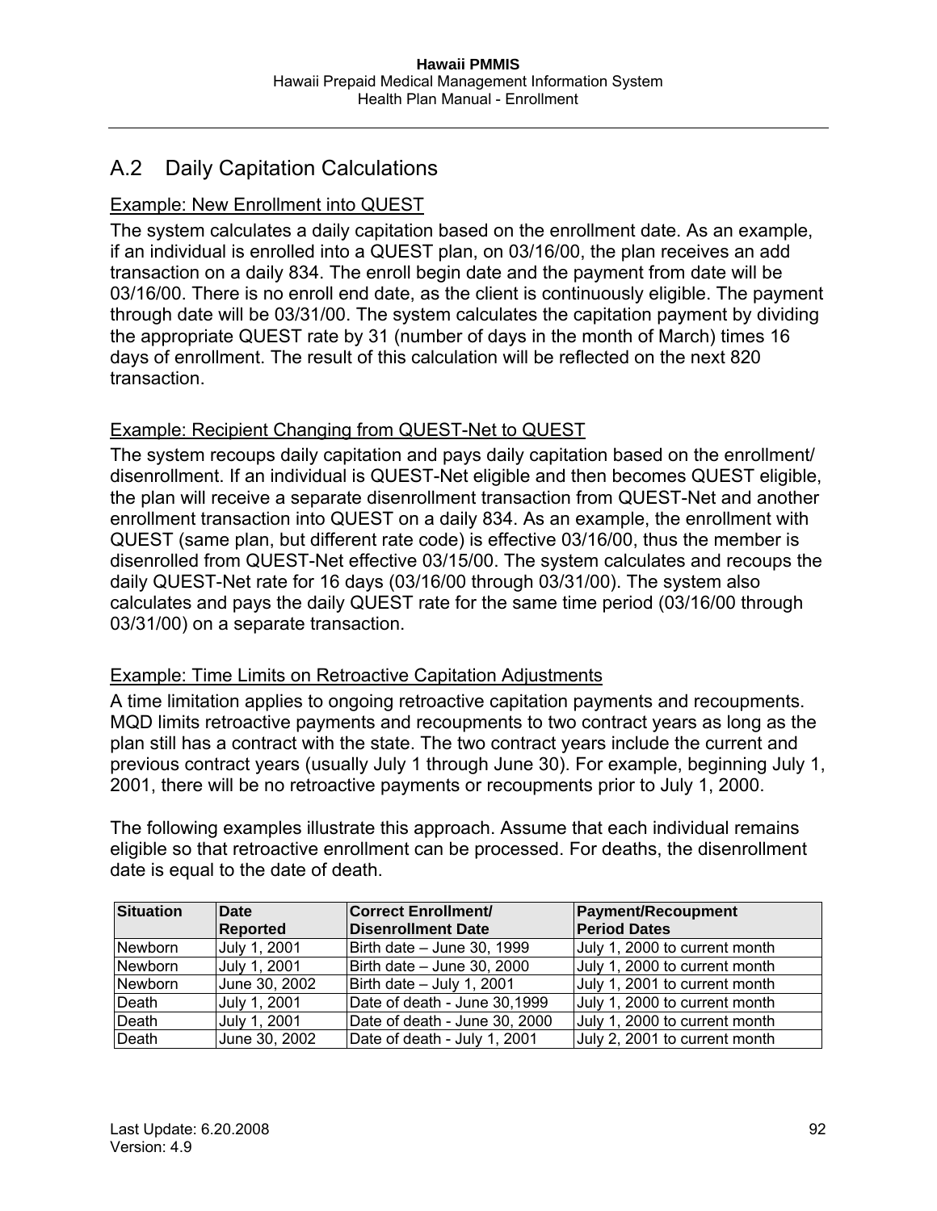## A.2 Daily Capitation Calculations

Example: New Enrollment into QUEST

The system calculates a daily capitation based on the enrollment date. As an example, if an individual is enrolled into a QUEST plan, on 03/16/00, the plan receives an add transaction on a daily 834. The enroll begin date and the payment from date will be 03/16/00. There is no enroll end date, as the client is continuously eligible. The payment through date will be 03/31/00. The system calculates the capitation payment by dividing the appropriate QUEST rate by 31 (number of days in the month of March) times 16 days of enrollment. The result of this calculation will be reflected on the next 820 transaction.

Example: Recipient Changing from QUEST-Net to QUEST

The system recoups daily capitation and pays daily capitation based on the enrollment/ disenrollment. If an individual is QUEST-Net eligible and then becomes QUEST eligible, the plan will receive a separate disenrollment transaction from QUEST-Net and another enrollment transaction into QUEST on a daily 834. As an example, the enrollment with QUEST (same plan, but different rate code) is effective 03/16/00, thus the member is disenrolled from QUEST-Net effective 03/15/00. The system calculates and recoups the daily QUEST-Net rate for 16 days (03/16/00 through 03/31/00). The system also calculates and pays the daily QUEST rate for the same time period (03/16/00 through 03/31/00) on a separate transaction.

Example: Time Limits on Retroactive Capitation Adjustments

A time limitation applies to ongoing retroactive capitation payments and recoupments. MQD limits retroactive payments and recoupments to two contract years as long as the plan still has a contract with the state. The two contract years include the current and previous contract years (usually July 1 through June 30). For example, beginning July 1, 2001, there will be no retroactive payments or recoupments prior to July 1, 2000.

The following examples illustrate this approach. Assume that each individual remains eligible so that retroactive enrollment can be processed. For deaths, the disenrollment date is equal to the date of death.

| Situation | Date Reported | Correct Enrollment/ Disenrollment Date | Payment/Recoupment Period Dates |
|---|---|---|---|
| Newborn | July 1, 2001 | Birth date – June 30, 1999 | July 1, 2000 to current month |
| Newborn | July 1, 2001 | Birth date – June 30, 2000 | July 1, 2000 to current month |
| Newborn | June 30, 2002 | Birth date – July 1, 2001 | July 1, 2001 to current month |
| Death | July 1, 2001 | Date of death - June 30,1999 | July 1, 2000 to current month |
| Death | July 1, 2001 | Date of death - June 30, 2000 | July 1, 2000 to current month |
| Death | June 30, 2002 | Date of death - July 1, 2001 | July 2, 2001 to current month |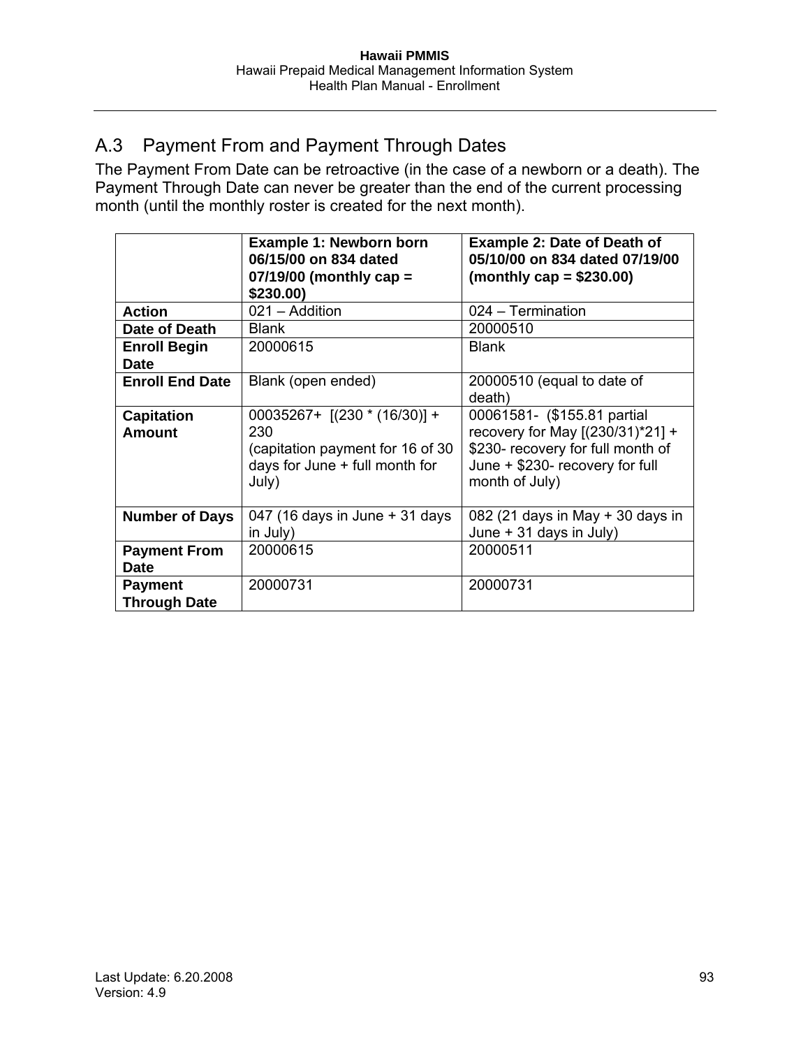## A.3 Payment From and Payment Through Dates

The Payment From Date can be retroactive (in the case of a newborn or a death). The Payment Through Date can never be greater than the end of the current processing month (until the monthly roster is created for the next month).

| | Example 1: Newborn born 06/15/00 on 834 dated 07/19/00 (monthly cap = \$230.00) | Example 2: Date of Death of 05/10/00 on 834 dated 07/19/00 (monthly cap = \$230.00) |
|---|---|---|
| **Action** | 021 – Addition | 024 – Termination |
| **Date of Death** | Blank | 20000510 |
| **Enroll Begin Date** | 20000615 | Blank |
| **Enroll End Date** | Blank (open ended) | 20000510 (equal to date of death) |
| **Capitation Amount** | 00035267+ [(230 * (16/30)] + 230 (capitation payment for 16 of 30 days for June + full month for July) | 00061581- (\$155.81 partial recovery for May [(230/31)*21] + \$230- recovery for full month of June + \$230- recovery for full month of July) |
| **Number of Days** | 047 (16 days in June + 31 days in July) | 082 (21 days in May + 30 days in June + 31 days in July) |
| **Payment From Date** | 20000615 | 20000511 |
| **Payment Through Date** | 20000731 | 20000731 |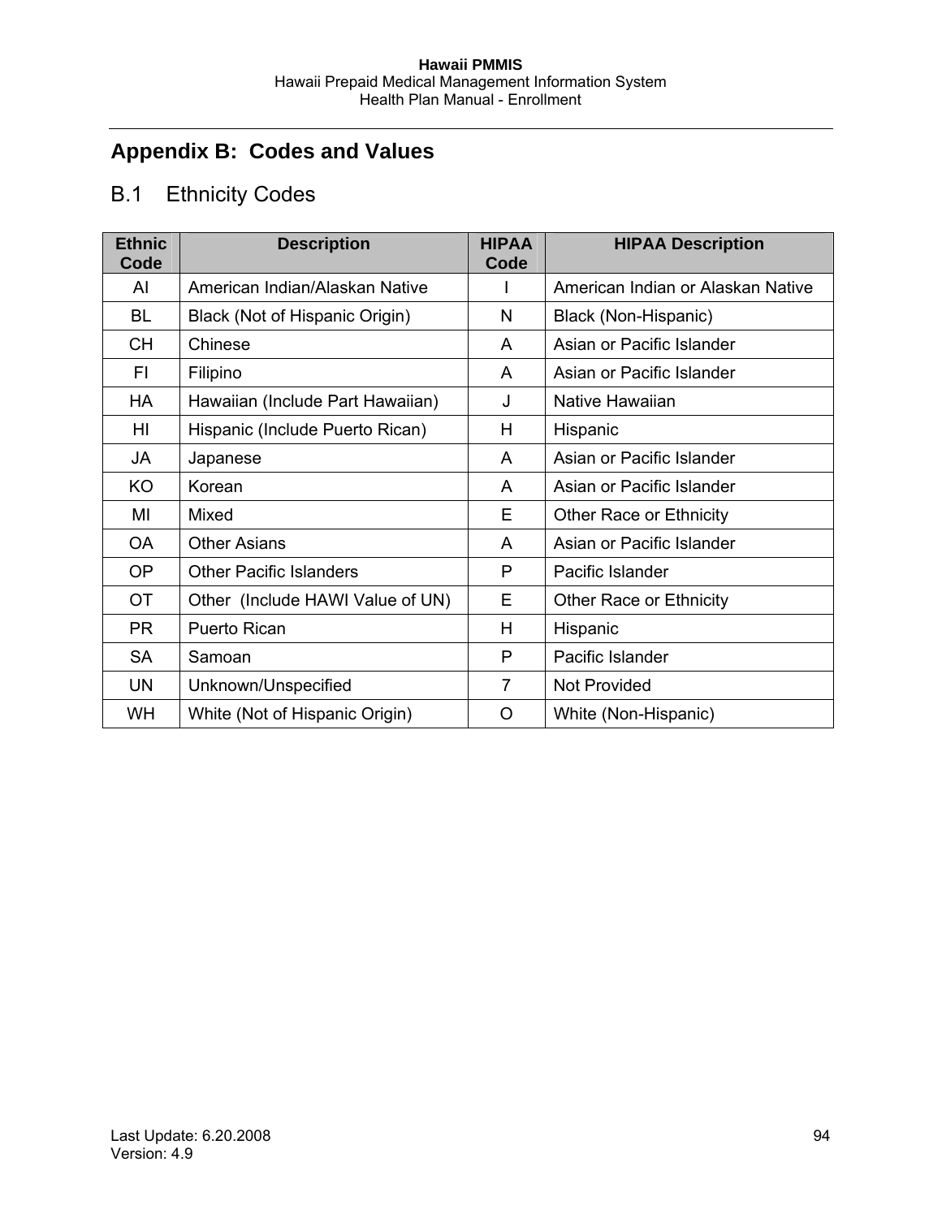# Appendix B: Codes and Values

## B.1 Ethnicity Codes

| Ethnic Code | Description | HIPAA Code | HIPAA Description |
|---|---|---|---|
| AI | American Indian/Alaskan Native | I | American Indian or Alaskan Native |
| BL | Black (Not of Hispanic Origin) | N | Black (Non-Hispanic) |
| CH | Chinese | A | Asian or Pacific Islander |
| FI | Filipino | A | Asian or Pacific Islander |
| HA | Hawaiian (Include Part Hawaiian) | J | Native Hawaiian |
| HI | Hispanic (Include Puerto Rican) | H | Hispanic |
| JA | Japanese | A | Asian or Pacific Islander |
| KO | Korean | A | Asian or Pacific Islander |
| MI | Mixed | E | Other Race or Ethnicity |
| OA | Other Asians | A | Asian or Pacific Islander |
| OP | Other Pacific Islanders | P | Pacific Islander |
| OT | Other (Include HAWI Value of UN) | E | Other Race or Ethnicity |
| PR | Puerto Rican | H | Hispanic |
| SA | Samoan | P | Pacific Islander |
| UN | Unknown/Unspecified | 7 | Not Provided |
| WH | White (Not of Hispanic Origin) | O | White (Non-Hispanic) |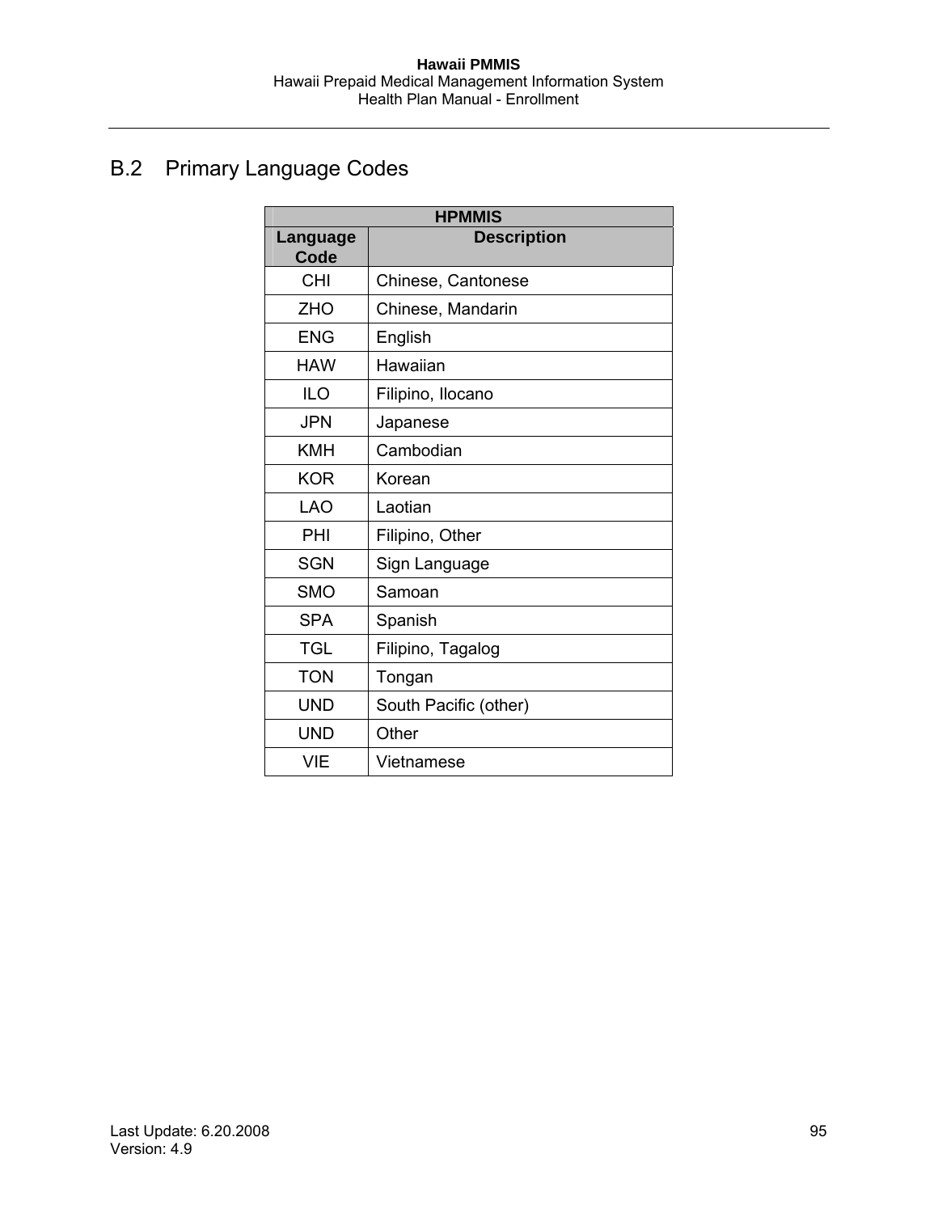## B.2 Primary Language Codes

| HPMMIS | |
|---|---|
| **Language Code** | **Description** |
| CHI | Chinese, Cantonese |
| ZHO | Chinese, Mandarin |
| ENG | English |
| HAW | Hawaiian |
| ILO | Filipino, Ilocano |
| JPN | Japanese |
| KMH | Cambodian |
| KOR | Korean |
| LAO | Laotian |
| PHI | Filipino, Other |
| SGN | Sign Language |
| SMO | Samoan |
| SPA | Spanish |
| TGL | Filipino, Tagalog |
| TON | Tongan |
| UND | South Pacific (other) |
| UND | Other |
| VIE | Vietnamese |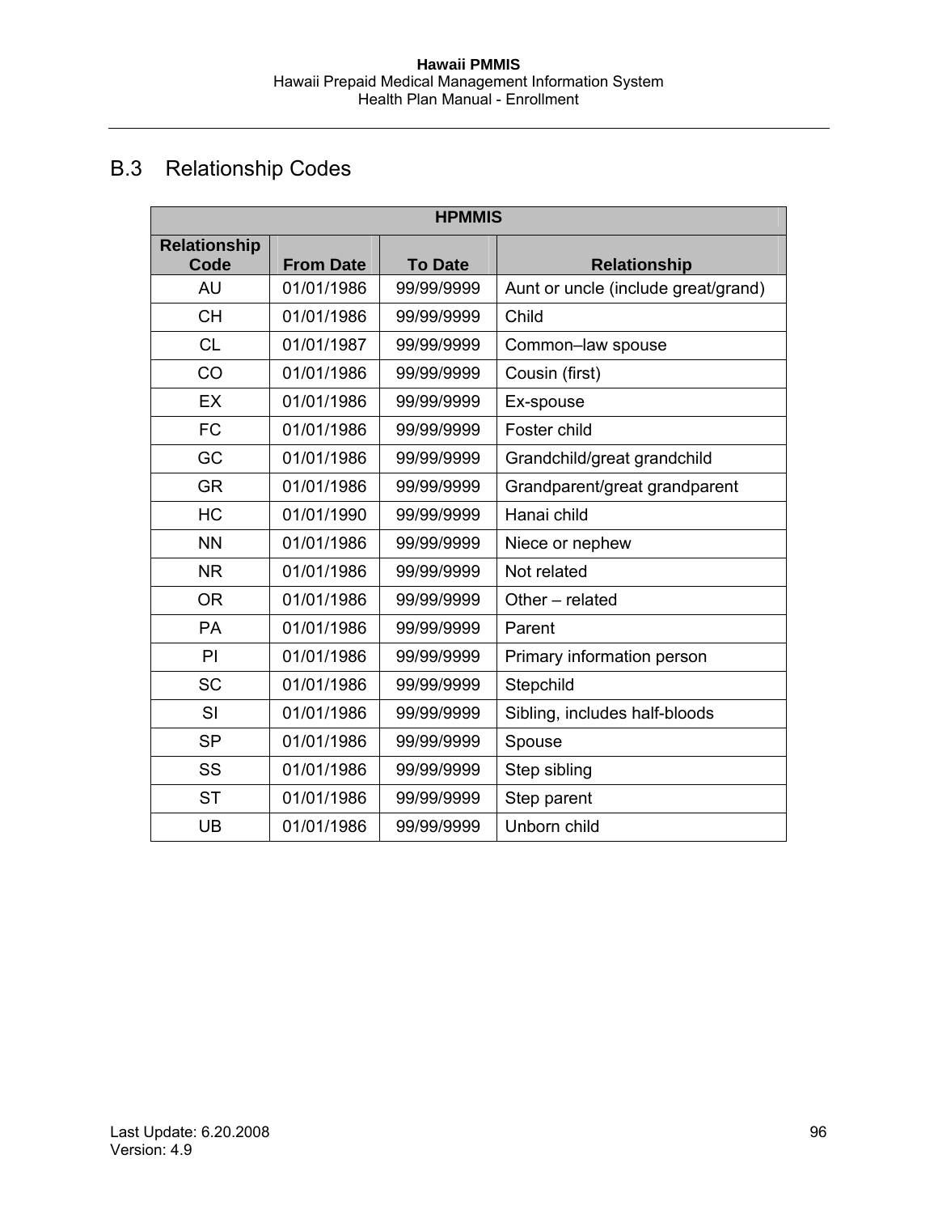## B.3 Relationship Codes

| HPMMIS | | | |
|---|---|---|---|
| **Relationship Code** | **From Date** | **To Date** | **Relationship** |
| AU | 01/01/1986 | 99/99/9999 | Aunt or uncle (include great/grand) |
| CH | 01/01/1986 | 99/99/9999 | Child |
| CL | 01/01/1987 | 99/99/9999 | Common–law spouse |
| CO | 01/01/1986 | 99/99/9999 | Cousin (first) |
| EX | 01/01/1986 | 99/99/9999 | Ex-spouse |
| FC | 01/01/1986 | 99/99/9999 | Foster child |
| GC | 01/01/1986 | 99/99/9999 | Grandchild/great grandchild |
| GR | 01/01/1986 | 99/99/9999 | Grandparent/great grandparent |
| HC | 01/01/1990 | 99/99/9999 | Hanai child |
| NN | 01/01/1986 | 99/99/9999 | Niece or nephew |
| NR | 01/01/1986 | 99/99/9999 | Not related |
| OR | 01/01/1986 | 99/99/9999 | Other – related |
| PA | 01/01/1986 | 99/99/9999 | Parent |
| PI | 01/01/1986 | 99/99/9999 | Primary information person |
| SC | 01/01/1986 | 99/99/9999 | Stepchild |
| SI | 01/01/1986 | 99/99/9999 | Sibling, includes half-bloods |
| SP | 01/01/1986 | 99/99/9999 | Spouse |
| SS | 01/01/1986 | 99/99/9999 | Step sibling |
| ST | 01/01/1986 | 99/99/9999 | Step parent |
| UB | 01/01/1986 | 99/99/9999 | Unborn child |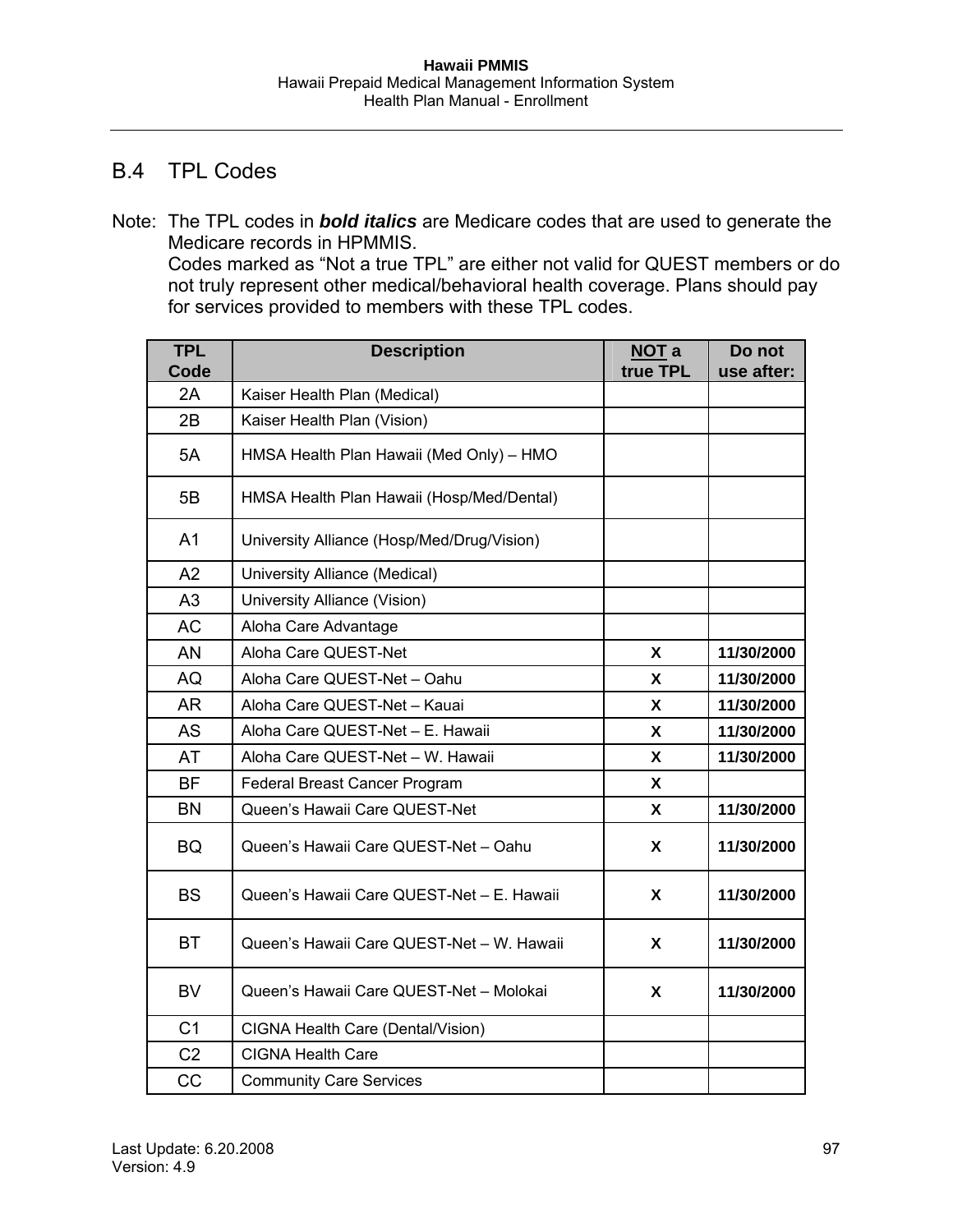## B.4 TPL Codes

Note: The TPL codes in ***bold italics*** are Medicare codes that are used to generate the Medicare records in HPMMIS.
Codes marked as "Not a true TPL" are either not valid for QUEST members or do not truly represent other medical/behavioral health coverage. Plans should pay for services provided to members with these TPL codes.

| TPL Code | Description | NOT a true TPL | Do not use after: |
|---|---|---|---|
| 2A | Kaiser Health Plan (Medical) | | |
| 2B | Kaiser Health Plan (Vision) | | |
| 5A | HMSA Health Plan Hawaii (Med Only) – HMO | | |
| 5B | HMSA Health Plan Hawaii (Hosp/Med/Dental) | | |
| A1 | University Alliance (Hosp/Med/Drug/Vision) | | |
| A2 | University Alliance (Medical) | | |
| A3 | University Alliance (Vision) | | |
| AC | Aloha Care Advantage | | |
| AN | Aloha Care QUEST-Net | X | 11/30/2000 |
| AQ | Aloha Care QUEST-Net – Oahu | X | 11/30/2000 |
| AR | Aloha Care QUEST-Net – Kauai | X | 11/30/2000 |
| AS | Aloha Care QUEST-Net – E. Hawaii | X | 11/30/2000 |
| AT | Aloha Care QUEST-Net – W. Hawaii | X | 11/30/2000 |
| BF | Federal Breast Cancer Program | X | |
| BN | Queen's Hawaii Care QUEST-Net | X | 11/30/2000 |
| BQ | Queen's Hawaii Care QUEST-Net – Oahu | X | 11/30/2000 |
| BS | Queen's Hawaii Care QUEST-Net – E. Hawaii | X | 11/30/2000 |
| BT | Queen's Hawaii Care QUEST-Net – W. Hawaii | X | 11/30/2000 |
| BV | Queen's Hawaii Care QUEST-Net – Molokai | X | 11/30/2000 |
| C1 | CIGNA Health Care (Dental/Vision) | | |
| C2 | CIGNA Health Care | | |
| CC | Community Care Services | | |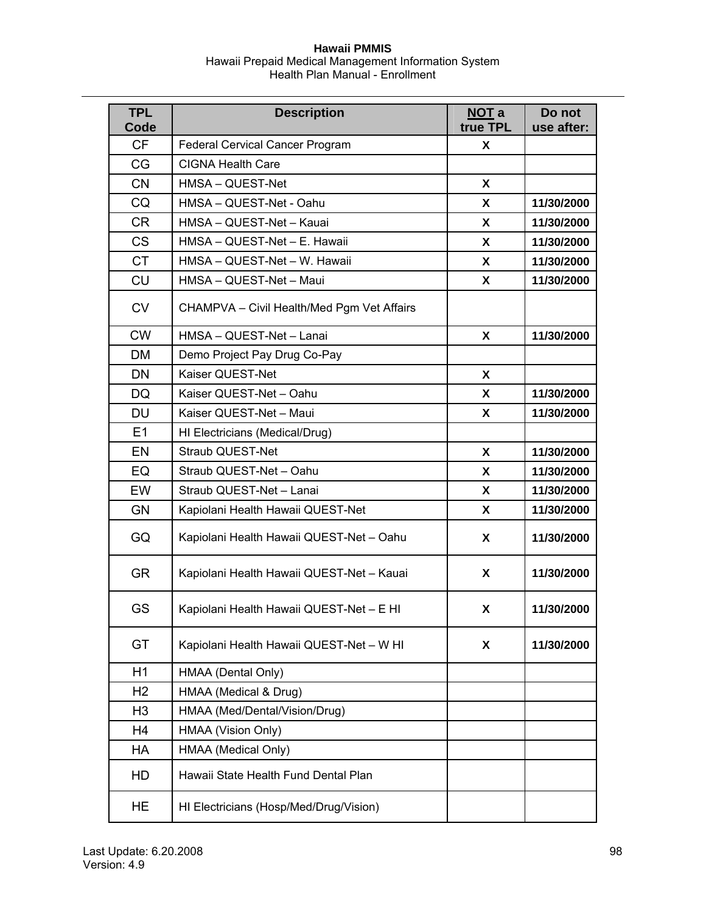| TPL Code | Description | NOT a true TPL | Do not use after: |
|---|---|---|---|
| CF | Federal Cervical Cancer Program | X | |
| CG | CIGNA Health Care | | |
| CN | HMSA – QUEST-Net | X | |
| CQ | HMSA – QUEST-Net - Oahu | X | 11/30/2000 |
| CR | HMSA – QUEST-Net – Kauai | X | 11/30/2000 |
| CS | HMSA – QUEST-Net – E. Hawaii | X | 11/30/2000 |
| CT | HMSA – QUEST-Net – W. Hawaii | X | 11/30/2000 |
| CU | HMSA – QUEST-Net – Maui | X | 11/30/2000 |
| CV | CHAMPVA – Civil Health/Med Pgm Vet Affairs | | |
| CW | HMSA – QUEST-Net – Lanai | X | 11/30/2000 |
| DM | Demo Project Pay Drug Co-Pay | | |
| DN | Kaiser QUEST-Net | X | |
| DQ | Kaiser QUEST-Net – Oahu | X | 11/30/2000 |
| DU | Kaiser QUEST-Net – Maui | X | 11/30/2000 |
| E1 | HI Electricians (Medical/Drug) | | |
| EN | Straub QUEST-Net | X | 11/30/2000 |
| EQ | Straub QUEST-Net – Oahu | X | 11/30/2000 |
| EW | Straub QUEST-Net – Lanai | X | 11/30/2000 |
| GN | Kapiolani Health Hawaii QUEST-Net | X | 11/30/2000 |
| GQ | Kapiolani Health Hawaii QUEST-Net – Oahu | X | 11/30/2000 |
| GR | Kapiolani Health Hawaii QUEST-Net – Kauai | X | 11/30/2000 |
| GS | Kapiolani Health Hawaii QUEST-Net – E HI | X | 11/30/2000 |
| GT | Kapiolani Health Hawaii QUEST-Net – W HI | X | 11/30/2000 |
| H1 | HMAA (Dental Only) | | |
| H2 | HMAA (Medical & Drug) | | |
| H3 | HMAA (Med/Dental/Vision/Drug) | | |
| H4 | HMAA (Vision Only) | | |
| HA | HMAA (Medical Only) | | |
| HD | Hawaii State Health Fund Dental Plan | | |
| HE | HI Electricians (Hosp/Med/Drug/Vision) | | |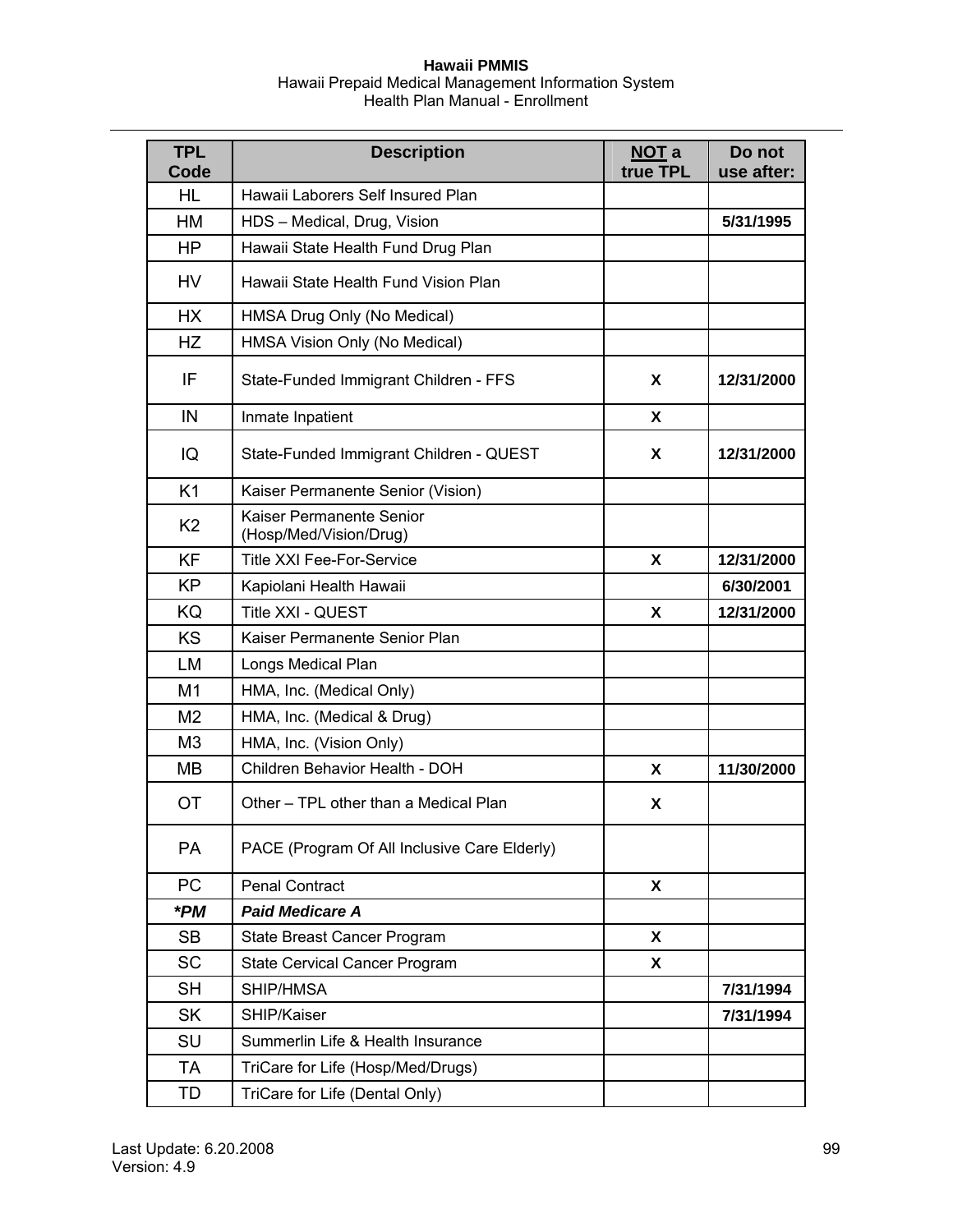| TPL Code | Description | **NOT** a true TPL | Do not use after: |
|---|---|---|---|
| HL | Hawaii Laborers Self Insured Plan | | |
| HM | HDS – Medical, Drug, Vision | | **5/31/1995** |
| HP | Hawaii State Health Fund Drug Plan | | |
| HV | Hawaii State Health Fund Vision Plan | | |
| HX | HMSA Drug Only (No Medical) | | |
| HZ | HMSA Vision Only (No Medical) | | |
| IF | State-Funded Immigrant Children - FFS | **X** | **12/31/2000** |
| IN | Inmate Inpatient | **X** | |
| IQ | State-Funded Immigrant Children - QUEST | **X** | **12/31/2000** |
| K1 | Kaiser Permanente Senior (Vision) | | |
| K2 | Kaiser Permanente Senior (Hosp/Med/Vision/Drug) | | |
| KF | Title XXI Fee-For-Service | **X** | **12/31/2000** |
| KP | Kapiolani Health Hawaii | | **6/30/2001** |
| KQ | Title XXI - QUEST | **X** | **12/31/2000** |
| KS | Kaiser Permanente Senior Plan | | |
| LM | Longs Medical Plan | | |
| M1 | HMA, Inc. (Medical Only) | | |
| M2 | HMA, Inc. (Medical & Drug) | | |
| M3 | HMA, Inc. (Vision Only) | | |
| MB | Children Behavior Health - DOH | **X** | **11/30/2000** |
| OT | Other – TPL other than a Medical Plan | **X** | |
| PA | PACE (Program Of All Inclusive Care Elderly) | | |
| PC | Penal Contract | **X** | |
| ***PM** | ***Paid Medicare A*** | | |
| SB | State Breast Cancer Program | **X** | |
| SC | State Cervical Cancer Program | **X** | |
| SH | SHIP/HMSA | | **7/31/1994** |
| SK | SHIP/Kaiser | | **7/31/1994** |
| SU | Summerlin Life & Health Insurance | | |
| TA | TriCare for Life (Hosp/Med/Drugs) | | |
| TD | TriCare for Life (Dental Only) | | |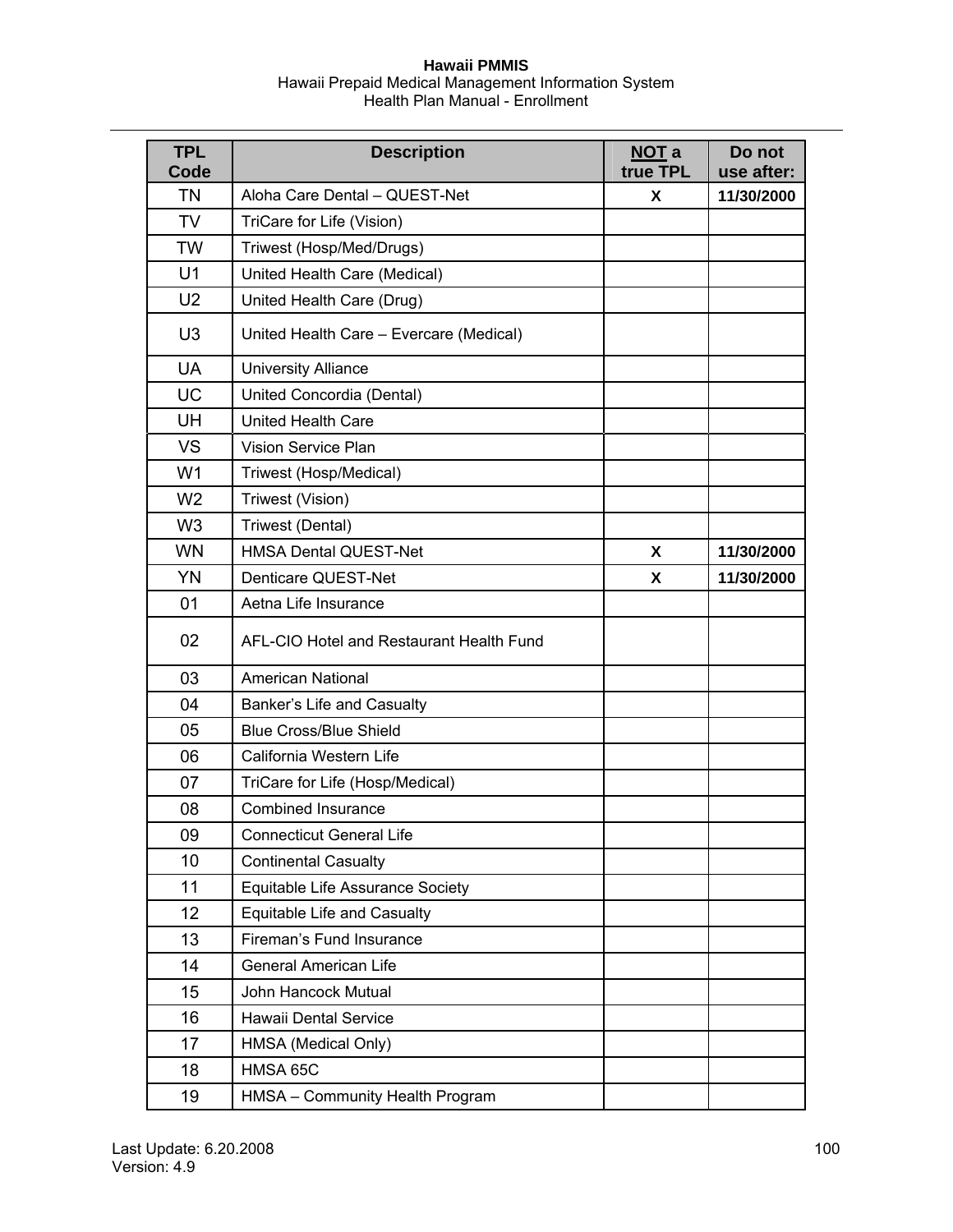| TPL Code | Description | <u>NOT</u> a true TPL | Do not use after: |
|---|---|---|---|
| TN | Aloha Care Dental – QUEST-Net | X | 11/30/2000 |
| TV | TriCare for Life (Vision) | | |
| TW | Triwest (Hosp/Med/Drugs) | | |
| U1 | United Health Care (Medical) | | |
| U2 | United Health Care (Drug) | | |
| U3 | United Health Care – Evercare (Medical) | | |
| UA | University Alliance | | |
| UC | United Concordia (Dental) | | |
| UH | United Health Care | | |
| VS | Vision Service Plan | | |
| W1 | Triwest (Hosp/Medical) | | |
| W2 | Triwest (Vision) | | |
| W3 | Triwest (Dental) | | |
| WN | HMSA Dental QUEST-Net | X | 11/30/2000 |
| YN | Denticare QUEST-Net | X | 11/30/2000 |
| 01 | Aetna Life Insurance | | |
| 02 | AFL-CIO Hotel and Restaurant Health Fund | | |
| 03 | American National | | |
| 04 | Banker's Life and Casualty | | |
| 05 | Blue Cross/Blue Shield | | |
| 06 | California Western Life | | |
| 07 | TriCare for Life (Hosp/Medical) | | |
| 08 | Combined Insurance | | |
| 09 | Connecticut General Life | | |
| 10 | Continental Casualty | | |
| 11 | Equitable Life Assurance Society | | |
| 12 | Equitable Life and Casualty | | |
| 13 | Fireman's Fund Insurance | | |
| 14 | General American Life | | |
| 15 | John Hancock Mutual | | |
| 16 | Hawaii Dental Service | | |
| 17 | HMSA (Medical Only) | | |
| 18 | HMSA 65C | | |
| 19 | HMSA – Community Health Program | | |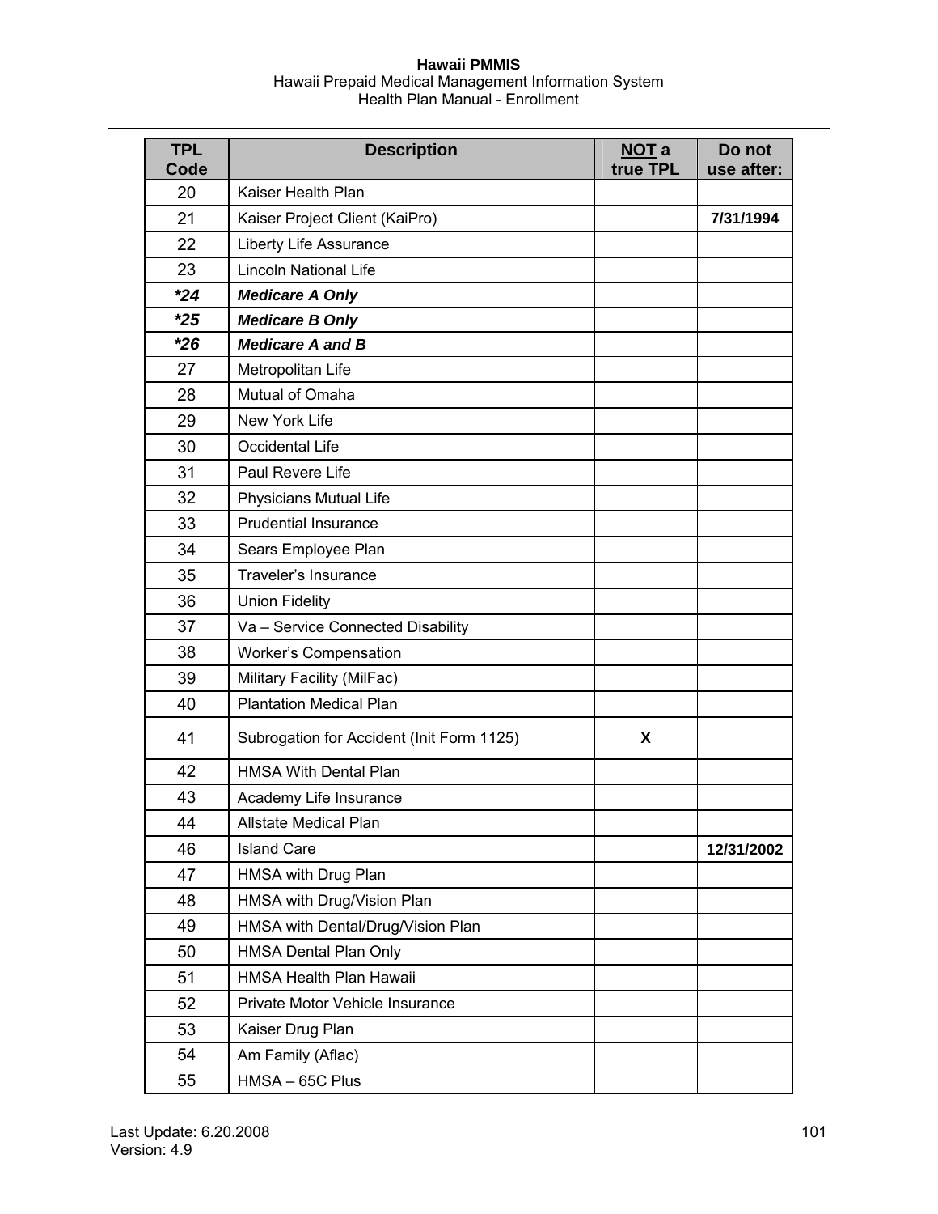| TPL Code | Description | NOT a true TPL | Do not use after: |
|---|---|---|---|
| 20 | Kaiser Health Plan | | |
| 21 | Kaiser Project Client (KaiPro) | | 7/31/1994 |
| 22 | Liberty Life Assurance | | |
| 23 | Lincoln National Life | | |
| ***24** | ***Medicare A Only*** | | |
| ***25** | ***Medicare B Only*** | | |
| ***26** | ***Medicare A and B*** | | |
| 27 | Metropolitan Life | | |
| 28 | Mutual of Omaha | | |
| 29 | New York Life | | |
| 30 | Occidental Life | | |
| 31 | Paul Revere Life | | |
| 32 | Physicians Mutual Life | | |
| 33 | Prudential Insurance | | |
| 34 | Sears Employee Plan | | |
| 35 | Traveler's Insurance | | |
| 36 | Union Fidelity | | |
| 37 | Va – Service Connected Disability | | |
| 38 | Worker's Compensation | | |
| 39 | Military Facility (MilFac) | | |
| 40 | Plantation Medical Plan | | |
| 41 | Subrogation for Accident (Init Form 1125) | X | |
| 42 | HMSA With Dental Plan | | |
| 43 | Academy Life Insurance | | |
| 44 | Allstate Medical Plan | | |
| 46 | Island Care | | 12/31/2002 |
| 47 | HMSA with Drug Plan | | |
| 48 | HMSA with Drug/Vision Plan | | |
| 49 | HMSA with Dental/Drug/Vision Plan | | |
| 50 | HMSA Dental Plan Only | | |
| 51 | HMSA Health Plan Hawaii | | |
| 52 | Private Motor Vehicle Insurance | | |
| 53 | Kaiser Drug Plan | | |
| 54 | Am Family (Aflac) | | |
| 55 | HMSA – 65C Plus | | |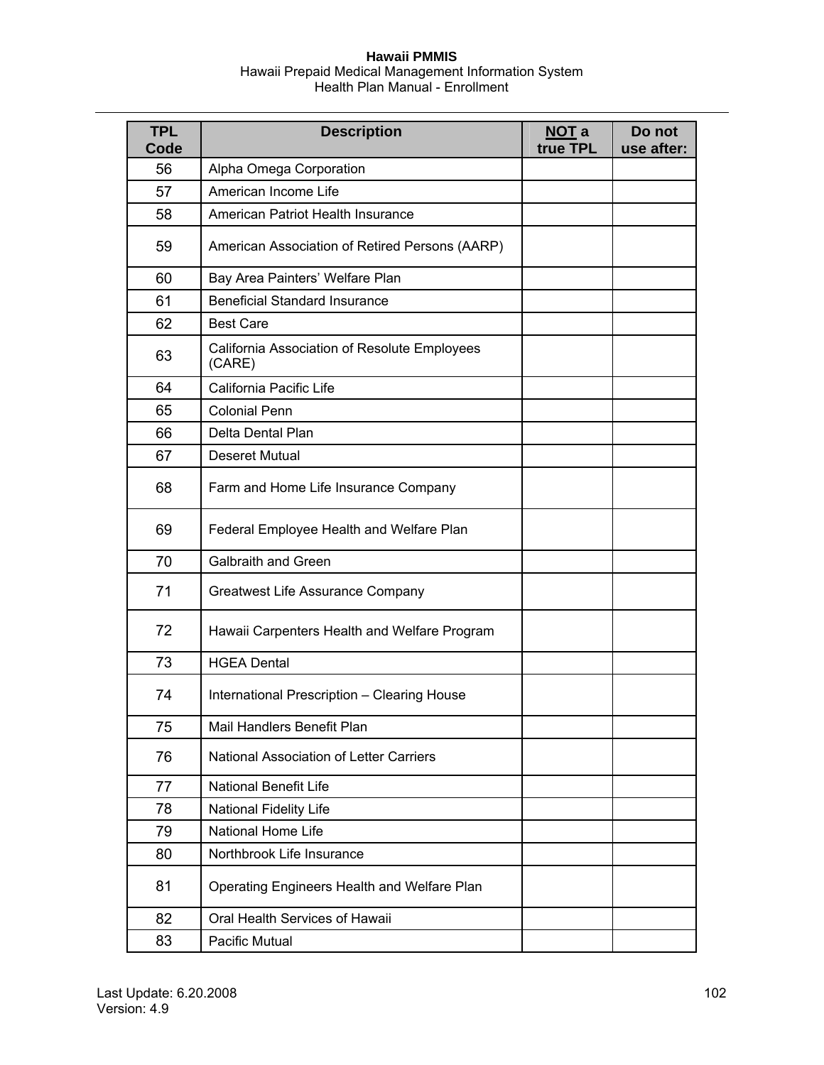| TPL Code | Description | NOT a true TPL | Do not use after: |
|---|---|---|---|
| 56 | Alpha Omega Corporation | | |
| 57 | American Income Life | | |
| 58 | American Patriot Health Insurance | | |
| 59 | American Association of Retired Persons (AARP) | | |
| 60 | Bay Area Painters' Welfare Plan | | |
| 61 | Beneficial Standard Insurance | | |
| 62 | Best Care | | |
| 63 | California Association of Resolute Employees (CARE) | | |
| 64 | California Pacific Life | | |
| 65 | Colonial Penn | | |
| 66 | Delta Dental Plan | | |
| 67 | Deseret Mutual | | |
| 68 | Farm and Home Life Insurance Company | | |
| 69 | Federal Employee Health and Welfare Plan | | |
| 70 | Galbraith and Green | | |
| 71 | Greatwest Life Assurance Company | | |
| 72 | Hawaii Carpenters Health and Welfare Program | | |
| 73 | HGEA Dental | | |
| 74 | International Prescription – Clearing House | | |
| 75 | Mail Handlers Benefit Plan | | |
| 76 | National Association of Letter Carriers | | |
| 77 | National Benefit Life | | |
| 78 | National Fidelity Life | | |
| 79 | National Home Life | | |
| 80 | Northbrook Life Insurance | | |
| 81 | Operating Engineers Health and Welfare Plan | | |
| 82 | Oral Health Services of Hawaii | | |
| 83 | Pacific Mutual | | |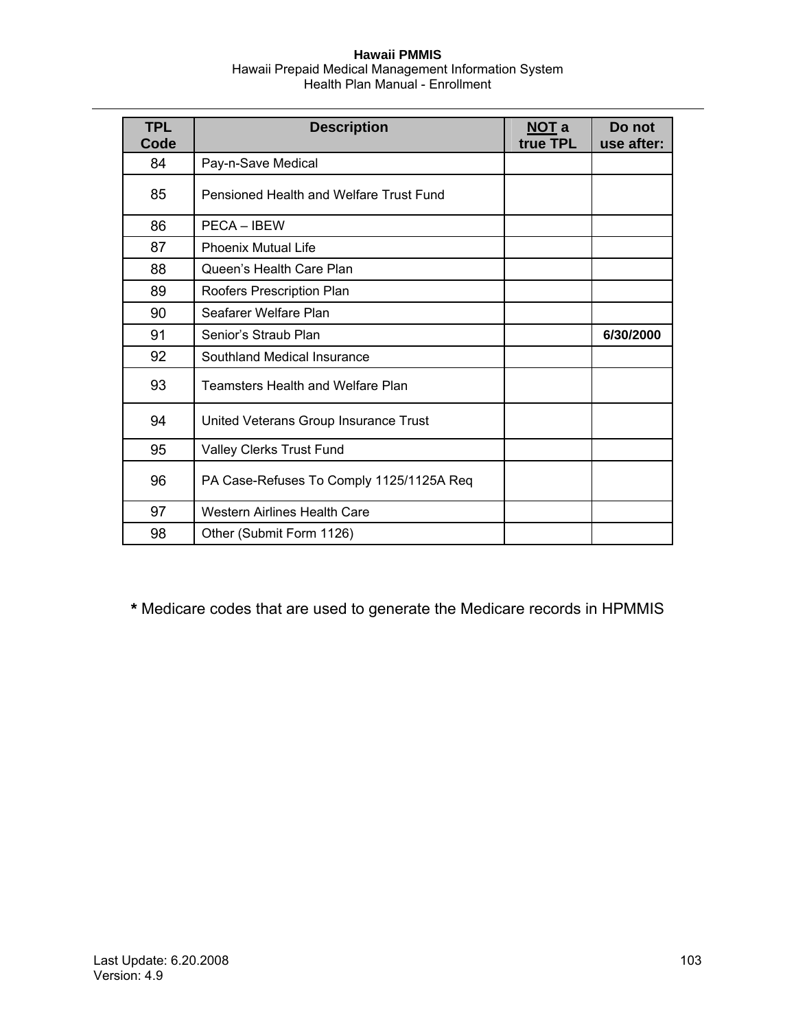| TPL Code | Description | NOT a true TPL | Do not use after: |
| --- | --- | --- | --- |
| 84 | Pay-n-Save Medical | | |
| 85 | Pensioned Health and Welfare Trust Fund | | |
| 86 | PECA – IBEW | | |
| 87 | Phoenix Mutual Life | | |
| 88 | Queen's Health Care Plan | | |
| 89 | Roofers Prescription Plan | | |
| 90 | Seafarer Welfare Plan | | |
| 91 | Senior's Straub Plan | | **6/30/2000** |
| 92 | Southland Medical Insurance | | |
| 93 | Teamsters Health and Welfare Plan | | |
| 94 | United Veterans Group Insurance Trust | | |
| 95 | Valley Clerks Trust Fund | | |
| 96 | PA Case-Refuses To Comply 1125/1125A Req | | |
| 97 | Western Airlines Health Care | | |
| 98 | Other (Submit Form 1126) | | |

**\*** Medicare codes that are used to generate the Medicare records in HPMMIS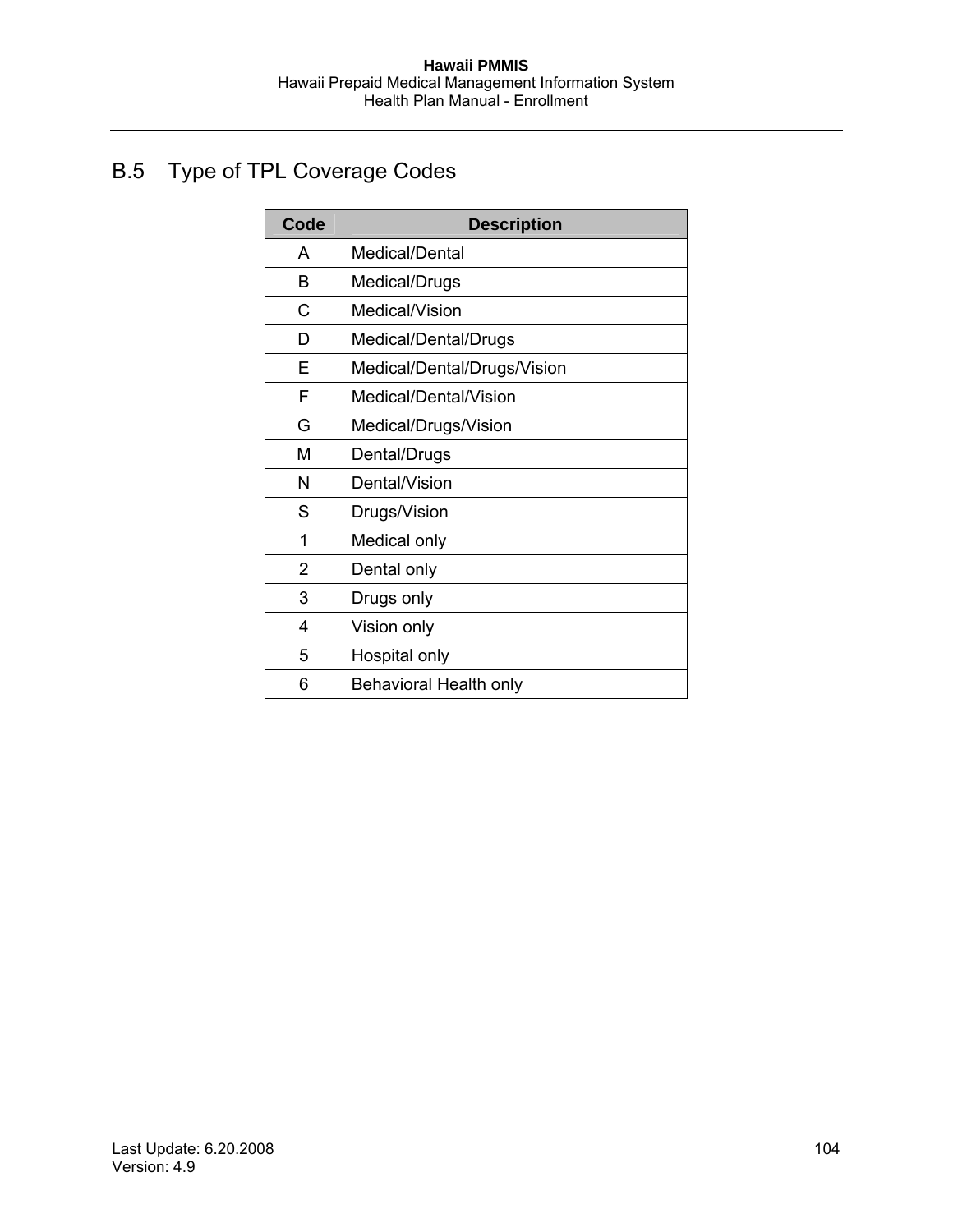## B.5 Type of TPL Coverage Codes

| Code | Description |
|---|---|
| A | Medical/Dental |
| B | Medical/Drugs |
| C | Medical/Vision |
| D | Medical/Dental/Drugs |
| E | Medical/Dental/Drugs/Vision |
| F | Medical/Dental/Vision |
| G | Medical/Drugs/Vision |
| M | Dental/Drugs |
| N | Dental/Vision |
| S | Drugs/Vision |
| 1 | Medical only |
| 2 | Dental only |
| 3 | Drugs only |
| 4 | Vision only |
| 5 | Hospital only |
| 6 | Behavioral Health only |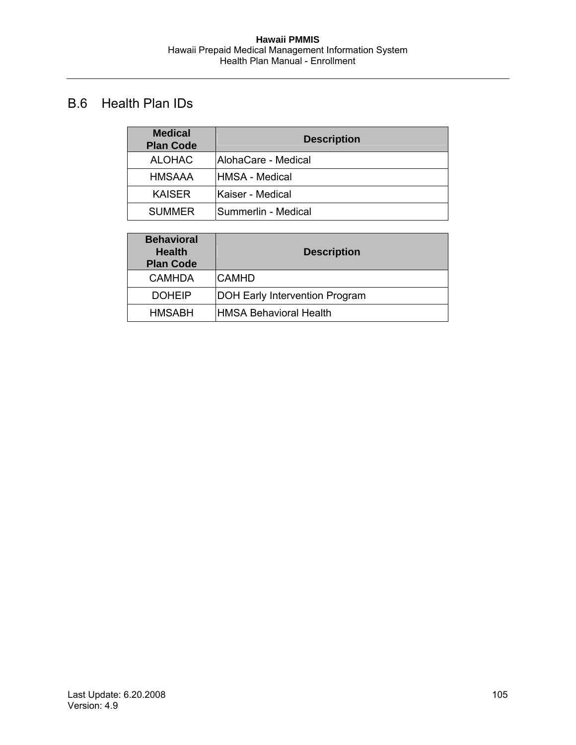## B.6 Health Plan IDs

| Medical Plan Code | Description |
|---|---|
| ALOHAC | AlohaCare - Medical |
| HMSAAA | HMSA - Medical |
| KAISER | Kaiser - Medical |
| SUMMER | Summerlin - Medical |

| Behavioral Health Plan Code | Description |
|---|---|
| CAMHDA | CAMHD |
| DOHEIP | DOH Early Intervention Program |
| HMSABH | HMSA Behavioral Health |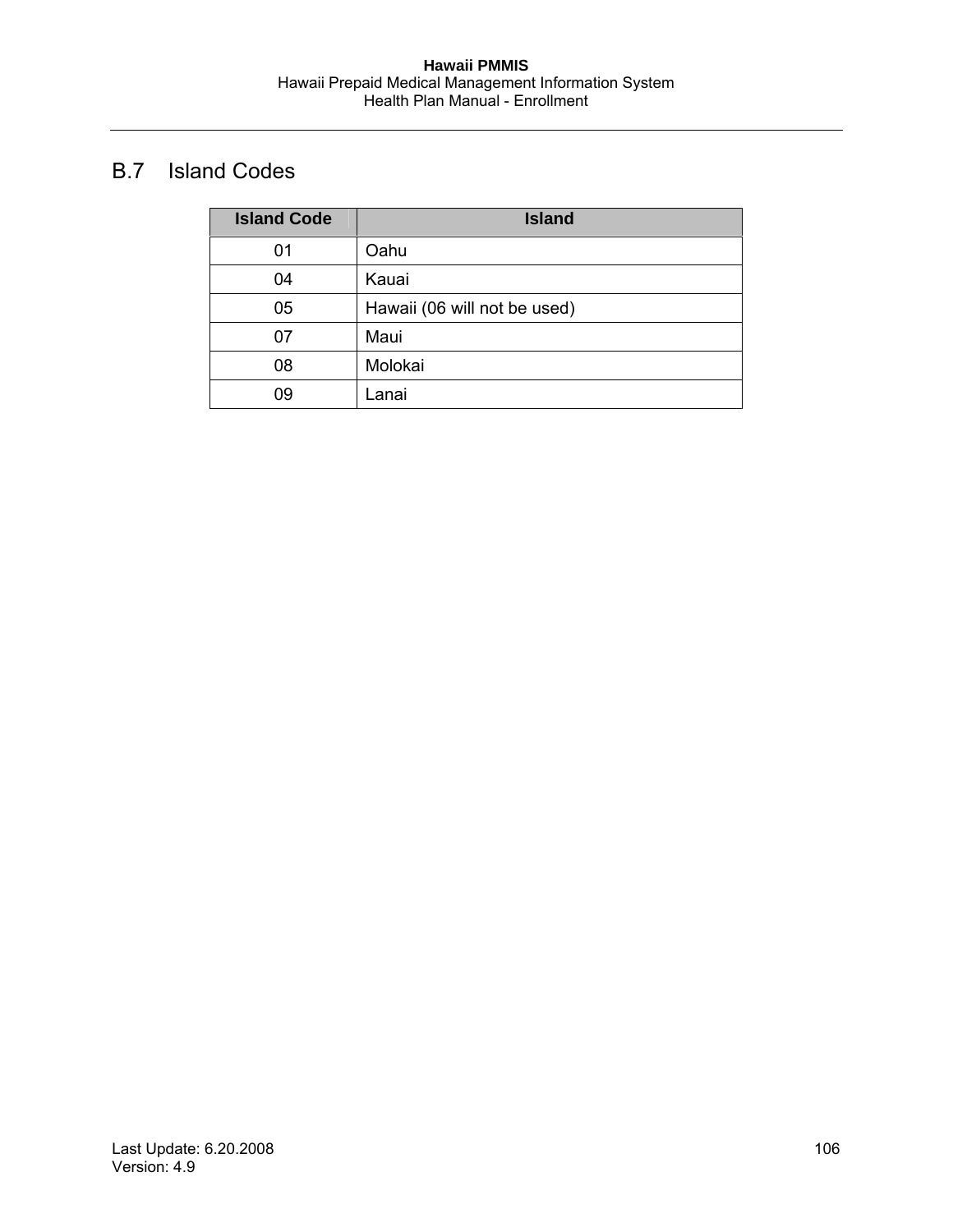## B.7 Island Codes

| Island Code | Island |
|---|---|
| 01 | Oahu |
| 04 | Kauai |
| 05 | Hawaii (06 will not be used) |
| 07 | Maui |
| 08 | Molokai |
| 09 | Lanai |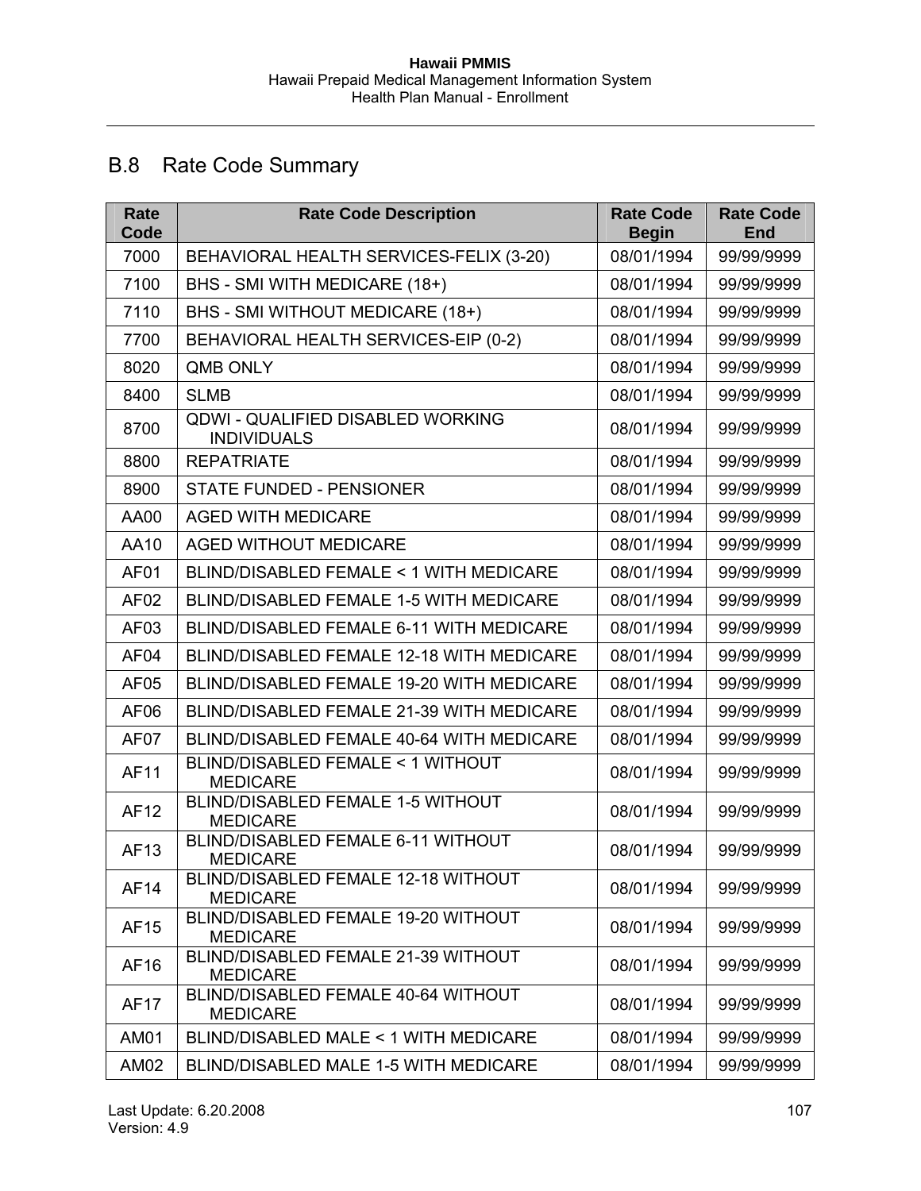## B.8 Rate Code Summary

| Rate Code | Rate Code Description | Rate Code Begin | Rate Code End |
|---|---|---|---|
| 7000 | BEHAVIORAL HEALTH SERVICES-FELIX (3-20) | 08/01/1994 | 99/99/9999 |
| 7100 | BHS - SMI WITH MEDICARE (18+) | 08/01/1994 | 99/99/9999 |
| 7110 | BHS - SMI WITHOUT MEDICARE (18+) | 08/01/1994 | 99/99/9999 |
| 7700 | BEHAVIORAL HEALTH SERVICES-EIP (0-2) | 08/01/1994 | 99/99/9999 |
| 8020 | QMB ONLY | 08/01/1994 | 99/99/9999 |
| 8400 | SLMB | 08/01/1994 | 99/99/9999 |
| 8700 | QDWI - QUALIFIED DISABLED WORKING INDIVIDUALS | 08/01/1994 | 99/99/9999 |
| 8800 | REPATRIATE | 08/01/1994 | 99/99/9999 |
| 8900 | STATE FUNDED - PENSIONER | 08/01/1994 | 99/99/9999 |
| AA00 | AGED WITH MEDICARE | 08/01/1994 | 99/99/9999 |
| AA10 | AGED WITHOUT MEDICARE | 08/01/1994 | 99/99/9999 |
| AF01 | BLIND/DISABLED FEMALE < 1 WITH MEDICARE | 08/01/1994 | 99/99/9999 |
| AF02 | BLIND/DISABLED FEMALE 1-5 WITH MEDICARE | 08/01/1994 | 99/99/9999 |
| AF03 | BLIND/DISABLED FEMALE 6-11 WITH MEDICARE | 08/01/1994 | 99/99/9999 |
| AF04 | BLIND/DISABLED FEMALE 12-18 WITH MEDICARE | 08/01/1994 | 99/99/9999 |
| AF05 | BLIND/DISABLED FEMALE 19-20 WITH MEDICARE | 08/01/1994 | 99/99/9999 |
| AF06 | BLIND/DISABLED FEMALE 21-39 WITH MEDICARE | 08/01/1994 | 99/99/9999 |
| AF07 | BLIND/DISABLED FEMALE 40-64 WITH MEDICARE | 08/01/1994 | 99/99/9999 |
| AF11 | BLIND/DISABLED FEMALE < 1 WITHOUT MEDICARE | 08/01/1994 | 99/99/9999 |
| AF12 | BLIND/DISABLED FEMALE 1-5 WITHOUT MEDICARE | 08/01/1994 | 99/99/9999 |
| AF13 | BLIND/DISABLED FEMALE 6-11 WITHOUT MEDICARE | 08/01/1994 | 99/99/9999 |
| AF14 | BLIND/DISABLED FEMALE 12-18 WITHOUT MEDICARE | 08/01/1994 | 99/99/9999 |
| AF15 | BLIND/DISABLED FEMALE 19-20 WITHOUT MEDICARE | 08/01/1994 | 99/99/9999 |
| AF16 | BLIND/DISABLED FEMALE 21-39 WITHOUT MEDICARE | 08/01/1994 | 99/99/9999 |
| AF17 | BLIND/DISABLED FEMALE 40-64 WITHOUT MEDICARE | 08/01/1994 | 99/99/9999 |
| AM01 | BLIND/DISABLED MALE < 1 WITH MEDICARE | 08/01/1994 | 99/99/9999 |
| AM02 | BLIND/DISABLED MALE 1-5 WITH MEDICARE | 08/01/1994 | 99/99/9999 |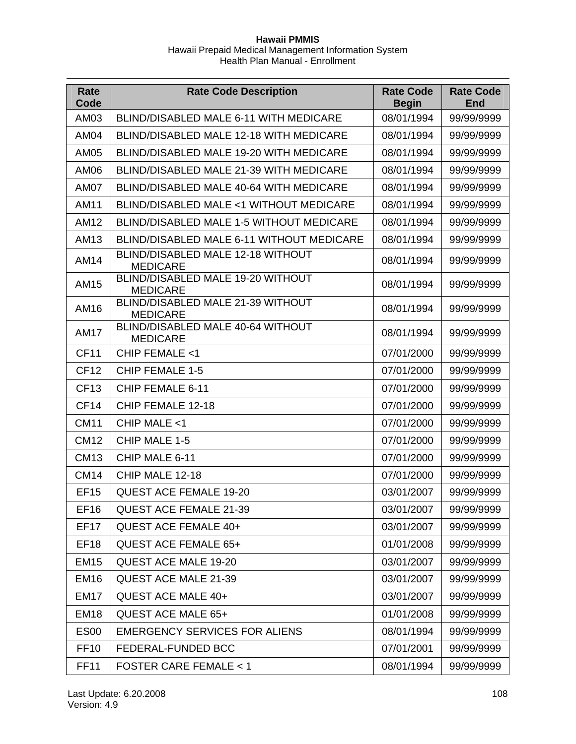| Rate Code | Rate Code Description | Rate Code Begin | Rate Code End |
|---|---|---|---|
| AM03 | BLIND/DISABLED MALE 6-11 WITH MEDICARE | 08/01/1994 | 99/99/9999 |
| AM04 | BLIND/DISABLED MALE 12-18 WITH MEDICARE | 08/01/1994 | 99/99/9999 |
| AM05 | BLIND/DISABLED MALE 19-20 WITH MEDICARE | 08/01/1994 | 99/99/9999 |
| AM06 | BLIND/DISABLED MALE 21-39 WITH MEDICARE | 08/01/1994 | 99/99/9999 |
| AM07 | BLIND/DISABLED MALE 40-64 WITH MEDICARE | 08/01/1994 | 99/99/9999 |
| AM11 | BLIND/DISABLED MALE <1 WITHOUT MEDICARE | 08/01/1994 | 99/99/9999 |
| AM12 | BLIND/DISABLED MALE 1-5 WITHOUT MEDICARE | 08/01/1994 | 99/99/9999 |
| AM13 | BLIND/DISABLED MALE 6-11 WITHOUT MEDICARE | 08/01/1994 | 99/99/9999 |
| AM14 | BLIND/DISABLED MALE 12-18 WITHOUT MEDICARE | 08/01/1994 | 99/99/9999 |
| AM15 | BLIND/DISABLED MALE 19-20 WITHOUT MEDICARE | 08/01/1994 | 99/99/9999 |
| AM16 | BLIND/DISABLED MALE 21-39 WITHOUT MEDICARE | 08/01/1994 | 99/99/9999 |
| AM17 | BLIND/DISABLED MALE 40-64 WITHOUT MEDICARE | 08/01/1994 | 99/99/9999 |
| CF11 | CHIP FEMALE <1 | 07/01/2000 | 99/99/9999 |
| CF12 | CHIP FEMALE 1-5 | 07/01/2000 | 99/99/9999 |
| CF13 | CHIP FEMALE 6-11 | 07/01/2000 | 99/99/9999 |
| CF14 | CHIP FEMALE 12-18 | 07/01/2000 | 99/99/9999 |
| CM11 | CHIP MALE <1 | 07/01/2000 | 99/99/9999 |
| CM12 | CHIP MALE 1-5 | 07/01/2000 | 99/99/9999 |
| CM13 | CHIP MALE 6-11 | 07/01/2000 | 99/99/9999 |
| CM14 | CHIP MALE 12-18 | 07/01/2000 | 99/99/9999 |
| EF15 | QUEST ACE FEMALE 19-20 | 03/01/2007 | 99/99/9999 |
| EF16 | QUEST ACE FEMALE 21-39 | 03/01/2007 | 99/99/9999 |
| EF17 | QUEST ACE FEMALE 40+ | 03/01/2007 | 99/99/9999 |
| EF18 | QUEST ACE FEMALE 65+ | 01/01/2008 | 99/99/9999 |
| EM15 | QUEST ACE MALE 19-20 | 03/01/2007 | 99/99/9999 |
| EM16 | QUEST ACE MALE 21-39 | 03/01/2007 | 99/99/9999 |
| EM17 | QUEST ACE MALE 40+ | 03/01/2007 | 99/99/9999 |
| EM18 | QUEST ACE MALE 65+ | 01/01/2008 | 99/99/9999 |
| ES00 | EMERGENCY SERVICES FOR ALIENS | 08/01/1994 | 99/99/9999 |
| FF10 | FEDERAL-FUNDED BCC | 07/01/2001 | 99/99/9999 |
| FF11 | FOSTER CARE FEMALE < 1 | 08/01/1994 | 99/99/9999 |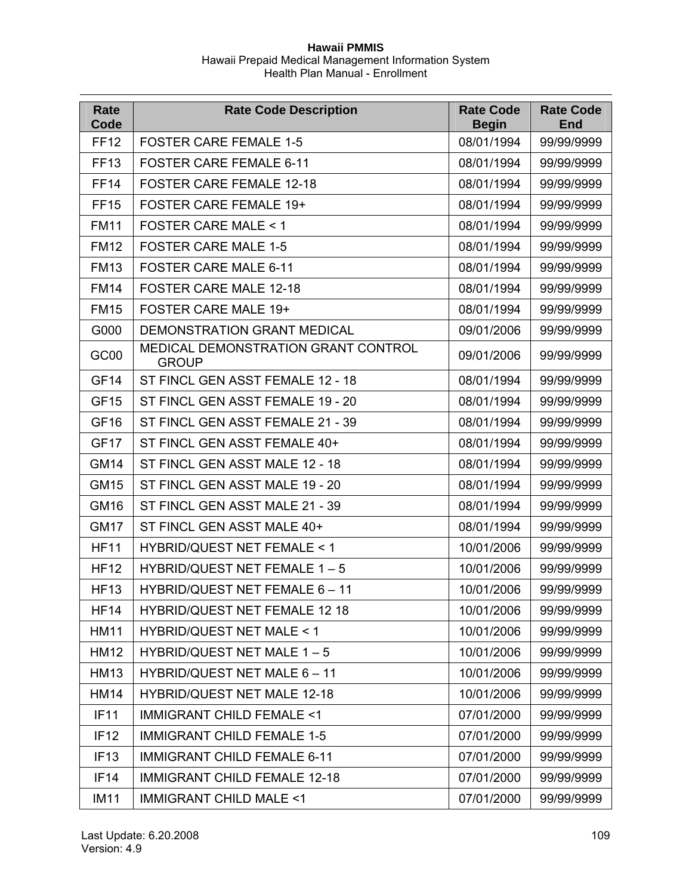| Rate Code | Rate Code Description | Rate Code Begin | Rate Code End |
|---|---|---|---|
| FF12 | FOSTER CARE FEMALE 1-5 | 08/01/1994 | 99/99/9999 |
| FF13 | FOSTER CARE FEMALE 6-11 | 08/01/1994 | 99/99/9999 |
| FF14 | FOSTER CARE FEMALE 12-18 | 08/01/1994 | 99/99/9999 |
| FF15 | FOSTER CARE FEMALE 19+ | 08/01/1994 | 99/99/9999 |
| FM11 | FOSTER CARE MALE < 1 | 08/01/1994 | 99/99/9999 |
| FM12 | FOSTER CARE MALE 1-5 | 08/01/1994 | 99/99/9999 |
| FM13 | FOSTER CARE MALE 6-11 | 08/01/1994 | 99/99/9999 |
| FM14 | FOSTER CARE MALE 12-18 | 08/01/1994 | 99/99/9999 |
| FM15 | FOSTER CARE MALE 19+ | 08/01/1994 | 99/99/9999 |
| G000 | DEMONSTRATION GRANT MEDICAL | 09/01/2006 | 99/99/9999 |
| GC00 | MEDICAL DEMONSTRATION GRANT CONTROL GROUP | 09/01/2006 | 99/99/9999 |
| GF14 | ST FINCL GEN ASST FEMALE 12 - 18 | 08/01/1994 | 99/99/9999 |
| GF15 | ST FINCL GEN ASST FEMALE 19 - 20 | 08/01/1994 | 99/99/9999 |
| GF16 | ST FINCL GEN ASST FEMALE 21 - 39 | 08/01/1994 | 99/99/9999 |
| GF17 | ST FINCL GEN ASST FEMALE 40+ | 08/01/1994 | 99/99/9999 |
| GM14 | ST FINCL GEN ASST MALE 12 - 18 | 08/01/1994 | 99/99/9999 |
| GM15 | ST FINCL GEN ASST MALE 19 - 20 | 08/01/1994 | 99/99/9999 |
| GM16 | ST FINCL GEN ASST MALE 21 - 39 | 08/01/1994 | 99/99/9999 |
| GM17 | ST FINCL GEN ASST MALE 40+ | 08/01/1994 | 99/99/9999 |
| HF11 | HYBRID/QUEST NET FEMALE < 1 | 10/01/2006 | 99/99/9999 |
| HF12 | HYBRID/QUEST NET FEMALE 1 – 5 | 10/01/2006 | 99/99/9999 |
| HF13 | HYBRID/QUEST NET FEMALE 6 – 11 | 10/01/2006 | 99/99/9999 |
| HF14 | HYBRID/QUEST NET FEMALE 12 18 | 10/01/2006 | 99/99/9999 |
| HM11 | HYBRID/QUEST NET MALE < 1 | 10/01/2006 | 99/99/9999 |
| HM12 | HYBRID/QUEST NET MALE 1 – 5 | 10/01/2006 | 99/99/9999 |
| HM13 | HYBRID/QUEST NET MALE 6 – 11 | 10/01/2006 | 99/99/9999 |
| HM14 | HYBRID/QUEST NET MALE 12-18 | 10/01/2006 | 99/99/9999 |
| IF11 | IMMIGRANT CHILD FEMALE <1 | 07/01/2000 | 99/99/9999 |
| IF12 | IMMIGRANT CHILD FEMALE 1-5 | 07/01/2000 | 99/99/9999 |
| IF13 | IMMIGRANT CHILD FEMALE 6-11 | 07/01/2000 | 99/99/9999 |
| IF14 | IMMIGRANT CHILD FEMALE 12-18 | 07/01/2000 | 99/99/9999 |
| IM11 | IMMIGRANT CHILD MALE <1 | 07/01/2000 | 99/99/9999 |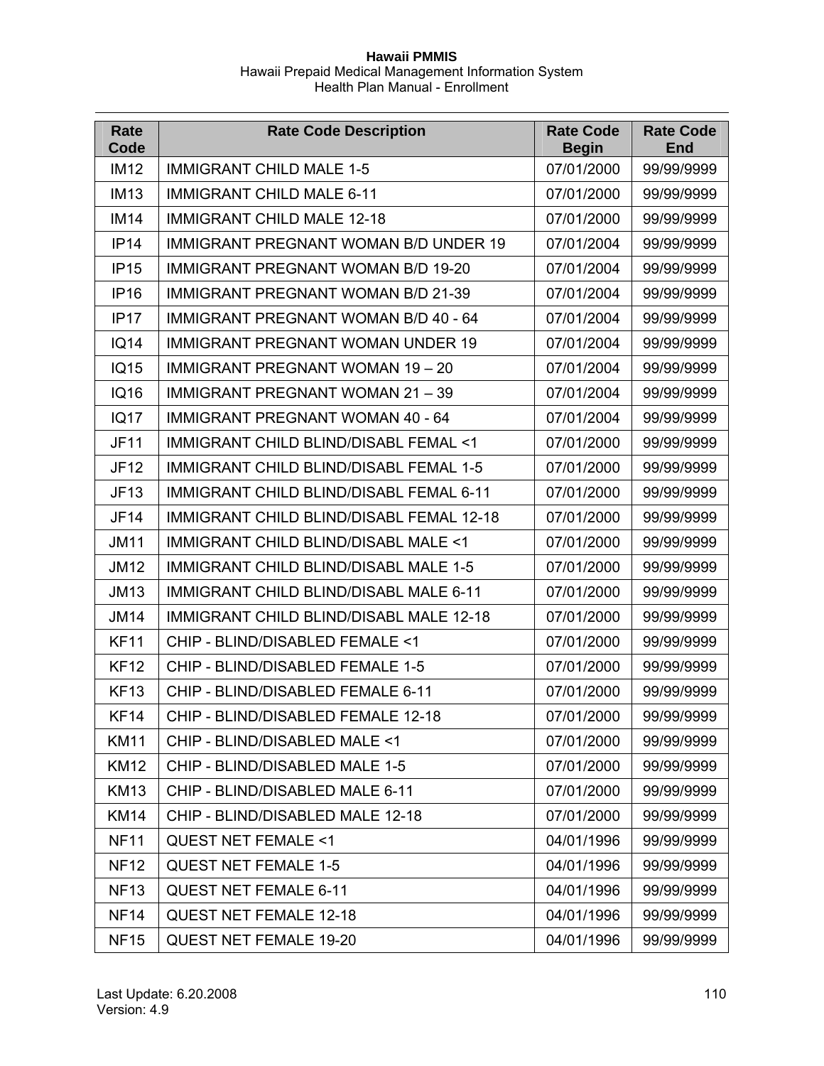| Rate Code | Rate Code Description | Rate Code Begin | Rate Code End |
|---|---|---|---|
| IM12 | IMMIGRANT CHILD MALE 1-5 | 07/01/2000 | 99/99/9999 |
| IM13 | IMMIGRANT CHILD MALE 6-11 | 07/01/2000 | 99/99/9999 |
| IM14 | IMMIGRANT CHILD MALE 12-18 | 07/01/2000 | 99/99/9999 |
| IP14 | IMMIGRANT PREGNANT WOMAN B/D UNDER 19 | 07/01/2004 | 99/99/9999 |
| IP15 | IMMIGRANT PREGNANT WOMAN B/D 19-20 | 07/01/2004 | 99/99/9999 |
| IP16 | IMMIGRANT PREGNANT WOMAN B/D 21-39 | 07/01/2004 | 99/99/9999 |
| IP17 | IMMIGRANT PREGNANT WOMAN B/D 40 - 64 | 07/01/2004 | 99/99/9999 |
| IQ14 | IMMIGRANT PREGNANT WOMAN UNDER 19 | 07/01/2004 | 99/99/9999 |
| IQ15 | IMMIGRANT PREGNANT WOMAN 19 – 20 | 07/01/2004 | 99/99/9999 |
| IQ16 | IMMIGRANT PREGNANT WOMAN 21 – 39 | 07/01/2004 | 99/99/9999 |
| IQ17 | IMMIGRANT PREGNANT WOMAN 40 - 64 | 07/01/2004 | 99/99/9999 |
| JF11 | IMMIGRANT CHILD BLIND/DISABL FEMAL <1 | 07/01/2000 | 99/99/9999 |
| JF12 | IMMIGRANT CHILD BLIND/DISABL FEMAL 1-5 | 07/01/2000 | 99/99/9999 |
| JF13 | IMMIGRANT CHILD BLIND/DISABL FEMAL 6-11 | 07/01/2000 | 99/99/9999 |
| JF14 | IMMIGRANT CHILD BLIND/DISABL FEMAL 12-18 | 07/01/2000 | 99/99/9999 |
| JM11 | IMMIGRANT CHILD BLIND/DISABL MALE <1 | 07/01/2000 | 99/99/9999 |
| JM12 | IMMIGRANT CHILD BLIND/DISABL MALE 1-5 | 07/01/2000 | 99/99/9999 |
| JM13 | IMMIGRANT CHILD BLIND/DISABL MALE 6-11 | 07/01/2000 | 99/99/9999 |
| JM14 | IMMIGRANT CHILD BLIND/DISABL MALE 12-18 | 07/01/2000 | 99/99/9999 |
| KF11 | CHIP - BLIND/DISABLED FEMALE <1 | 07/01/2000 | 99/99/9999 |
| KF12 | CHIP - BLIND/DISABLED FEMALE 1-5 | 07/01/2000 | 99/99/9999 |
| KF13 | CHIP - BLIND/DISABLED FEMALE 6-11 | 07/01/2000 | 99/99/9999 |
| KF14 | CHIP - BLIND/DISABLED FEMALE 12-18 | 07/01/2000 | 99/99/9999 |
| KM11 | CHIP - BLIND/DISABLED MALE <1 | 07/01/2000 | 99/99/9999 |
| KM12 | CHIP - BLIND/DISABLED MALE 1-5 | 07/01/2000 | 99/99/9999 |
| KM13 | CHIP - BLIND/DISABLED MALE 6-11 | 07/01/2000 | 99/99/9999 |
| KM14 | CHIP - BLIND/DISABLED MALE 12-18 | 07/01/2000 | 99/99/9999 |
| NF11 | QUEST NET FEMALE <1 | 04/01/1996 | 99/99/9999 |
| NF12 | QUEST NET FEMALE 1-5 | 04/01/1996 | 99/99/9999 |
| NF13 | QUEST NET FEMALE 6-11 | 04/01/1996 | 99/99/9999 |
| NF14 | QUEST NET FEMALE 12-18 | 04/01/1996 | 99/99/9999 |
| NF15 | QUEST NET FEMALE 19-20 | 04/01/1996 | 99/99/9999 |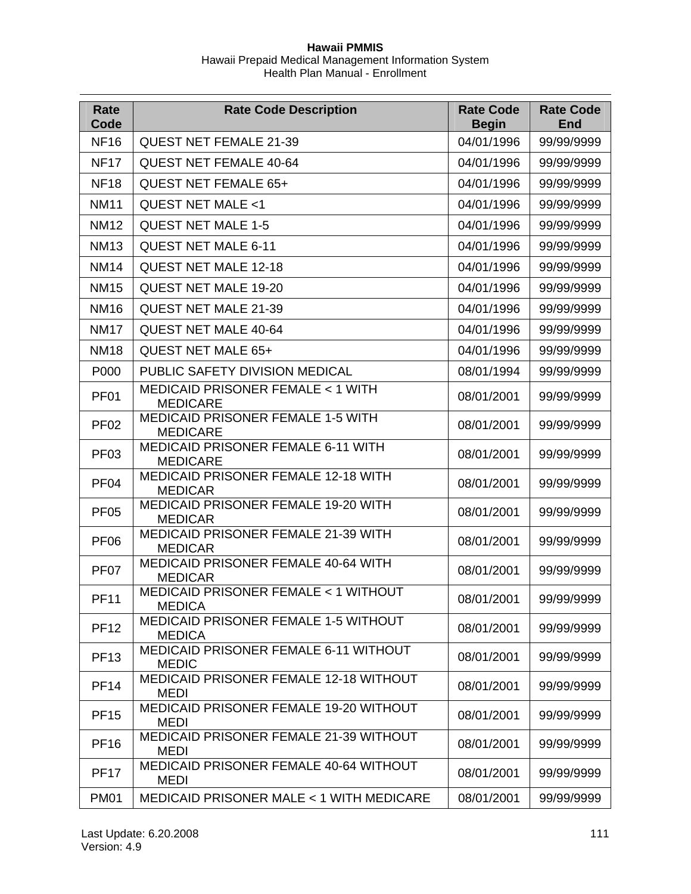| Rate Code | Rate Code Description | Rate Code Begin | Rate Code End |
|---|---|---|---|
| NF16 | QUEST NET FEMALE 21-39 | 04/01/1996 | 99/99/9999 |
| NF17 | QUEST NET FEMALE 40-64 | 04/01/1996 | 99/99/9999 |
| NF18 | QUEST NET FEMALE 65+ | 04/01/1996 | 99/99/9999 |
| NM11 | QUEST NET MALE <1 | 04/01/1996 | 99/99/9999 |
| NM12 | QUEST NET MALE 1-5 | 04/01/1996 | 99/99/9999 |
| NM13 | QUEST NET MALE 6-11 | 04/01/1996 | 99/99/9999 |
| NM14 | QUEST NET MALE 12-18 | 04/01/1996 | 99/99/9999 |
| NM15 | QUEST NET MALE 19-20 | 04/01/1996 | 99/99/9999 |
| NM16 | QUEST NET MALE 21-39 | 04/01/1996 | 99/99/9999 |
| NM17 | QUEST NET MALE 40-64 | 04/01/1996 | 99/99/9999 |
| NM18 | QUEST NET MALE 65+ | 04/01/1996 | 99/99/9999 |
| P000 | PUBLIC SAFETY DIVISION MEDICAL | 08/01/1994 | 99/99/9999 |
| PF01 | MEDICAID PRISONER FEMALE < 1 WITH MEDICARE | 08/01/2001 | 99/99/9999 |
| PF02 | MEDICAID PRISONER FEMALE 1-5 WITH MEDICARE | 08/01/2001 | 99/99/9999 |
| PF03 | MEDICAID PRISONER FEMALE 6-11 WITH MEDICARE | 08/01/2001 | 99/99/9999 |
| PF04 | MEDICAID PRISONER FEMALE 12-18 WITH MEDICAR | 08/01/2001 | 99/99/9999 |
| PF05 | MEDICAID PRISONER FEMALE 19-20 WITH MEDICAR | 08/01/2001 | 99/99/9999 |
| PF06 | MEDICAID PRISONER FEMALE 21-39 WITH MEDICAR | 08/01/2001 | 99/99/9999 |
| PF07 | MEDICAID PRISONER FEMALE 40-64 WITH MEDICAR | 08/01/2001 | 99/99/9999 |
| PF11 | MEDICAID PRISONER FEMALE < 1 WITHOUT MEDICA | 08/01/2001 | 99/99/9999 |
| PF12 | MEDICAID PRISONER FEMALE 1-5 WITHOUT MEDICA | 08/01/2001 | 99/99/9999 |
| PF13 | MEDICAID PRISONER FEMALE 6-11 WITHOUT MEDIC | 08/01/2001 | 99/99/9999 |
| PF14 | MEDICAID PRISONER FEMALE 12-18 WITHOUT MEDI | 08/01/2001 | 99/99/9999 |
| PF15 | MEDICAID PRISONER FEMALE 19-20 WITHOUT MEDI | 08/01/2001 | 99/99/9999 |
| PF16 | MEDICAID PRISONER FEMALE 21-39 WITHOUT MEDI | 08/01/2001 | 99/99/9999 |
| PF17 | MEDICAID PRISONER FEMALE 40-64 WITHOUT MEDI | 08/01/2001 | 99/99/9999 |
| PM01 | MEDICAID PRISONER MALE < 1 WITH MEDICARE | 08/01/2001 | 99/99/9999 |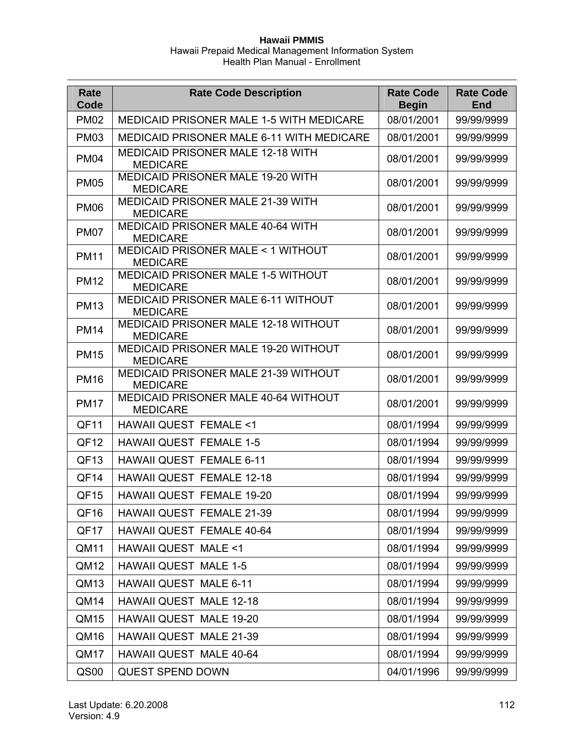| Rate Code | Rate Code Description | Rate Code Begin | Rate Code End |
|---|---|---|---|
| PM02 | MEDICAID PRISONER MALE 1-5 WITH MEDICARE | 08/01/2001 | 99/99/9999 |
| PM03 | MEDICAID PRISONER MALE 6-11 WITH MEDICARE | 08/01/2001 | 99/99/9999 |
| PM04 | MEDICAID PRISONER MALE 12-18 WITH MEDICARE | 08/01/2001 | 99/99/9999 |
| PM05 | MEDICAID PRISONER MALE 19-20 WITH MEDICARE | 08/01/2001 | 99/99/9999 |
| PM06 | MEDICAID PRISONER MALE 21-39 WITH MEDICARE | 08/01/2001 | 99/99/9999 |
| PM07 | MEDICAID PRISONER MALE 40-64 WITH MEDICARE | 08/01/2001 | 99/99/9999 |
| PM11 | MEDICAID PRISONER MALE < 1 WITHOUT MEDICARE | 08/01/2001 | 99/99/9999 |
| PM12 | MEDICAID PRISONER MALE 1-5 WITHOUT MEDICARE | 08/01/2001 | 99/99/9999 |
| PM13 | MEDICAID PRISONER MALE 6-11 WITHOUT MEDICARE | 08/01/2001 | 99/99/9999 |
| PM14 | MEDICAID PRISONER MALE 12-18 WITHOUT MEDICARE | 08/01/2001 | 99/99/9999 |
| PM15 | MEDICAID PRISONER MALE 19-20 WITHOUT MEDICARE | 08/01/2001 | 99/99/9999 |
| PM16 | MEDICAID PRISONER MALE 21-39 WITHOUT MEDICARE | 08/01/2001 | 99/99/9999 |
| PM17 | MEDICAID PRISONER MALE 40-64 WITHOUT MEDICARE | 08/01/2001 | 99/99/9999 |
| QF11 | HAWAII QUEST FEMALE <1 | 08/01/1994 | 99/99/9999 |
| QF12 | HAWAII QUEST FEMALE 1-5 | 08/01/1994 | 99/99/9999 |
| QF13 | HAWAII QUEST FEMALE 6-11 | 08/01/1994 | 99/99/9999 |
| QF14 | HAWAII QUEST FEMALE 12-18 | 08/01/1994 | 99/99/9999 |
| QF15 | HAWAII QUEST FEMALE 19-20 | 08/01/1994 | 99/99/9999 |
| QF16 | HAWAII QUEST FEMALE 21-39 | 08/01/1994 | 99/99/9999 |
| QF17 | HAWAII QUEST FEMALE 40-64 | 08/01/1994 | 99/99/9999 |
| QM11 | HAWAII QUEST MALE <1 | 08/01/1994 | 99/99/9999 |
| QM12 | HAWAII QUEST MALE 1-5 | 08/01/1994 | 99/99/9999 |
| QM13 | HAWAII QUEST MALE 6-11 | 08/01/1994 | 99/99/9999 |
| QM14 | HAWAII QUEST MALE 12-18 | 08/01/1994 | 99/99/9999 |
| QM15 | HAWAII QUEST MALE 19-20 | 08/01/1994 | 99/99/9999 |
| QM16 | HAWAII QUEST MALE 21-39 | 08/01/1994 | 99/99/9999 |
| QM17 | HAWAII QUEST MALE 40-64 | 08/01/1994 | 99/99/9999 |
| QS00 | QUEST SPEND DOWN | 04/01/1996 | 99/99/9999 |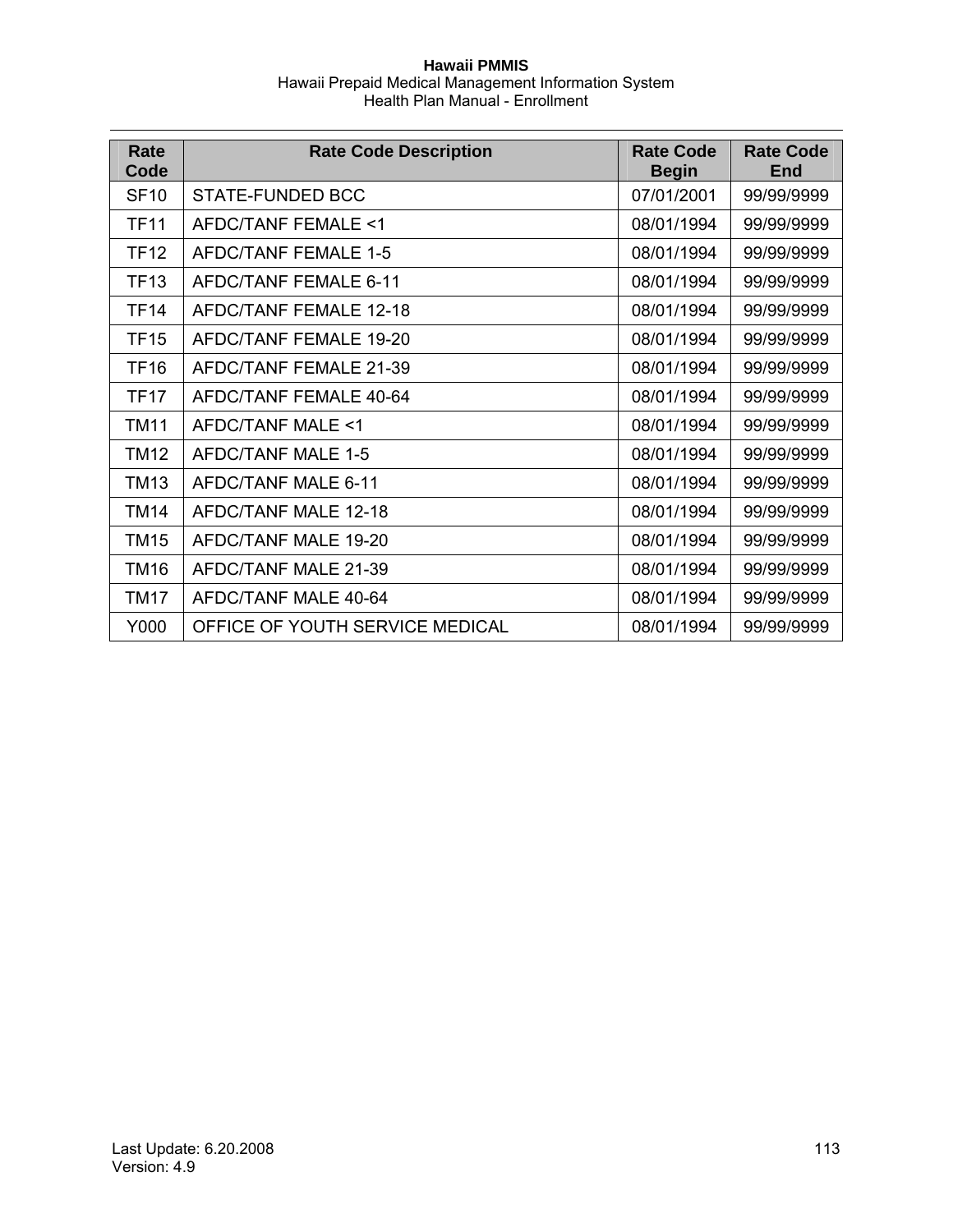| Rate Code | Rate Code Description | Rate Code Begin | Rate Code End |
|---|---|---|---|
| SF10 | STATE-FUNDED BCC | 07/01/2001 | 99/99/9999 |
| TF11 | AFDC/TANF FEMALE <1 | 08/01/1994 | 99/99/9999 |
| TF12 | AFDC/TANF FEMALE 1-5 | 08/01/1994 | 99/99/9999 |
| TF13 | AFDC/TANF FEMALE 6-11 | 08/01/1994 | 99/99/9999 |
| TF14 | AFDC/TANF FEMALE 12-18 | 08/01/1994 | 99/99/9999 |
| TF15 | AFDC/TANF FEMALE 19-20 | 08/01/1994 | 99/99/9999 |
| TF16 | AFDC/TANF FEMALE 21-39 | 08/01/1994 | 99/99/9999 |
| TF17 | AFDC/TANF FEMALE 40-64 | 08/01/1994 | 99/99/9999 |
| TM11 | AFDC/TANF MALE <1 | 08/01/1994 | 99/99/9999 |
| TM12 | AFDC/TANF MALE 1-5 | 08/01/1994 | 99/99/9999 |
| TM13 | AFDC/TANF MALE 6-11 | 08/01/1994 | 99/99/9999 |
| TM14 | AFDC/TANF MALE 12-18 | 08/01/1994 | 99/99/9999 |
| TM15 | AFDC/TANF MALE 19-20 | 08/01/1994 | 99/99/9999 |
| TM16 | AFDC/TANF MALE 21-39 | 08/01/1994 | 99/99/9999 |
| TM17 | AFDC/TANF MALE 40-64 | 08/01/1994 | 99/99/9999 |
| Y000 | OFFICE OF YOUTH SERVICE MEDICAL | 08/01/1994 | 99/99/9999 |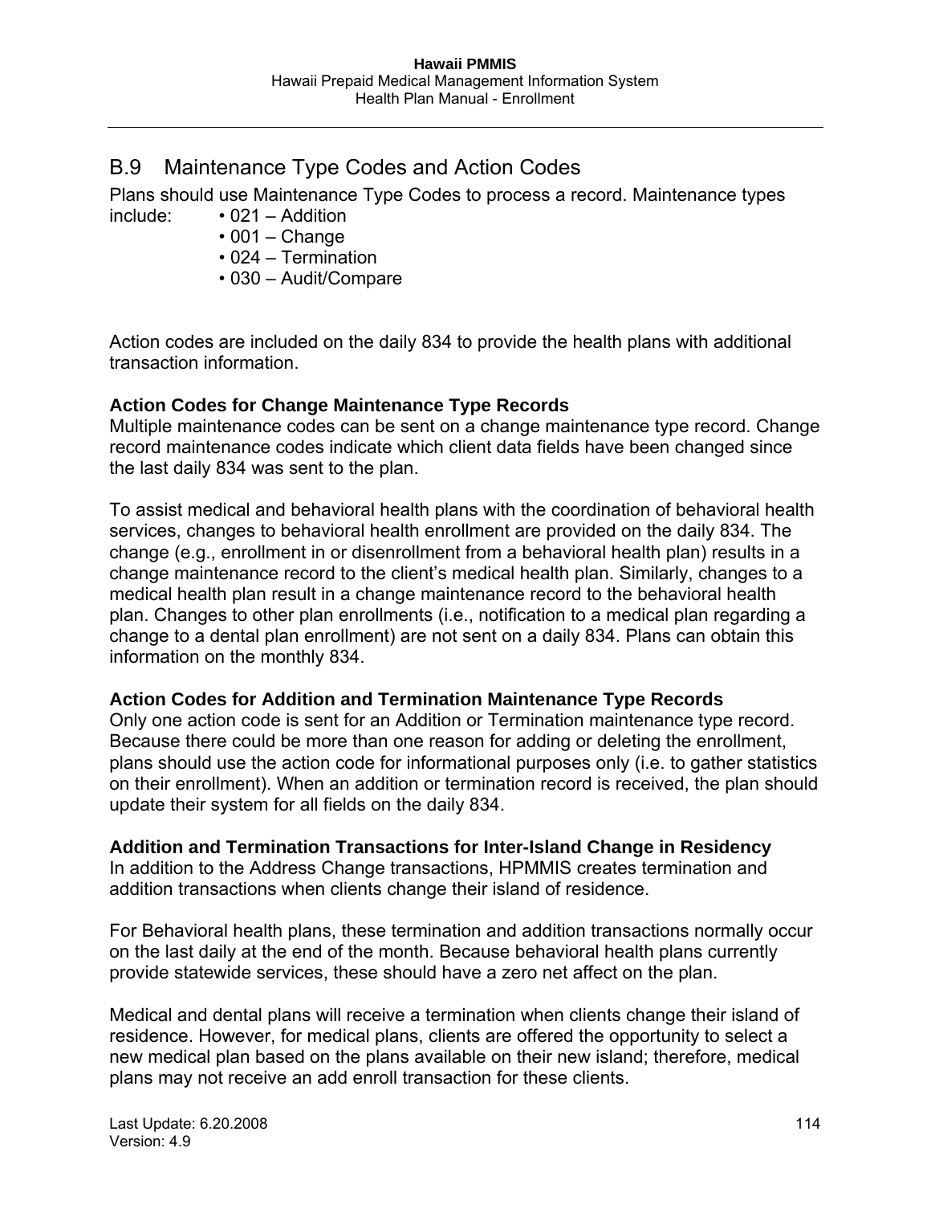## B.9 Maintenance Type Codes and Action Codes

Plans should use Maintenance Type Codes to process a record. Maintenance types include:

- 021 – Addition
- 001 – Change
- 024 – Termination
- 030 – Audit/Compare

Action codes are included on the daily 834 to provide the health plans with additional transaction information.

**Action Codes for Change Maintenance Type Records**

Multiple maintenance codes can be sent on a change maintenance type record. Change record maintenance codes indicate which client data fields have been changed since the last daily 834 was sent to the plan.

To assist medical and behavioral health plans with the coordination of behavioral health services, changes to behavioral health enrollment are provided on the daily 834. The change (e.g., enrollment in or disenrollment from a behavioral health plan) results in a change maintenance record to the client's medical health plan. Similarly, changes to a medical health plan result in a change maintenance record to the behavioral health plan. Changes to other plan enrollments (i.e., notification to a medical plan regarding a change to a dental plan enrollment) are not sent on a daily 834. Plans can obtain this information on the monthly 834.

**Action Codes for Addition and Termination Maintenance Type Records**

Only one action code is sent for an Addition or Termination maintenance type record. Because there could be more than one reason for adding or deleting the enrollment, plans should use the action code for informational purposes only (i.e. to gather statistics on their enrollment). When an addition or termination record is received, the plan should update their system for all fields on the daily 834.

**Addition and Termination Transactions for Inter-Island Change in Residency**

In addition to the Address Change transactions, HPMMIS creates termination and addition transactions when clients change their island of residence.

For Behavioral health plans, these termination and addition transactions normally occur on the last daily at the end of the month. Because behavioral health plans currently provide statewide services, these should have a zero net affect on the plan.

Medical and dental plans will receive a termination when clients change their island of residence. However, for medical plans, clients are offered the opportunity to select a new medical plan based on the plans available on their new island; therefore, medical plans may not receive an add enroll transaction for these clients.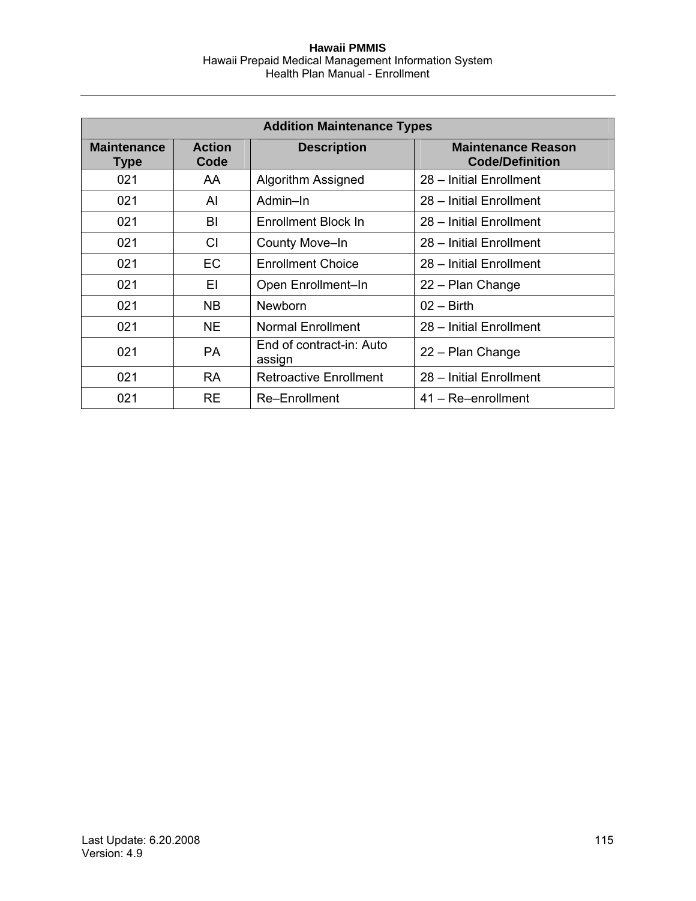| Addition Maintenance Types | | | |
|---|---|---|---|
| **Maintenance Type** | **Action Code** | **Description** | **Maintenance Reason Code/Definition** |
| 021 | AA | Algorithm Assigned | 28 – Initial Enrollment |
| 021 | AI | Admin–In | 28 – Initial Enrollment |
| 021 | BI | Enrollment Block In | 28 – Initial Enrollment |
| 021 | CI | County Move–In | 28 – Initial Enrollment |
| 021 | EC | Enrollment Choice | 28 – Initial Enrollment |
| 021 | EI | Open Enrollment–In | 22 – Plan Change |
| 021 | NB | Newborn | 02 – Birth |
| 021 | NE | Normal Enrollment | 28 – Initial Enrollment |
| 021 | PA | End of contract-in: Auto assign | 22 – Plan Change |
| 021 | RA | Retroactive Enrollment | 28 – Initial Enrollment |
| 021 | RE | Re–Enrollment | 41 – Re–enrollment |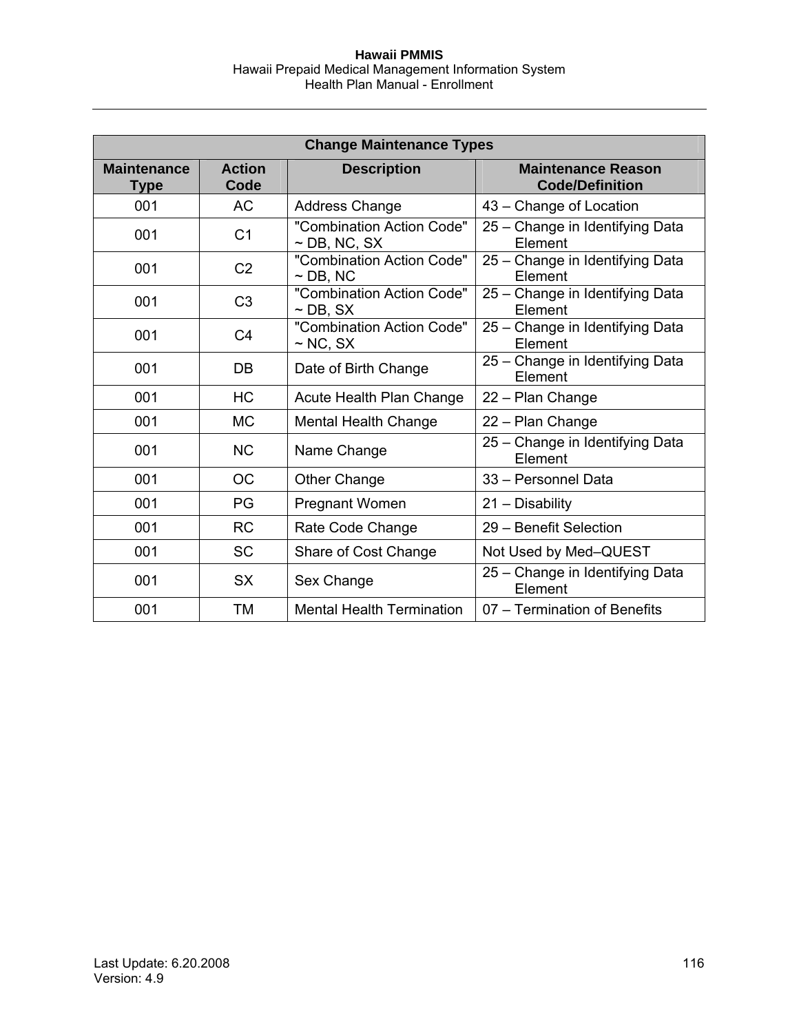| Change Maintenance Types | | | |
|---|---|---|---|
| **Maintenance Type** | **Action Code** | **Description** | **Maintenance Reason Code/Definition** |
| 001 | AC | Address Change | 43 – Change of Location |
| 001 | C1 | "Combination Action Code" ~ DB, NC, SX | 25 – Change in Identifying Data Element |
| 001 | C2 | "Combination Action Code" ~ DB, NC | 25 – Change in Identifying Data Element |
| 001 | C3 | "Combination Action Code" ~ DB, SX | 25 – Change in Identifying Data Element |
| 001 | C4 | "Combination Action Code" ~ NC, SX | 25 – Change in Identifying Data Element |
| 001 | DB | Date of Birth Change | 25 – Change in Identifying Data Element |
| 001 | HC | Acute Health Plan Change | 22 – Plan Change |
| 001 | MC | Mental Health Change | 22 – Plan Change |
| 001 | NC | Name Change | 25 – Change in Identifying Data Element |
| 001 | OC | Other Change | 33 – Personnel Data |
| 001 | PG | Pregnant Women | 21 – Disability |
| 001 | RC | Rate Code Change | 29 – Benefit Selection |
| 001 | SC | Share of Cost Change | Not Used by Med–QUEST |
| 001 | SX | Sex Change | 25 – Change in Identifying Data Element |
| 001 | TM | Mental Health Termination | 07 – Termination of Benefits |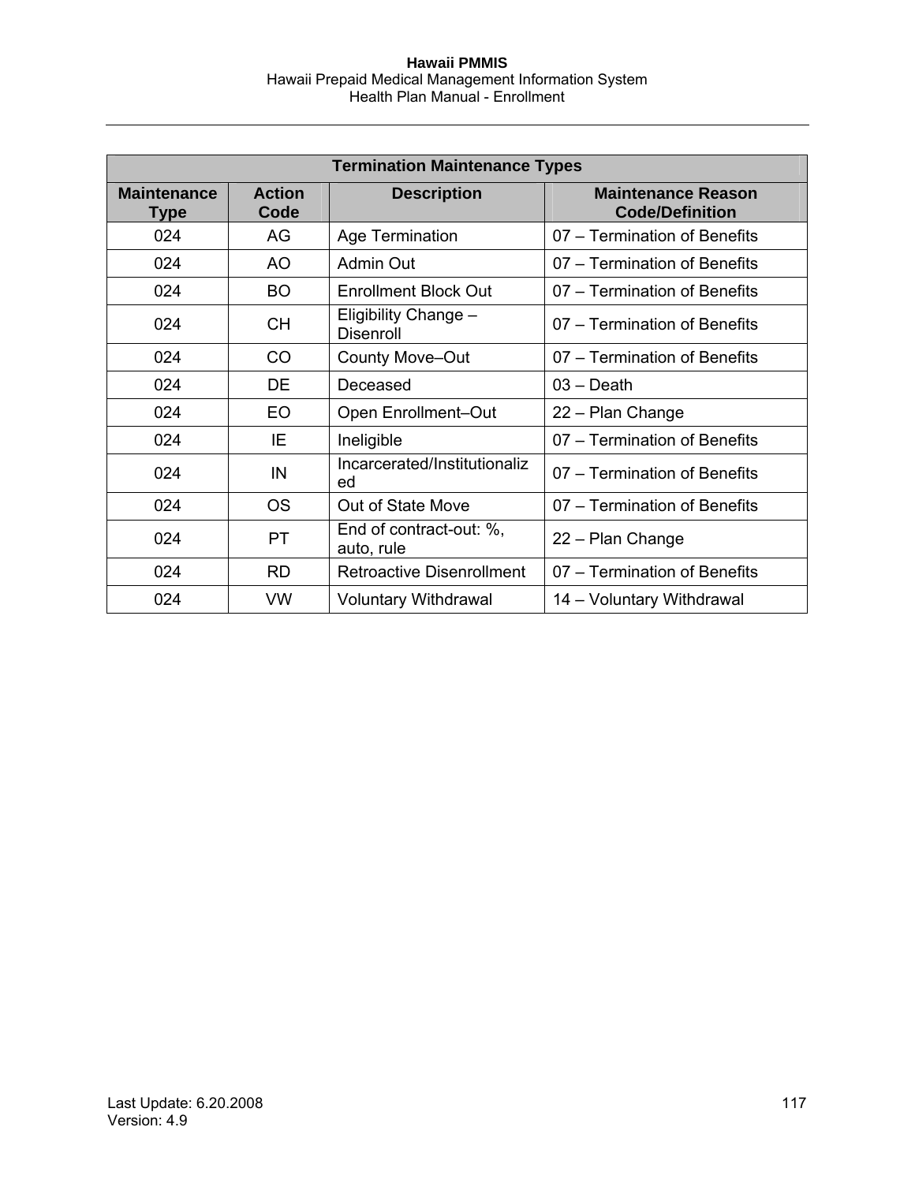| Termination Maintenance Types | | | |
| --- | --- | --- | --- |
| **Maintenance Type** | **Action Code** | **Description** | **Maintenance Reason Code/Definition** |
| 024 | AG | Age Termination | 07 – Termination of Benefits |
| 024 | AO | Admin Out | 07 – Termination of Benefits |
| 024 | BO | Enrollment Block Out | 07 – Termination of Benefits |
| 024 | CH | Eligibility Change – Disenroll | 07 – Termination of Benefits |
| 024 | CO | County Move–Out | 07 – Termination of Benefits |
| 024 | DE | Deceased | 03 – Death |
| 024 | EO | Open Enrollment–Out | 22 – Plan Change |
| 024 | IE | Ineligible | 07 – Termination of Benefits |
| 024 | IN | Incarcerated/Institutionalized | 07 – Termination of Benefits |
| 024 | OS | Out of State Move | 07 – Termination of Benefits |
| 024 | PT | End of contract-out: %, auto, rule | 22 – Plan Change |
| 024 | RD | Retroactive Disenrollment | 07 – Termination of Benefits |
| 024 | VW | Voluntary Withdrawal | 14 – Voluntary Withdrawal |